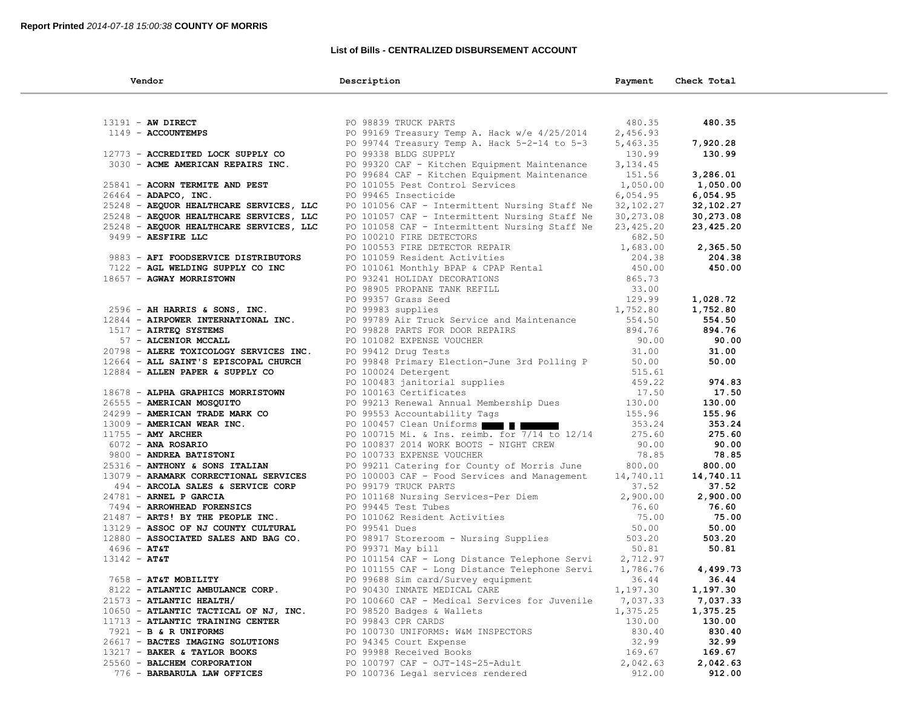**Report Printed** *2014-07-18 15:00:38* **COUNTY OF MORRIS**

## List of Bills - CENTRALIZED DISBURSEMENT ACCOUNT

| Vendor | Description | Payment | Check Total |
|---|---|---|---|
| 13191 - **AW DIRECT** | PO 98839 TRUCK PARTS | 480.35 | **480.35** |
| 1149 - **ACCOUNTEMPS** | PO 99169 Treasury Temp A. Hack w/e 4/25/2014 | 2,456.93 | |
| | PO 99744 Treasury Temp A. Hack 5-2-14 to 5-3 | 5,463.35 | **7,920.28** |
| 12773 - **ACCREDITED LOCK SUPPLY CO** | PO 99338 BLDG SUPPLY | 130.99 | **130.99** |
| 3030 - **ACME AMERICAN REPAIRS INC.** | PO 99320 CAF - Kitchen Equipment Maintenance | 3,134.45 | |
| | PO 99684 CAF - Kitchen Equipment Maintenance | 151.56 | **3,286.01** |
| 25841 - **ACORN TERMITE AND PEST** | PO 101055 Pest Control Services | 1,050.00 | **1,050.00** |
| 26464 - **ADAPCO, INC.** | PO 99465 Insecticide | 6,054.95 | **6,054.95** |
| 25248 - **AEQUOR HEALTHCARE SERVICES, LLC** | PO 101056 CAF - Intermittent Nursing Staff Ne | 32,102.27 | **32,102.27** |
| 25248 - **AEQUOR HEALTHCARE SERVICES, LLC** | PO 101057 CAF - Intermittent Nursing Staff Ne | 30,273.08 | **30,273.08** |
| 25248 - **AEQUOR HEALTHCARE SERVICES, LLC** | PO 101058 CAF - Intermittent Nursing Staff Ne | 23,425.20 | **23,425.20** |
| 9499 - **AESFIRE LLC** | PO 100210 FIRE DETECTORS | 682.50 | |
| | PO 100553 FIRE DETECTOR REPAIR | 1,683.00 | **2,365.50** |
| 9883 - **AFI FOODSERVICE DISTRIBUTORS** | PO 101059 Resident Activities | 204.38 | **204.38** |
| 7122 - **AGL WELDING SUPPLY CO INC** | PO 101061 Monthly BPAP & CPAP Rental | 450.00 | **450.00** |
| 18657 - **AGWAY MORRISTOWN** | PO 93241 HOLIDAY DECORATIONS | 865.73 | |
| | PO 98905 PROPANE TANK REFILL | 33.00 | |
| | PO 99357 Grass Seed | 129.99 | **1,028.72** |
| 2596 - **AH HARRIS & SONS, INC.** | PO 99983 supplies | 1,752.80 | **1,752.80** |
| 12844 - **AIRPOWER INTERNATIONAL INC.** | PO 99789 Air Truck Service and Maintenance | 554.50 | **554.50** |
| 1517 - **AIRTEQ SYSTEMS** | PO 99828 PARTS FOR DOOR REPAIRS | 894.76 | **894.76** |
| 57 - **ALCENIOR MCCALL** | PO 101082 EXPENSE VOUCHER | 90.00 | **90.00** |
| 20798 - **ALERE TOXICOLOGY SERVICES INC.** | PO 99412 Drug Tests | 31.00 | **31.00** |
| 12664 - **ALL SAINT'S EPISCOPAL CHURCH** | PO 99848 Primary Election-June 3rd Polling P | 50.00 | **50.00** |
| 12884 - **ALLEN PAPER & SUPPLY CO** | PO 100024 Detergent | 515.61 | |
| | PO 100483 janitorial supplies | 459.22 | **974.83** |
| 18678 - **ALPHA GRAPHICS MORRISTOWN** | PO 100163 Certificates | 17.50 | **17.50** |
| 26555 - **AMERICAN MOSQUITO** | PO 99213 Renewal Annual Membership Dues | 130.00 | **130.00** |
| 24299 - **AMERICAN TRADE MARK CO** | PO 99553 Accountability Tags | 155.96 | **155.96** |
| 13009 - **AMERICAN WEAR INC.** | PO 100457 Clean Uniforms [redacted] | 353.24 | **353.24** |
| 11755 - **AMY ARCHER** | PO 100715 Mi. & Ins. reimb. for 7/14 to 12/14 | 275.60 | **275.60** |
| 6072 - **ANA ROSARIO** | PO 100837 2014 WORK BOOTS - NIGHT CREW | 90.00 | **90.00** |
| 9800 - **ANDREA BATISTONI** | PO 100733 EXPENSE VOUCHER | 78.85 | **78.85** |
| 25316 - **ANTHONY & SONS ITALIAN** | PO 99211 Catering for County of Morris June | 800.00 | **800.00** |
| 13079 - **ARAMARK CORRECTIONAL SERVICES** | PO 100003 CAF - Food Services and Management | 14,740.11 | **14,740.11** |
| 494 - **ARCOLA SALES & SERVICE CORP** | PO 99179 TRUCK PARTS | 37.52 | **37.52** |
| 24781 - **ARNEL P GARCIA** | PO 101168 Nursing Services-Per Diem | 2,900.00 | **2,900.00** |
| 7494 - **ARROWHEAD FORENSICS** | PO 99445 Test Tubes | 76.60 | **76.60** |
| 21487 - **ARTS! BY THE PEOPLE INC.** | PO 101062 Resident Activities | 75.00 | **75.00** |
| 13129 - **ASSOC OF NJ COUNTY CULTURAL** | PO 99541 Dues | 50.00 | **50.00** |
| 12880 - **ASSOCIATED SALES AND BAG CO.** | PO 98917 Storeroom - Nursing Supplies | 503.20 | **503.20** |
| 4696 - **AT&T** | PO 99371 May bill | 50.81 | **50.81** |
| 13142 - **AT&T** | PO 101154 CAF - Long Distance Telephone Servi | 2,712.97 | |
| | PO 101155 CAF - Long Distance Telephone Servi | 1,786.76 | **4,499.73** |
| 7658 - **AT&T MOBILITY** | PO 99688 Sim card/Survey equipment | 36.44 | **36.44** |
| 8122 - **ATLANTIC AMBULANCE CORP.** | PO 90430 INMATE MEDICAL CARE | 1,197.30 | **1,197.30** |
| 21573 - **ATLANTIC HEALTH/** | PO 100660 CAF - Medical Services for Juvenile | 7,037.33 | **7,037.33** |
| 10650 - **ATLANTIC TACTICAL OF NJ, INC.** | PO 98520 Badges & Wallets | 1,375.25 | **1,375.25** |
| 11713 - **ATLANTIC TRAINING CENTER** | PO 99843 CPR CARDS | 130.00 | **130.00** |
| 7921 - **B & R UNIFORMS** | PO 100730 UNIFORMS: W&M INSPECTORS | 830.40 | **830.40** |
| 26617 - **BACTES IMAGING SOLUTIONS** | PO 94345 Court Expense | 32.99 | **32.99** |
| 13217 - **BAKER & TAYLOR BOOKS** | PO 99988 Received Books | 169.67 | **169.67** |
| 25560 - **BALCHEM CORPORATION** | PO 100797 CAF - OJT-14S-25-Adult | 2,042.63 | **2,042.63** |
| 776 - **BARBARULA LAW OFFICES** | PO 100736 Legal services rendered | 912.00 | **912.00** |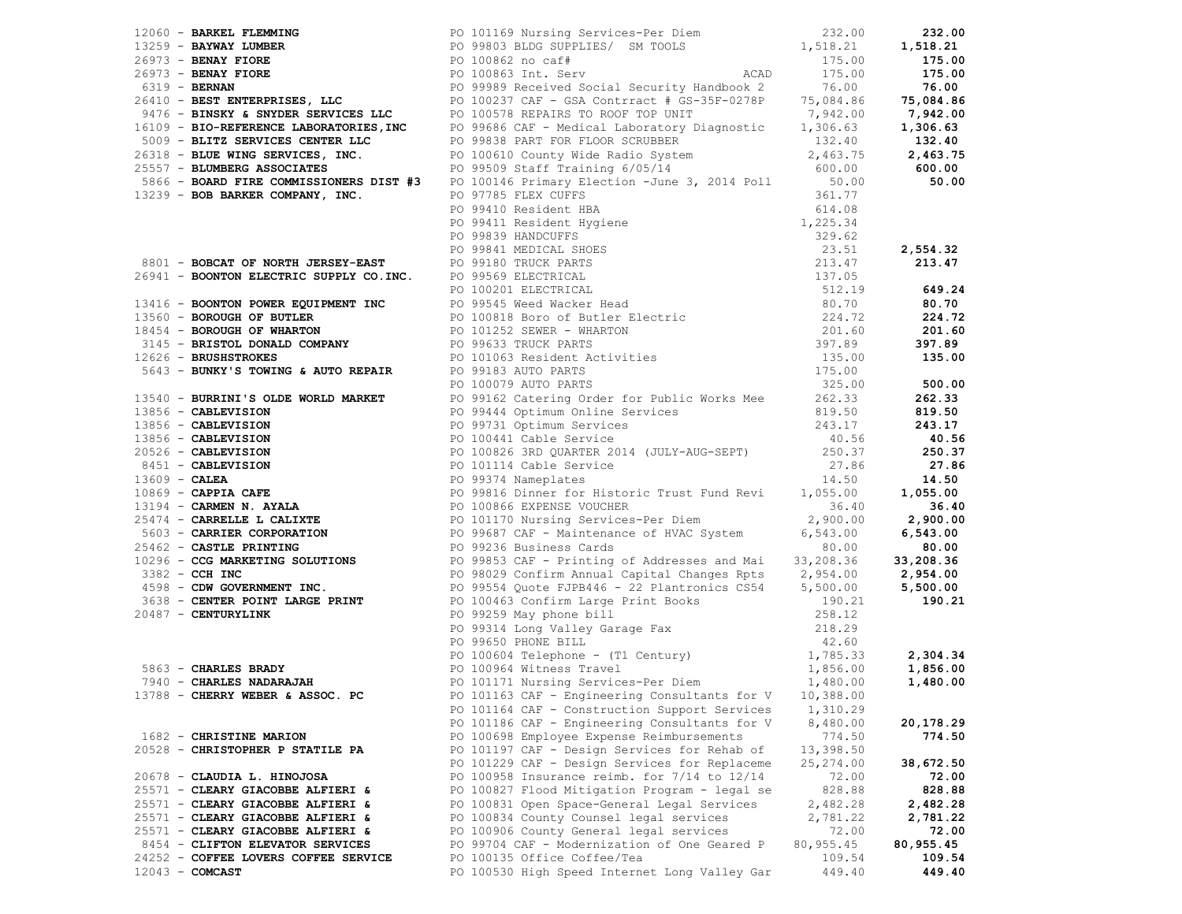| Vendor | PO / Description | Amount | Total |
|---|---|---|---|
| 12060 - **BARKEL FLEMMING** | PO 101169 Nursing Services-Per Diem | 232.00 | **232.00** |
| 13259 - **BAYWAY LUMBER** | PO 99803 BLDG SUPPLIES/ SM TOOLS | 1,518.21 | **1,518.21** |
| 26973 - **BENAY FIORE** | PO 100862 no caf# | 175.00 | **175.00** |
| 26973 - **BENAY FIORE** | PO 100863 Int. Serv ACAD | 175.00 | **175.00** |
| 6319 - **BERNAN** | PO 99989 Received Social Security Handbook 2 | 76.00 | **76.00** |
| 26410 - **BEST ENTERPRISES, LLC** | PO 100237 CAF - GSA Contrract # GS-35F-0278P | 75,084.86 | **75,084.86** |
| 9476 - **BINSKY & SNYDER SERVICES LLC** | PO 100578 REPAIRS TO ROOF TOP UNIT | 7,942.00 | **7,942.00** |
| 16109 - **BIO-REFERENCE LABORATORIES,INC** | PO 99686 CAF - Medical Laboratory Diagnostic | 1,306.63 | **1,306.63** |
| 5009 - **BLITZ SERVICES CENTER LLC** | PO 99838 PART FOR FLOOR SCRUBBER | 132.40 | **132.40** |
| 26318 - **BLUE WING SERVICES, INC.** | PO 100610 County Wide Radio System | 2,463.75 | **2,463.75** |
| 25557 - **BLUMBERG ASSOCIATES** | PO 99509 Staff Training 6/05/14 | 600.00 | **600.00** |
| 5866 - **BOARD FIRE COMMISSIONERS DIST #3** | PO 100146 Primary Election -June 3, 2014 Poll | 50.00 | **50.00** |
| 13239 - **BOB BARKER COMPANY, INC.** | PO 97785 FLEX CUFFS | 361.77 | |
| | PO 99410 Resident HBA | 614.08 | |
| | PO 99411 Resident Hygiene | 1,225.34 | |
| | PO 99839 HANDCUFFS | 329.62 | |
| | PO 99841 MEDICAL SHOES | 23.51 | **2,554.32** |
| 8801 - **BOBCAT OF NORTH JERSEY-EAST** | PO 99180 TRUCK PARTS | 213.47 | **213.47** |
| 26941 - **BOONTON ELECTRIC SUPPLY CO.INC.** | PO 99569 ELECTRICAL | 137.05 | |
| | PO 100201 ELECTRICAL | 512.19 | **649.24** |
| 13416 - **BOONTON POWER EQUIPMENT INC** | PO 99545 Weed Wacker Head | 80.70 | **80.70** |
| 13560 - **BOROUGH OF BUTLER** | PO 100818 Boro of Butler Electric | 224.72 | **224.72** |
| 18454 - **BOROUGH OF WHARTON** | PO 101252 SEWER - WHARTON | 201.60 | **201.60** |
| 3145 - **BRISTOL DONALD COMPANY** | PO 99633 TRUCK PARTS | 397.89 | **397.89** |
| 12626 - **BRUSHSTROKES** | PO 101063 Resident Activities | 135.00 | **135.00** |
| 5643 - **BUNKY'S TOWING & AUTO REPAIR** | PO 99183 AUTO PARTS | 175.00 | |
| | PO 100079 AUTO PARTS | 325.00 | **500.00** |
| 13540 - **BURRINI'S OLDE WORLD MARKET** | PO 99162 Catering Order for Public Works Mee | 262.33 | **262.33** |
| 13856 - **CABLEVISION** | PO 99444 Optimum Online Services | 819.50 | **819.50** |
| 13856 - **CABLEVISION** | PO 99731 Optimum Services | 243.17 | **243.17** |
| 13856 - **CABLEVISION** | PO 100441 Cable Service | 40.56 | **40.56** |
| 20526 - **CABLEVISION** | PO 100826 3RD QUARTER 2014 (JULY-AUG-SEPT) | 250.37 | **250.37** |
| 8451 - **CABLEVISION** | PO 101114 Cable Service | 27.86 | **27.86** |
| 13609 - **CALEA** | PO 99374 Nameplates | 14.50 | **14.50** |
| 10869 - **CAPPIA CAFE** | PO 99816 Dinner for Historic Trust Fund Revi | 1,055.00 | **1,055.00** |
| 13194 - **CARMEN N. AYALA** | PO 100866 EXPENSE VOUCHER | 36.40 | **36.40** |
| 25474 - **CARRELLE L CALIXTE** | PO 101170 Nursing Services-Per Diem | 2,900.00 | **2,900.00** |
| 5603 - **CARRIER CORPORATION** | PO 99687 CAF - Maintenance of HVAC System | 6,543.00 | **6,543.00** |
| 25462 - **CASTLE PRINTING** | PO 99236 Business Cards | 80.00 | **80.00** |
| 10296 - **CCG MARKETING SOLUTIONS** | PO 99853 CAF - Printing of Addresses and Mai | 33,208.36 | **33,208.36** |
| 3382 - **CCH INC** | PO 98029 Confirm Annual Capital Changes Rpts | 2,954.00 | **2,954.00** |
| 4598 - **CDW GOVERNMENT INC.** | PO 99554 Quote FJPB446 - 22 Plantronics CS54 | 5,500.00 | **5,500.00** |
| 3638 - **CENTER POINT LARGE PRINT** | PO 100463 Confirm Large Print Books | 190.21 | **190.21** |
| 20487 - **CENTURYLINK** | PO 99259 May phone bill | 258.12 | |
| | PO 99314 Long Valley Garage Fax | 218.29 | |
| | PO 99650 PHONE BILL | 42.60 | |
| | PO 100604 Telephone - (T1 Century) | 1,785.33 | **2,304.34** |
| 5863 - **CHARLES BRADY** | PO 100964 Witness Travel | 1,856.00 | **1,856.00** |
| 7940 - **CHARLES NADARAJAH** | PO 101171 Nursing Services-Per Diem | 1,480.00 | **1,480.00** |
| 13788 - **CHERRY WEBER & ASSOC. PC** | PO 101163 CAF - Engineering Consultants for V | 10,388.00 | |
| | PO 101164 CAF - Construction Support Services | 1,310.29 | |
| | PO 101186 CAF - Engineering Consultants for V | 8,480.00 | **20,178.29** |
| 1682 - **CHRISTINE MARION** | PO 100698 Employee Expense Reimbursements | 774.50 | **774.50** |
| 20528 - **CHRISTOPHER P STATILE PA** | PO 101197 CAF - Design Services for Rehab of | 13,398.50 | |
| | PO 101229 CAF - Design Services for Replaceme | 25,274.00 | **38,672.50** |
| 20678 - **CLAUDIA L. HINOJOSA** | PO 100958 Insurance reimb. for 7/14 to 12/14 | 72.00 | **72.00** |
| 25571 - **CLEARY GIACOBBE ALFIERI &** | PO 100827 Flood Mitigation Program - legal se | 828.88 | **828.88** |
| 25571 - **CLEARY GIACOBBE ALFIERI &** | PO 100831 Open Space-General Legal Services | 2,482.28 | **2,482.28** |
| 25571 - **CLEARY GIACOBBE ALFIERI &** | PO 100834 County Counsel legal services | 2,781.22 | **2,781.22** |
| 25571 - **CLEARY GIACOBBE ALFIERI &** | PO 100906 County General legal services | 72.00 | **72.00** |
| 8454 - **CLIFTON ELEVATOR SERVICES** | PO 99704 CAF - Modernization of One Geared P | 80,955.45 | **80,955.45** |
| 24252 - **COFFEE LOVERS COFFEE SERVICE** | PO 100135 Office Coffee/Tea | 109.54 | **109.54** |
| 12043 - **COMCAST** | PO 100530 High Speed Internet Long Valley Gar | 449.40 | **449.40** |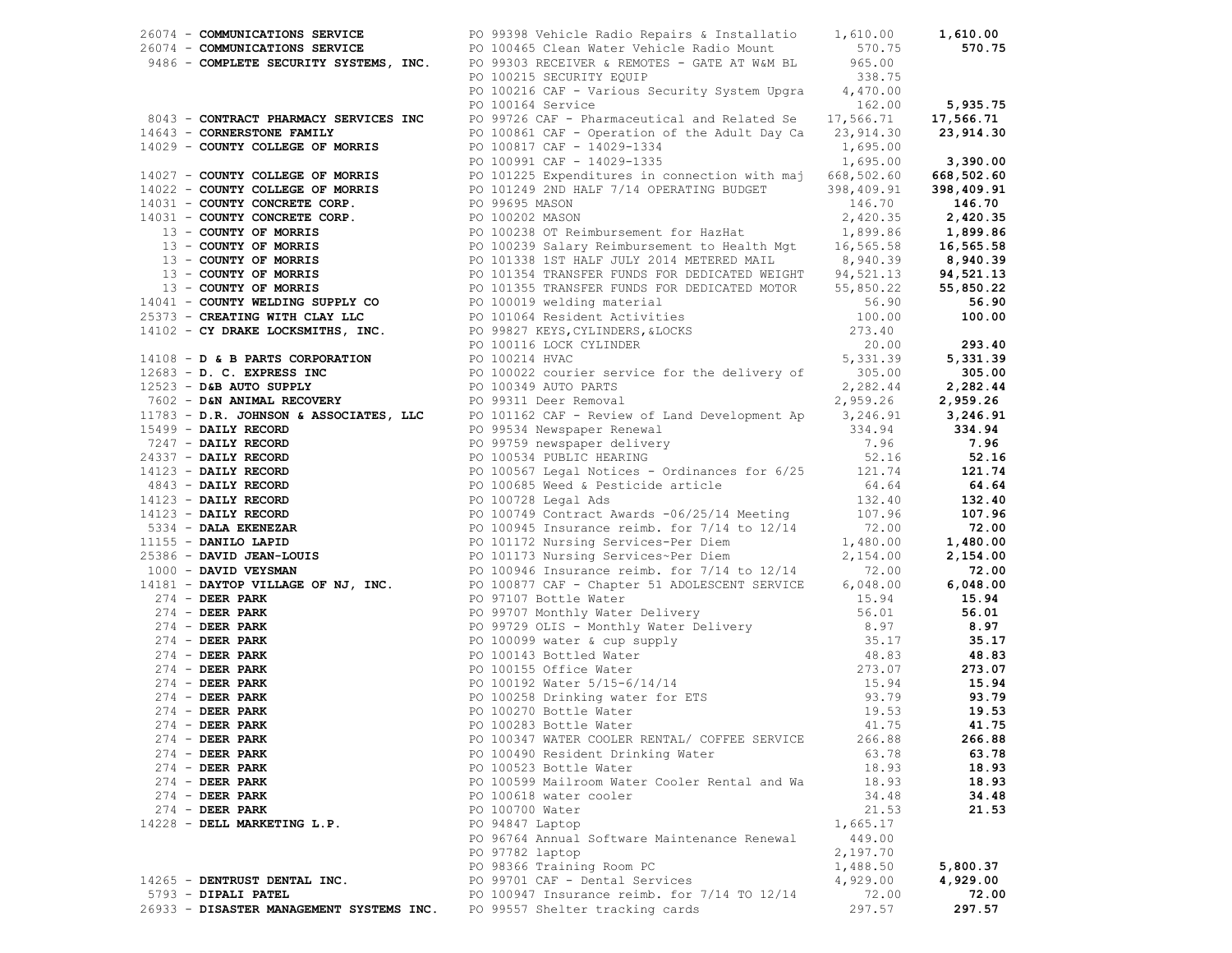| Vendor | Description | Amount | Total |
|---|---|---|---|
| 26074 - **COMMUNICATIONS SERVICE** | PO 99398 Vehicle Radio Repairs & Installatio | 1,610.00 | **1,610.00** |
| 26074 - **COMMUNICATIONS SERVICE** | PO 100465 Clean Water Vehicle Radio Mount | 570.75 | **570.75** |
| 9486 - **COMPLETE SECURITY SYSTEMS, INC.** | PO 99303 RECEIVER & REMOTES - GATE AT W&M BL | 965.00 | |
| | PO 100215 SECURITY EQUIP | 338.75 | |
| | PO 100216 CAF - Various Security System Upgra | 4,470.00 | |
| | PO 100164 Service | 162.00 | **5,935.75** |
| 8043 - **CONTRACT PHARMACY SERVICES INC** | PO 99726 CAF - Pharmaceutical and Related Se | 17,566.71 | **17,566.71** |
| 14643 - **CORNERSTONE FAMILY** | PO 100861 CAF - Operation of the Adult Day Ca | 23,914.30 | **23,914.30** |
| 14029 - **COUNTY COLLEGE OF MORRIS** | PO 100817 CAF - 14029-1334 | 1,695.00 | |
| | PO 100991 CAF - 14029-1335 | 1,695.00 | **3,390.00** |
| 14027 - **COUNTY COLLEGE OF MORRIS** | PO 101225 Expenditures in connection with maj | 668,502.60 | **668,502.60** |
| 14022 - **COUNTY COLLEGE OF MORRIS** | PO 101249 2ND HALF 7/14 OPERATING BUDGET | 398,409.91 | **398,409.91** |
| 14031 - **COUNTY CONCRETE CORP.** | PO 99695 MASON | 146.70 | **146.70** |
| 14031 - **COUNTY CONCRETE CORP.** | PO 100202 MASON | 2,420.35 | **2,420.35** |
| 13 - **COUNTY OF MORRIS** | PO 100238 OT Reimbursement for HazHat | 1,899.86 | **1,899.86** |
| 13 - **COUNTY OF MORRIS** | PO 100239 Salary Reimbursement to Health Mgt | 16,565.58 | **16,565.58** |
| 13 - **COUNTY OF MORRIS** | PO 101338 1ST HALF JULY 2014 METERED MAIL | 8,940.39 | **8,940.39** |
| 13 - **COUNTY OF MORRIS** | PO 101354 TRANSFER FUNDS FOR DEDICATED WEIGHT | 94,521.13 | **94,521.13** |
| 13 - **COUNTY OF MORRIS** | PO 101355 TRANSFER FUNDS FOR DEDICATED MOTOR | 55,850.22 | **55,850.22** |
| 14041 - **COUNTY WELDING SUPPLY CO** | PO 100019 welding material | 56.90 | **56.90** |
| 25373 - **CREATING WITH CLAY LLC** | PO 101064 Resident Activities | 100.00 | **100.00** |
| 14102 - **CY DRAKE LOCKSMITHS, INC.** | PO 99827 KEYS,CYLINDERS,&LOCKS | 273.40 | |
| | PO 100116 LOCK CYLINDER | 20.00 | **293.40** |
| 14108 - **D & B PARTS CORPORATION** | PO 100214 HVAC | 5,331.39 | **5,331.39** |
| 12683 - **D. C. EXPRESS INC** | PO 100022 courier service for the delivery of | 305.00 | **305.00** |
| 12523 - **D&B AUTO SUPPLY** | PO 100349 AUTO PARTS | 2,282.44 | **2,282.44** |
| 7602 - **D&N ANIMAL RECOVERY** | PO 99311 Deer Removal | 2,959.26 | **2,959.26** |
| 11783 - **D.R. JOHNSON & ASSOCIATES, LLC** | PO 101162 CAF - Review of Land Development Ap | 3,246.91 | **3,246.91** |
| 15499 - **DAILY RECORD** | PO 99534 Newspaper Renewal | 334.94 | **334.94** |
| 7247 - **DAILY RECORD** | PO 99759 newspaper delivery | 7.96 | **7.96** |
| 24337 - **DAILY RECORD** | PO 100534 PUBLIC HEARING | 52.16 | **52.16** |
| 14123 - **DAILY RECORD** | PO 100567 Legal Notices - Ordinances for 6/25 | 121.74 | **121.74** |
| 4843 - **DAILY RECORD** | PO 100685 Weed & Pesticide article | 64.64 | **64.64** |
| 14123 - **DAILY RECORD** | PO 100728 Legal Ads | 132.40 | **132.40** |
| 14123 - **DAILY RECORD** | PO 100749 Contract Awards -06/25/14 Meeting | 107.96 | **107.96** |
| 5334 - **DALA EKENEZAR** | PO 100945 Insurance reimb. for 7/14 to 12/14 | 72.00 | **72.00** |
| 11155 - **DANILO LAPID** | PO 101172 Nursing Services-Per Diem | 1,480.00 | **1,480.00** |
| 25386 - **DAVID JEAN-LOUIS** | PO 101173 Nursing Services~Per Diem | 2,154.00 | **2,154.00** |
| 1000 - **DAVID VEYSMAN** | PO 100946 Insurance reimb. for 7/14 to 12/14 | 72.00 | **72.00** |
| 14181 - **DAYTOP VILLAGE OF NJ, INC.** | PO 100877 CAF - Chapter 51 ADOLESCENT SERVICE | 6,048.00 | **6,048.00** |
| 274 - **DEER PARK** | PO 97107 Bottle Water | 15.94 | **15.94** |
| 274 - **DEER PARK** | PO 99707 Monthly Water Delivery | 56.01 | **56.01** |
| 274 - **DEER PARK** | PO 99729 OLIS - Monthly Water Delivery | 8.97 | **8.97** |
| 274 - **DEER PARK** | PO 100099 water & cup supply | 35.17 | **35.17** |
| 274 - **DEER PARK** | PO 100143 Bottled Water | 48.83 | **48.83** |
| 274 - **DEER PARK** | PO 100155 Office Water | 273.07 | **273.07** |
| 274 - **DEER PARK** | PO 100192 Water 5/15-6/14/14 | 15.94 | **15.94** |
| 274 - **DEER PARK** | PO 100258 Drinking water for ETS | 93.79 | **93.79** |
| 274 - **DEER PARK** | PO 100270 Bottle Water | 19.53 | **19.53** |
| 274 - **DEER PARK** | PO 100283 Bottle Water | 41.75 | **41.75** |
| 274 - **DEER PARK** | PO 100347 WATER COOLER RENTAL/ COFFEE SERVICE | 266.88 | **266.88** |
| 274 - **DEER PARK** | PO 100490 Resident Drinking Water | 63.78 | **63.78** |
| 274 - **DEER PARK** | PO 100523 Bottle Water | 18.93 | **18.93** |
| 274 - **DEER PARK** | PO 100599 Mailroom Water Cooler Rental and Wa | 18.93 | **18.93** |
| 274 - **DEER PARK** | PO 100618 water cooler | 34.48 | **34.48** |
| 274 - **DEER PARK** | PO 100700 Water | 21.53 | **21.53** |
| 14228 - **DELL MARKETING L.P.** | PO 94847 Laptop | 1,665.17 | |
| | PO 96764 Annual Software Maintenance Renewal | 449.00 | |
| | PO 97782 laptop | 2,197.70 | |
| | PO 98366 Training Room PC | 1,488.50 | **5,800.37** |
| 14265 - **DENTRUST DENTAL INC.** | PO 99701 CAF - Dental Services | 4,929.00 | **4,929.00** |
| 5793 - **DIPALI PATEL** | PO 100947 Insurance reimb. for 7/14 TO 12/14 | 72.00 | **72.00** |
| 26933 - **DISASTER MANAGEMENT SYSTEMS INC.** | PO 99557 Shelter tracking cards | 297.57 | **297.57** |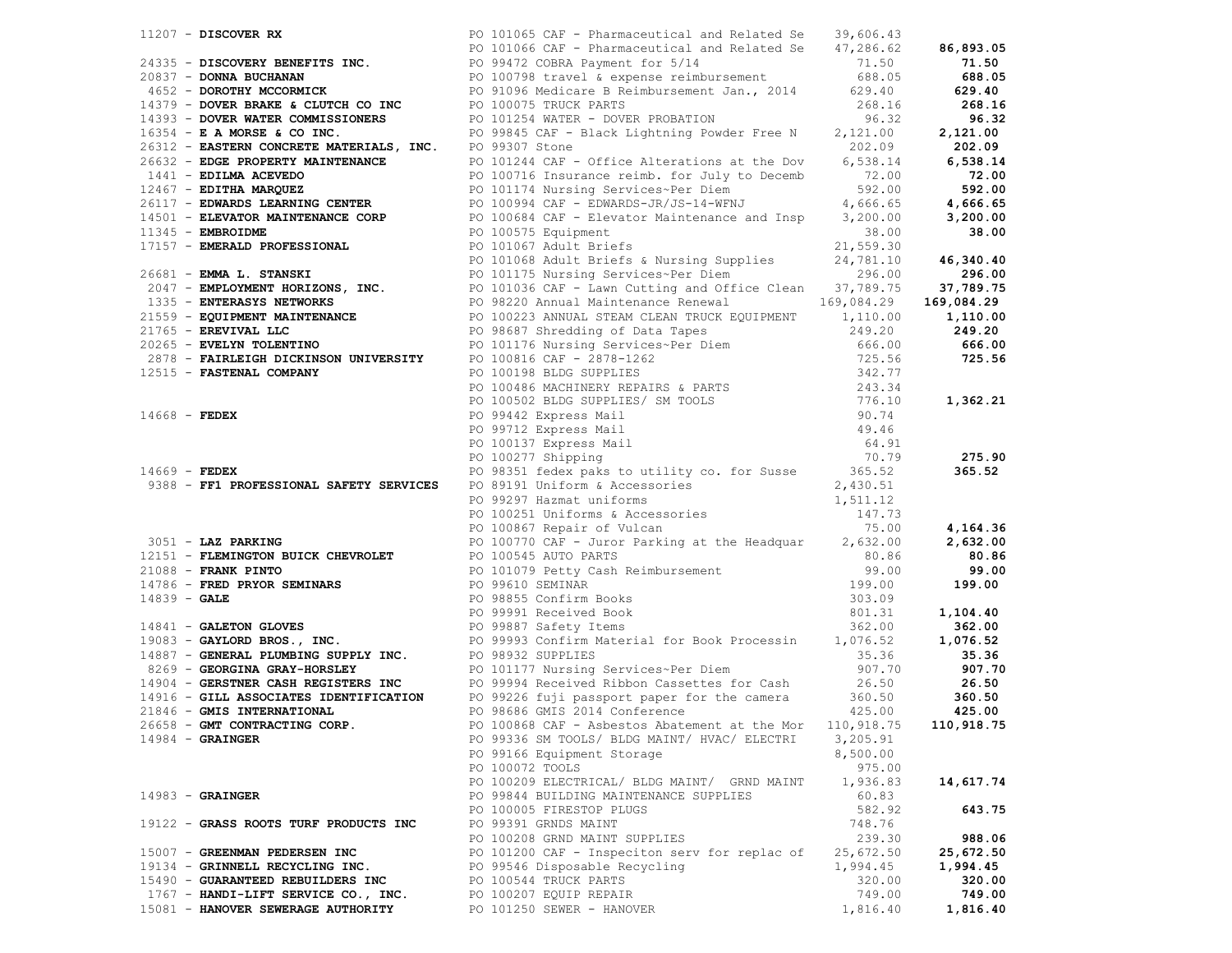| Vendor | PO / Description | Amount | Total |
|---|---|---|---|
| 11207 - **DISCOVER RX** | PO 101065 CAF - Pharmaceutical and Related Se | 39,606.43 | |
| | PO 101066 CAF - Pharmaceutical and Related Se | 47,286.62 | **86,893.05** |
| 24335 - **DISCOVERY BENEFITS INC.** | PO 99472 COBRA Payment for 5/14 | 71.50 | **71.50** |
| 20837 - **DONNA BUCHANAN** | PO 100798 travel & expense reimbursement | 688.05 | **688.05** |
| 4652 - **DOROTHY MCCORMICK** | PO 91096 Medicare B Reimbursement Jan., 2014 | 629.40 | **629.40** |
| 14379 - **DOVER BRAKE & CLUTCH CO INC** | PO 100075 TRUCK PARTS | 268.16 | **268.16** |
| 14393 - **DOVER WATER COMMISSIONERS** | PO 101254 WATER - DOVER PROBATION | 96.32 | **96.32** |
| 16354 - **E A MORSE & CO INC.** | PO 99845 CAF - Black Lightning Powder Free N | 2,121.00 | **2,121.00** |
| 26312 - **EASTERN CONCRETE MATERIALS, INC.** | PO 99307 Stone | 202.09 | **202.09** |
| 26632 - **EDGE PROPERTY MAINTENANCE** | PO 101244 CAF - Office Alterations at the Dov | 6,538.14 | **6,538.14** |
| 1441 - **EDILMA ACEVEDO** | PO 100716 Insurance reimb. for July to Decemb | 72.00 | **72.00** |
| 12467 - **EDITHA MARQUEZ** | PO 101174 Nursing Services~Per Diem | 592.00 | **592.00** |
| 26117 - **EDWARDS LEARNING CENTER** | PO 100994 CAF - EDWARDS-JR/JS-14-WFNJ | 4,666.65 | **4,666.65** |
| 14501 - **ELEVATOR MAINTENANCE CORP** | PO 100684 CAF - Elevator Maintenance and Insp | 3,200.00 | **3,200.00** |
| 11345 - **EMBROIDME** | PO 100575 Equipment | 38.00 | **38.00** |
| 17157 - **EMERALD PROFESSIONAL** | PO 101067 Adult Briefs | 21,559.30 | |
| | PO 101068 Adult Briefs & Nursing Supplies | 24,781.10 | **46,340.40** |
| 26681 - **EMMA L. STANSKI** | PO 101175 Nursing Services~Per Diem | 296.00 | **296.00** |
| 2047 - **EMPLOYMENT HORIZONS, INC.** | PO 101036 CAF - Lawn Cutting and Office Clean | 37,789.75 | **37,789.75** |
| 1335 - **ENTERASYS NETWORKS** | PO 98220 Annual Maintenance Renewal | 169,084.29 | **169,084.29** |
| 21559 - **EQUIPMENT MAINTENANCE** | PO 100223 ANNUAL STEAM CLEAN TRUCK EQUIPMENT | 1,110.00 | **1,110.00** |
| 21765 - **EREVIVAL LLC** | PO 98687 Shredding of Data Tapes | 249.20 | **249.20** |
| 20265 - **EVELYN TOLENTINO** | PO 101176 Nursing Services~Per Diem | 666.00 | **666.00** |
| 2878 - **FAIRLEIGH DICKINSON UNIVERSITY** | PO 100816 CAF - 2878-1262 | 725.56 | **725.56** |
| 12515 - **FASTENAL COMPANY** | PO 100198 BLDG SUPPLIES | 342.77 | |
| | PO 100486 MACHINERY REPAIRS & PARTS | 243.34 | |
| | PO 100502 BLDG SUPPLIES/ SM TOOLS | 776.10 | **1,362.21** |
| 14668 - **FEDEX** | PO 99442 Express Mail | 90.74 | |
| | PO 99712 Express Mail | 49.46 | |
| | PO 100137 Express Mail | 64.91 | |
| | PO 100277 Shipping | 70.79 | **275.90** |
| 14669 - **FEDEX** | PO 98351 fedex paks to utility co. for Susse | 365.52 | **365.52** |
| 9388 - **FF1 PROFESSIONAL SAFETY SERVICES** | PO 89191 Uniform & Accessories | 2,430.51 | |
| | PO 99297 Hazmat uniforms | 1,511.12 | |
| | PO 100251 Uniforms & Accessories | 147.73 | |
| | PO 100867 Repair of Vulcan | 75.00 | **4,164.36** |
| 3051 - **LAZ PARKING** | PO 100770 CAF - Juror Parking at the Headquar | 2,632.00 | **2,632.00** |
| 12151 - **FLEMINGTON BUICK CHEVROLET** | PO 100545 AUTO PARTS | 80.86 | **80.86** |
| 21088 - **FRANK PINTO** | PO 101079 Petty Cash Reimbursement | 99.00 | **99.00** |
| 14786 - **FRED PRYOR SEMINARS** | PO 99610 SEMINAR | 199.00 | **199.00** |
| 14839 - **GALE** | PO 98855 Confirm Books | 303.09 | |
| | PO 99991 Received Book | 801.31 | **1,104.40** |
| 14841 - **GALETON GLOVES** | PO 99887 Safety Items | 362.00 | **362.00** |
| 19083 - **GAYLORD BROS., INC.** | PO 99993 Confirm Material for Book Processin | 1,076.52 | **1,076.52** |
| 14887 - **GENERAL PLUMBING SUPPLY INC.** | PO 98932 SUPPLIES | 35.36 | **35.36** |
| 8269 - **GEORGINA GRAY-HORSLEY** | PO 101177 Nursing Services~Per Diem | 907.70 | **907.70** |
| 14904 - **GERSTNER CASH REGISTERS INC** | PO 99994 Received Ribbon Cassettes for Cash | 26.50 | **26.50** |
| 14916 - **GILL ASSOCIATES IDENTIFICATION** | PO 99226 fuji passport paper for the camera | 360.50 | **360.50** |
| 21846 - **GMIS INTERNATIONAL** | PO 98686 GMIS 2014 Conference | 425.00 | **425.00** |
| 26658 - **GMT CONTRACTING CORP.** | PO 100868 CAF - Asbestos Abatement at the Mor | 110,918.75 | **110,918.75** |
| 14984 - **GRAINGER** | PO 99336 SM TOOLS/ BLDG MAINT/ HVAC/ ELECTRI | 3,205.91 | |
| | PO 99166 Equipment Storage | 8,500.00 | |
| | PO 100072 TOOLS | 975.00 | |
| | PO 100209 ELECTRICAL/ BLDG MAINT/ GRND MAINT | 1,936.83 | **14,617.74** |
| 14983 - **GRAINGER** | PO 99844 BUILDING MAINTENANCE SUPPLIES | 60.83 | |
| | PO 100005 FIRESTOP PLUGS | 582.92 | **643.75** |
| 19122 - **GRASS ROOTS TURF PRODUCTS INC** | PO 99391 GRNDS MAINT | 748.76 | |
| | PO 100208 GRND MAINT SUPPLIES | 239.30 | **988.06** |
| 15007 - **GREENMAN PEDERSEN INC** | PO 101200 CAF - Inspeciton serv for replac of | 25,672.50 | **25,672.50** |
| 19134 - **GRINNELL RECYCLING INC.** | PO 99546 Disposable Recycling | 1,994.45 | **1,994.45** |
| 15490 - **GUARANTEED REBUILDERS INC** | PO 100544 TRUCK PARTS | 320.00 | **320.00** |
| 1767 - **HANDI-LIFT SERVICE CO., INC.** | PO 100207 EQUIP REPAIR | 749.00 | **749.00** |
| 15081 - **HANOVER SEWERAGE AUTHORITY** | PO 101250 SEWER - HANOVER | 1,816.40 | **1,816.40** |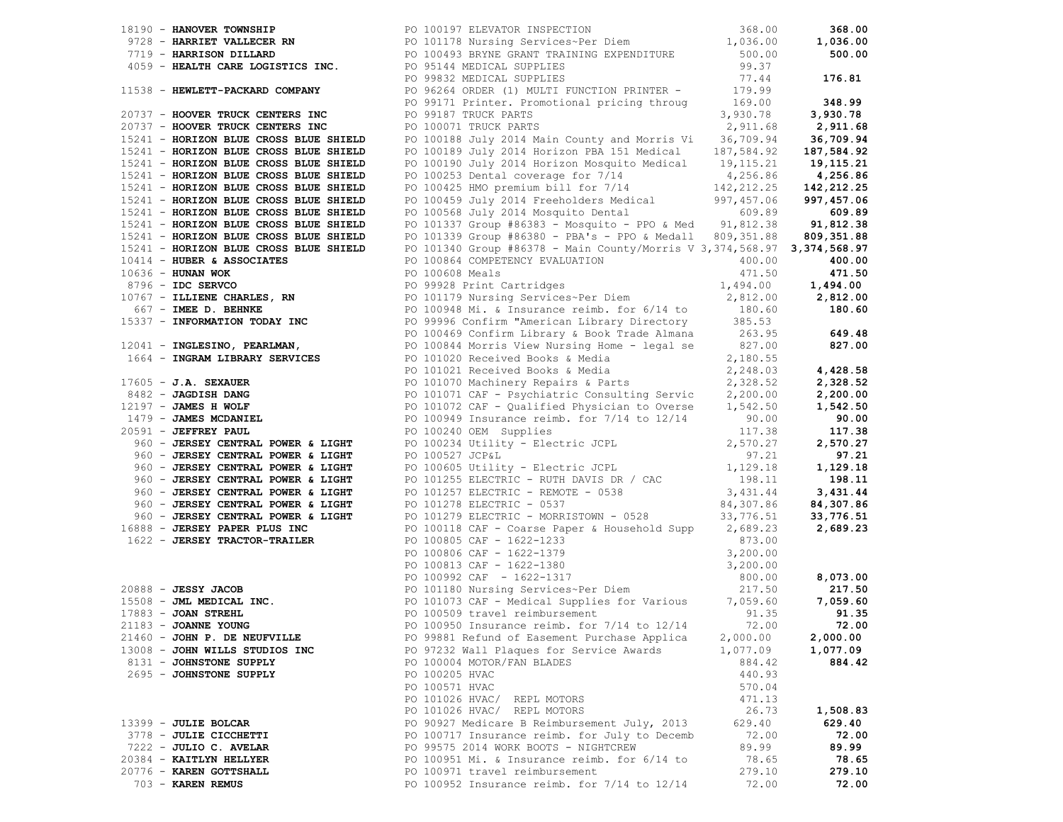| Vendor | PO / Description | Amount | Total |
|---|---|---|---|
| 18190 - **HANOVER TOWNSHIP** | PO 100197 ELEVATOR INSPECTION | 368.00 | **368.00** |
| 9728 - **HARRIET VALLECER RN** | PO 101178 Nursing Services~Per Diem | 1,036.00 | **1,036.00** |
| 7719 - **HARRISON DILLARD** | PO 100493 BRYNE GRANT TRAINING EXPENDITURE | 500.00 | **500.00** |
| 4059 - **HEALTH CARE LOGISTICS INC.** | PO 95144 MEDICAL SUPPLIES | 99.37 | |
| | PO 99832 MEDICAL SUPPLIES | 77.44 | **176.81** |
| 11538 - **HEWLETT-PACKARD COMPANY** | PO 96264 ORDER (1) MULTI FUNCTION PRINTER - | 179.99 | |
| | PO 99171 Printer. Promotional pricing throug | 169.00 | **348.99** |
| 20737 - **HOOVER TRUCK CENTERS INC** | PO 99187 TRUCK PARTS | 3,930.78 | **3,930.78** |
| 20737 - **HOOVER TRUCK CENTERS INC** | PO 100071 TRUCK PARTS | 2,911.68 | **2,911.68** |
| 15241 - **HORIZON BLUE CROSS BLUE SHIELD** | PO 100188 July 2014 Main County and Morris Vi | 36,709.94 | **36,709.94** |
| 15241 - **HORIZON BLUE CROSS BLUE SHIELD** | PO 100189 July 2014 Horizon PBA 151 Medical | 187,584.92 | **187,584.92** |
| 15241 - **HORIZON BLUE CROSS BLUE SHIELD** | PO 100190 July 2014 Horizon Mosquito Medical | 19,115.21 | **19,115.21** |
| 15241 - **HORIZON BLUE CROSS BLUE SHIELD** | PO 100253 Dental coverage for 7/14 | 4,256.86 | **4,256.86** |
| 15241 - **HORIZON BLUE CROSS BLUE SHIELD** | PO 100425 HMO premium bill for 7/14 | 142,212.25 | **142,212.25** |
| 15241 - **HORIZON BLUE CROSS BLUE SHIELD** | PO 100459 July 2014 Freeholders Medical | 997,457.06 | **997,457.06** |
| 15241 - **HORIZON BLUE CROSS BLUE SHIELD** | PO 100568 July 2014 Mosquito Dental | 609.89 | **609.89** |
| 15241 - **HORIZON BLUE CROSS BLUE SHIELD** | PO 101337 Group #86383 - Mosquito - PPO & Med | 91,812.38 | **91,812.38** |
| 15241 - **HORIZON BLUE CROSS BLUE SHIELD** | PO 101339 Group #86380 - PBA's - PPO & Medall | 809,351.88 | **809,351.88** |
| 15241 - **HORIZON BLUE CROSS BLUE SHIELD** | PO 101340 Group #86378 - Main County/Morris V | 3,374,568.97 | **3,374,568.97** |
| 10414 - **HUBER & ASSOCIATES** | PO 100864 COMPETENCY EVALUATION | 400.00 | **400.00** |
| 10636 - **HUNAN WOK** | PO 100608 Meals | 471.50 | **471.50** |
| 8796 - **IDC SERVCO** | PO 99928 Print Cartridges | 1,494.00 | **1,494.00** |
| 10767 - **ILLIENE CHARLES, RN** | PO 101179 Nursing Services~Per Diem | 2,812.00 | **2,812.00** |
| 667 - **IMEE D. BEHNKE** | PO 100948 Mi. & Insurance reimb. for 6/14 to | 180.60 | **180.60** |
| 15337 - **INFORMATION TODAY INC** | PO 99996 Confirm "American Library Directory | 385.53 | |
| | PO 100469 Confirm Library & Book Trade Almana | 263.95 | **649.48** |
| 12041 - **INGLESINO, PEARLMAN,** | PO 100844 Morris View Nursing Home - legal se | 827.00 | **827.00** |
| 1664 - **INGRAM LIBRARY SERVICES** | PO 101020 Received Books & Media | 2,180.55 | |
| | PO 101021 Received Books & Media | 2,248.03 | **4,428.58** |
| 17605 - **J.A. SEXAUER** | PO 101070 Machinery Repairs & Parts | 2,328.52 | **2,328.52** |
| 8482 - **JAGDISH DANG** | PO 101071 CAF - Psychiatric Consulting Servic | 2,200.00 | **2,200.00** |
| 12197 - **JAMES H WOLF** | PO 101072 CAF - Qualified Physician to Overse | 1,542.50 | **1,542.50** |
| 1479 - **JAMES MCDANIEL** | PO 100949 Insurance reimb. for 7/14 to 12/14 | 90.00 | **90.00** |
| 20591 - **JEFFREY PAUL** | PO 100240 OEM Supplies | 117.38 | **117.38** |
| 960 - **JERSEY CENTRAL POWER & LIGHT** | PO 100234 Utility - Electric JCPL | 2,570.27 | **2,570.27** |
| 960 - **JERSEY CENTRAL POWER & LIGHT** | PO 100527 JCP&L | 97.21 | **97.21** |
| 960 - **JERSEY CENTRAL POWER & LIGHT** | PO 100605 Utility - Electric JCPL | 1,129.18 | **1,129.18** |
| 960 - **JERSEY CENTRAL POWER & LIGHT** | PO 101255 ELECTRIC - RUTH DAVIS DR / CAC | 198.11 | **198.11** |
| 960 - **JERSEY CENTRAL POWER & LIGHT** | PO 101257 ELECTRIC - REMOTE - 0538 | 3,431.44 | **3,431.44** |
| 960 - **JERSEY CENTRAL POWER & LIGHT** | PO 101278 ELECTRIC - 0537 | 84,307.86 | **84,307.86** |
| 960 - **JERSEY CENTRAL POWER & LIGHT** | PO 101279 ELECTRIC - MORRISTOWN - 0528 | 33,776.51 | **33,776.51** |
| 16888 - **JERSEY PAPER PLUS INC** | PO 100118 CAF - Coarse Paper & Household Supp | 2,689.23 | **2,689.23** |
| 1622 - **JERSEY TRACTOR-TRAILER** | PO 100805 CAF - 1622-1233 | 873.00 | |
| | PO 100806 CAF - 1622-1379 | 3,200.00 | |
| | PO 100813 CAF - 1622-1380 | 3,200.00 | |
| | PO 100992 CAF - 1622-1317 | 800.00 | **8,073.00** |
| 20888 - **JESSY JACOB** | PO 101180 Nursing Services~Per Diem | 217.50 | **217.50** |
| 15508 - **JML MEDICAL INC.** | PO 101073 CAF - Medical Supplies for Various | 7,059.60 | **7,059.60** |
| 17883 - **JOAN STREHL** | PO 100509 travel reimbursement | 91.35 | **91.35** |
| 21183 - **JOANNE YOUNG** | PO 100950 Insurance reimb. for 7/14 to 12/14 | 72.00 | **72.00** |
| 21460 - **JOHN P. DE NEUFVILLE** | PO 99881 Refund of Easement Purchase Applica | 2,000.00 | **2,000.00** |
| 13008 - **JOHN WILLS STUDIOS INC** | PO 97232 Wall Plaques for Service Awards | 1,077.09 | **1,077.09** |
| 8131 - **JOHNSTONE SUPPLY** | PO 100004 MOTOR/FAN BLADES | 884.42 | **884.42** |
| 2695 - **JOHNSTONE SUPPLY** | PO 100205 HVAC | 440.93 | |
| | PO 100571 HVAC | 570.04 | |
| | PO 101026 HVAC/ REPL MOTORS | 471.13 | |
| | PO 101026 HVAC/ REPL MOTORS | 26.73 | **1,508.83** |
| 13399 - **JULIE BOLCAR** | PO 90927 Medicare B Reimbursement July, 2013 | 629.40 | **629.40** |
| 3778 - **JULIE CICCHETTI** | PO 100717 Insurance reimb. for July to Decemb | 72.00 | **72.00** |
| 7222 - **JULIO C. AVELAR** | PO 99575 2014 WORK BOOTS - NIGHTCREW | 89.99 | **89.99** |
| 20384 - **KAITLYN HELLYER** | PO 100951 Mi. & Insurance reimb. for 6/14 to | 78.65 | **78.65** |
| 20776 - **KAREN GOTTSHALL** | PO 100971 travel reimbursement | 279.10 | **279.10** |
| 703 - **KAREN REMUS** | PO 100952 Insurance reimb. for 7/14 to 12/14 | 72.00 | **72.00** |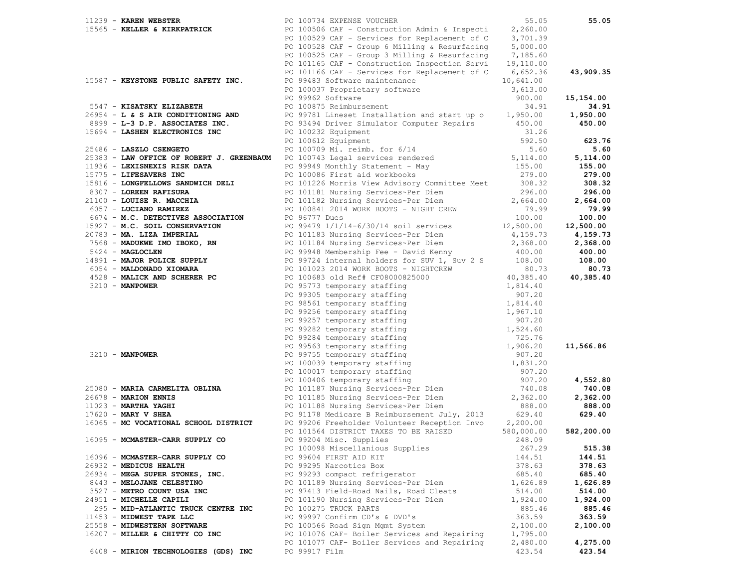| Vendor | PO / Description | Amount | Total |
|---|---|---|---|
| 11239 - **KAREN WEBSTER** | PO 100734 EXPENSE VOUCHER | 55.05 | **55.05** |
| 15565 - **KELLER & KIRKPATRICK** | PO 100506 CAF - Construction Admin & Inspecti | 2,260.00 | |
| | PO 100529 CAF - Services for Replacement of C | 3,701.39 | |
| | PO 100528 CAF - Group 6 Milling & Resurfacing | 5,000.00 | |
| | PO 100525 CAF - Group 3 Milling & Resurfacing | 7,185.60 | |
| | PO 101165 CAF - Construction Inspection Servi | 19,110.00 | |
| | PO 101166 CAF - Services for Replacement of C | 6,652.36 | **43,909.35** |
| 15587 - **KEYSTONE PUBLIC SAFETY INC.** | PO 99483 Software maintenance | 10,641.00 | |
| | PO 100037 Proprietary software | 3,613.00 | |
| | PO 99962 Software | 900.00 | **15,154.00** |
| 5547 - **KISATSKY ELIZABETH** | PO 100875 Reimbursement | 34.91 | **34.91** |
| 26954 - **L & S AIR CONDITIONING AND** | PO 99781 Lineset Installation and start up o | 1,950.00 | **1,950.00** |
| 8899 - **L-3 D.P. ASSOCIATES INC.** | PO 93494 Driver Simulator Computer Repairs | 450.00 | **450.00** |
| 15694 - **LASHEN ELECTRONICS INC** | PO 100232 Equipment | 31.26 | |
| | PO 100612 Equipment | 592.50 | **623.76** |
| 25486 - **LASZLO CSENGETO** | PO 100709 Mi. reimb. for 6/14 | 5.60 | **5.60** |
| 25383 - **LAW OFFICE OF ROBERT J. GREENBAUM** | PO 100743 Legal services rendered | 5,114.00 | **5,114.00** |
| 11936 - **LEXISNEXIS RISK DATA** | PO 99949 Monthly Statement - May | 155.00 | **155.00** |
| 15775 - **LIFESAVERS INC** | PO 100086 First aid workbooks | 279.00 | **279.00** |
| 15816 - **LONGFELLOWS SANDWICH DELI** | PO 101226 Morris View Advisory Committee Meet | 308.32 | **308.32** |
| 8307 - **LOREEN RAFISURA** | PO 101181 Nursing Services~Per Diem | 296.00 | **296.00** |
| 21100 - **LOUISE R. MACCHIA** | PO 101182 Nursing Services~Per Diem | 2,664.00 | **2,664.00** |
| 6057 - **LUCIANO RAMIREZ** | PO 100841 2014 WORK BOOTS - NIGHT CREW | 79.99 | **79.99** |
| 6674 - **M.C. DETECTIVES ASSOCIATION** | PO 96777 Dues | 100.00 | **100.00** |
| 15927 - **M.C. SOIL CONSERVATION** | PO 99479 1/1/14-6/30/14 soil services | 12,500.00 | **12,500.00** |
| 20783 - **MA. LIZA IMPERIAL** | PO 101183 Nursing Services~Per Diem | 4,159.73 | **4,159.73** |
| 7568 - **MADUKWE IMO IBOKO, RN** | PO 101184 Nursing Services~Per Diem | 2,368.00 | **2,368.00** |
| 5424 - **MAGLOCLEN** | PO 99948 Membership Fee - David Kenny | 400.00 | **400.00** |
| 14891 - **MAJOR POLICE SUPPLY** | PO 99724 internal holders for SUV 1, Suv 2 S | 108.00 | **108.00** |
| 6054 - **MALDONADO XIOMARA** | PO 101023 2014 WORK BOOTS - NIGHTCREW | 80.73 | **80.73** |
| 4528 - **MALICK AND SCHERER PC** | PO 100683 old Ref# CF08000825000 | 40,385.40 | **40,385.40** |
| 3210 - **MANPOWER** | PO 95773 temporary staffing | 1,814.40 | |
| | PO 99305 temporary staffing | 907.20 | |
| | PO 98561 temporary staffing | 1,814.40 | |
| | PO 99256 temporary staffing | 1,967.10 | |
| | PO 99257 temporary staffing | 907.20 | |
| | PO 99282 temporary staffing | 1,524.60 | |
| | PO 99284 temporary staffing | 725.76 | |
| | PO 99563 temporary staffing | 1,906.20 | **11,566.86** |
| 3210 - **MANPOWER** | PO 99755 temporary staffing | 907.20 | |
| | PO 100039 temporary staffing | 1,831.20 | |
| | PO 100017 temporary staffing | 907.20 | |
| | PO 100406 temporary staffing | 907.20 | **4,552.80** |
| 25080 - **MARIA CARMELITA OBLINA** | PO 101187 Nursing Services~Per Diem | 740.08 | **740.08** |
| 26678 - **MARION ENNIS** | PO 101185 Nursing Services~Per Diem | 2,362.00 | **2,362.00** |
| 11023 - **MARTHA YAGHI** | PO 101188 Nursing Services~Per Diem | 888.00 | **888.00** |
| 17620 - **MARY V SHEA** | PO 91178 Medicare B Reimbursement July, 2013 | 629.40 | **629.40** |
| 16065 - **MC VOCATIONAL SCHOOL DISTRICT** | PO 99206 Freeholder Volunteer Reception Invo | 2,200.00 | |
| | PO 101564 DISTRICT TAXES TO BE RAISED | 580,000.00 | **582,200.00** |
| 16095 - **MCMASTER-CARR SUPPLY CO** | PO 99204 Misc. Supplies | 248.09 | |
| | PO 100098 Miscellanious Supplies | 267.29 | **515.38** |
| 16096 - **MCMASTER-CARR SUPPLY CO** | PO 99604 FIRST AID KIT | 144.51 | **144.51** |
| 26932 - **MEDICUS HEALTH** | PO 99295 Narcotics Box | 378.63 | **378.63** |
| 26934 - **MEGA SUPER STONES, INC.** | PO 99293 compact refrigerator | 685.40 | **685.40** |
| 8443 - **MELOJANE CELESTINO** | PO 101189 Nursing Services~Per Diem | 1,626.89 | **1,626.89** |
| 3527 - **METRO COUNT USA INC** | PO 97413 Field-Road Nails, Road Cleats | 514.00 | **514.00** |
| 24951 - **MICHELLE CAPILI** | PO 101190 Nursing Services~Per Diem | 1,924.00 | **1,924.00** |
| 295 - **MID-ATLANTIC TRUCK CENTRE INC** | PO 100275 TRUCK PARTS | 885.46 | **885.46** |
| 11453 - **MIDWEST TAPE LLC** | PO 99997 Confirm CD's & DVD's | 363.59 | **363.59** |
| 25558 - **MIDWESTERN SOFTWARE** | PO 100566 Road Sign Mgmt System | 2,100.00 | **2,100.00** |
| 16207 - **MILLER & CHITTY CO INC** | PO 101076 CAF- Boiler Services and Repairing | 1,795.00 | |
| | PO 101077 CAF- Boiler Services and Repairing | 2,480.00 | **4,275.00** |
| 6408 - **MIRION TECHNOLOGIES (GDS) INC** | PO 99917 Film | 423.54 | **423.54** |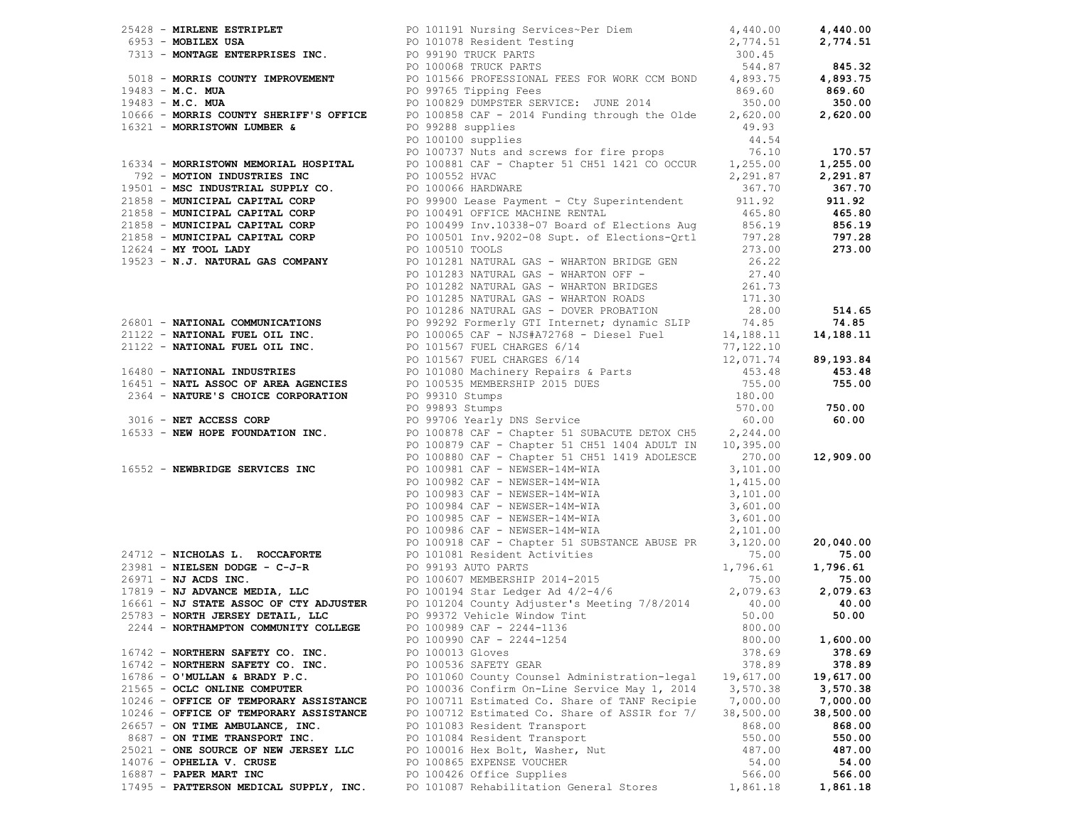| Vendor | Description | Amount | Total |
|---|---|---|---|
| 25428 - **MIRLENE ESTRIPLET** | PO 101191 Nursing Services~Per Diem | 4,440.00 | **4,440.00** |
| 6953 - **MOBILEX USA** | PO 101078 Resident Testing | 2,774.51 | **2,774.51** |
| 7313 - **MONTAGE ENTERPRISES INC.** | PO 99190 TRUCK PARTS | 300.45 | |
| | PO 100068 TRUCK PARTS | 544.87 | **845.32** |
| 5018 - **MORRIS COUNTY IMPROVEMENT** | PO 101566 PROFESSIONAL FEES FOR WORK CCM BOND | 4,893.75 | **4,893.75** |
| 19483 - **M.C. MUA** | PO 99765 Tipping Fees | 869.60 | **869.60** |
| 19483 - **M.C. MUA** | PO 100829 DUMPSTER SERVICE: JUNE 2014 | 350.00 | **350.00** |
| 10666 - **MORRIS COUNTY SHERIFF'S OFFICE** | PO 100858 CAF - 2014 Funding through the Olde | 2,620.00 | **2,620.00** |
| 16321 - **MORRISTOWN LUMBER &** | PO 99288 supplies | 49.93 | |
| | PO 100100 supplies | 44.54 | |
| | PO 100737 Nuts and screws for fire props | 76.10 | **170.57** |
| 16334 - **MORRISTOWN MEMORIAL HOSPITAL** | PO 100881 CAF - Chapter 51 CH51 1421 CO OCCUR | 1,255.00 | **1,255.00** |
| 792 - **MOTION INDUSTRIES INC** | PO 100552 HVAC | 2,291.87 | **2,291.87** |
| 19501 - **MSC INDUSTRIAL SUPPLY CO.** | PO 100066 HARDWARE | 367.70 | **367.70** |
| 21858 - **MUNICIPAL CAPITAL CORP** | PO 99900 Lease Payment - Cty Superintendent | 911.92 | **911.92** |
| 21858 - **MUNICIPAL CAPITAL CORP** | PO 100491 OFFICE MACHINE RENTAL | 465.80 | **465.80** |
| 21858 - **MUNICIPAL CAPITAL CORP** | PO 100499 Inv.10338-07 Board of Elections Aug | 856.19 | **856.19** |
| 21858 - **MUNICIPAL CAPITAL CORP** | PO 100501 Inv.9202-08 Supt. of Elections-Qrtl | 797.28 | **797.28** |
| 12624 - **MY TOOL LADY** | PO 100510 TOOLS | 273.00 | **273.00** |
| 19523 - **N.J. NATURAL GAS COMPANY** | PO 101281 NATURAL GAS - WHARTON BRIDGE GEN | 26.22 | |
| | PO 101283 NATURAL GAS - WHARTON OFF - | 27.40 | |
| | PO 101282 NATURAL GAS - WHARTON BRIDGES | 261.73 | |
| | PO 101285 NATURAL GAS - WHARTON ROADS | 171.30 | |
| | PO 101286 NATURAL GAS - DOVER PROBATION | 28.00 | **514.65** |
| 26801 - **NATIONAL COMMUNICATIONS** | PO 99292 Formerly GTI Internet; dynamic SLIP | 74.85 | **74.85** |
| 21122 - **NATIONAL FUEL OIL INC.** | PO 100065 CAF - NJS#A72768 - Diesel Fuel | 14,188.11 | **14,188.11** |
| 21122 - **NATIONAL FUEL OIL INC.** | PO 101567 FUEL CHARGES 6/14 | 77,122.10 | |
| | PO 101567 FUEL CHARGES 6/14 | 12,071.74 | **89,193.84** |
| 16480 - **NATIONAL INDUSTRIES** | PO 101080 Machinery Repairs & Parts | 453.48 | **453.48** |
| 16451 - **NATL ASSOC OF AREA AGENCIES** | PO 100535 MEMBERSHIP 2015 DUES | 755.00 | **755.00** |
| 2364 - **NATURE'S CHOICE CORPORATION** | PO 99310 Stumps | 180.00 | |
| | PO 99893 Stumps | 570.00 | **750.00** |
| 3016 - **NET ACCESS CORP** | PO 99706 Yearly DNS Service | 60.00 | **60.00** |
| 16533 - **NEW HOPE FOUNDATION INC.** | PO 100878 CAF - Chapter 51 SUBACUTE DETOX CH5 | 2,244.00 | |
| | PO 100879 CAF - Chapter 51 CH51 1404 ADULT IN | 10,395.00 | |
| | PO 100880 CAF - Chapter 51 CH51 1419 ADOLESCE | 270.00 | **12,909.00** |
| 16552 - **NEWBRIDGE SERVICES INC** | PO 100981 CAF - NEWSER-14M-WIA | 3,101.00 | |
| | PO 100982 CAF - NEWSER-14M-WIA | 1,415.00 | |
| | PO 100983 CAF - NEWSER-14M-WIA | 3,101.00 | |
| | PO 100984 CAF - NEWSER-14M-WIA | 3,601.00 | |
| | PO 100985 CAF - NEWSER-14M-WIA | 3,601.00 | |
| | PO 100986 CAF - NEWSER-14M-WIA | 2,101.00 | |
| | PO 100918 CAF - Chapter 51 SUBSTANCE ABUSE PR | 3,120.00 | **20,040.00** |
| 24712 - **NICHOLAS L. ROCCAFORTE** | PO 101081 Resident Activities | 75.00 | **75.00** |
| 23981 - **NIELSEN DODGE - C-J-R** | PO 99193 AUTO PARTS | 1,796.61 | **1,796.61** |
| 26971 - **NJ ACDS INC.** | PO 100607 MEMBERSHIP 2014-2015 | 75.00 | **75.00** |
| 17819 - **NJ ADVANCE MEDIA, LLC** | PO 100194 Star Ledger Ad 4/2-4/6 | 2,079.63 | **2,079.63** |
| 16661 - **NJ STATE ASSOC OF CTY ADJUSTER** | PO 101204 County Adjuster's Meeting 7/8/2014 | 40.00 | **40.00** |
| 25783 - **NORTH JERSEY DETAIL, LLC** | PO 99372 Vehicle Window Tint | 50.00 | **50.00** |
| 2244 - **NORTHAMPTON COMMUNITY COLLEGE** | PO 100989 CAF - 2244-1136 | 800.00 | |
| | PO 100990 CAF - 2244-1254 | 800.00 | **1,600.00** |
| 16742 - **NORTHERN SAFETY CO. INC.** | PO 100013 Gloves | 378.69 | **378.69** |
| 16742 - **NORTHERN SAFETY CO. INC.** | PO 100536 SAFETY GEAR | 378.89 | **378.89** |
| 16786 - **O'MULLAN & BRADY P.C.** | PO 101060 County Counsel Administration-legal | 19,617.00 | **19,617.00** |
| 21565 - **OCLC ONLINE COMPUTER** | PO 100036 Confirm On-Line Service May 1, 2014 | 3,570.38 | **3,570.38** |
| 10246 - **OFFICE OF TEMPORARY ASSISTANCE** | PO 100711 Estimated Co. Share of TANF Recipie | 7,000.00 | **7,000.00** |
| 10246 - **OFFICE OF TEMPORARY ASSISTANCE** | PO 100712 Estimated Co. Share of ASSIR for 7/ | 38,500.00 | **38,500.00** |
| 26657 - **ON TIME AMBULANCE, INC.** | PO 101083 Resident Transport | 868.00 | **868.00** |
| 8687 - **ON TIME TRANSPORT INC.** | PO 101084 Resident Transport | 550.00 | **550.00** |
| 25021 - **ONE SOURCE OF NEW JERSEY LLC** | PO 100016 Hex Bolt, Washer, Nut | 487.00 | **487.00** |
| 14076 - **OPHELIA V. CRUSE** | PO 100865 EXPENSE VOUCHER | 54.00 | **54.00** |
| 16887 - **PAPER MART INC** | PO 100426 Office Supplies | 566.00 | **566.00** |
| 17495 - **PATTERSON MEDICAL SUPPLY, INC.** | PO 101087 Rehabilitation General Stores | 1,861.18 | **1,861.18** |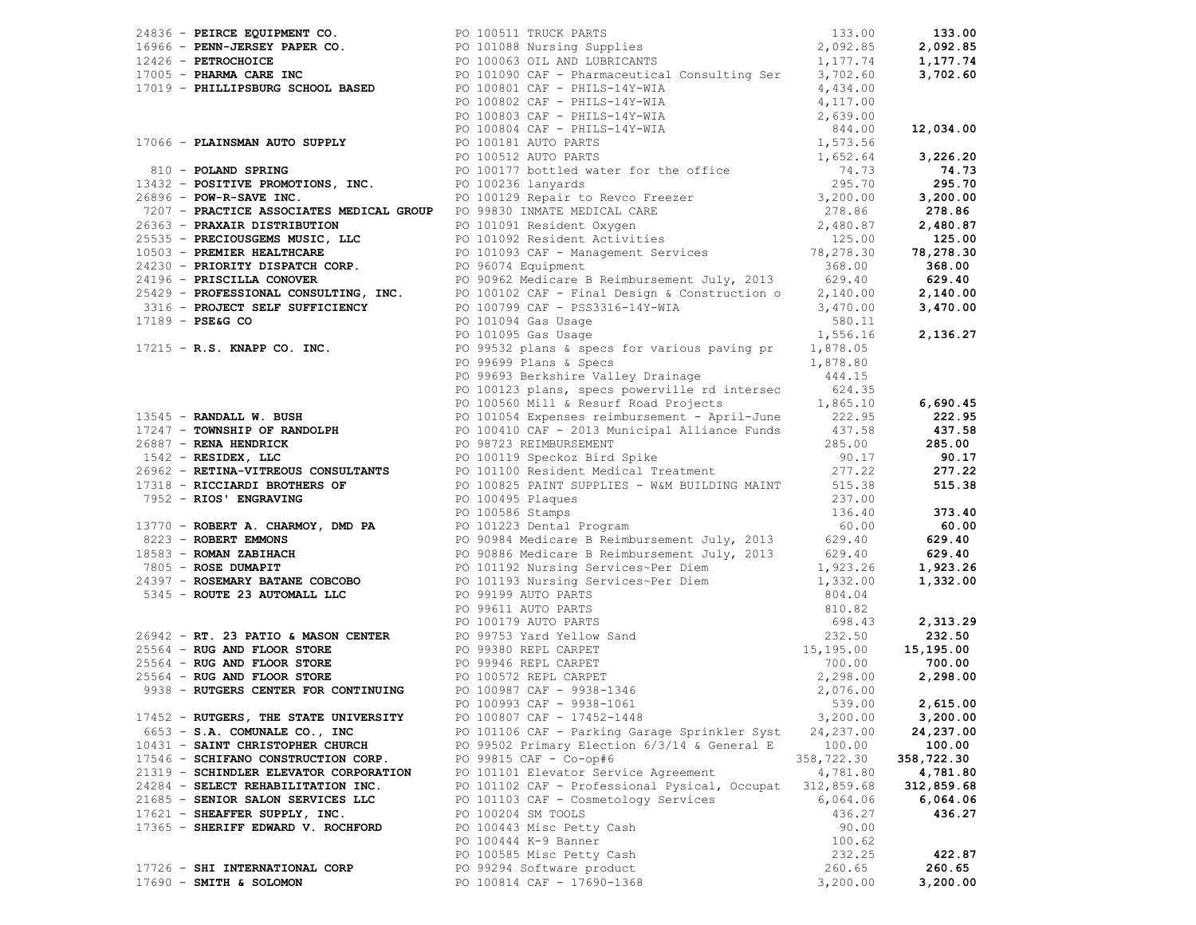| Vendor | PO / Description | Amount | Total |
|---|---|---|---|
| 24836 - **PEIRCE EQUIPMENT CO.** | PO 100511 TRUCK PARTS | 133.00 | **133.00** |
| 16966 - **PENN-JERSEY PAPER CO.** | PO 101088 Nursing Supplies | 2,092.85 | **2,092.85** |
| 12426 - **PETROCHOICE** | PO 100063 OIL AND LUBRICANTS | 1,177.74 | **1,177.74** |
| 17005 - **PHARMA CARE INC** | PO 101090 CAF - Pharmaceutical Consulting Ser | 3,702.60 | **3,702.60** |
| 17019 - **PHILLIPSBURG SCHOOL BASED** | PO 100801 CAF - PHILS-14Y-WIA | 4,434.00 | |
| | PO 100802 CAF - PHILS-14Y-WIA | 4,117.00 | |
| | PO 100803 CAF - PHILS-14Y-WIA | 2,639.00 | |
| | PO 100804 CAF - PHILS-14Y-WIA | 844.00 | **12,034.00** |
| 17066 - **PLAINSMAN AUTO SUPPLY** | PO 100181 AUTO PARTS | 1,573.56 | |
| | PO 100512 AUTO PARTS | 1,652.64 | **3,226.20** |
| 810 - **POLAND SPRING** | PO 100177 bottled water for the office | 74.73 | **74.73** |
| 13432 - **POSITIVE PROMOTIONS, INC.** | PO 100236 lanyards | 295.70 | **295.70** |
| 26896 - **POW-R-SAVE INC.** | PO 100129 Repair to Revco Freezer | 3,200.00 | **3,200.00** |
| 7207 - **PRACTICE ASSOCIATES MEDICAL GROUP** | PO 99830 INMATE MEDICAL CARE | 278.86 | **278.86** |
| 26363 - **PRAXAIR DISTRIBUTION** | PO 101091 Resident Oxygen | 2,480.87 | **2,480.87** |
| 25535 - **PRECIOUSGEMS MUSIC, LLC** | PO 101092 Resident Activities | 125.00 | **125.00** |
| 10503 - **PREMIER HEALTHCARE** | PO 101093 CAF - Management Services | 78,278.30 | **78,278.30** |
| 24230 - **PRIORITY DISPATCH CORP.** | PO 96074 Equipment | 368.00 | **368.00** |
| 24196 - **PRISCILLA CONOVER** | PO 90962 Medicare B Reimbursement July, 2013 | 629.40 | **629.40** |
| 25429 - **PROFESSIONAL CONSULTING, INC.** | PO 100102 CAF - Final Design & Construction o | 2,140.00 | **2,140.00** |
| 3316 - **PROJECT SELF SUFFICIENCY** | PO 100799 CAF - PSS3316-14Y-WIA | 3,470.00 | **3,470.00** |
| 17189 - **PSE&G CO** | PO 101094 Gas Usage | 580.11 | |
| | PO 101095 Gas Usage | 1,556.16 | **2,136.27** |
| 17215 - **R.S. KNAPP CO. INC.** | PO 99532 plans & specs for various paving pr | 1,878.05 | |
| | PO 99699 Plans & Specs | 1,878.80 | |
| | PO 99693 Berkshire Valley Drainage | 444.15 | |
| | PO 100123 plans, specs powerville rd intersec | 624.35 | |
| | PO 100560 Mill & Resurf Road Projects | 1,865.10 | **6,690.45** |
| 13545 - **RANDALL W. BUSH** | PO 101054 Expenses reimbursement - April-June | 222.95 | **222.95** |
| 17247 - **TOWNSHIP OF RANDOLPH** | PO 100410 CAF - 2013 Municipal Alliance Funds | 437.58 | **437.58** |
| 26887 - **RENA HENDRICK** | PO 98723 REIMBURSEMENT | 285.00 | **285.00** |
| 1542 - **RESIDEX, LLC** | PO 100119 Speckoz Bird Spike | 90.17 | **90.17** |
| 26962 - **RETINA-VITREOUS CONSULTANTS** | PO 101100 Resident Medical Treatment | 277.22 | **277.22** |
| 17318 - **RICCIARDI BROTHERS OF** | PO 100825 PAINT SUPPLIES - W&M BUILDING MAINT | 515.38 | **515.38** |
| 7952 - **RIOS' ENGRAVING** | PO 100495 Plaques | 237.00 | |
| | PO 100586 Stamps | 136.40 | **373.40** |
| 13770 - **ROBERT A. CHARMOY, DMD PA** | PO 101223 Dental Program | 60.00 | **60.00** |
| 8223 - **ROBERT EMMONS** | PO 90984 Medicare B Reimbursement July, 2013 | 629.40 | **629.40** |
| 18583 - **ROMAN ZABIHACH** | PO 90886 Medicare B Reimbursement July, 2013 | 629.40 | **629.40** |
| 7805 - **ROSE DUMAPIT** | PO 101192 Nursing Services~Per Diem | 1,923.26 | **1,923.26** |
| 24397 - **ROSEMARY BATANE COBCOBO** | PO 101193 Nursing Services~Per Diem | 1,332.00 | **1,332.00** |
| 5345 - **ROUTE 23 AUTOMALL LLC** | PO 99199 AUTO PARTS | 804.04 | |
| | PO 99611 AUTO PARTS | 810.82 | |
| | PO 100179 AUTO PARTS | 698.43 | **2,313.29** |
| 26942 - **RT. 23 PATIO & MASON CENTER** | PO 99753 Yard Yellow Sand | 232.50 | **232.50** |
| 25564 - **RUG AND FLOOR STORE** | PO 99380 REPL CARPET | 15,195.00 | **15,195.00** |
| 25564 - **RUG AND FLOOR STORE** | PO 99946 REPL CARPET | 700.00 | **700.00** |
| 25564 - **RUG AND FLOOR STORE** | PO 100572 REPL CARPET | 2,298.00 | **2,298.00** |
| 9938 - **RUTGERS CENTER FOR CONTINUING** | PO 100987 CAF - 9938-1346 | 2,076.00 | |
| | PO 100993 CAF - 9938-1061 | 539.00 | **2,615.00** |
| 17452 - **RUTGERS, THE STATE UNIVERSITY** | PO 100807 CAF - 17452-1448 | 3,200.00 | **3,200.00** |
| 6653 - **S.A. COMUNALE CO., INC** | PO 101106 CAF - Parking Garage Sprinkler Syst | 24,237.00 | **24,237.00** |
| 10431 - **SAINT CHRISTOPHER CHURCH** | PO 99502 Primary Election 6/3/14 & General E | 100.00 | **100.00** |
| 17546 - **SCHIFANO CONSTRUCTION CORP.** | PO 99815 CAF - Co-op#6 | 358,722.30 | **358,722.30** |
| 21319 - **SCHINDLER ELEVATOR CORPORATION** | PO 101101 Elevator Service Agreement | 4,781.80 | **4,781.80** |
| 24284 - **SELECT REHABILITATION INC.** | PO 101102 CAF - Professional Pysical, Occupat | 312,859.68 | **312,859.68** |
| 21685 - **SENIOR SALON SERVICES LLC** | PO 101103 CAF - Cosmetology Services | 6,064.06 | **6,064.06** |
| 17621 - **SHEAFFER SUPPLY, INC.** | PO 100204 SM TOOLS | 436.27 | **436.27** |
| 17365 - **SHERIFF EDWARD V. ROCHFORD** | PO 100443 Misc Petty Cash | 90.00 | |
| | PO 100444 K-9 Banner | 100.62 | |
| | PO 100585 Misc Petty Cash | 232.25 | **422.87** |
| 17726 - **SHI INTERNATIONAL CORP** | PO 99294 Software product | 260.65 | **260.65** |
| 17690 - **SMITH & SOLOMON** | PO 100814 CAF - 17690-1368 | 3,200.00 | **3,200.00** |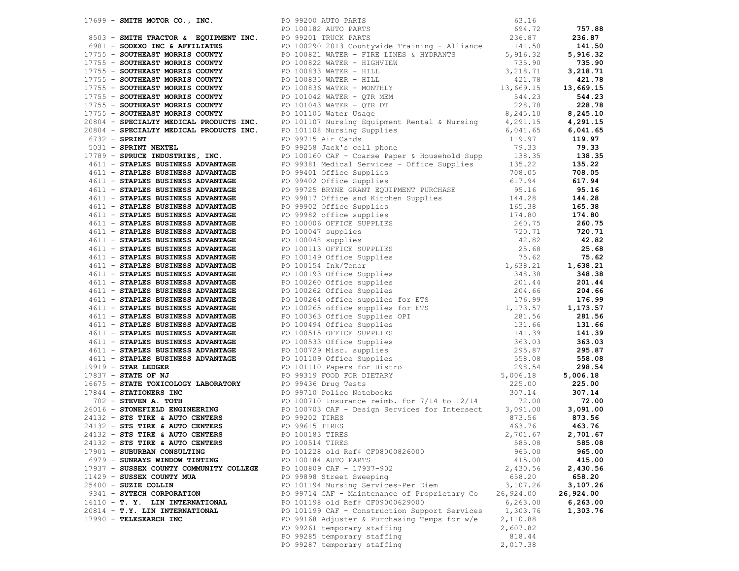| Vendor | PO / Description | Amount | Total |
|---|---|---|---|
| 17699 - **SMITH MOTOR CO., INC.** | PO 99200 AUTO PARTS | 63.16 | |
| | PO 100182 AUTO PARTS | 694.72 | **757.88** |
| 8503 - **SMITH TRACTOR & EQUIPMENT INC.** | PO 99201 TRUCK PARTS | 236.87 | **236.87** |
| 6981 - **SODEXO INC & AFFILIATES** | PO 100290 2013 Countywide Training - Alliance | 141.50 | **141.50** |
| 17755 - **SOUTHEAST MORRIS COUNTY** | PO 100821 WATER - FIRE LINES & HYDRANTS | 5,916.32 | **5,916.32** |
| 17755 - **SOUTHEAST MORRIS COUNTY** | PO 100822 WATER - HIGHVIEW | 735.90 | **735.90** |
| 17755 - **SOUTHEAST MORRIS COUNTY** | PO 100833 WATER - HILL | 3,218.71 | **3,218.71** |
| 17755 - **SOUTHEAST MORRIS COUNTY** | PO 100835 WATER - HILL | 421.78 | **421.78** |
| 17755 - **SOUTHEAST MORRIS COUNTY** | PO 100836 WATER - MONTHLY | 13,669.15 | **13,669.15** |
| 17755 - **SOUTHEAST MORRIS COUNTY** | PO 101042 WATER - QTR MEM | 544.23 | **544.23** |
| 17755 - **SOUTHEAST MORRIS COUNTY** | PO 101043 WATER - QTR DT | 228.78 | **228.78** |
| 17755 - **SOUTHEAST MORRIS COUNTY** | PO 101105 Water Usage | 8,245.10 | **8,245.10** |
| 20804 - **SPECIALTY MEDICAL PRODUCTS INC.** | PO 101107 Nursing Equipment Rental & Nursing | 4,291.15 | **4,291.15** |
| 20804 - **SPECIALTY MEDICAL PRODUCTS INC.** | PO 101108 Nursing Supplies | 6,041.65 | **6,041.65** |
| 6732 - **SPRINT** | PO 99715 Air Cards | 119.97 | **119.97** |
| 5031 - **SPRINT NEXTEL** | PO 99258 Jack's cell phone | 79.33 | **79.33** |
| 17789 - **SPRUCE INDUSTRIES, INC.** | PO 100160 CAF - Coarse Paper & Household Supp | 138.35 | **138.35** |
| 4611 - **STAPLES BUSINESS ADVANTAGE** | PO 99381 Medical Services - Office Supplies | 135.22 | **135.22** |
| 4611 - **STAPLES BUSINESS ADVANTAGE** | PO 99401 Office Supplies | 708.05 | **708.05** |
| 4611 - **STAPLES BUSINESS ADVANTAGE** | PO 99402 Office Supplies | 617.94 | **617.94** |
| 4611 - **STAPLES BUSINESS ADVANTAGE** | PO 99725 BRYNE GRANT EQUIPMENT PURCHASE | 95.16 | **95.16** |
| 4611 - **STAPLES BUSINESS ADVANTAGE** | PO 99817 Office and Kitchen Supplies | 144.28 | **144.28** |
| 4611 - **STAPLES BUSINESS ADVANTAGE** | PO 99902 Office Supplies | 165.38 | **165.38** |
| 4611 - **STAPLES BUSINESS ADVANTAGE** | PO 99982 office supplies | 174.80 | **174.80** |
| 4611 - **STAPLES BUSINESS ADVANTAGE** | PO 100006 OFFICE SUPPLIES | 260.75 | **260.75** |
| 4611 - **STAPLES BUSINESS ADVANTAGE** | PO 100047 supplies | 720.71 | **720.71** |
| 4611 - **STAPLES BUSINESS ADVANTAGE** | PO 100048 supplies | 42.82 | **42.82** |
| 4611 - **STAPLES BUSINESS ADVANTAGE** | PO 100113 OFFICE SUPPLIES | 25.68 | **25.68** |
| 4611 - **STAPLES BUSINESS ADVANTAGE** | PO 100149 Office Supplies | 75.62 | **75.62** |
| 4611 - **STAPLES BUSINESS ADVANTAGE** | PO 100154 Ink/Toner | 1,638.21 | **1,638.21** |
| 4611 - **STAPLES BUSINESS ADVANTAGE** | PO 100193 Office Supplies | 348.38 | **348.38** |
| 4611 - **STAPLES BUSINESS ADVANTAGE** | PO 100260 Office supplies | 201.44 | **201.44** |
| 4611 - **STAPLES BUSINESS ADVANTAGE** | PO 100262 Office Supplies | 204.66 | **204.66** |
| 4611 - **STAPLES BUSINESS ADVANTAGE** | PO 100264 office supplies for ETS | 176.99 | **176.99** |
| 4611 - **STAPLES BUSINESS ADVANTAGE** | PO 100265 office supplies for ETS | 1,173.57 | **1,173.57** |
| 4611 - **STAPLES BUSINESS ADVANTAGE** | PO 100363 Office Supplies OPI | 281.56 | **281.56** |
| 4611 - **STAPLES BUSINESS ADVANTAGE** | PO 100494 Office Supplies | 131.66 | **131.66** |
| 4611 - **STAPLES BUSINESS ADVANTAGE** | PO 100515 OFFICE SUPPLIES | 141.39 | **141.39** |
| 4611 - **STAPLES BUSINESS ADVANTAGE** | PO 100533 Office Supplies | 363.03 | **363.03** |
| 4611 - **STAPLES BUSINESS ADVANTAGE** | PO 100729 Misc. supplies | 295.87 | **295.87** |
| 4611 - **STAPLES BUSINESS ADVANTAGE** | PO 101109 Office Supplies | 558.08 | **558.08** |
| 19919 - **STAR LEDGER** | PO 101110 Papers for Bistro | 298.54 | **298.54** |
| 17837 - **STATE OF NJ** | PO 99319 FOOD FOR DIETARY | 5,006.18 | **5,006.18** |
| 16675 - **STATE TOXICOLOGY LABORATORY** | PO 99436 Drug Tests | 225.00 | **225.00** |
| 17844 - **STATIONERS INC** | PO 99710 Police Notebooks | 307.14 | **307.14** |
| 702 - **STEVEN A. TOTH** | PO 100710 Insurance reimb. for 7/14 to 12/14 | 72.00 | **72.00** |
| 26016 - **STONEFIELD ENGINEERING** | PO 100703 CAF - Design Services for Intersect | 3,091.00 | **3,091.00** |
| 24132 - **STS TIRE & AUTO CENTERS** | PO 99202 TIRES | 873.56 | **873.56** |
| 24132 - **STS TIRE & AUTO CENTERS** | PO 99615 TIRES | 463.76 | **463.76** |
| 24132 - **STS TIRE & AUTO CENTERS** | PO 100183 TIRES | 2,701.67 | **2,701.67** |
| 24132 - **STS TIRE & AUTO CENTERS** | PO 100514 TIRES | 585.08 | **585.08** |
| 17901 - **SUBURBAN CONSULTING** | PO 101228 old Ref# CF08000826000 | 965.00 | **965.00** |
| 6979 - **SUNRAYS WINDOW TINTING** | PO 100184 AUTO PARTS | 415.00 | **415.00** |
| 17937 - **SUSSEX COUNTY COMMUNITY COLLEGE** | PO 100809 CAF - 17937-902 | 2,430.56 | **2,430.56** |
| 11429 - **SUSSEX COUNTY MUA** | PO 99898 Street Sweeping | 658.20 | **658.20** |
| 25400 - **SUZIE COLLIN** | PO 101194 Nursing Services~Per Diem | 3,107.26 | **3,107.26** |
| 9341 - **SYTECH CORPORATION** | PO 99714 CAF - Maintenance of Proprietary Co | 26,924.00 | **26,924.00** |
| 16110 - **T. Y. LIN INTERNATIONAL** | PO 101198 old Ref# CF09000629000 | 6,263.00 | **6,263.00** |
| 20814 - **T.Y. LIN INTERNATIONAL** | PO 101199 CAF - Construction Support Services | 1,303.76 | **1,303.76** |
| 17990 - **TELESEARCH INC** | PO 99168 Adjuster & Purchasing Temps for w/e | 2,110.88 | |
| | PO 99261 temporary staffing | 2,607.82 | |
| | PO 99285 temporary staffing | 818.44 | |
| | PO 99287 temporary staffing | 2,017.38 | |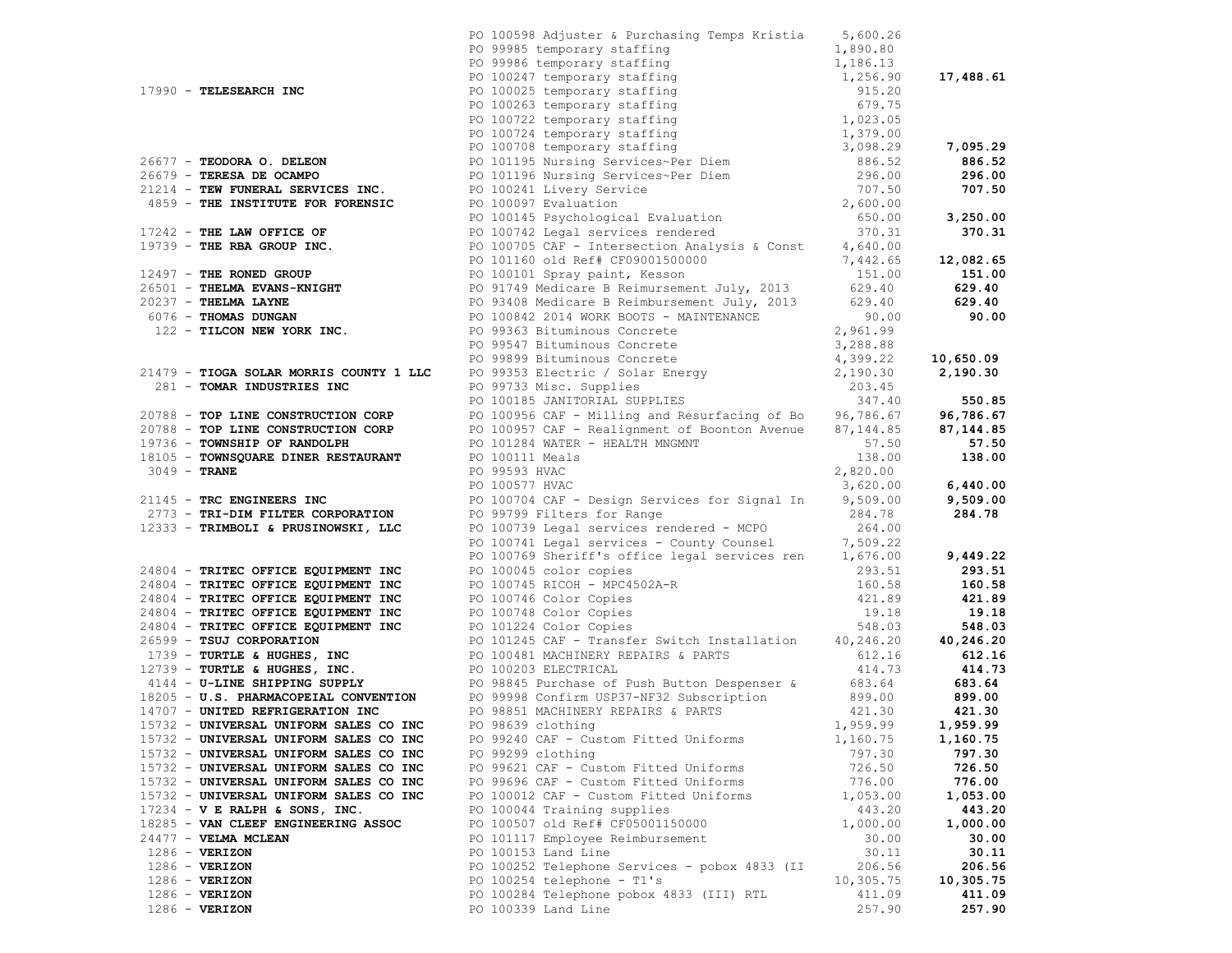| Vendor | Description | Amount | Total |
|---|---|---|---|
| | PO 100598 Adjuster & Purchasing Temps Kristia | 5,600.26 | |
| | PO 99985 temporary staffing | 1,890.80 | |
| | PO 99986 temporary staffing | 1,186.13 | |
| | PO 100247 temporary staffing | 1,256.90 | **17,488.61** |
| 17990 - **TELESEARCH INC** | PO 100025 temporary staffing | 915.20 | |
| | PO 100263 temporary staffing | 679.75 | |
| | PO 100722 temporary staffing | 1,023.05 | |
| | PO 100724 temporary staffing | 1,379.00 | |
| | PO 100708 temporary staffing | 3,098.29 | **7,095.29** |
| 26677 - **TEODORA O. DELEON** | PO 101195 Nursing Services~Per Diem | 886.52 | **886.52** |
| 26679 - **TERESA DE OCAMPO** | PO 101196 Nursing Services~Per Diem | 296.00 | **296.00** |
| 21214 - **TEW FUNERAL SERVICES INC.** | PO 100241 Livery Service | 707.50 | **707.50** |
| 4859 - **THE INSTITUTE FOR FORENSIC** | PO 100097 Evaluation | 2,600.00 | |
| | PO 100145 Psychological Evaluation | 650.00 | **3,250.00** |
| 17242 - **THE LAW OFFICE OF** | PO 100742 Legal services rendered | 370.31 | **370.31** |
| 19739 - **THE RBA GROUP INC.** | PO 100705 CAF - Intersection Analysis & Const | 4,640.00 | |
| | PO 101160 old Ref# CF09001500000 | 7,442.65 | **12,082.65** |
| 12497 - **THE RONED GROUP** | PO 100101 Spray paint, Kesson | 151.00 | **151.00** |
| 26501 - **THELMA EVANS-KNIGHT** | PO 91749 Medicare B Reimursement July, 2013 | 629.40 | **629.40** |
| 20237 - **THELMA LAYNE** | PO 93408 Medicare B Reimbursement July, 2013 | 629.40 | **629.40** |
| 6076 - **THOMAS DUNGAN** | PO 100842 2014 WORK BOOTS - MAINTENANCE | 90.00 | **90.00** |
| 122 - **TILCON NEW YORK INC.** | PO 99363 Bituminous Concrete | 2,961.99 | |
| | PO 99547 Bituminous Concrete | 3,288.88 | |
| | PO 99899 Bituminous Concrete | 4,399.22 | **10,650.09** |
| 21479 - **TIOGA SOLAR MORRIS COUNTY 1 LLC** | PO 99353 Electric / Solar Energy | 2,190.30 | **2,190.30** |
| 281 - **TOMAR INDUSTRIES INC** | PO 99733 Misc. Supplies | 203.45 | |
| | PO 100185 JANITORIAL SUPPLIES | 347.40 | **550.85** |
| 20788 - **TOP LINE CONSTRUCTION CORP** | PO 100956 CAF - Milling and Resurfacing of Bo | 96,786.67 | **96,786.67** |
| 20788 - **TOP LINE CONSTRUCTION CORP** | PO 100957 CAF - Realignment of Boonton Avenue | 87,144.85 | **87,144.85** |
| 19736 - **TOWNSHIP OF RANDOLPH** | PO 101284 WATER - HEALTH MNGMNT | 57.50 | **57.50** |
| 18105 - **TOWNSQUARE DINER RESTAURANT** | PO 100111 Meals | 138.00 | **138.00** |
| 3049 - **TRANE** | PO 99593 HVAC | 2,820.00 | |
| | PO 100577 HVAC | 3,620.00 | **6,440.00** |
| 21145 - **TRC ENGINEERS INC** | PO 100704 CAF - Design Services for Signal In | 9,509.00 | **9,509.00** |
| 2773 - **TRI-DIM FILTER CORPORATION** | PO 99799 Filters for Range | 284.78 | **284.78** |
| 12333 - **TRIMBOLI & PRUSINOWSKI, LLC** | PO 100739 Legal services rendered - MCPO | 264.00 | |
| | PO 100741 Legal services - County Counsel | 7,509.22 | |
| | PO 100769 Sheriff's office legal services ren | 1,676.00 | **9,449.22** |
| 24804 - **TRITEC OFFICE EQUIPMENT INC** | PO 100045 color copies | 293.51 | **293.51** |
| 24804 - **TRITEC OFFICE EQUIPMENT INC** | PO 100745 RICOH - MPC4502A-R | 160.58 | **160.58** |
| 24804 - **TRITEC OFFICE EQUIPMENT INC** | PO 100746 Color Copies | 421.89 | **421.89** |
| 24804 - **TRITEC OFFICE EQUIPMENT INC** | PO 100748 Color Copies | 19.18 | **19.18** |
| 24804 - **TRITEC OFFICE EQUIPMENT INC** | PO 101224 Color Copies | 548.03 | **548.03** |
| 26599 - **TSUJ CORPORATION** | PO 101245 CAF - Transfer Switch Installation | 40,246.20 | **40,246.20** |
| 1739 - **TURTLE & HUGHES, INC** | PO 100481 MACHINERY REPAIRS & PARTS | 612.16 | **612.16** |
| 12739 - **TURTLE & HUGHES, INC.** | PO 100203 ELECTRICAL | 414.73 | **414.73** |
| 4144 - **U-LINE SHIPPING SUPPLY** | PO 98845 Purchase of Push Button Despenser & | 683.64 | **683.64** |
| 18205 - **U.S. PHARMACOPEIAL CONVENTION** | PO 99998 Confirm USP37-NF32 Subscription | 899.00 | **899.00** |
| 14707 - **UNITED REFRIGERATION INC** | PO 98851 MACHINERY REPAIRS & PARTS | 421.30 | **421.30** |
| 15732 - **UNIVERSAL UNIFORM SALES CO INC** | PO 98639 clothing | 1,959.99 | **1,959.99** |
| 15732 - **UNIVERSAL UNIFORM SALES CO INC** | PO 99240 CAF - Custom Fitted Uniforms | 1,160.75 | **1,160.75** |
| 15732 - **UNIVERSAL UNIFORM SALES CO INC** | PO 99299 clothing | 797.30 | **797.30** |
| 15732 - **UNIVERSAL UNIFORM SALES CO INC** | PO 99621 CAF - Custom Fitted Uniforms | 726.50 | **726.50** |
| 15732 - **UNIVERSAL UNIFORM SALES CO INC** | PO 99696 CAF - Custom Fitted Uniforms | 776.00 | **776.00** |
| 15732 - **UNIVERSAL UNIFORM SALES CO INC** | PO 100012 CAF - Custom Fitted Uniforms | 1,053.00 | **1,053.00** |
| 17234 - **V E RALPH & SONS, INC.** | PO 100044 Training supplies | 443.20 | **443.20** |
| 18285 - **VAN CLEEF ENGINEERING ASSOC** | PO 100507 old Ref# CF05001150000 | 1,000.00 | **1,000.00** |
| 24477 - **VELMA MCLEAN** | PO 101117 Employee Reimbursement | 30.00 | **30.00** |
| 1286 - **VERIZON** | PO 100153 Land Line | 30.11 | **30.11** |
| 1286 - **VERIZON** | PO 100252 Telephone Services - pobox 4833 (II | 206.56 | **206.56** |
| 1286 - **VERIZON** | PO 100254 telephone - T1's | 10,305.75 | **10,305.75** |
| 1286 - **VERIZON** | PO 100284 Telephone pobox 4833 (III) RTL | 411.09 | **411.09** |
| 1286 - **VERIZON** | PO 100339 Land Line | 257.90 | **257.90** |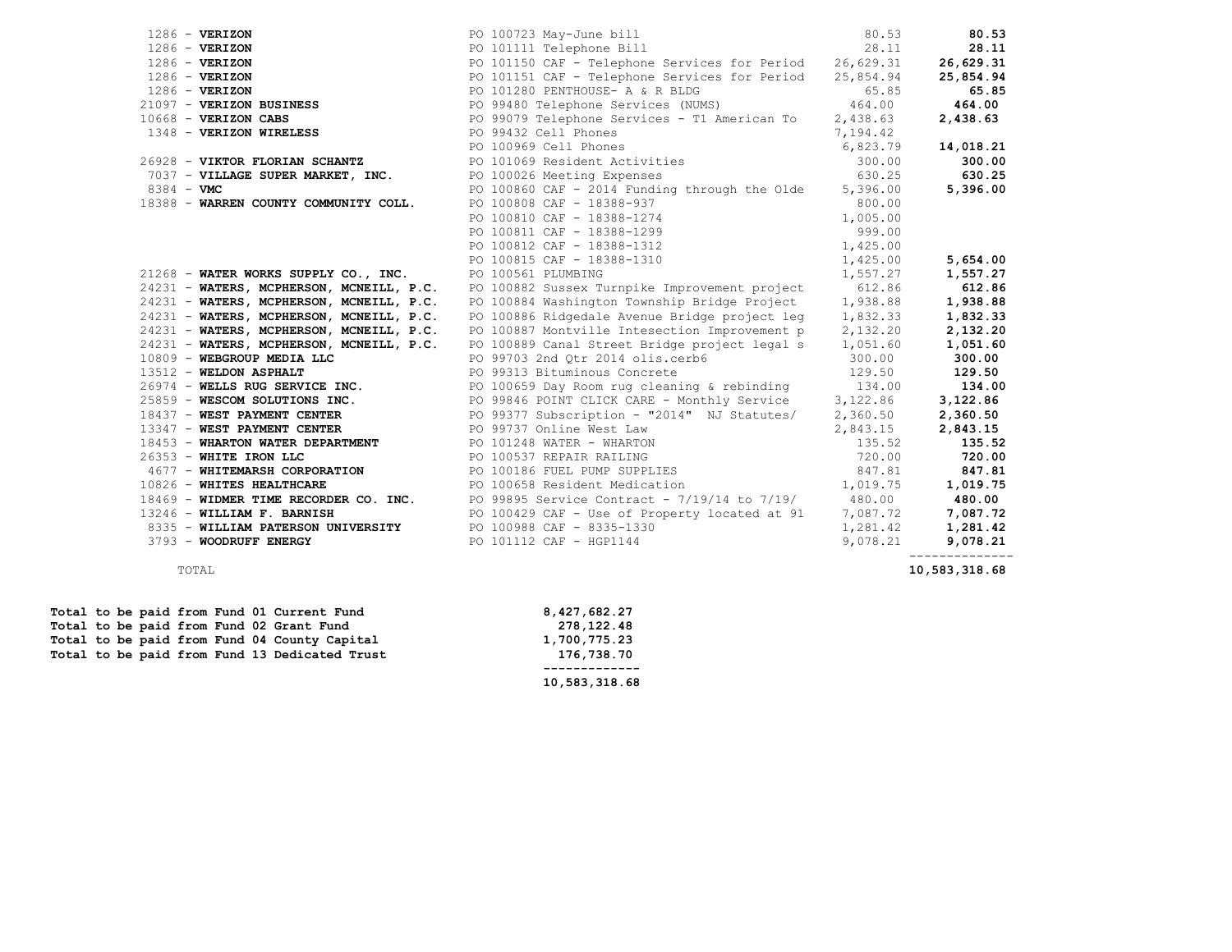| Vendor | Description | Amount | Total |
|---|---|---|---|
| 1286 - **VERIZON** | PO 100723 May-June bill | 80.53 | **80.53** |
| 1286 - **VERIZON** | PO 101111 Telephone Bill | 28.11 | **28.11** |
| 1286 - **VERIZON** | PO 101150 CAF - Telephone Services for Period | 26,629.31 | **26,629.31** |
| 1286 - **VERIZON** | PO 101151 CAF - Telephone Services for Period | 25,854.94 | **25,854.94** |
| 1286 - **VERIZON** | PO 101280 PENTHOUSE- A & R BLDG | 65.85 | **65.85** |
| 21097 - **VERIZON BUSINESS** | PO 99480 Telephone Services (NUMS) | 464.00 | **464.00** |
| 10668 - **VERIZON CABS** | PO 99079 Telephone Services - T1 American To | 2,438.63 | **2,438.63** |
| 1348 - **VERIZON WIRELESS** | PO 99432 Cell Phones | 7,194.42 | |
| | PO 100969 Cell Phones | 6,823.79 | **14,018.21** |
| 26928 - **VIKTOR FLORIAN SCHANTZ** | PO 101069 Resident Activities | 300.00 | **300.00** |
| 7037 - **VILLAGE SUPER MARKET, INC.** | PO 100026 Meeting Expenses | 630.25 | **630.25** |
| 8384 - **VMC** | PO 100860 CAF - 2014 Funding through the Olde | 5,396.00 | **5,396.00** |
| 18388 - **WARREN COUNTY COMMUNITY COLL.** | PO 100808 CAF - 18388-937 | 800.00 | |
| | PO 100810 CAF - 18388-1274 | 1,005.00 | |
| | PO 100811 CAF - 18388-1299 | 999.00 | |
| | PO 100812 CAF - 18388-1312 | 1,425.00 | |
| | PO 100815 CAF - 18388-1310 | 1,425.00 | **5,654.00** |
| 21268 - **WATER WORKS SUPPLY CO., INC.** | PO 100561 PLUMBING | 1,557.27 | **1,557.27** |
| 24231 - **WATERS, MCPHERSON, MCNEILL, P.C.** | PO 100882 Sussex Turnpike Improvement project | 612.86 | **612.86** |
| 24231 - **WATERS, MCPHERSON, MCNEILL, P.C.** | PO 100884 Washington Township Bridge Project | 1,938.88 | **1,938.88** |
| 24231 - **WATERS, MCPHERSON, MCNEILL, P.C.** | PO 100886 Ridgedale Avenue Bridge project leg | 1,832.33 | **1,832.33** |
| 24231 - **WATERS, MCPHERSON, MCNEILL, P.C.** | PO 100887 Montville Intesection Improvement p | 2,132.20 | **2,132.20** |
| 24231 - **WATERS, MCPHERSON, MCNEILL, P.C.** | PO 100889 Canal Street Bridge project legal s | 1,051.60 | **1,051.60** |
| 10809 - **WEBGROUP MEDIA LLC** | PO 99703 2nd Qtr 2014 olis.cerb6 | 300.00 | **300.00** |
| 13512 - **WELDON ASPHALT** | PO 99313 Bituminous Concrete | 129.50 | **129.50** |
| 26974 - **WELLS RUG SERVICE INC.** | PO 100659 Day Room rug cleaning & rebinding | 134.00 | **134.00** |
| 25859 - **WESCOM SOLUTIONS INC.** | PO 99846 POINT CLICK CARE - Monthly Service | 3,122.86 | **3,122.86** |
| 18437 - **WEST PAYMENT CENTER** | PO 99377 Subscription - "2014" NJ Statutes/ | 2,360.50 | **2,360.50** |
| 13347 - **WEST PAYMENT CENTER** | PO 99737 Online West Law | 2,843.15 | **2,843.15** |
| 18453 - **WHARTON WATER DEPARTMENT** | PO 101248 WATER - WHARTON | 135.52 | **135.52** |
| 26353 - **WHITE IRON LLC** | PO 100537 REPAIR RAILING | 720.00 | **720.00** |
| 4677 - **WHITEMARSH CORPORATION** | PO 100186 FUEL PUMP SUPPLIES | 847.81 | **847.81** |
| 10826 - **WHITES HEALTHCARE** | PO 100658 Resident Medication | 1,019.75 | **1,019.75** |
| 18469 - **WIDMER TIME RECORDER CO. INC.** | PO 99895 Service Contract - 7/19/14 to 7/19/ | 480.00 | **480.00** |
| 13246 - **WILLIAM F. BARNISH** | PO 100429 CAF - Use of Property located at 91 | 7,087.72 | **7,087.72** |
| 8335 - **WILLIAM PATERSON UNIVERSITY** | PO 100988 CAF - 8335-1330 | 1,281.42 | **1,281.42** |
| 3793 - **WOODRUFF ENERGY** | PO 101112 CAF - HGP1144 | 9,078.21 | **9,078.21** |
| TOTAL | | | **10,583,318.68** |

| Fund | Amount |
|---|---|
| **Total to be paid from Fund 01 Current Fund** | **8,427,682.27** |
| **Total to be paid from Fund 02 Grant Fund** | **278,122.48** |
| **Total to be paid from Fund 04 County Capital** | **1,700,775.23** |
| **Total to be paid from Fund 13 Dedicated Trust** | **176,738.70** |
| | **10,583,318.68** |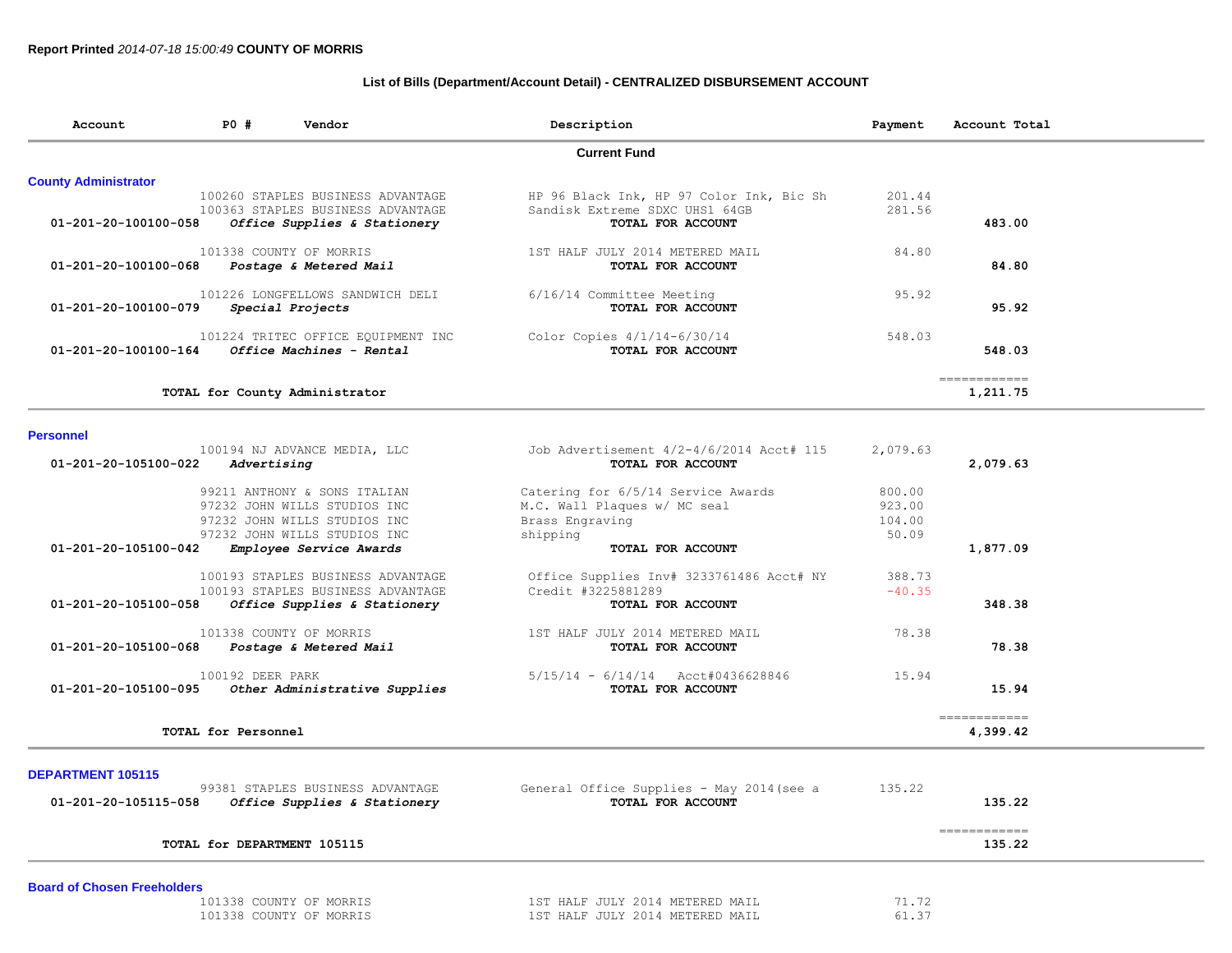**Report Printed** *2014-07-18 15:00:49* **COUNTY OF MORRIS**

## List of Bills (Department/Account Detail) - CENTRALIZED DISBURSEMENT ACCOUNT

| Account | PO # | Vendor | Description | Payment | Account Total |
|---|---|---|---|---|---|
| | | **Current Fund** | | | |

### County Administrator

| Account | PO # | Vendor | Description | Payment | Account Total |
|---|---|---|---|---|---|
| | 100260 | STAPLES BUSINESS ADVANTAGE | HP 96 Black Ink, HP 97 Color Ink, Bic Sh | 201.44 | |
| | 100363 | STAPLES BUSINESS ADVANTAGE | Sandisk Extreme SDXC UHS1 64GB | 281.56 | |
| 01-201-20-100100-058 | | *Office Supplies & Stationery* | **TOTAL FOR ACCOUNT** | | **483.00** |
| | 101338 | COUNTY OF MORRIS | 1ST HALF JULY 2014 METERED MAIL | 84.80 | |
| 01-201-20-100100-068 | | *Postage & Metered Mail* | **TOTAL FOR ACCOUNT** | | **84.80** |
| | 101226 | LONGFELLOWS SANDWICH DELI | 6/16/14 Committee Meeting | 95.92 | |
| 01-201-20-100100-079 | | *Special Projects* | **TOTAL FOR ACCOUNT** | | **95.92** |
| | 101224 | TRITEC OFFICE EQUIPMENT INC | Color Copies 4/1/14-6/30/14 | 548.03 | |
| 01-201-20-100100-164 | | *Office Machines - Rental* | **TOTAL FOR ACCOUNT** | | **548.03** |
| | | **TOTAL for County Administrator** | | | **1,211.75** |

### Personnel

| Account | PO # | Vendor | Description | Payment | Account Total |
|---|---|---|---|---|---|
| | 100194 | NJ ADVANCE MEDIA, LLC | Job Advertisement 4/2-4/6/2014 Acct# 115 | 2,079.63 | |
| 01-201-20-105100-022 | | *Advertising* | **TOTAL FOR ACCOUNT** | | **2,079.63** |
| | 99211 | ANTHONY & SONS ITALIAN | Catering for 6/5/14 Service Awards | 800.00 | |
| | 97232 | JOHN WILLS STUDIOS INC | M.C. Wall Plaques w/ MC seal | 923.00 | |
| | 97232 | JOHN WILLS STUDIOS INC | Brass Engraving | 104.00 | |
| | 97232 | JOHN WILLS STUDIOS INC | shipping | 50.09 | |
| 01-201-20-105100-042 | | *Employee Service Awards* | **TOTAL FOR ACCOUNT** | | **1,877.09** |
| | 100193 | STAPLES BUSINESS ADVANTAGE | Office Supplies Inv# 3233761486 Acct# NY | 388.73 | |
| | 100193 | STAPLES BUSINESS ADVANTAGE | Credit #3225881289 | -40.35 | |
| 01-201-20-105100-058 | | *Office Supplies & Stationery* | **TOTAL FOR ACCOUNT** | | **348.38** |
| | 101338 | COUNTY OF MORRIS | 1ST HALF JULY 2014 METERED MAIL | 78.38 | |
| 01-201-20-105100-068 | | *Postage & Metered Mail* | **TOTAL FOR ACCOUNT** | | **78.38** |
| | 100192 | DEER PARK | 5/15/14 - 6/14/14 Acct#0436628846 | 15.94 | |
| 01-201-20-105100-095 | | *Other Administrative Supplies* | **TOTAL FOR ACCOUNT** | | **15.94** |
| | | **TOTAL for Personnel** | | | **4,399.42** |

### DEPARTMENT 105115

| Account | PO # | Vendor | Description | Payment | Account Total |
|---|---|---|---|---|---|
| | 99381 | STAPLES BUSINESS ADVANTAGE | General Office Supplies - May 2014(see a | 135.22 | |
| 01-201-20-105115-058 | | *Office Supplies & Stationery* | **TOTAL FOR ACCOUNT** | | **135.22** |
| | | **TOTAL for DEPARTMENT 105115** | | | **135.22** |

### Board of Chosen Freeholders

| Account | PO # | Vendor | Description | Payment | Account Total |
|---|---|---|---|---|---|
| | 101338 | COUNTY OF MORRIS | 1ST HALF JULY 2014 METERED MAIL | 71.72 | |
| | 101338 | COUNTY OF MORRIS | 1ST HALF JULY 2014 METERED MAIL | 61.37 | |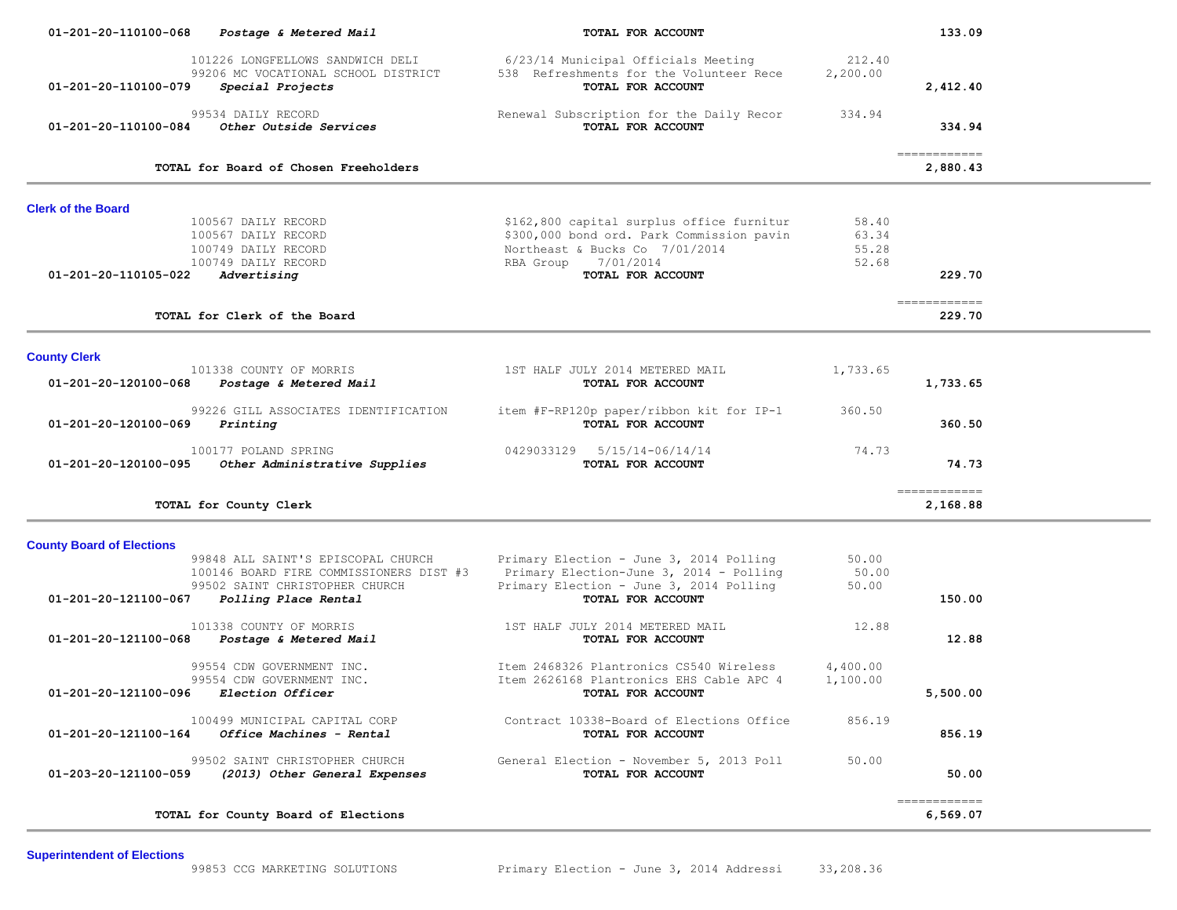| Account | Vendor | Description | Amount | Total |
|---|---|---|---|---|
| 01-201-20-110100-068 *Postage & Metered Mail* | | **TOTAL FOR ACCOUNT** | | **133.09** |
| | 101226 LONGFELLOWS SANDWICH DELI | 6/23/14 Municipal Officials Meeting | 212.40 | |
| | 99206 MC VOCATIONAL SCHOOL DISTRICT | 538 Refreshments for the Volunteer Rece | 2,200.00 | |
| 01-201-20-110100-079 *Special Projects* | | **TOTAL FOR ACCOUNT** | | **2,412.40** |
| | 99534 DAILY RECORD | Renewal Subscription for the Daily Recor | 334.94 | |
| 01-201-20-110100-084 *Other Outside Services* | | **TOTAL FOR ACCOUNT** | | **334.94** |
| **TOTAL for Board of Chosen Freeholders** | | | | **2,880.43** |

## Clerk of the Board

| Account | Vendor | Description | Amount | Total |
|---|---|---|---|---|
| | 100567 DAILY RECORD | $162,800 capital surplus office furnitur | 58.40 | |
| | 100567 DAILY RECORD | $300,000 bond ord. Park Commission pavin | 63.34 | |
| | 100749 DAILY RECORD | Northeast & Bucks Co 7/01/2014 | 55.28 | |
| | 100749 DAILY RECORD | RBA Group 7/01/2014 | 52.68 | |
| 01-201-20-110105-022 *Advertising* | | **TOTAL FOR ACCOUNT** | | **229.70** |
| **TOTAL for Clerk of the Board** | | | | **229.70** |

## County Clerk

| Account | Vendor | Description | Amount | Total |
|---|---|---|---|---|
| | 101338 COUNTY OF MORRIS | 1ST HALF JULY 2014 METERED MAIL | 1,733.65 | |
| 01-201-20-120100-068 *Postage & Metered Mail* | | **TOTAL FOR ACCOUNT** | | **1,733.65** |
| | 99226 GILL ASSOCIATES IDENTIFICATION | item #F-RP120p paper/ribbon kit for IP-1 | 360.50 | |
| 01-201-20-120100-069 *Printing* | | **TOTAL FOR ACCOUNT** | | **360.50** |
| | 100177 POLAND SPRING | 0429033129 5/15/14-06/14/14 | 74.73 | |
| 01-201-20-120100-095 *Other Administrative Supplies* | | **TOTAL FOR ACCOUNT** | | **74.73** |
| **TOTAL for County Clerk** | | | | **2,168.88** |

## County Board of Elections

| Account | Vendor | Description | Amount | Total |
|---|---|---|---|---|
| | 99848 ALL SAINT'S EPISCOPAL CHURCH | Primary Election - June 3, 2014 Polling | 50.00 | |
| | 100146 BOARD FIRE COMMISSIONERS DIST #3 | Primary Election-June 3, 2014 - Polling | 50.00 | |
| | 99502 SAINT CHRISTOPHER CHURCH | Primary Election - June 3, 2014 Polling | 50.00 | |
| 01-201-20-121100-067 *Polling Place Rental* | | **TOTAL FOR ACCOUNT** | | **150.00** |
| | 101338 COUNTY OF MORRIS | 1ST HALF JULY 2014 METERED MAIL | 12.88 | |
| 01-201-20-121100-068 *Postage & Metered Mail* | | **TOTAL FOR ACCOUNT** | | **12.88** |
| | 99554 CDW GOVERNMENT INC. | Item 2468326 Plantronics CS540 Wireless | 4,400.00 | |
| | 99554 CDW GOVERNMENT INC. | Item 2626168 Plantronics EHS Cable APC 4 | 1,100.00 | |
| 01-201-20-121100-096 *Election Officer* | | **TOTAL FOR ACCOUNT** | | **5,500.00** |
| | 100499 MUNICIPAL CAPITAL CORP | Contract 10338-Board of Elections Office | 856.19 | |
| 01-201-20-121100-164 *Office Machines - Rental* | | **TOTAL FOR ACCOUNT** | | **856.19** |
| | 99502 SAINT CHRISTOPHER CHURCH | General Election - November 5, 2013 Poll | 50.00 | |
| 01-203-20-121100-059 *(2013) Other General Expenses* | | **TOTAL FOR ACCOUNT** | | **50.00** |
| **TOTAL for County Board of Elections** | | | | **6,569.07** |

## Superintendent of Elections

| Account | Vendor | Description | Amount | Total |
|---|---|---|---|---|
| | 99853 CCG MARKETING SOLUTIONS | Primary Election - June 3, 2014 Addressi | 33,208.36 | |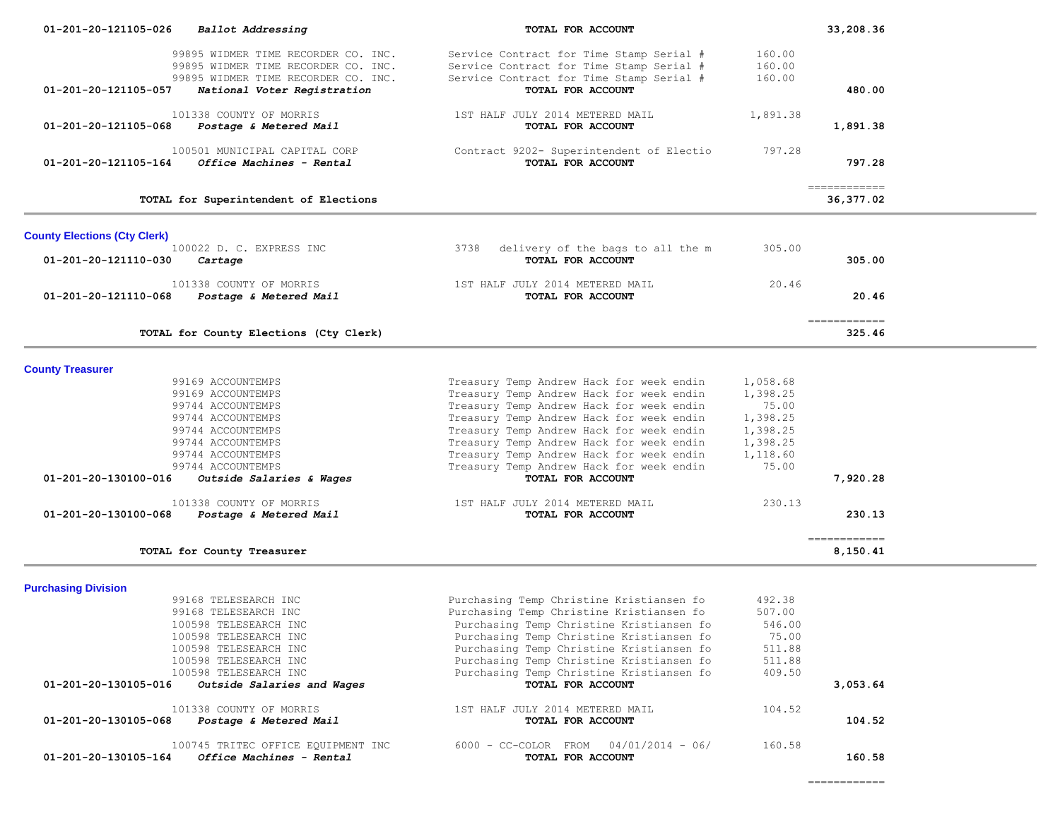| Account | Vendor | Description | Amount | Total |
|---|---|---|---|---|
| 01-201-20-121105-026 | *Ballot Addressing* | **TOTAL FOR ACCOUNT** | | **33,208.36** |
| | 99895 WIDMER TIME RECORDER CO. INC. | Service Contract for Time Stamp Serial # | 160.00 | |
| | 99895 WIDMER TIME RECORDER CO. INC. | Service Contract for Time Stamp Serial # | 160.00 | |
| | 99895 WIDMER TIME RECORDER CO. INC. | Service Contract for Time Stamp Serial # | 160.00 | |
| 01-201-20-121105-057 | *National Voter Registration* | **TOTAL FOR ACCOUNT** | | **480.00** |
| | 101338 COUNTY OF MORRIS | 1ST HALF JULY 2014 METERED MAIL | 1,891.38 | |
| 01-201-20-121105-068 | *Postage & Metered Mail* | **TOTAL FOR ACCOUNT** | | **1,891.38** |
| | 100501 MUNICIPAL CAPITAL CORP | Contract 9202- Superintendent of Electio | 797.28 | |
| 01-201-20-121105-164 | *Office Machines - Rental* | **TOTAL FOR ACCOUNT** | | **797.28** |
| | | | | ============ |
| | **TOTAL for Superintendent of Elections** | | | **36,377.02** |

**County Elections (Cty Clerk)**

| Account | Vendor | Description | Amount | Total |
|---|---|---|---|---|
| | 100022 D. C. EXPRESS INC | 3738 delivery of the bags to all the m | 305.00 | |
| 01-201-20-121110-030 | *Cartage* | **TOTAL FOR ACCOUNT** | | **305.00** |
| | 101338 COUNTY OF MORRIS | 1ST HALF JULY 2014 METERED MAIL | 20.46 | |
| 01-201-20-121110-068 | *Postage & Metered Mail* | **TOTAL FOR ACCOUNT** | | **20.46** |
| | | | | ============ |
| | **TOTAL for County Elections (Cty Clerk)** | | | **325.46** |

**County Treasurer**

| Account | Vendor | Description | Amount | Total |
|---|---|---|---|---|
| | 99169 ACCOUNTEMPS | Treasury Temp Andrew Hack for week endin | 1,058.68 | |
| | 99169 ACCOUNTEMPS | Treasury Temp Andrew Hack for week endin | 1,398.25 | |
| | 99744 ACCOUNTEMPS | Treasury Temp Andrew Hack for week endin | 75.00 | |
| | 99744 ACCOUNTEMPS | Treasury Temp Andrew Hack for week endin | 1,398.25 | |
| | 99744 ACCOUNTEMPS | Treasury Temp Andrew Hack for week endin | 1,398.25 | |
| | 99744 ACCOUNTEMPS | Treasury Temp Andrew Hack for week endin | 1,398.25 | |
| | 99744 ACCOUNTEMPS | Treasury Temp Andrew Hack for week endin | 1,118.60 | |
| | 99744 ACCOUNTEMPS | Treasury Temp Andrew Hack for week endin | 75.00 | |
| 01-201-20-130100-016 | *Outside Salaries & Wages* | **TOTAL FOR ACCOUNT** | | **7,920.28** |
| | 101338 COUNTY OF MORRIS | 1ST HALF JULY 2014 METERED MAIL | 230.13 | |
| 01-201-20-130100-068 | *Postage & Metered Mail* | **TOTAL FOR ACCOUNT** | | **230.13** |
| | | | | ============ |
| | **TOTAL for County Treasurer** | | | **8,150.41** |

**Purchasing Division**

| Account | Vendor | Description | Amount | Total |
|---|---|---|---|---|
| | 99168 TELESEARCH INC | Purchasing Temp Christine Kristiansen fo | 492.38 | |
| | 99168 TELESEARCH INC | Purchasing Temp Christine Kristiansen fo | 507.00 | |
| | 100598 TELESEARCH INC | Purchasing Temp Christine Kristiansen fo | 546.00 | |
| | 100598 TELESEARCH INC | Purchasing Temp Christine Kristiansen fo | 75.00 | |
| | 100598 TELESEARCH INC | Purchasing Temp Christine Kristiansen fo | 511.88 | |
| | 100598 TELESEARCH INC | Purchasing Temp Christine Kristiansen fo | 511.88 | |
| | 100598 TELESEARCH INC | Purchasing Temp Christine Kristiansen fo | 409.50 | |
| 01-201-20-130105-016 | *Outside Salaries and Wages* | **TOTAL FOR ACCOUNT** | | **3,053.64** |
| | 101338 COUNTY OF MORRIS | 1ST HALF JULY 2014 METERED MAIL | 104.52 | |
| 01-201-20-130105-068 | *Postage & Metered Mail* | **TOTAL FOR ACCOUNT** | | **104.52** |
| | 100745 TRITEC OFFICE EQUIPMENT INC | 6000 - CC-COLOR FROM 04/01/2014 - 06/ | 160.58 | |
| 01-201-20-130105-164 | *Office Machines - Rental* | **TOTAL FOR ACCOUNT** | | **160.58** |
| | | | | ============ |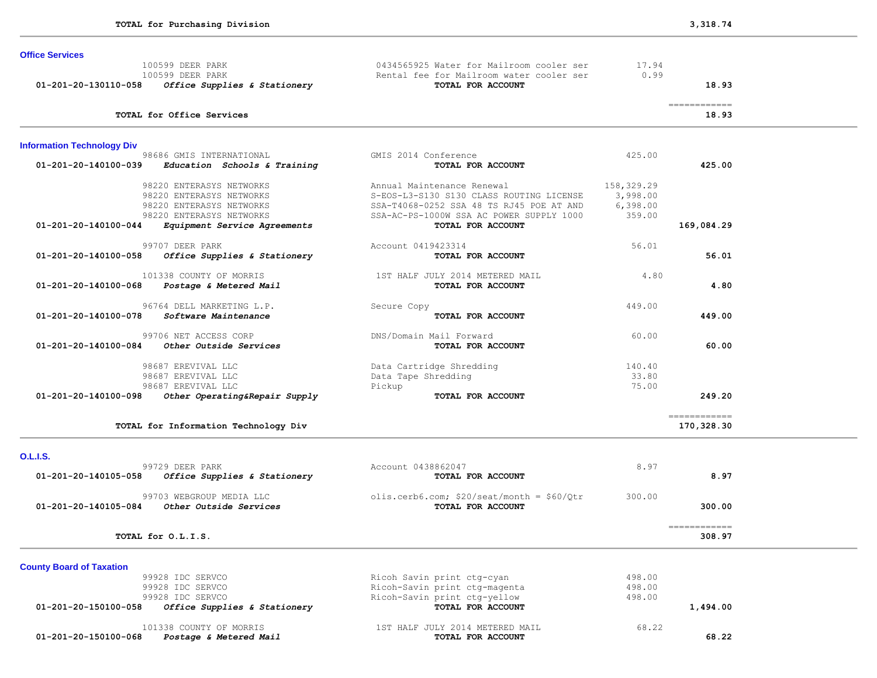**TOTAL for Purchasing Division** 3,318.74

## Office Services

| Account | Vendor | Description | Amount | Total |
|---|---|---|---|---|
| | 100599 DEER PARK | 0434565925 Water for Mailroom cooler ser | 17.94 | |
| | 100599 DEER PARK | Rental fee for Mailroom water cooler ser | 0.99 | |
| **01-201-20-130110-058** | ***Office Supplies & Stationery*** | **TOTAL FOR ACCOUNT** | | **18.93** |
| | **TOTAL for Office Services** | | | **18.93** |

## Information Technology Div

| Account | Vendor | Description | Amount | Total |
|---|---|---|---|---|
| | 98686 GMIS INTERNATIONAL | GMIS 2014 Conference | 425.00 | |
| **01-201-20-140100-039** | ***Education Schools & Training*** | **TOTAL FOR ACCOUNT** | | **425.00** |
| | 98220 ENTERASYS NETWORKS | Annual Maintenance Renewal | 158,329.29 | |
| | 98220 ENTERASYS NETWORKS | S-EOS-L3-S130 S130 CLASS ROUTING LICENSE | 3,998.00 | |
| | 98220 ENTERASYS NETWORKS | SSA-T4068-0252 SSA 48 TS RJ45 POE AT AND | 6,398.00 | |
| | 98220 ENTERASYS NETWORKS | SSA-AC-PS-1000W SSA AC POWER SUPPLY 1000 | 359.00 | |
| **01-201-20-140100-044** | ***Equipment Service Agreements*** | **TOTAL FOR ACCOUNT** | | **169,084.29** |
| | 99707 DEER PARK | Account 0419423314 | 56.01 | |
| **01-201-20-140100-058** | ***Office Supplies & Stationery*** | **TOTAL FOR ACCOUNT** | | **56.01** |
| | 101338 COUNTY OF MORRIS | 1ST HALF JULY 2014 METERED MAIL | 4.80 | |
| **01-201-20-140100-068** | ***Postage & Metered Mail*** | **TOTAL FOR ACCOUNT** | | **4.80** |
| | 96764 DELL MARKETING L.P. | Secure Copy | 449.00 | |
| **01-201-20-140100-078** | ***Software Maintenance*** | **TOTAL FOR ACCOUNT** | | **449.00** |
| | 99706 NET ACCESS CORP | DNS/Domain Mail Forward | 60.00 | |
| **01-201-20-140100-084** | ***Other Outside Services*** | **TOTAL FOR ACCOUNT** | | **60.00** |
| | 98687 EREVIVAL LLC | Data Cartridge Shredding | 140.40 | |
| | 98687 EREVIVAL LLC | Data Tape Shredding | 33.80 | |
| | 98687 EREVIVAL LLC | Pickup | 75.00 | |
| **01-201-20-140100-098** | ***Other Operating&Repair Supply*** | **TOTAL FOR ACCOUNT** | | **249.20** |
| | **TOTAL for Information Technology Div** | | | **170,328.30** |

## O.L.I.S.

| Account | Vendor | Description | Amount | Total |
|---|---|---|---|---|
| | 99729 DEER PARK | Account 0438862047 | 8.97 | |
| **01-201-20-140105-058** | ***Office Supplies & Stationery*** | **TOTAL FOR ACCOUNT** | | **8.97** |
| | 99703 WEBGROUP MEDIA LLC | olis.cerb6.com; $20/seat/month = $60/Qtr | 300.00 | |
| **01-201-20-140105-084** | ***Other Outside Services*** | **TOTAL FOR ACCOUNT** | | **300.00** |
| | **TOTAL for O.L.I.S.** | | | **308.97** |

## County Board of Taxation

| Account | Vendor | Description | Amount | Total |
|---|---|---|---|---|
| | 99928 IDC SERVCO | Ricoh Savin print ctg-cyan | 498.00 | |
| | 99928 IDC SERVCO | Ricoh-Savin print ctg-magenta | 498.00 | |
| | 99928 IDC SERVCO | Ricoh-Savin print ctg-yellow | 498.00 | |
| **01-201-20-150100-058** | ***Office Supplies & Stationery*** | **TOTAL FOR ACCOUNT** | | **1,494.00** |
| | 101338 COUNTY OF MORRIS | 1ST HALF JULY 2014 METERED MAIL | 68.22 | |
| **01-201-20-150100-068** | ***Postage & Metered Mail*** | **TOTAL FOR ACCOUNT** | | **68.22** |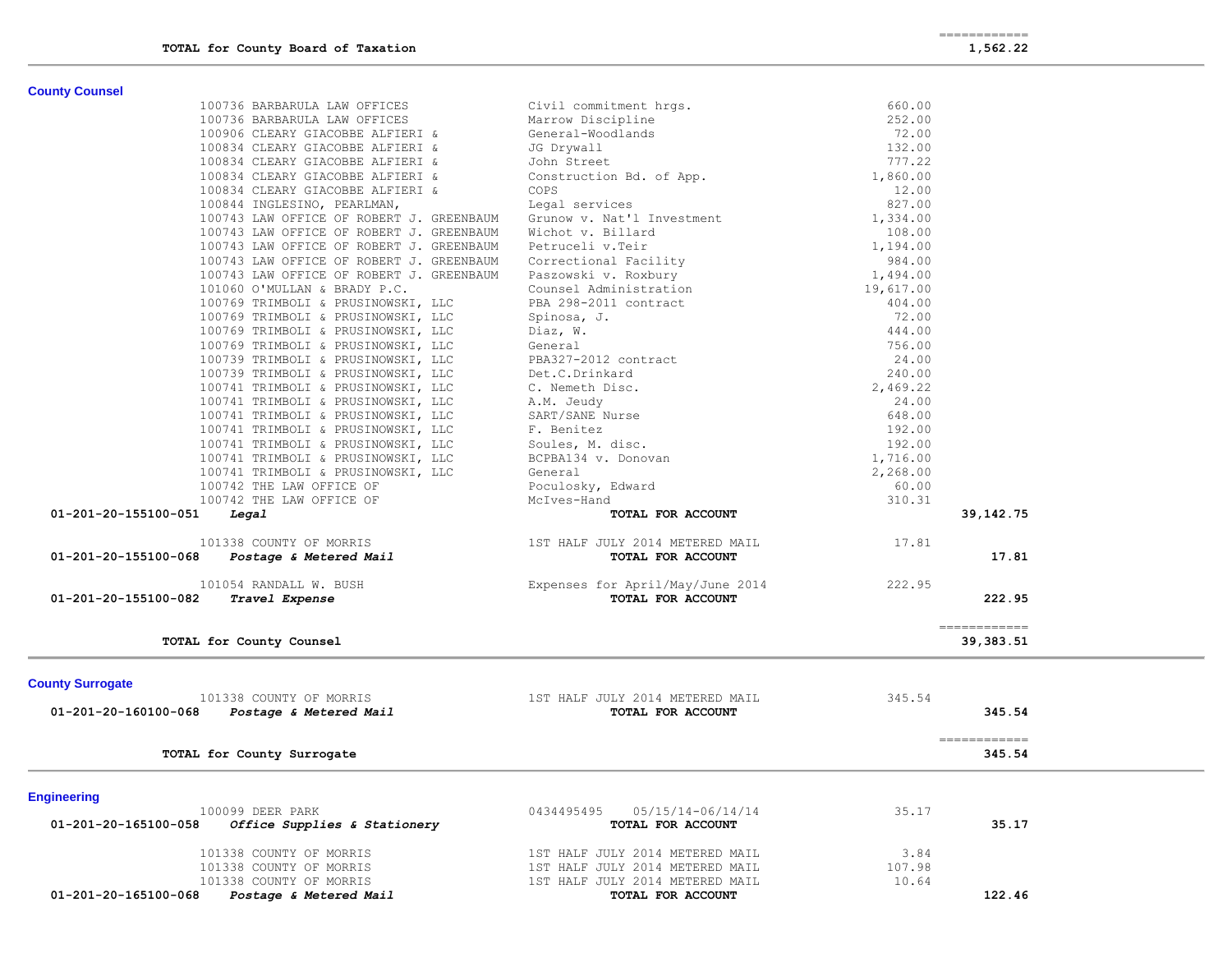| | | | | |
|---|---|---|---|---|
| **TOTAL for County Board of Taxation** | | | | 1,562.22 |

## County Counsel

| Account | Vendor | Description | Amount | Total |
|---|---|---|---|---|
| | 100736 BARBARULA LAW OFFICES | Civil commitment hrgs. | 660.00 | |
| | 100736 BARBARULA LAW OFFICES | Marrow Discipline | 252.00 | |
| | 100906 CLEARY GIACOBBE ALFIERI & | General-Woodlands | 72.00 | |
| | 100834 CLEARY GIACOBBE ALFIERI & | JG Drywall | 132.00 | |
| | 100834 CLEARY GIACOBBE ALFIERI & | John Street | 777.22 | |
| | 100834 CLEARY GIACOBBE ALFIERI & | Construction Bd. of App. | 1,860.00 | |
| | 100834 CLEARY GIACOBBE ALFIERI & | COPS | 12.00 | |
| | 100844 INGLESINO, PEARLMAN, | Legal services | 827.00 | |
| | 100743 LAW OFFICE OF ROBERT J. GREENBAUM | Grunow v. Nat'l Investment | 1,334.00 | |
| | 100743 LAW OFFICE OF ROBERT J. GREENBAUM | Wichot v. Billard | 108.00 | |
| | 100743 LAW OFFICE OF ROBERT J. GREENBAUM | Petruceli v.Teir | 1,194.00 | |
| | 100743 LAW OFFICE OF ROBERT J. GREENBAUM | Correctional Facility | 984.00 | |
| | 100743 LAW OFFICE OF ROBERT J. GREENBAUM | Paszowski v. Roxbury | 1,494.00 | |
| | 101060 O'MULLAN & BRADY P.C. | Counsel Administration | 19,617.00 | |
| | 100769 TRIMBOLI & PRUSINOWSKI, LLC | PBA 298-2011 contract | 404.00 | |
| | 100769 TRIMBOLI & PRUSINOWSKI, LLC | Spinosa, J. | 72.00 | |
| | 100769 TRIMBOLI & PRUSINOWSKI, LLC | Diaz, W. | 444.00 | |
| | 100769 TRIMBOLI & PRUSINOWSKI, LLC | General | 756.00 | |
| | 100739 TRIMBOLI & PRUSINOWSKI, LLC | PBA327-2012 contract | 24.00 | |
| | 100739 TRIMBOLI & PRUSINOWSKI, LLC | Det.C.Drinkard | 240.00 | |
| | 100741 TRIMBOLI & PRUSINOWSKI, LLC | C. Nemeth Disc. | 2,469.22 | |
| | 100741 TRIMBOLI & PRUSINOWSKI, LLC | A.M. Jeudy | 24.00 | |
| | 100741 TRIMBOLI & PRUSINOWSKI, LLC | SART/SANE Nurse | 648.00 | |
| | 100741 TRIMBOLI & PRUSINOWSKI, LLC | F. Benitez | 192.00 | |
| | 100741 TRIMBOLI & PRUSINOWSKI, LLC | Soules, M. disc. | 192.00 | |
| | 100741 TRIMBOLI & PRUSINOWSKI, LLC | BCPBA134 v. Donovan | 1,716.00 | |
| | 100741 TRIMBOLI & PRUSINOWSKI, LLC | General | 2,268.00 | |
| | 100742 THE LAW OFFICE OF | Poculosky, Edward | 60.00 | |
| | 100742 THE LAW OFFICE OF | McIves-Hand | 310.31 | |
| **01-201-20-155100-051** | ***Legal*** | **TOTAL FOR ACCOUNT** | | **39,142.75** |
| | 101338 COUNTY OF MORRIS | 1ST HALF JULY 2014 METERED MAIL | 17.81 | |
| **01-201-20-155100-068** | ***Postage & Metered Mail*** | **TOTAL FOR ACCOUNT** | | **17.81** |
| | 101054 RANDALL W. BUSH | Expenses for April/May/June 2014 | 222.95 | |
| **01-201-20-155100-082** | ***Travel Expense*** | **TOTAL FOR ACCOUNT** | | **222.95** |
| **TOTAL for County Counsel** | | | | **39,383.51** |

## County Surrogate

| Account | Vendor | Description | Amount | Total |
|---|---|---|---|---|
| | 101338 COUNTY OF MORRIS | 1ST HALF JULY 2014 METERED MAIL | 345.54 | |
| **01-201-20-160100-068** | ***Postage & Metered Mail*** | **TOTAL FOR ACCOUNT** | | **345.54** |
| **TOTAL for County Surrogate** | | | | **345.54** |

## Engineering

| Account | Vendor | Description | Amount | Total |
|---|---|---|---|---|
| | 100099 DEER PARK | 0434495495 05/15/14-06/14/14 | 35.17 | |
| **01-201-20-165100-058** | ***Office Supplies & Stationery*** | **TOTAL FOR ACCOUNT** | | **35.17** |
| | 101338 COUNTY OF MORRIS | 1ST HALF JULY 2014 METERED MAIL | 3.84 | |
| | 101338 COUNTY OF MORRIS | 1ST HALF JULY 2014 METERED MAIL | 107.98 | |
| | 101338 COUNTY OF MORRIS | 1ST HALF JULY 2014 METERED MAIL | 10.64 | |
| **01-201-20-165100-068** | ***Postage & Metered Mail*** | **TOTAL FOR ACCOUNT** | | **122.46** |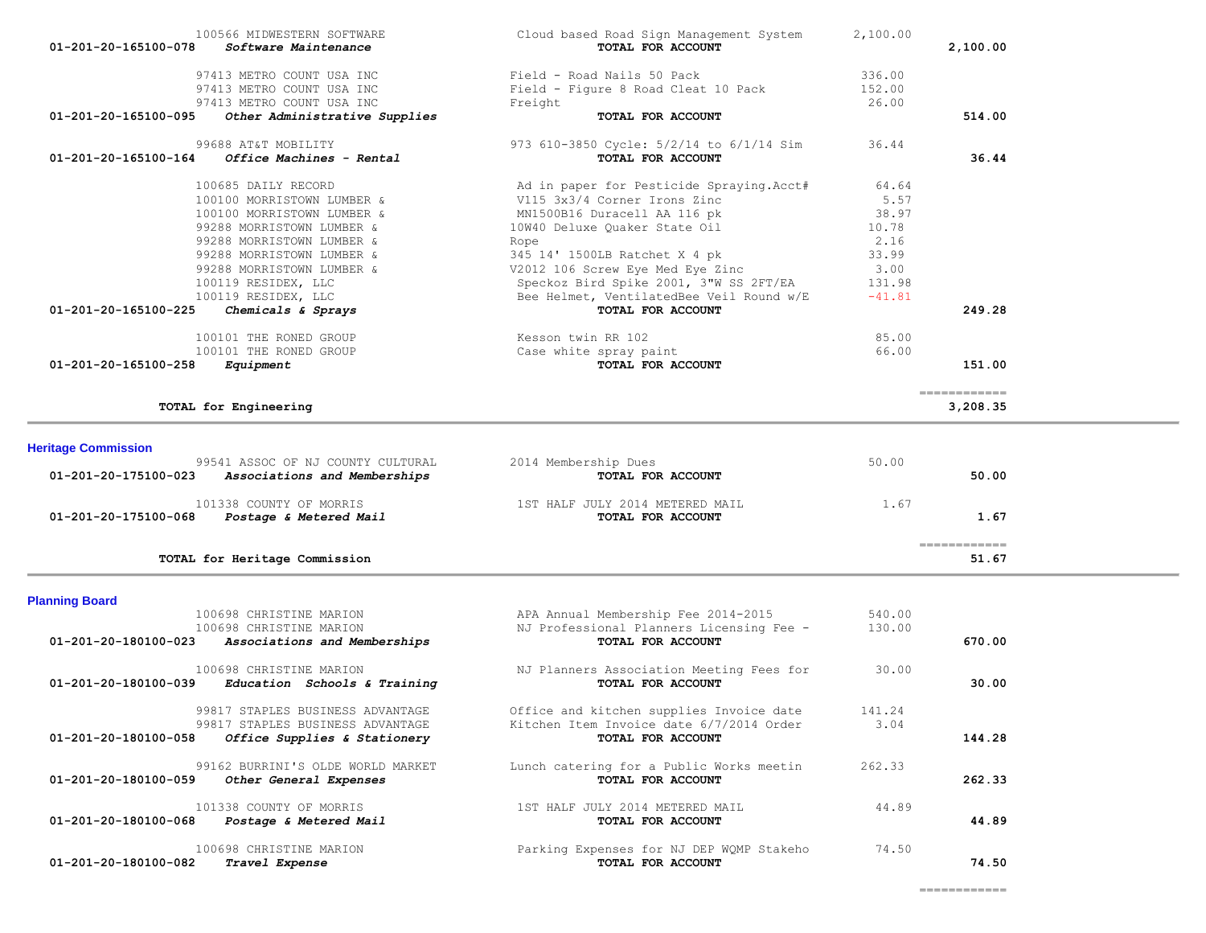| Account | Vendor / Description | Description | Amount | Total |
|---|---|---|---|---|
| | 100566 MIDWESTERN SOFTWARE | Cloud based Road Sign Management System | 2,100.00 | |
| 01-201-20-165100-078 | *Software Maintenance* | **TOTAL FOR ACCOUNT** | | **2,100.00** |
| | 97413 METRO COUNT USA INC | Field - Road Nails 50 Pack | 336.00 | |
| | 97413 METRO COUNT USA INC | Field - Figure 8 Road Cleat 10 Pack | 152.00 | |
| | 97413 METRO COUNT USA INC | Freight | 26.00 | |
| 01-201-20-165100-095 | *Other Administrative Supplies* | **TOTAL FOR ACCOUNT** | | **514.00** |
| | 99688 AT&T MOBILITY | 973 610-3850 Cycle: 5/2/14 to 6/1/14 Sim | 36.44 | |
| 01-201-20-165100-164 | *Office Machines - Rental* | **TOTAL FOR ACCOUNT** | | **36.44** |
| | 100685 DAILY RECORD | Ad in paper for Pesticide Spraying.Acct# | 64.64 | |
| | 100100 MORRISTOWN LUMBER & | V115 3x3/4 Corner Irons Zinc | 5.57 | |
| | 100100 MORRISTOWN LUMBER & | MN1500B16 Duracell AA 116 pk | 38.97 | |
| | 99288 MORRISTOWN LUMBER & | 10W40 Deluxe Quaker State Oil | 10.78 | |
| | 99288 MORRISTOWN LUMBER & | Rope | 2.16 | |
| | 99288 MORRISTOWN LUMBER & | 345 14' 1500LB Ratchet X 4 pk | 33.99 | |
| | 99288 MORRISTOWN LUMBER & | V2012 106 Screw Eye Med Eye Zinc | 3.00 | |
| | 100119 RESIDEX, LLC | Speckoz Bird Spike 2001, 3"W SS 2FT/EA | 131.98 | |
| | 100119 RESIDEX, LLC | Bee Helmet, VentilatedBee Veil Round w/E | -41.81 | |
| 01-201-20-165100-225 | *Chemicals & Sprays* | **TOTAL FOR ACCOUNT** | | **249.28** |
| | 100101 THE RONED GROUP | Kesson twin RR 102 | 85.00 | |
| | 100101 THE RONED GROUP | Case white spray paint | 66.00 | |
| 01-201-20-165100-258 | *Equipment* | **TOTAL FOR ACCOUNT** | | **151.00** |
| | **TOTAL for Engineering** | | | **3,208.35** |

## Heritage Commission

| Account | Vendor / Description | Description | Amount | Total |
|---|---|---|---|---|
| | 99541 ASSOC OF NJ COUNTY CULTURAL | 2014 Membership Dues | 50.00 | |
| 01-201-20-175100-023 | *Associations and Memberships* | **TOTAL FOR ACCOUNT** | | **50.00** |
| | 101338 COUNTY OF MORRIS | 1ST HALF JULY 2014 METERED MAIL | 1.67 | |
| 01-201-20-175100-068 | *Postage & Metered Mail* | **TOTAL FOR ACCOUNT** | | **1.67** |
| | **TOTAL for Heritage Commission** | | | **51.67** |

## Planning Board

| Account | Vendor / Description | Description | Amount | Total |
|---|---|---|---|---|
| | 100698 CHRISTINE MARION | APA Annual Membership Fee 2014-2015 | 540.00 | |
| | 100698 CHRISTINE MARION | NJ Professional Planners Licensing Fee - | 130.00 | |
| 01-201-20-180100-023 | *Associations and Memberships* | **TOTAL FOR ACCOUNT** | | **670.00** |
| | 100698 CHRISTINE MARION | NJ Planners Association Meeting Fees for | 30.00 | |
| 01-201-20-180100-039 | *Education Schools & Training* | **TOTAL FOR ACCOUNT** | | **30.00** |
| | 99817 STAPLES BUSINESS ADVANTAGE | Office and kitchen supplies Invoice date | 141.24 | |
| | 99817 STAPLES BUSINESS ADVANTAGE | Kitchen Item Invoice date 6/7/2014 Order | 3.04 | |
| 01-201-20-180100-058 | *Office Supplies & Stationery* | **TOTAL FOR ACCOUNT** | | **144.28** |
| | 99162 BURRINI'S OLDE WORLD MARKET | Lunch catering for a Public Works meetin | 262.33 | |
| 01-201-20-180100-059 | *Other General Expenses* | **TOTAL FOR ACCOUNT** | | **262.33** |
| | 101338 COUNTY OF MORRIS | 1ST HALF JULY 2014 METERED MAIL | 44.89 | |
| 01-201-20-180100-068 | *Postage & Metered Mail* | **TOTAL FOR ACCOUNT** | | **44.89** |
| | 100698 CHRISTINE MARION | Parking Expenses for NJ DEP WQMP Stakeho | 74.50 | |
| 01-201-20-180100-082 | *Travel Expense* | **TOTAL FOR ACCOUNT** | | **74.50** |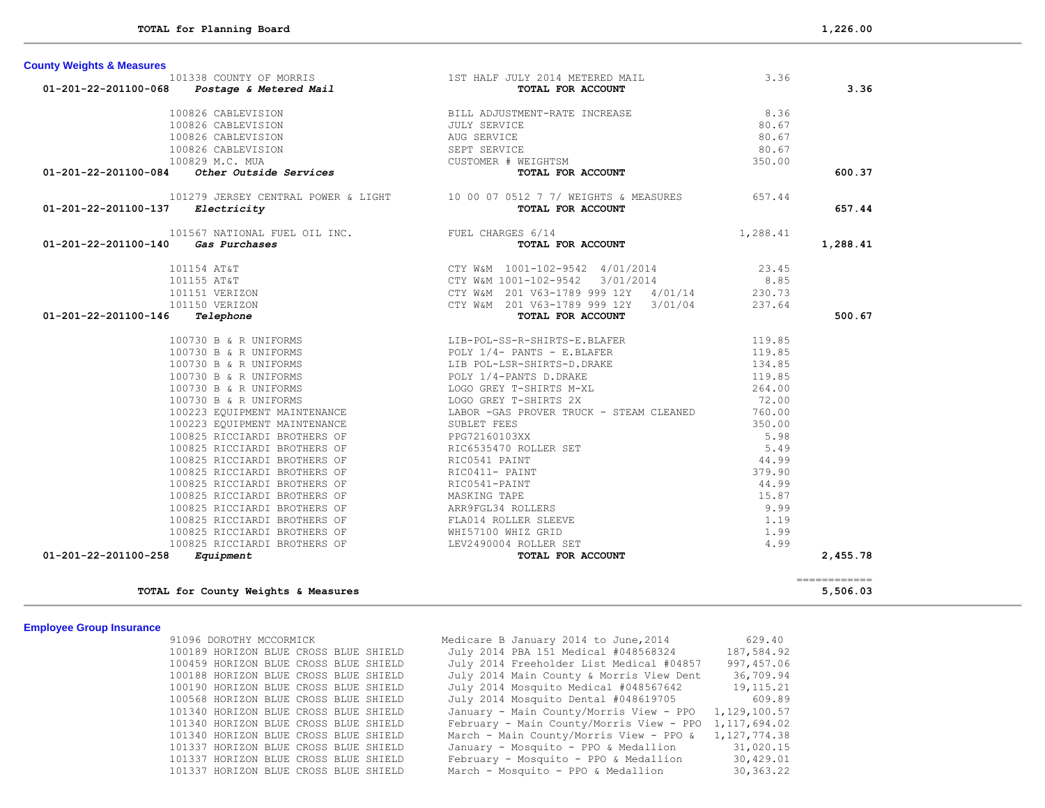**TOTAL for Planning Board** 1,226.00

### County Weights & Measures

| Account | Vendor | Description | Amount | Total |
|---|---|---|---|---|
| | 101338 COUNTY OF MORRIS | 1ST HALF JULY 2014 METERED MAIL | 3.36 | |
| 01-201-22-201100-068 | *Postage & Metered Mail* | **TOTAL FOR ACCOUNT** | | **3.36** |
| | 100826 CABLEVISION | BILL ADJUSTMENT-RATE INCREASE | 8.36 | |
| | 100826 CABLEVISION | JULY SERVICE | 80.67 | |
| | 100826 CABLEVISION | AUG SERVICE | 80.67 | |
| | 100826 CABLEVISION | SEPT SERVICE | 80.67 | |
| | 100829 M.C. MUA | CUSTOMER # WEIGHTSM | 350.00 | |
| 01-201-22-201100-084 | *Other Outside Services* | **TOTAL FOR ACCOUNT** | | **600.37** |
| | 101279 JERSEY CENTRAL POWER & LIGHT | 10 00 07 0512 7 7/ WEIGHTS & MEASURES | 657.44 | |
| 01-201-22-201100-137 | *Electricity* | **TOTAL FOR ACCOUNT** | | **657.44** |
| | 101567 NATIONAL FUEL OIL INC. | FUEL CHARGES 6/14 | 1,288.41 | |
| 01-201-22-201100-140 | *Gas Purchases* | **TOTAL FOR ACCOUNT** | | **1,288.41** |
| | 101154 AT&T | CTY W&M 1001-102-9542 4/01/2014 | 23.45 | |
| | 101155 AT&T | CTY W&M 1001-102-9542 3/01/2014 | 8.85 | |
| | 101151 VERIZON | CTY W&M 201 V63-1789 999 12Y 4/01/14 | 230.73 | |
| | 101150 VERIZON | CTY W&M 201 V63-1789 999 12Y 3/01/04 | 237.64 | |
| 01-201-22-201100-146 | *Telephone* | **TOTAL FOR ACCOUNT** | | **500.67** |
| | 100730 B & R UNIFORMS | LIB-POL-SS-R-SHIRTS-E.BLAFER | 119.85 | |
| | 100730 B & R UNIFORMS | POLY 1/4- PANTS - E.BLAFER | 119.85 | |
| | 100730 B & R UNIFORMS | LIB POL-LSR-SHIRTS-D.DRAKE | 134.85 | |
| | 100730 B & R UNIFORMS | POLY 1/4-PANTS D.DRAKE | 119.85 | |
| | 100730 B & R UNIFORMS | LOGO GREY T-SHIRTS M-XL | 264.00 | |
| | 100730 B & R UNIFORMS | LOGO GREY T-SHIRTS 2X | 72.00 | |
| | 100223 EQUIPMENT MAINTENANCE | LABOR -GAS PROVER TRUCK - STEAM CLEANED | 760.00 | |
| | 100223 EQUIPMENT MAINTENANCE | SUBLET FEES | 350.00 | |
| | 100825 RICCIARDI BROTHERS OF | PPG72160103XX | 5.98 | |
| | 100825 RICCIARDI BROTHERS OF | RIC6535470 ROLLER SET | 5.49 | |
| | 100825 RICCIARDI BROTHERS OF | RIC0541 PAINT | 44.99 | |
| | 100825 RICCIARDI BROTHERS OF | RIC0411- PAINT | 379.90 | |
| | 100825 RICCIARDI BROTHERS OF | RIC0541-PAINT | 44.99 | |
| | 100825 RICCIARDI BROTHERS OF | MASKING TAPE | 15.87 | |
| | 100825 RICCIARDI BROTHERS OF | ARR9FGL34 ROLLERS | 9.99 | |
| | 100825 RICCIARDI BROTHERS OF | FLA014 ROLLER SLEEVE | 1.19 | |
| | 100825 RICCIARDI BROTHERS OF | WHI57100 WHIZ GRID | 1.99 | |
| | 100825 RICCIARDI BROTHERS OF | LEV2490004 ROLLER SET | 4.99 | |
| 01-201-22-201100-258 | *Equipment* | **TOTAL FOR ACCOUNT** | | **2,455.78** |

**TOTAL for County Weights & Measures** 5,506.03

### Employee Group Insurance

| Vendor | Description | Amount |
|---|---|---|
| 91096 DOROTHY MCCORMICK | Medicare B January 2014 to June,2014 | 629.40 |
| 100189 HORIZON BLUE CROSS BLUE SHIELD | July 2014 PBA 151 Medical #048568324 | 187,584.92 |
| 100459 HORIZON BLUE CROSS BLUE SHIELD | July 2014 Freeholder List Medical #04857 | 997,457.06 |
| 100188 HORIZON BLUE CROSS BLUE SHIELD | July 2014 Main County & Morris View Dent | 36,709.94 |
| 100190 HORIZON BLUE CROSS BLUE SHIELD | July 2014 Mosquito Medical #048567642 | 19,115.21 |
| 100568 HORIZON BLUE CROSS BLUE SHIELD | July 2014 Mosquito Dental #048619705 | 609.89 |
| 101340 HORIZON BLUE CROSS BLUE SHIELD | January - Main County/Morris View - PPO | 1,129,100.57 |
| 101340 HORIZON BLUE CROSS BLUE SHIELD | February - Main County/Morris View - PPO | 1,117,694.02 |
| 101340 HORIZON BLUE CROSS BLUE SHIELD | March - Main County/Morris View - PPO & | 1,127,774.38 |
| 101337 HORIZON BLUE CROSS BLUE SHIELD | January - Mosquito - PPO & Medallion | 31,020.15 |
| 101337 HORIZON BLUE CROSS BLUE SHIELD | February - Mosquito - PPO & Medallion | 30,429.01 |
| 101337 HORIZON BLUE CROSS BLUE SHIELD | March - Mosquito - PPO & Medallion | 30,363.22 |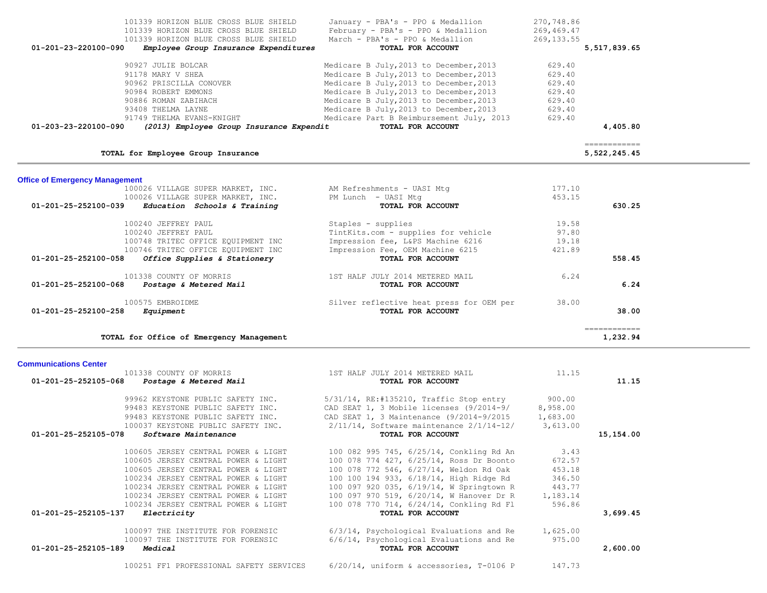| Account | Vendor / Account Name | Description | Amount | Total |
|---|---|---|---|---|
| | 101339 HORIZON BLUE CROSS BLUE SHIELD | January - PBA's - PPO & Medallion | 270,748.86 | |
| | 101339 HORIZON BLUE CROSS BLUE SHIELD | February - PBA's - PPO & Medallion | 269,469.47 | |
| | 101339 HORIZON BLUE CROSS BLUE SHIELD | March - PBA's - PPO & Medallion | 269,133.55 | |
| **01-201-23-220100-090** | ***Employee Group Insurance Expenditures*** | **TOTAL FOR ACCOUNT** | | **5,517,839.65** |
| | 90927 JULIE BOLCAR | Medicare B July,2013 to December,2013 | 629.40 | |
| | 91178 MARY V SHEA | Medicare B July,2013 to December,2013 | 629.40 | |
| | 90962 PRISCILLA CONOVER | Medicare B July,2013 to December,2013 | 629.40 | |
| | 90984 ROBERT EMMONS | Medicare B July,2013 to December,2013 | 629.40 | |
| | 90886 ROMAN ZABIHACH | Medicare B July,2013 to December,2013 | 629.40 | |
| | 93408 THELMA LAYNE | Medicare B July,2013 to December,2013 | 629.40 | |
| | 91749 THELMA EVANS-KNIGHT | Medicare Part B Reimbursement July, 2013 | 629.40 | |
| **01-203-23-220100-090** | ***(2013) Employee Group Insurance Expendit*** | **TOTAL FOR ACCOUNT** | | **4,405.80** |
| | **TOTAL for Employee Group Insurance** | | | **5,522,245.45** |

## Office of Emergency Management

| Account | Vendor / Account Name | Description | Amount | Total |
|---|---|---|---|---|
| | 100026 VILLAGE SUPER MARKET, INC. | AM Refreshments - UASI Mtg | 177.10 | |
| | 100026 VILLAGE SUPER MARKET, INC. | PM Lunch - UASI Mtg | 453.15 | |
| **01-201-25-252100-039** | ***Education Schools & Training*** | **TOTAL FOR ACCOUNT** | | **630.25** |
| | 100240 JEFFREY PAUL | Staples - supplies | 19.58 | |
| | 100240 JEFFREY PAUL | TintKits.com - supplies for vehicle | 97.80 | |
| | 100748 TRITEC OFFICE EQUIPMENT INC | Impression fee, L&PS Machine 6216 | 19.18 | |
| | 100746 TRITEC OFFICE EQUIPMENT INC | Impression Fee, OEM Machine 6215 | 421.89 | |
| **01-201-25-252100-058** | ***Office Supplies & Stationery*** | **TOTAL FOR ACCOUNT** | | **558.45** |
| | 101338 COUNTY OF MORRIS | 1ST HALF JULY 2014 METERED MAIL | 6.24 | |
| **01-201-25-252100-068** | ***Postage & Metered Mail*** | **TOTAL FOR ACCOUNT** | | **6.24** |
| | 100575 EMBROIDME | Silver reflective heat press for OEM per | 38.00 | |
| **01-201-25-252100-258** | ***Equipment*** | **TOTAL FOR ACCOUNT** | | **38.00** |
| | **TOTAL for Office of Emergency Management** | | | **1,232.94** |

## Communications Center

| Account | Vendor / Account Name | Description | Amount | Total |
|---|---|---|---|---|
| | 101338 COUNTY OF MORRIS | 1ST HALF JULY 2014 METERED MAIL | 11.15 | |
| **01-201-25-252105-068** | ***Postage & Metered Mail*** | **TOTAL FOR ACCOUNT** | | **11.15** |
| | 99962 KEYSTONE PUBLIC SAFETY INC. | 5/31/14, RE:#135210, Traffic Stop entry | 900.00 | |
| | 99483 KEYSTONE PUBLIC SAFETY INC. | CAD SEAT 1, 3 Mobile licenses (9/2014-9/ | 8,958.00 | |
| | 99483 KEYSTONE PUBLIC SAFETY INC. | CAD SEAT 1, 3 Maintenance (9/2014-9/2015 | 1,683.00 | |
| | 100037 KEYSTONE PUBLIC SAFETY INC. | 2/11/14, Software maintenance 2/1/14-12/ | 3,613.00 | |
| **01-201-25-252105-078** | ***Software Maintenance*** | **TOTAL FOR ACCOUNT** | | **15,154.00** |
| | 100605 JERSEY CENTRAL POWER & LIGHT | 100 082 995 745, 6/25/14, Conkling Rd An | 3.43 | |
| | 100605 JERSEY CENTRAL POWER & LIGHT | 100 078 774 427, 6/25/14, Ross Dr Boonto | 672.57 | |
| | 100605 JERSEY CENTRAL POWER & LIGHT | 100 078 772 546, 6/27/14, Weldon Rd Oak | 453.18 | |
| | 100234 JERSEY CENTRAL POWER & LIGHT | 100 100 194 933, 6/18/14, High Ridge Rd | 346.50 | |
| | 100234 JERSEY CENTRAL POWER & LIGHT | 100 097 920 035, 6/19/14, W Springtown R | 443.77 | |
| | 100234 JERSEY CENTRAL POWER & LIGHT | 100 097 970 519, 6/20/14, W Hanover Dr R | 1,183.14 | |
| | 100234 JERSEY CENTRAL POWER & LIGHT | 100 078 770 714, 6/24/14, Conkling Rd Fl | 596.86 | |
| **01-201-25-252105-137** | ***Electricity*** | **TOTAL FOR ACCOUNT** | | **3,699.45** |
| | 100097 THE INSTITUTE FOR FORENSIC | 6/3/14, Psychological Evaluations and Re | 1,625.00 | |
| | 100097 THE INSTITUTE FOR FORENSIC | 6/6/14, Psychological Evaluations and Re | 975.00 | |
| **01-201-25-252105-189** | ***Medical*** | **TOTAL FOR ACCOUNT** | | **2,600.00** |
| | 100251 FF1 PROFESSIONAL SAFETY SERVICES | 6/20/14, uniform & accessories, T-0106 P | 147.73 | |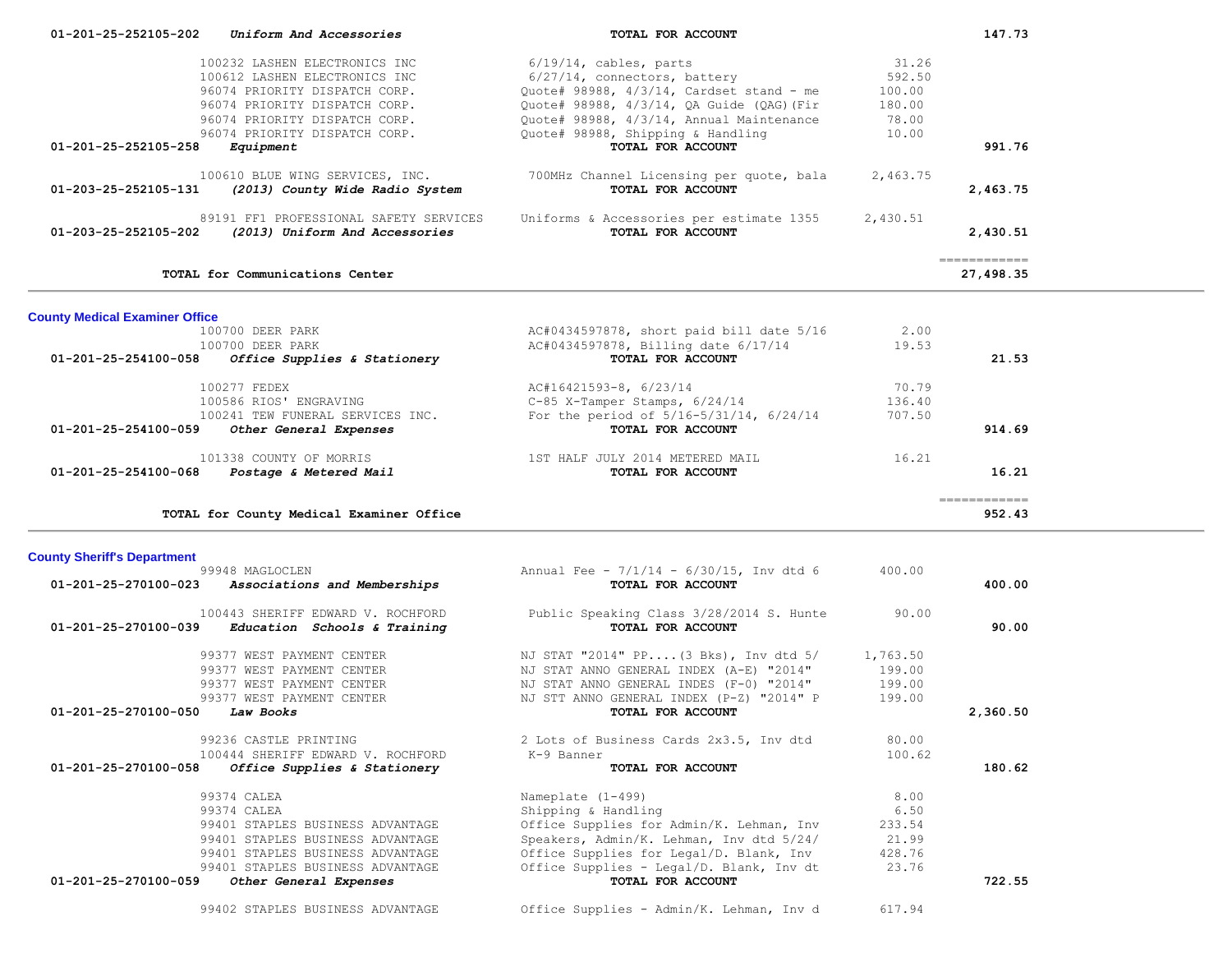| Account | Vendor | Description | Amount | Total |
|---|---|---|---|---|
| 01-201-25-252105-202 *Uniform And Accessories* | | **TOTAL FOR ACCOUNT** | | **147.73** |
| | 100232 LASHEN ELECTRONICS INC | 6/19/14, cables, parts | 31.26 | |
| | 100612 LASHEN ELECTRONICS INC | 6/27/14, connectors, battery | 592.50 | |
| | 96074 PRIORITY DISPATCH CORP. | Quote# 98988, 4/3/14, Cardset stand - me | 100.00 | |
| | 96074 PRIORITY DISPATCH CORP. | Quote# 98988, 4/3/14, QA Guide (QAG)(Fir | 180.00 | |
| | 96074 PRIORITY DISPATCH CORP. | Quote# 98988, 4/3/14, Annual Maintenance | 78.00 | |
| | 96074 PRIORITY DISPATCH CORP. | Quote# 98988, Shipping & Handling | 10.00 | |
| 01-201-25-252105-258 *Equipment* | | **TOTAL FOR ACCOUNT** | | **991.76** |
| | 100610 BLUE WING SERVICES, INC. | 700MHz Channel Licensing per quote, bala | 2,463.75 | |
| 01-203-25-252105-131 *(2013) County Wide Radio System* | | **TOTAL FOR ACCOUNT** | | **2,463.75** |
| | 89191 FF1 PROFESSIONAL SAFETY SERVICES | Uniforms & Accessories per estimate 1355 | 2,430.51 | |
| 01-203-25-252105-202 *(2013) Uniform And Accessories* | | **TOTAL FOR ACCOUNT** | | **2,430.51** |
| **TOTAL for Communications Center** | | | | **27,498.35** |

## County Medical Examiner Office

| Account | Vendor | Description | Amount | Total |
|---|---|---|---|---|
| | 100700 DEER PARK | AC#0434597878, short paid bill date 5/16 | 2.00 | |
| | 100700 DEER PARK | AC#0434597878, Billing date 6/17/14 | 19.53 | |
| 01-201-25-254100-058 *Office Supplies & Stationery* | | **TOTAL FOR ACCOUNT** | | **21.53** |
| | 100277 FEDEX | AC#16421593-8, 6/23/14 | 70.79 | |
| | 100586 RIOS' ENGRAVING | C-85 X-Tamper Stamps, 6/24/14 | 136.40 | |
| | 100241 TEW FUNERAL SERVICES INC. | For the period of 5/16-5/31/14, 6/24/14 | 707.50 | |
| 01-201-25-254100-059 *Other General Expenses* | | **TOTAL FOR ACCOUNT** | | **914.69** |
| | 101338 COUNTY OF MORRIS | 1ST HALF JULY 2014 METERED MAIL | 16.21 | |
| 01-201-25-254100-068 *Postage & Metered Mail* | | **TOTAL FOR ACCOUNT** | | **16.21** |
| **TOTAL for County Medical Examiner Office** | | | | **952.43** |

## County Sheriff's Department

| Account | Vendor | Description | Amount | Total |
|---|---|---|---|---|
| | 99948 MAGLOCLEN | Annual Fee - 7/1/14 - 6/30/15, Inv dtd 6 | 400.00 | |
| 01-201-25-270100-023 *Associations and Memberships* | | **TOTAL FOR ACCOUNT** | | **400.00** |
| | 100443 SHERIFF EDWARD V. ROCHFORD | Public Speaking Class 3/28/2014 S. Hunte | 90.00 | |
| 01-201-25-270100-039 *Education Schools & Training* | | **TOTAL FOR ACCOUNT** | | **90.00** |
| | 99377 WEST PAYMENT CENTER | NJ STAT "2014" PP....(3 Bks), Inv dtd 5/ | 1,763.50 | |
| | 99377 WEST PAYMENT CENTER | NJ STAT ANNO GENERAL INDEX (A-E) "2014" | 199.00 | |
| | 99377 WEST PAYMENT CENTER | NJ STAT ANNO GENERAL INDES (F-O) "2014" | 199.00 | |
| | 99377 WEST PAYMENT CENTER | NJ STT ANNO GENERAL INDEX (P-Z) "2014" P | 199.00 | |
| 01-201-25-270100-050 *Law Books* | | **TOTAL FOR ACCOUNT** | | **2,360.50** |
| | 99236 CASTLE PRINTING | 2 Lots of Business Cards 2x3.5, Inv dtd | 80.00 | |
| | 100444 SHERIFF EDWARD V. ROCHFORD | K-9 Banner | 100.62 | |
| 01-201-25-270100-058 *Office Supplies & Stationery* | | **TOTAL FOR ACCOUNT** | | **180.62** |
| | 99374 CALEA | Nameplate (1-499) | 8.00 | |
| | 99374 CALEA | Shipping & Handling | 6.50 | |
| | 99401 STAPLES BUSINESS ADVANTAGE | Office Supplies for Admin/K. Lehman, Inv | 233.54 | |
| | 99401 STAPLES BUSINESS ADVANTAGE | Speakers, Admin/K. Lehman, Inv dtd 5/24/ | 21.99 | |
| | 99401 STAPLES BUSINESS ADVANTAGE | Office Supplies for Legal/D. Blank, Inv | 428.76 | |
| | 99401 STAPLES BUSINESS ADVANTAGE | Office Supplies - Legal/D. Blank, Inv dt | 23.76 | |
| 01-201-25-270100-059 *Other General Expenses* | | **TOTAL FOR ACCOUNT** | | **722.55** |
| | 99402 STAPLES BUSINESS ADVANTAGE | Office Supplies - Admin/K. Lehman, Inv d | 617.94 | |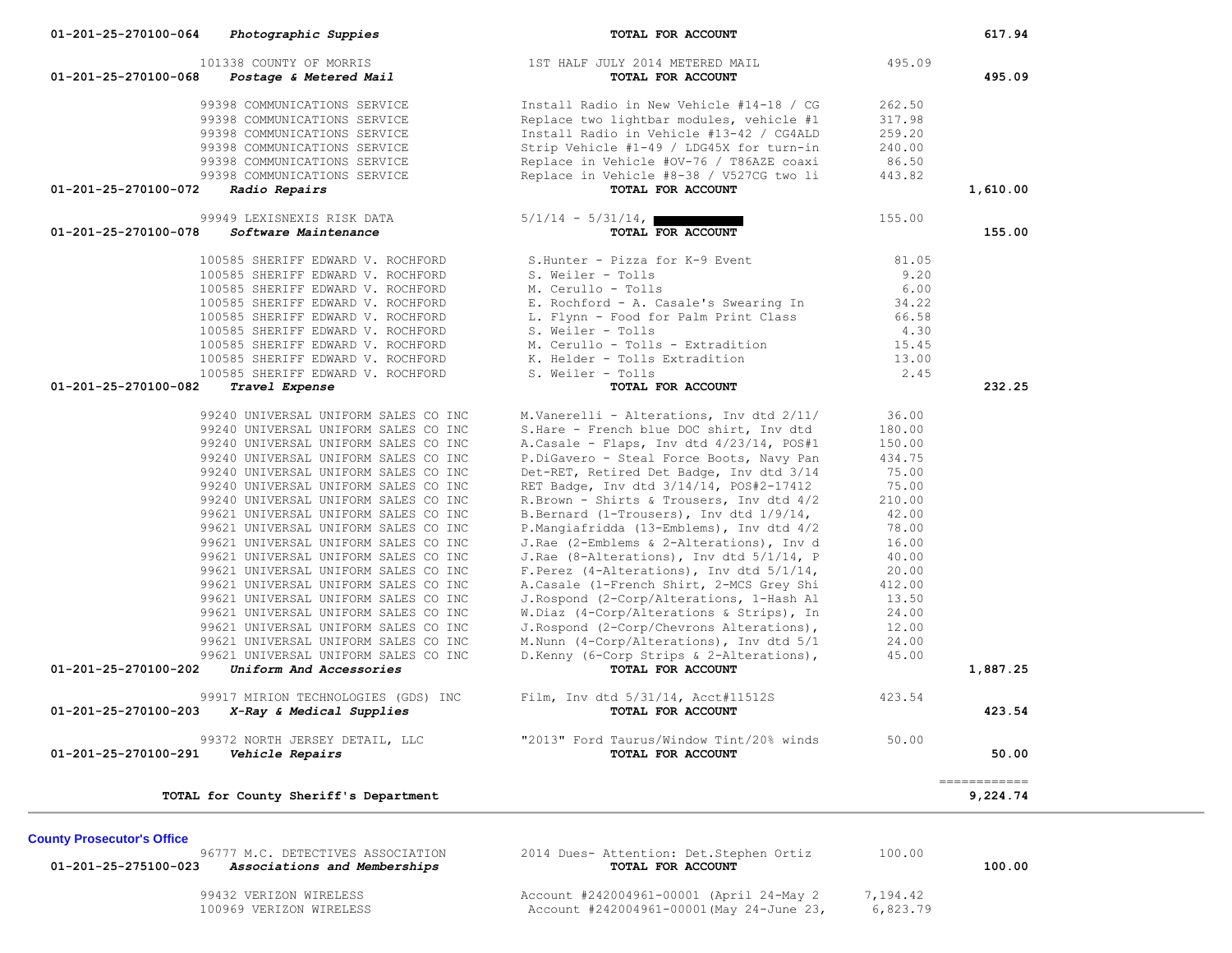| Account | Vendor / Account Name | Description | Amount | Total |
|---|---|---|---|---|
| 01-201-25-270100-064 | *Photographic Suppies* | **TOTAL FOR ACCOUNT** | | 617.94 |
| | 101338 COUNTY OF MORRIS | 1ST HALF JULY 2014 METERED MAIL | 495.09 | |
| 01-201-25-270100-068 | *Postage & Metered Mail* | **TOTAL FOR ACCOUNT** | | 495.09 |
| | 99398 COMMUNICATIONS SERVICE | Install Radio in New Vehicle #14-18 / CG | 262.50 | |
| | 99398 COMMUNICATIONS SERVICE | Replace two lightbar modules, vehicle #1 | 317.98 | |
| | 99398 COMMUNICATIONS SERVICE | Install Radio in Vehicle #13-42 / CG4ALD | 259.20 | |
| | 99398 COMMUNICATIONS SERVICE | Strip Vehicle #1-49 / LDG45X for turn-in | 240.00 | |
| | 99398 COMMUNICATIONS SERVICE | Replace in Vehicle #OV-76 / T86AZE coaxi | 86.50 | |
| | 99398 COMMUNICATIONS SERVICE | Replace in Vehicle #8-38 / V527CG two li | 443.82 | |
| 01-201-25-270100-072 | *Radio Repairs* | **TOTAL FOR ACCOUNT** | | 1,610.00 |
| | 99949 LEXISNEXIS RISK DATA | 5/1/14 - 5/31/14, [REDACTED] | 155.00 | |
| 01-201-25-270100-078 | *Software Maintenance* | **TOTAL FOR ACCOUNT** | | 155.00 |
| | 100585 SHERIFF EDWARD V. ROCHFORD | S.Hunter - Pizza for K-9 Event | 81.05 | |
| | 100585 SHERIFF EDWARD V. ROCHFORD | S. Weiler - Tolls | 9.20 | |
| | 100585 SHERIFF EDWARD V. ROCHFORD | M. Cerullo - Tolls | 6.00 | |
| | 100585 SHERIFF EDWARD V. ROCHFORD | E. Rochford - A. Casale's Swearing In | 34.22 | |
| | 100585 SHERIFF EDWARD V. ROCHFORD | L. Flynn - Food for Palm Print Class | 66.58 | |
| | 100585 SHERIFF EDWARD V. ROCHFORD | S. Weiler - Tolls | 4.30 | |
| | 100585 SHERIFF EDWARD V. ROCHFORD | M. Cerullo - Tolls - Extradition | 15.45 | |
| | 100585 SHERIFF EDWARD V. ROCHFORD | K. Helder - Tolls Extradition | 13.00 | |
| | 100585 SHERIFF EDWARD V. ROCHFORD | S. Weiler - Tolls | 2.45 | |
| 01-201-25-270100-082 | *Travel Expense* | **TOTAL FOR ACCOUNT** | | 232.25 |
| | 99240 UNIVERSAL UNIFORM SALES CO INC | M.Vanerelli - Alterations, Inv dtd 2/11/ | 36.00 | |
| | 99240 UNIVERSAL UNIFORM SALES CO INC | S.Hare - French blue DOC shirt, Inv dtd | 180.00 | |
| | 99240 UNIVERSAL UNIFORM SALES CO INC | A.Casale - Flaps, Inv dtd 4/23/14, POS#1 | 150.00 | |
| | 99240 UNIVERSAL UNIFORM SALES CO INC | P.DiGavero - Steal Force Boots, Navy Pan | 434.75 | |
| | 99240 UNIVERSAL UNIFORM SALES CO INC | Det-RET, Retired Det Badge, Inv dtd 3/14 | 75.00 | |
| | 99240 UNIVERSAL UNIFORM SALES CO INC | RET Badge, Inv dtd 3/14/14, POS#2-17412 | 75.00 | |
| | 99240 UNIVERSAL UNIFORM SALES CO INC | R.Brown - Shirts & Trousers, Inv dtd 4/2 | 210.00 | |
| | 99621 UNIVERSAL UNIFORM SALES CO INC | B.Bernard (1-Trousers), Inv dtd 1/9/14, | 42.00 | |
| | 99621 UNIVERSAL UNIFORM SALES CO INC | P.Mangiafridda (13-Emblems), Inv dtd 4/2 | 78.00 | |
| | 99621 UNIVERSAL UNIFORM SALES CO INC | J.Rae (2-Emblems & 2-Alterations), Inv d | 16.00 | |
| | 99621 UNIVERSAL UNIFORM SALES CO INC | J.Rae (8-Alterations), Inv dtd 5/1/14, P | 40.00 | |
| | 99621 UNIVERSAL UNIFORM SALES CO INC | F.Perez (4-Alterations), Inv dtd 5/1/14, | 20.00 | |
| | 99621 UNIVERSAL UNIFORM SALES CO INC | A.Casale (1-French Shirt, 2-MCS Grey Shi | 412.00 | |
| | 99621 UNIVERSAL UNIFORM SALES CO INC | J.Rospond (2-Corp/Alterations, 1-Hash Al | 13.50 | |
| | 99621 UNIVERSAL UNIFORM SALES CO INC | W.Diaz (4-Corp/Alterations & Strips), In | 24.00 | |
| | 99621 UNIVERSAL UNIFORM SALES CO INC | J.Rospond (2-Corp/Chevrons Alterations), | 12.00 | |
| | 99621 UNIVERSAL UNIFORM SALES CO INC | M.Nunn (4-Corp/Alterations), Inv dtd 5/1 | 24.00 | |
| | 99621 UNIVERSAL UNIFORM SALES CO INC | D.Kenny (6-Corp Strips & 2-Alterations), | 45.00 | |
| 01-201-25-270100-202 | *Uniform And Accessories* | **TOTAL FOR ACCOUNT** | | 1,887.25 |
| | 99917 MIRION TECHNOLOGIES (GDS) INC | Film, Inv dtd 5/31/14, Acct#11512S | 423.54 | |
| 01-201-25-270100-203 | *X-Ray & Medical Supplies* | **TOTAL FOR ACCOUNT** | | 423.54 |
| | 99372 NORTH JERSEY DETAIL, LLC | "2013" Ford Taurus/Window Tint/20% winds | 50.00 | |
| 01-201-25-270100-291 | *Vehicle Repairs* | **TOTAL FOR ACCOUNT** | | 50.00 |
| | **TOTAL for County Sheriff's Department** | | | 9,224.74 |

**County Prosecutor's Office**

| Account | Vendor / Account Name | Description | Amount | Total |
|---|---|---|---|---|
| | 96777 M.C. DETECTIVES ASSOCIATION | 2014 Dues- Attention: Det.Stephen Ortiz | 100.00 | |
| 01-201-25-275100-023 | *Associations and Memberships* | **TOTAL FOR ACCOUNT** | | 100.00 |
| | 99432 VERIZON WIRELESS | Account #242004961-00001 (April 24-May 2 | 7,194.42 | |
| | 100969 VERIZON WIRELESS | Account #242004961-00001(May 24-June 23, | 6,823.79 | |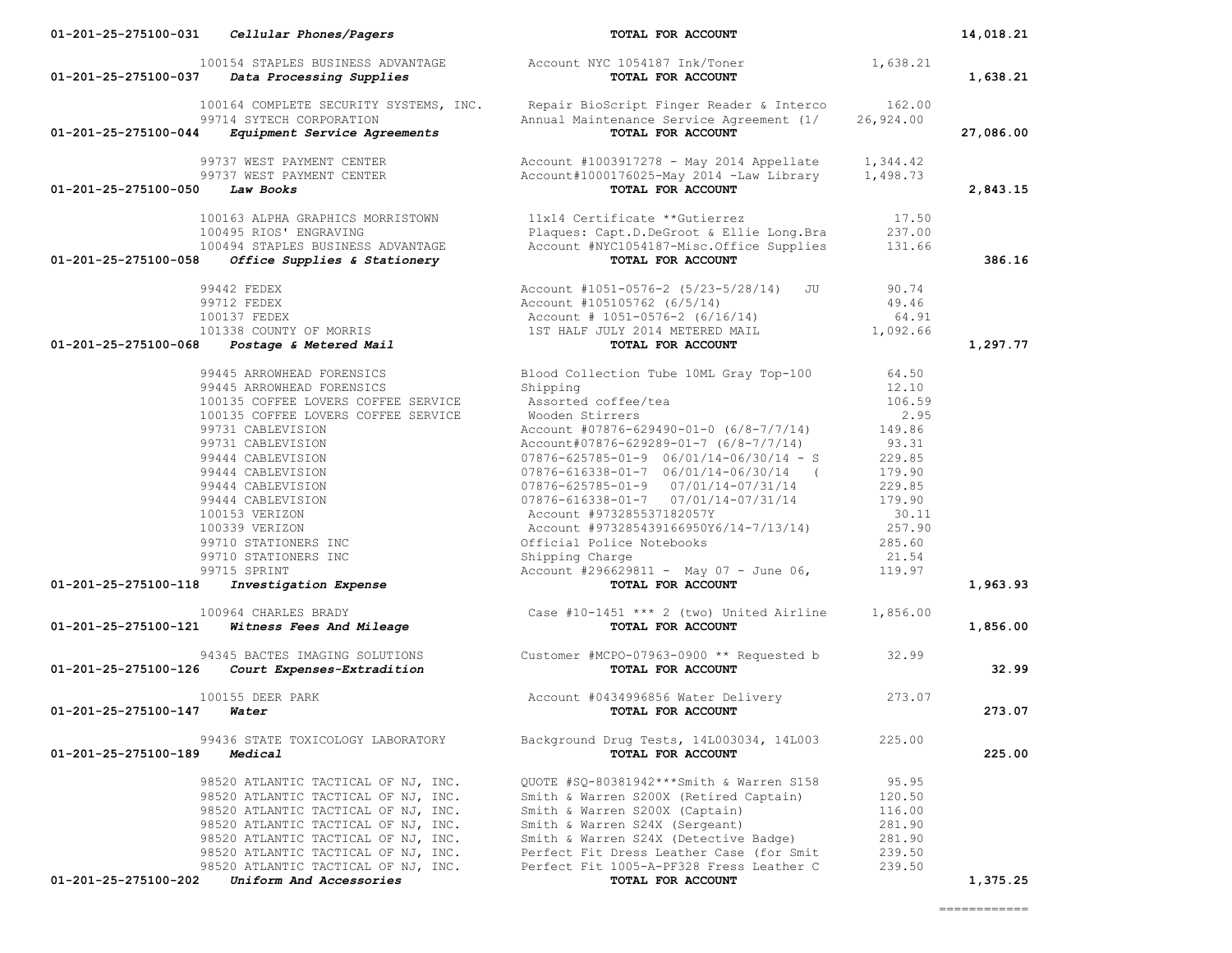| Account | Vendor | Description | Amount | Total |
|---|---|---|---|---|
| 01-201-25-275100-031 *Cellular Phones/Pagers* | | **TOTAL FOR ACCOUNT** | | 14,018.21 |
| | 100154 STAPLES BUSINESS ADVANTAGE | Account NYC 1054187 Ink/Toner | 1,638.21 | |
| 01-201-25-275100-037 *Data Processing Supplies* | | **TOTAL FOR ACCOUNT** | | 1,638.21 |
| | 100164 COMPLETE SECURITY SYSTEMS, INC. | Repair BioScript Finger Reader & Interco | 162.00 | |
| | 99714 SYTECH CORPORATION | Annual Maintenance Service Agreement (1/ | 26,924.00 | |
| 01-201-25-275100-044 *Equipment Service Agreements* | | **TOTAL FOR ACCOUNT** | | 27,086.00 |
| | 99737 WEST PAYMENT CENTER | Account #1003917278 - May 2014 Appellate | 1,344.42 | |
| | 99737 WEST PAYMENT CENTER | Account#1000176025-May 2014 -Law Library | 1,498.73 | |
| 01-201-25-275100-050 *Law Books* | | **TOTAL FOR ACCOUNT** | | 2,843.15 |
| | 100163 ALPHA GRAPHICS MORRISTOWN | 11x14 Certificate **Gutierrez | 17.50 | |
| | 100495 RIOS' ENGRAVING | Plaques: Capt.D.DeGroot & Ellie Long.Bra | 237.00 | |
| | 100494 STAPLES BUSINESS ADVANTAGE | Account #NYC1054187-Misc.Office Supplies | 131.66 | |
| 01-201-25-275100-058 *Office Supplies & Stationery* | | **TOTAL FOR ACCOUNT** | | 386.16 |
| | 99442 FEDEX | Account #1051-0576-2 (5/23-5/28/14) JU | 90.74 | |
| | 99712 FEDEX | Account #105105762 (6/5/14) | 49.46 | |
| | 100137 FEDEX | Account # 1051-0576-2 (6/16/14) | 64.91 | |
| | 101338 COUNTY OF MORRIS | 1ST HALF JULY 2014 METERED MAIL | 1,092.66 | |
| 01-201-25-275100-068 *Postage & Metered Mail* | | **TOTAL FOR ACCOUNT** | | 1,297.77 |
| | 99445 ARROWHEAD FORENSICS | Blood Collection Tube 10ML Gray Top-100 | 64.50 | |
| | 99445 ARROWHEAD FORENSICS | Shipping | 12.10 | |
| | 100135 COFFEE LOVERS COFFEE SERVICE | Assorted coffee/tea | 106.59 | |
| | 100135 COFFEE LOVERS COFFEE SERVICE | Wooden Stirrers | 2.95 | |
| | 99731 CABLEVISION | Account #07876-629490-01-0 (6/8-7/7/14) | 149.86 | |
| | 99731 CABLEVISION | Account#07876-629289-01-7 (6/8-7/7/14) | 93.31 | |
| | 99444 CABLEVISION | 07876-625785-01-9 06/01/14-06/30/14 - S | 229.85 | |
| | 99444 CABLEVISION | 07876-616338-01-7 06/01/14-06/30/14 ( | 179.90 | |
| | 99444 CABLEVISION | 07876-625785-01-9 07/01/14-07/31/14 | 229.85 | |
| | 99444 CABLEVISION | 07876-616338-01-7 07/01/14-07/31/14 | 179.90 | |
| | 100153 VERIZON | Account #973285537182057Y | 30.11 | |
| | 100339 VERIZON | Account #973285439166950Y6/14-7/13/14) | 257.90 | |
| | 99710 STATIONERS INC | Official Police Notebooks | 285.60 | |
| | 99710 STATIONERS INC | Shipping Charge | 21.54 | |
| | 99715 SPRINT | Account #296629811 - May 07 - June 06, | 119.97 | |
| 01-201-25-275100-118 *Investigation Expense* | | **TOTAL FOR ACCOUNT** | | 1,963.93 |
| | 100964 CHARLES BRADY | Case #10-1451 *** 2 (two) United Airline | 1,856.00 | |
| 01-201-25-275100-121 *Witness Fees And Mileage* | | **TOTAL FOR ACCOUNT** | | 1,856.00 |
| | 94345 BACTES IMAGING SOLUTIONS | Customer #MCPO-07963-0900 ** Requested b | 32.99 | |
| 01-201-25-275100-126 *Court Expenses-Extradition* | | **TOTAL FOR ACCOUNT** | | 32.99 |
| | 100155 DEER PARK | Account #0434996856 Water Delivery | 273.07 | |
| 01-201-25-275100-147 *Water* | | **TOTAL FOR ACCOUNT** | | 273.07 |
| | 99436 STATE TOXICOLOGY LABORATORY | Background Drug Tests, 14L003034, 14L003 | 225.00 | |
| 01-201-25-275100-189 *Medical* | | **TOTAL FOR ACCOUNT** | | 225.00 |
| | 98520 ATLANTIC TACTICAL OF NJ, INC. | QUOTE #SQ-80381942***Smith & Warren S158 | 95.95 | |
| | 98520 ATLANTIC TACTICAL OF NJ, INC. | Smith & Warren S200X (Retired Captain) | 120.50 | |
| | 98520 ATLANTIC TACTICAL OF NJ, INC. | Smith & Warren S200X (Captain) | 116.00 | |
| | 98520 ATLANTIC TACTICAL OF NJ, INC. | Smith & Warren S24X (Sergeant) | 281.90 | |
| | 98520 ATLANTIC TACTICAL OF NJ, INC. | Smith & Warren S24X (Detective Badge) | 281.90 | |
| | 98520 ATLANTIC TACTICAL OF NJ, INC. | Perfect Fit Dress Leather Case (for Smit | 239.50 | |
| | 98520 ATLANTIC TACTICAL OF NJ, INC. | Perfect Fit 1005-A-PF328 Fress Leather C | 239.50 | |
| 01-201-25-275100-202 *Uniform And Accessories* | | **TOTAL FOR ACCOUNT** | | 1,375.25 |

============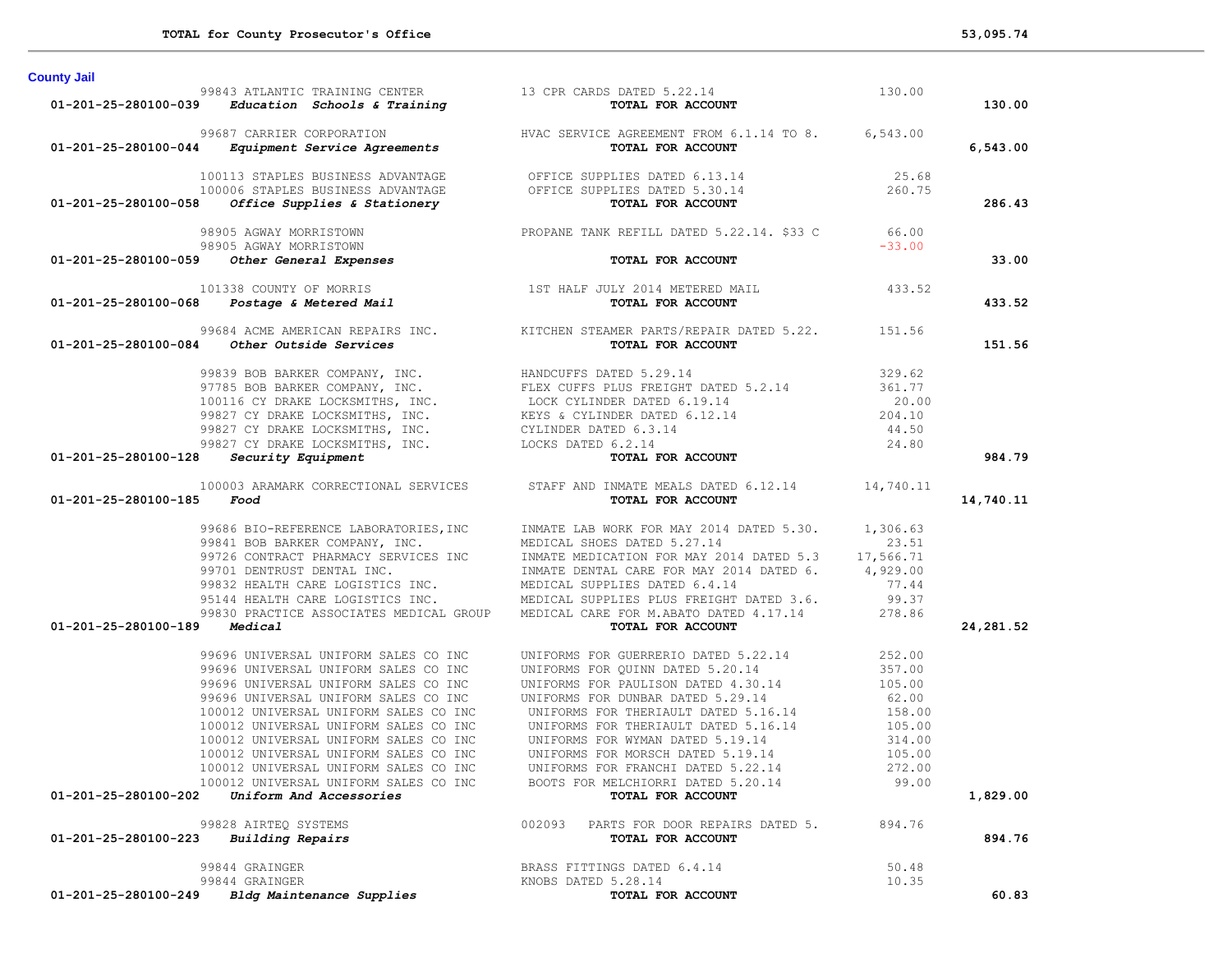**TOTAL for County Prosecutor's Office** 53,095.74

## County Jail

| Account | Vendor | Description | Amount | Total |
|---|---|---|---|---|
| | 99843 ATLANTIC TRAINING CENTER | 13 CPR CARDS DATED 5.22.14 | 130.00 | |
| **01-201-25-280100-039** | ***Education Schools & Training*** | **TOTAL FOR ACCOUNT** | | **130.00** |
| | 99687 CARRIER CORPORATION | HVAC SERVICE AGREEMENT FROM 6.1.14 TO 8. | 6,543.00 | |
| **01-201-25-280100-044** | ***Equipment Service Agreements*** | **TOTAL FOR ACCOUNT** | | **6,543.00** |
| | 100113 STAPLES BUSINESS ADVANTAGE | OFFICE SUPPLIES DATED 6.13.14 | 25.68 | |
| | 100006 STAPLES BUSINESS ADVANTAGE | OFFICE SUPPLIES DATED 5.30.14 | 260.75 | |
| **01-201-25-280100-058** | ***Office Supplies & Stationery*** | **TOTAL FOR ACCOUNT** | | **286.43** |
| | 98905 AGWAY MORRISTOWN | PROPANE TANK REFILL DATED 5.22.14. $33 C | 66.00 | |
| | 98905 AGWAY MORRISTOWN | | -33.00 | |
| **01-201-25-280100-059** | ***Other General Expenses*** | **TOTAL FOR ACCOUNT** | | **33.00** |
| | 101338 COUNTY OF MORRIS | 1ST HALF JULY 2014 METERED MAIL | 433.52 | |
| **01-201-25-280100-068** | ***Postage & Metered Mail*** | **TOTAL FOR ACCOUNT** | | **433.52** |
| | 99684 ACME AMERICAN REPAIRS INC. | KITCHEN STEAMER PARTS/REPAIR DATED 5.22. | 151.56 | |
| **01-201-25-280100-084** | ***Other Outside Services*** | **TOTAL FOR ACCOUNT** | | **151.56** |
| | 99839 BOB BARKER COMPANY, INC. | HANDCUFFS DATED 5.29.14 | 329.62 | |
| | 97785 BOB BARKER COMPANY, INC. | FLEX CUFFS PLUS FREIGHT DATED 5.2.14 | 361.77 | |
| | 100116 CY DRAKE LOCKSMITHS, INC. | LOCK CYLINDER DATED 6.19.14 | 20.00 | |
| | 99827 CY DRAKE LOCKSMITHS, INC. | KEYS & CYLINDER DATED 6.12.14 | 204.10 | |
| | 99827 CY DRAKE LOCKSMITHS, INC. | CYLINDER DATED 6.3.14 | 44.50 | |
| | 99827 CY DRAKE LOCKSMITHS, INC. | LOCKS DATED 6.2.14 | 24.80 | |
| **01-201-25-280100-128** | ***Security Equipment*** | **TOTAL FOR ACCOUNT** | | **984.79** |
| | 100003 ARAMARK CORRECTIONAL SERVICES | STAFF AND INMATE MEALS DATED 6.12.14 | 14,740.11 | |
| **01-201-25-280100-185** | ***Food*** | **TOTAL FOR ACCOUNT** | | **14,740.11** |
| | 99686 BIO-REFERENCE LABORATORIES,INC | INMATE LAB WORK FOR MAY 2014 DATED 5.30. | 1,306.63 | |
| | 99841 BOB BARKER COMPANY, INC. | MEDICAL SHOES DATED 5.27.14 | 23.51 | |
| | 99726 CONTRACT PHARMACY SERVICES INC | INMATE MEDICATION FOR MAY 2014 DATED 5.3 | 17,566.71 | |
| | 99701 DENTRUST DENTAL INC. | INMATE DENTAL CARE FOR MAY 2014 DATED 6. | 4,929.00 | |
| | 99832 HEALTH CARE LOGISTICS INC. | MEDICAL SUPPLIES DATED 6.4.14 | 77.44 | |
| | 95144 HEALTH CARE LOGISTICS INC. | MEDICAL SUPPLIES PLUS FREIGHT DATED 3.6. | 99.37 | |
| | 99830 PRACTICE ASSOCIATES MEDICAL GROUP | MEDICAL CARE FOR M.ABATO DATED 4.17.14 | 278.86 | |
| **01-201-25-280100-189** | ***Medical*** | **TOTAL FOR ACCOUNT** | | **24,281.52** |
| | 99696 UNIVERSAL UNIFORM SALES CO INC | UNIFORMS FOR GUERRERIO DATED 5.22.14 | 252.00 | |
| | 99696 UNIVERSAL UNIFORM SALES CO INC | UNIFORMS FOR QUINN DATED 5.20.14 | 357.00 | |
| | 99696 UNIVERSAL UNIFORM SALES CO INC | UNIFORMS FOR PAULISON DATED 4.30.14 | 105.00 | |
| | 99696 UNIVERSAL UNIFORM SALES CO INC | UNIFORMS FOR DUNBAR DATED 5.29.14 | 62.00 | |
| | 100012 UNIVERSAL UNIFORM SALES CO INC | UNIFORMS FOR THERIAULT DATED 5.16.14 | 158.00 | |
| | 100012 UNIVERSAL UNIFORM SALES CO INC | UNIFORMS FOR THERIAULT DATED 5.16.14 | 105.00 | |
| | 100012 UNIVERSAL UNIFORM SALES CO INC | UNIFORMS FOR WYMAN DATED 5.19.14 | 314.00 | |
| | 100012 UNIVERSAL UNIFORM SALES CO INC | UNIFORMS FOR MORSCH DATED 5.19.14 | 105.00 | |
| | 100012 UNIVERSAL UNIFORM SALES CO INC | UNIFORMS FOR FRANCHI DATED 5.22.14 | 272.00 | |
| | 100012 UNIVERSAL UNIFORM SALES CO INC | BOOTS FOR MELCHIORRI DATED 5.20.14 | 99.00 | |
| **01-201-25-280100-202** | ***Uniform And Accessories*** | **TOTAL FOR ACCOUNT** | | **1,829.00** |
| | 99828 AIRTEQ SYSTEMS | 002093 PARTS FOR DOOR REPAIRS DATED 5. | 894.76 | |
| **01-201-25-280100-223** | ***Building Repairs*** | **TOTAL FOR ACCOUNT** | | **894.76** |
| | 99844 GRAINGER | BRASS FITTINGS DATED 6.4.14 | 50.48 | |
| | 99844 GRAINGER | KNOBS DATED 5.28.14 | 10.35 | |
| **01-201-25-280100-249** | ***Bldg Maintenance Supplies*** | **TOTAL FOR ACCOUNT** | | **60.83** |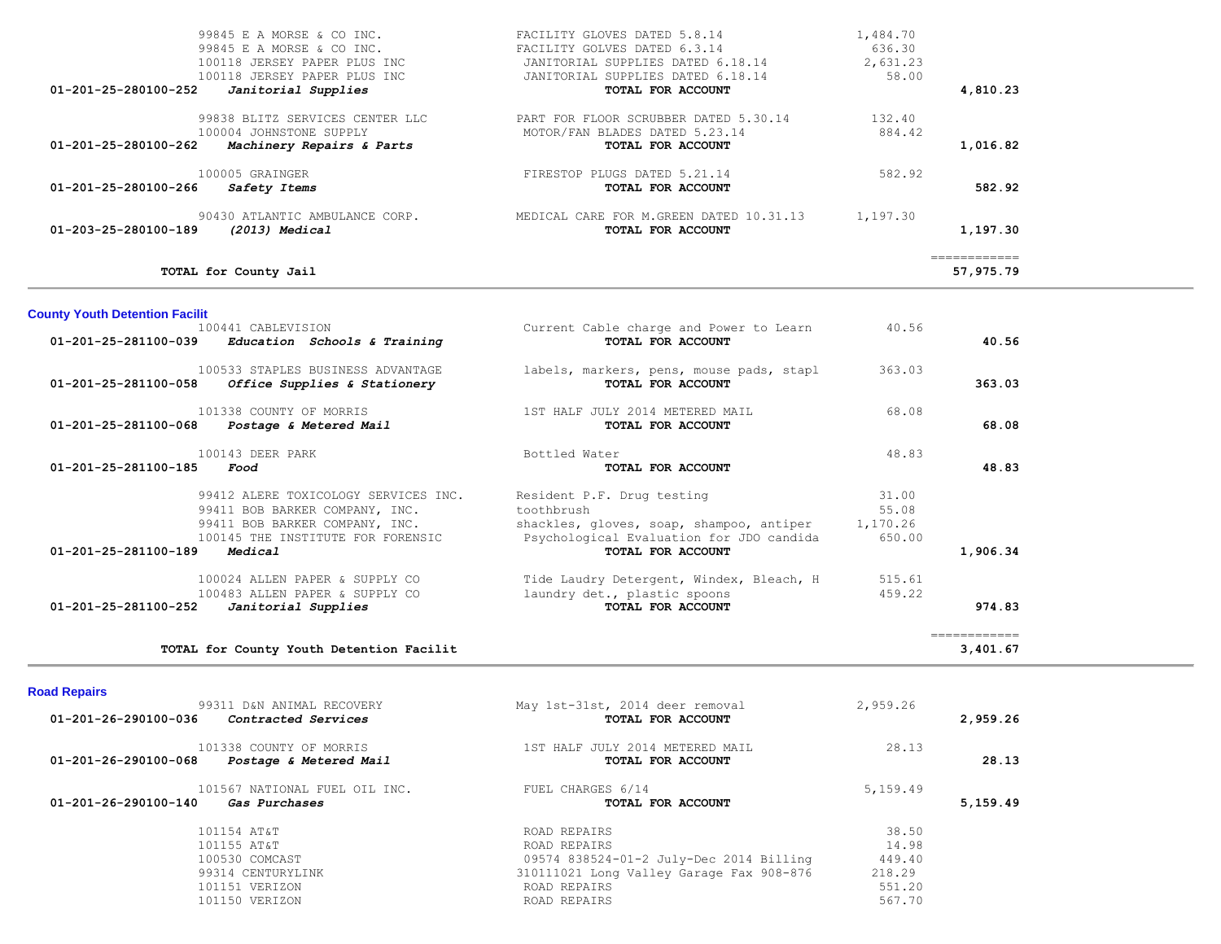| Account | Vendor | Description | Amount | Total |
|---|---|---|---|---|
| | 99845 E A MORSE & CO INC. | FACILITY GLOVES DATED 5.8.14 | 1,484.70 | |
| | 99845 E A MORSE & CO INC. | FACILITY GOLVES DATED 6.3.14 | 636.30 | |
| | 100118 JERSEY PAPER PLUS INC | JANITORIAL SUPPLIES DATED 6.18.14 | 2,631.23 | |
| | 100118 JERSEY PAPER PLUS INC | JANITORIAL SUPPLIES DATED 6.18.14 | 58.00 | |
| 01-201-25-280100-252 | *Janitorial Supplies* | **TOTAL FOR ACCOUNT** | | 4,810.23 |
| | 99838 BLITZ SERVICES CENTER LLC | PART FOR FLOOR SCRUBBER DATED 5.30.14 | 132.40 | |
| | 100004 JOHNSTONE SUPPLY | MOTOR/FAN BLADES DATED 5.23.14 | 884.42 | |
| 01-201-25-280100-262 | *Machinery Repairs & Parts* | **TOTAL FOR ACCOUNT** | | 1,016.82 |
| | 100005 GRAINGER | FIRESTOP PLUGS DATED 5.21.14 | 582.92 | |
| 01-201-25-280100-266 | *Safety Items* | **TOTAL FOR ACCOUNT** | | 582.92 |
| | 90430 ATLANTIC AMBULANCE CORP. | MEDICAL CARE FOR M.GREEN DATED 10.31.13 | 1,197.30 | |
| 01-203-25-280100-189 | *(2013) Medical* | **TOTAL FOR ACCOUNT** | | 1,197.30 |
| | **TOTAL for County Jail** | | | 57,975.79 |

## County Youth Detention Facilit

| Account | Vendor | Description | Amount | Total |
|---|---|---|---|---|
| | 100441 CABLEVISION | Current Cable charge and Power to Learn | 40.56 | |
| 01-201-25-281100-039 | *Education Schools & Training* | **TOTAL FOR ACCOUNT** | | 40.56 |
| | 100533 STAPLES BUSINESS ADVANTAGE | labels, markers, pens, mouse pads, stapl | 363.03 | |
| 01-201-25-281100-058 | *Office Supplies & Stationery* | **TOTAL FOR ACCOUNT** | | 363.03 |
| | 101338 COUNTY OF MORRIS | 1ST HALF JULY 2014 METERED MAIL | 68.08 | |
| 01-201-25-281100-068 | *Postage & Metered Mail* | **TOTAL FOR ACCOUNT** | | 68.08 |
| | 100143 DEER PARK | Bottled Water | 48.83 | |
| 01-201-25-281100-185 | *Food* | **TOTAL FOR ACCOUNT** | | 48.83 |
| | 99412 ALERE TOXICOLOGY SERVICES INC. | Resident P.F. Drug testing | 31.00 | |
| | 99411 BOB BARKER COMPANY, INC. | toothbrush | 55.08 | |
| | 99411 BOB BARKER COMPANY, INC. | shackles, gloves, soap, shampoo, antiper | 1,170.26 | |
| | 100145 THE INSTITUTE FOR FORENSIC | Psychological Evaluation for JDO candida | 650.00 | |
| 01-201-25-281100-189 | *Medical* | **TOTAL FOR ACCOUNT** | | 1,906.34 |
| | 100024 ALLEN PAPER & SUPPLY CO | Tide Laudry Detergent, Windex, Bleach, H | 515.61 | |
| | 100483 ALLEN PAPER & SUPPLY CO | laundry det., plastic spoons | 459.22 | |
| 01-201-25-281100-252 | *Janitorial Supplies* | **TOTAL FOR ACCOUNT** | | 974.83 |
| | **TOTAL for County Youth Detention Facilit** | | | 3,401.67 |

## Road Repairs

| Account | Vendor | Description | Amount | Total |
|---|---|---|---|---|
| | 99311 D&N ANIMAL RECOVERY | May 1st-31st, 2014 deer removal | 2,959.26 | |
| 01-201-26-290100-036 | *Contracted Services* | **TOTAL FOR ACCOUNT** | | 2,959.26 |
| | 101338 COUNTY OF MORRIS | 1ST HALF JULY 2014 METERED MAIL | 28.13 | |
| 01-201-26-290100-068 | *Postage & Metered Mail* | **TOTAL FOR ACCOUNT** | | 28.13 |
| | 101567 NATIONAL FUEL OIL INC. | FUEL CHARGES 6/14 | 5,159.49 | |
| 01-201-26-290100-140 | *Gas Purchases* | **TOTAL FOR ACCOUNT** | | 5,159.49 |
| | 101154 AT&T | ROAD REPAIRS | 38.50 | |
| | 101155 AT&T | ROAD REPAIRS | 14.98 | |
| | 100530 COMCAST | 09574 838524-01-2 July-Dec 2014 Billing | 449.40 | |
| | 99314 CENTURYLINK | 310111021 Long Valley Garage Fax 908-876 | 218.29 | |
| | 101151 VERIZON | ROAD REPAIRS | 551.20 | |
| | 101150 VERIZON | ROAD REPAIRS | 567.70 | |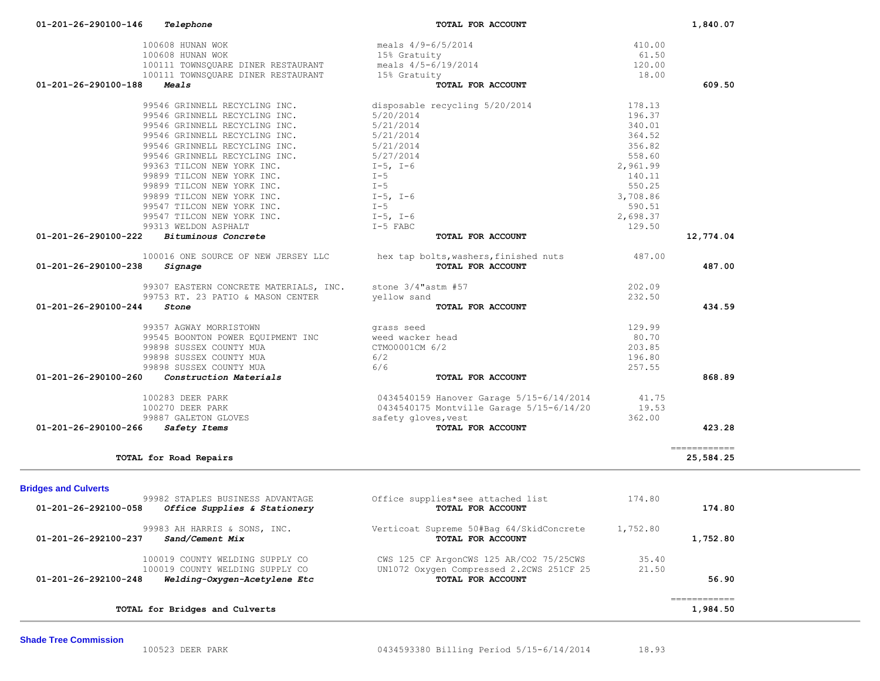| Account | Vendor | Description | Amount | Total |
|---|---|---|---|---|
| 01-201-26-290100-146 ***Telephone*** | | **TOTAL FOR ACCOUNT** | | **1,840.07** |
| | 100608 HUNAN WOK | meals 4/9-6/5/2014 | 410.00 | |
| | 100608 HUNAN WOK | 15% Gratuity | 61.50 | |
| | 100111 TOWNSQUARE DINER RESTAURANT | meals 4/5-6/19/2014 | 120.00 | |
| | 100111 TOWNSQUARE DINER RESTAURANT | 15% Gratuity | 18.00 | |
| 01-201-26-290100-188 ***Meals*** | | **TOTAL FOR ACCOUNT** | | **609.50** |
| | 99546 GRINNELL RECYCLING INC. | disposable recycling 5/20/2014 | 178.13 | |
| | 99546 GRINNELL RECYCLING INC. | 5/20/2014 | 196.37 | |
| | 99546 GRINNELL RECYCLING INC. | 5/21/2014 | 340.01 | |
| | 99546 GRINNELL RECYCLING INC. | 5/21/2014 | 364.52 | |
| | 99546 GRINNELL RECYCLING INC. | 5/21/2014 | 356.82 | |
| | 99546 GRINNELL RECYCLING INC. | 5/27/2014 | 558.60 | |
| | 99363 TILCON NEW YORK INC. | I-5, I-6 | 2,961.99 | |
| | 99899 TILCON NEW YORK INC. | I-5 | 140.11 | |
| | 99899 TILCON NEW YORK INC. | I-5 | 550.25 | |
| | 99899 TILCON NEW YORK INC. | I-5, I-6 | 3,708.86 | |
| | 99547 TILCON NEW YORK INC. | I-5 | 590.51 | |
| | 99547 TILCON NEW YORK INC. | I-5, I-6 | 2,698.37 | |
| | 99313 WELDON ASPHALT | I-5 FABC | 129.50 | |
| 01-201-26-290100-222 ***Bituminous Concrete*** | | **TOTAL FOR ACCOUNT** | | **12,774.04** |
| | 100016 ONE SOURCE OF NEW JERSEY LLC | hex tap bolts,washers,finished nuts | 487.00 | |
| 01-201-26-290100-238 ***Signage*** | | **TOTAL FOR ACCOUNT** | | **487.00** |
| | 99307 EASTERN CONCRETE MATERIALS, INC. | stone 3/4"astm #57 | 202.09 | |
| | 99753 RT. 23 PATIO & MASON CENTER | yellow sand | 232.50 | |
| 01-201-26-290100-244 ***Stone*** | | **TOTAL FOR ACCOUNT** | | **434.59** |
| | 99357 AGWAY MORRISTOWN | grass seed | 129.99 | |
| | 99545 BOONTON POWER EQUIPMENT INC | weed wacker head | 80.70 | |
| | 99898 SUSSEX COUNTY MUA | CTMO0001CM 6/2 | 203.85 | |
| | 99898 SUSSEX COUNTY MUA | 6/2 | 196.80 | |
| | 99898 SUSSEX COUNTY MUA | 6/6 | 257.55 | |
| 01-201-26-290100-260 ***Construction Materials*** | | **TOTAL FOR ACCOUNT** | | **868.89** |
| | 100283 DEER PARK | 0434540159 Hanover Garage 5/15-6/14/2014 | 41.75 | |
| | 100270 DEER PARK | 0434540175 Montville Garage 5/15-6/14/20 | 19.53 | |
| | 99887 GALETON GLOVES | safety gloves,vest | 362.00 | |
| 01-201-26-290100-266 ***Safety Items*** | | **TOTAL FOR ACCOUNT** | | **423.28** |
| **TOTAL for Road Repairs** | | | | **25,584.25** |

## Bridges and Culverts

| Account | Vendor | Description | Amount | Total |
|---|---|---|---|---|
| | 99982 STAPLES BUSINESS ADVANTAGE | Office supplies*see attached list | 174.80 | |
| 01-201-26-292100-058 ***Office Supplies & Stationery*** | | **TOTAL FOR ACCOUNT** | | **174.80** |
| | 99983 AH HARRIS & SONS, INC. | Verticoat Supreme 50#Bag 64/SkidConcrete | 1,752.80 | |
| 01-201-26-292100-237 ***Sand/Cement Mix*** | | **TOTAL FOR ACCOUNT** | | **1,752.80** |
| | 100019 COUNTY WELDING SUPPLY CO | CWS 125 CF ArgonCWS 125 AR/CO2 75/25CWS | 35.40 | |
| | 100019 COUNTY WELDING SUPPLY CO | UN1072 Oxygen Compressed 2.2CWS 251CF 25 | 21.50 | |
| 01-201-26-292100-248 ***Welding-Oxygen-Acetylene Etc*** | | **TOTAL FOR ACCOUNT** | | **56.90** |
| **TOTAL for Bridges and Culverts** | | | | **1,984.50** |

## Shade Tree Commission

| Account | Vendor | Description | Amount | Total |
|---|---|---|---|---|
| | 100523 DEER PARK | 0434593380 Billing Period 5/15-6/14/2014 | 18.93 | |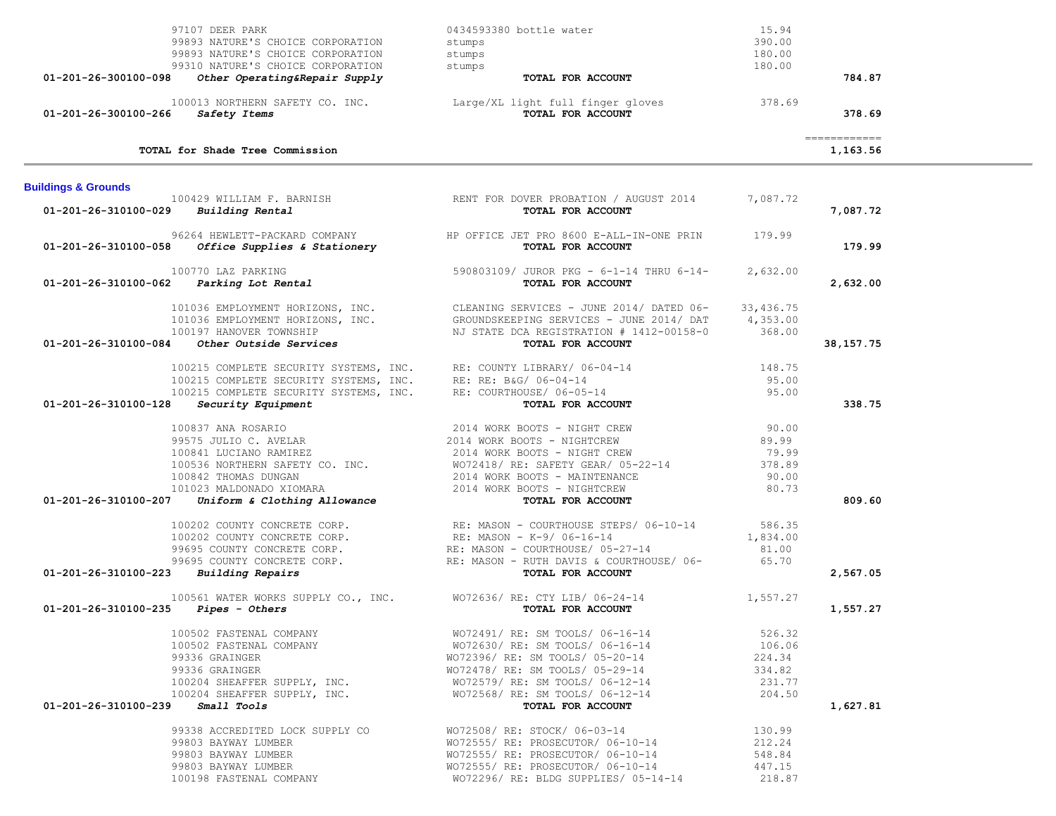| Account | Vendor | Description | Amount | Total |
|---|---|---|---|---|
| | 97107 DEER PARK | 0434593380 bottle water | 15.94 | |
| | 99893 NATURE'S CHOICE CORPORATION | stumps | 390.00 | |
| | 99893 NATURE'S CHOICE CORPORATION | stumps | 180.00 | |
| | 99310 NATURE'S CHOICE CORPORATION | stumps | 180.00 | |
| **01-201-26-300100-098** | ***Other Operating&Repair Supply*** | **TOTAL FOR ACCOUNT** | | **784.87** |
| | 100013 NORTHERN SAFETY CO. INC. | Large/XL light full finger gloves | 378.69 | |
| **01-201-26-300100-266** | ***Safety Items*** | **TOTAL FOR ACCOUNT** | | **378.69** |
| | | | | ============ |
| | **TOTAL for Shade Tree Commission** | | | **1,163.56** |

## Buildings & Grounds

| Account | Vendor | Description | Amount | Total |
|---|---|---|---|---|
| | 100429 WILLIAM F. BARNISH | RENT FOR DOVER PROBATION / AUGUST 2014 | 7,087.72 | |
| **01-201-26-310100-029** | ***Building Rental*** | **TOTAL FOR ACCOUNT** | | **7,087.72** |
| | 96264 HEWLETT-PACKARD COMPANY | HP OFFICE JET PRO 8600 E-ALL-IN-ONE PRIN | 179.99 | |
| **01-201-26-310100-058** | ***Office Supplies & Stationery*** | **TOTAL FOR ACCOUNT** | | **179.99** |
| | 100770 LAZ PARKING | 590803109/ JUROR PKG - 6-1-14 THRU 6-14- | 2,632.00 | |
| **01-201-26-310100-062** | ***Parking Lot Rental*** | **TOTAL FOR ACCOUNT** | | **2,632.00** |
| | 101036 EMPLOYMENT HORIZONS, INC. | CLEANING SERVICES - JUNE 2014/ DATED 06- | 33,436.75 | |
| | 101036 EMPLOYMENT HORIZONS, INC. | GROUNDSKEEPING SERVICES - JUNE 2014/ DAT | 4,353.00 | |
| | 100197 HANOVER TOWNSHIP | NJ STATE DCA REGISTRATION # 1412-00158-0 | 368.00 | |
| **01-201-26-310100-084** | ***Other Outside Services*** | **TOTAL FOR ACCOUNT** | | **38,157.75** |
| | 100215 COMPLETE SECURITY SYSTEMS, INC. | RE: COUNTY LIBRARY/ 06-04-14 | 148.75 | |
| | 100215 COMPLETE SECURITY SYSTEMS, INC. | RE: RE: B&G/ 06-04-14 | 95.00 | |
| | 100215 COMPLETE SECURITY SYSTEMS, INC. | RE: COURTHOUSE/ 06-05-14 | 95.00 | |
| **01-201-26-310100-128** | ***Security Equipment*** | **TOTAL FOR ACCOUNT** | | **338.75** |
| | 100837 ANA ROSARIO | 2014 WORK BOOTS - NIGHT CREW | 90.00 | |
| | 99575 JULIO C. AVELAR | 2014 WORK BOOTS - NIGHTCREW | 89.99 | |
| | 100841 LUCIANO RAMIREZ | 2014 WORK BOOTS - NIGHT CREW | 79.99 | |
| | 100536 NORTHERN SAFETY CO. INC. | WO72418/ RE: SAFETY GEAR/ 05-22-14 | 378.89 | |
| | 100842 THOMAS DUNGAN | 2014 WORK BOOTS - MAINTENANCE | 90.00 | |
| | 101023 MALDONADO XIOMARA | 2014 WORK BOOTS - NIGHTCREW | 80.73 | |
| **01-201-26-310100-207** | ***Uniform & Clothing Allowance*** | **TOTAL FOR ACCOUNT** | | **809.60** |
| | 100202 COUNTY CONCRETE CORP. | RE: MASON - COURTHOUSE STEPS/ 06-10-14 | 586.35 | |
| | 100202 COUNTY CONCRETE CORP. | RE: MASON - K-9/ 06-16-14 | 1,834.00 | |
| | 99695 COUNTY CONCRETE CORP. | RE: MASON - COURTHOUSE/ 05-27-14 | 81.00 | |
| | 99695 COUNTY CONCRETE CORP. | RE: MASON - RUTH DAVIS & COURTHOUSE/ 06- | 65.70 | |
| **01-201-26-310100-223** | ***Building Repairs*** | **TOTAL FOR ACCOUNT** | | **2,567.05** |
| | 100561 WATER WORKS SUPPLY CO., INC. | WO72636/ RE: CTY LIB/ 06-24-14 | 1,557.27 | |
| **01-201-26-310100-235** | ***Pipes - Others*** | **TOTAL FOR ACCOUNT** | | **1,557.27** |
| | 100502 FASTENAL COMPANY | WO72491/ RE: SM TOOLS/ 06-16-14 | 526.32 | |
| | 100502 FASTENAL COMPANY | WO72630/ RE: SM TOOLS/ 06-16-14 | 106.06 | |
| | 99336 GRAINGER | WO72396/ RE: SM TOOLS/ 05-20-14 | 224.34 | |
| | 99336 GRAINGER | WO72478/ RE: SM TOOLS/ 05-29-14 | 334.82 | |
| | 100204 SHEAFFER SUPPLY, INC. | WO72579/ RE: SM TOOLS/ 06-12-14 | 231.77 | |
| | 100204 SHEAFFER SUPPLY, INC. | WO72568/ RE: SM TOOLS/ 06-12-14 | 204.50 | |
| **01-201-26-310100-239** | ***Small Tools*** | **TOTAL FOR ACCOUNT** | | **1,627.81** |
| | 99338 ACCREDITED LOCK SUPPLY CO | WO72508/ RE: STOCK/ 06-03-14 | 130.99 | |
| | 99803 BAYWAY LUMBER | WO72555/ RE: PROSECUTOR/ 06-10-14 | 212.24 | |
| | 99803 BAYWAY LUMBER | WO72555/ RE: PROSECUTOR/ 06-10-14 | 548.84 | |
| | 99803 BAYWAY LUMBER | WO72555/ RE: PROSECUTOR/ 06-10-14 | 447.15 | |
| | 100198 FASTENAL COMPANY | WO72296/ RE: BLDG SUPPLIES/ 05-14-14 | 218.87 | |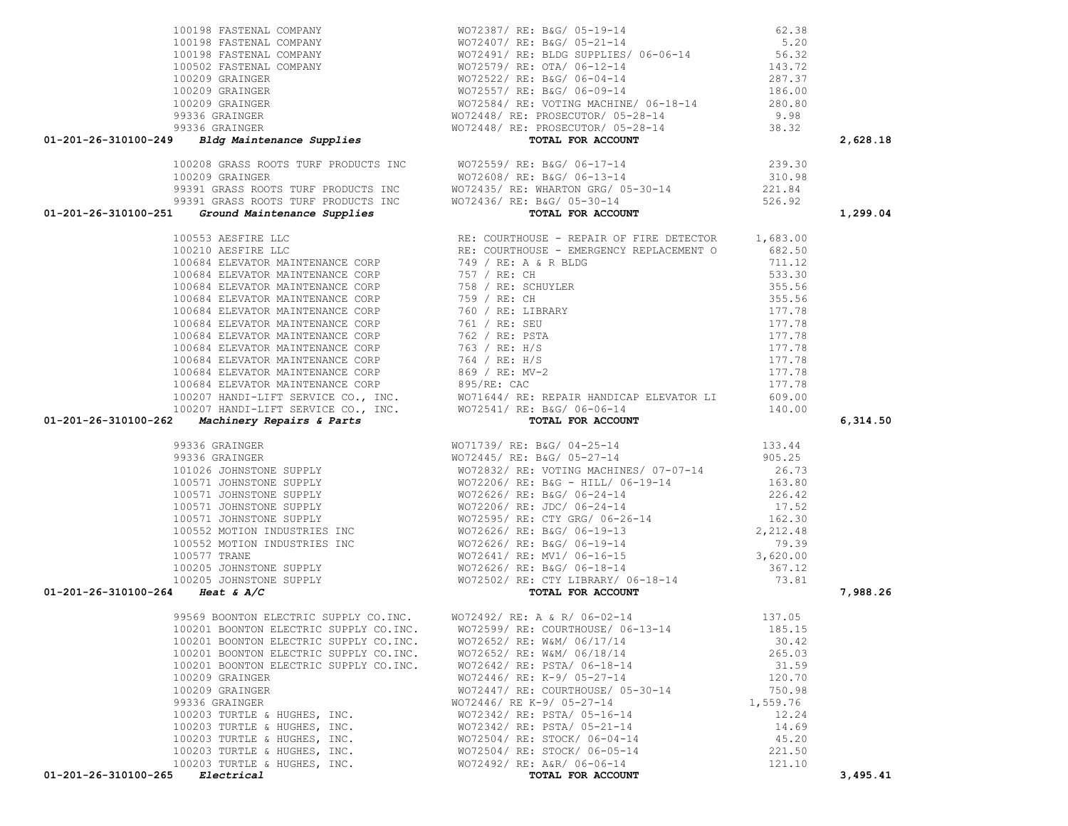| Account | Vendor | Description | Amount | Total |
|---|---|---|---|---|
| | 100198 FASTENAL COMPANY | WO72387/ RE: B&G/ 05-19-14 | 62.38 | |
| | 100198 FASTENAL COMPANY | WO72407/ RE: B&G/ 05-21-14 | 5.20 | |
| | 100198 FASTENAL COMPANY | WO72491/ RE: BLDG SUPPLIES/ 06-06-14 | 56.32 | |
| | 100502 FASTENAL COMPANY | WO72579/ RE: OTA/ 06-12-14 | 143.72 | |
| | 100209 GRAINGER | WO72522/ RE: B&G/ 06-04-14 | 287.37 | |
| | 100209 GRAINGER | WO72557/ RE: B&G/ 06-09-14 | 186.00 | |
| | 100209 GRAINGER | WO72584/ RE: VOTING MACHINE/ 06-18-14 | 280.80 | |
| | 99336 GRAINGER | WO72448/ RE: PROSECUTOR/ 05-28-14 | 9.98 | |
| | 99336 GRAINGER | WO72448/ RE: PROSECUTOR/ 05-28-14 | 38.32 | |
| **01-201-26-310100-249** | ***Bldg Maintenance Supplies*** | **TOTAL FOR ACCOUNT** | | **2,628.18** |
| | 100208 GRASS ROOTS TURF PRODUCTS INC | WO72559/ RE: B&G/ 06-17-14 | 239.30 | |
| | 100209 GRAINGER | WO72608/ RE: B&G/ 06-13-14 | 310.98 | |
| | 99391 GRASS ROOTS TURF PRODUCTS INC | WO72435/ RE: WHARTON GRG/ 05-30-14 | 221.84 | |
| | 99391 GRASS ROOTS TURF PRODUCTS INC | WO72436/ RE: B&G/ 05-30-14 | 526.92 | |
| **01-201-26-310100-251** | ***Ground Maintenance Supplies*** | **TOTAL FOR ACCOUNT** | | **1,299.04** |
| | 100553 AESFIRE LLC | RE: COURTHOUSE - REPAIR OF FIRE DETECTOR | 1,683.00 | |
| | 100210 AESFIRE LLC | RE: COURTHOUSE - EMERGENCY REPLACEMENT O | 682.50 | |
| | 100684 ELEVATOR MAINTENANCE CORP | 749 / RE: A & R BLDG | 711.12 | |
| | 100684 ELEVATOR MAINTENANCE CORP | 757 / RE: CH | 533.30 | |
| | 100684 ELEVATOR MAINTENANCE CORP | 758 / RE: SCHUYLER | 355.56 | |
| | 100684 ELEVATOR MAINTENANCE CORP | 759 / RE: CH | 355.56 | |
| | 100684 ELEVATOR MAINTENANCE CORP | 760 / RE: LIBRARY | 177.78 | |
| | 100684 ELEVATOR MAINTENANCE CORP | 761 / RE: SEU | 177.78 | |
| | 100684 ELEVATOR MAINTENANCE CORP | 762 / RE: PSTA | 177.78 | |
| | 100684 ELEVATOR MAINTENANCE CORP | 763 / RE: H/S | 177.78 | |
| | 100684 ELEVATOR MAINTENANCE CORP | 764 / RE: H/S | 177.78 | |
| | 100684 ELEVATOR MAINTENANCE CORP | 869 / RE: MV-2 | 177.78 | |
| | 100684 ELEVATOR MAINTENANCE CORP | 895/RE: CAC | 177.78 | |
| | 100207 HANDI-LIFT SERVICE CO., INC. | WO71644/ RE: REPAIR HANDICAP ELEVATOR LI | 609.00 | |
| | 100207 HANDI-LIFT SERVICE CO., INC. | WO72541/ RE: B&G/ 06-06-14 | 140.00 | |
| **01-201-26-310100-262** | ***Machinery Repairs & Parts*** | **TOTAL FOR ACCOUNT** | | **6,314.50** |
| | 99336 GRAINGER | WO71739/ RE: B&G/ 04-25-14 | 133.44 | |
| | 99336 GRAINGER | WO72445/ RE: B&G/ 05-27-14 | 905.25 | |
| | 101026 JOHNSTONE SUPPLY | WO72832/ RE: VOTING MACHINES/ 07-07-14 | 26.73 | |
| | 100571 JOHNSTONE SUPPLY | WO72206/ RE: B&G - HILL/ 06-19-14 | 163.80 | |
| | 100571 JOHNSTONE SUPPLY | WO72626/ RE: B&G/ 06-24-14 | 226.42 | |
| | 100571 JOHNSTONE SUPPLY | WO72206/ RE: JDC/ 06-24-14 | 17.52 | |
| | 100571 JOHNSTONE SUPPLY | WO72595/ RE: CTY GRG/ 06-26-14 | 162.30 | |
| | 100552 MOTION INDUSTRIES INC | WO72626/ RE: B&G/ 06-19-13 | 2,212.48 | |
| | 100552 MOTION INDUSTRIES INC | WO72626/ RE: B&G/ 06-19-14 | 79.39 | |
| | 100577 TRANE | WO72641/ RE: MV1/ 06-16-15 | 3,620.00 | |
| | 100205 JOHNSTONE SUPPLY | WO72626/ RE: B&G/ 06-18-14 | 367.12 | |
| | 100205 JOHNSTONE SUPPLY | WO72502/ RE: CTY LIBRARY/ 06-18-14 | 73.81 | |
| **01-201-26-310100-264** | ***Heat & A/C*** | **TOTAL FOR ACCOUNT** | | **7,988.26** |
| | 99569 BOONTON ELECTRIC SUPPLY CO.INC. | WO72492/ RE: A & R/ 06-02-14 | 137.05 | |
| | 100201 BOONTON ELECTRIC SUPPLY CO.INC. | WO72599/ RE: COURTHOUSE/ 06-13-14 | 185.15 | |
| | 100201 BOONTON ELECTRIC SUPPLY CO.INC. | WO72652/ RE: W&M/ 06/17/14 | 30.42 | |
| | 100201 BOONTON ELECTRIC SUPPLY CO.INC. | WO72652/ RE: W&M/ 06/18/14 | 265.03 | |
| | 100201 BOONTON ELECTRIC SUPPLY CO.INC. | WO72642/ RE: PSTA/ 06-18-14 | 31.59 | |
| | 100209 GRAINGER | WO72446/ RE: K-9/ 05-27-14 | 120.70 | |
| | 100209 GRAINGER | WO72447/ RE: COURTHOUSE/ 05-30-14 | 750.98 | |
| | 99336 GRAINGER | WO72446/ RE K-9/ 05-27-14 | 1,559.76 | |
| | 100203 TURTLE & HUGHES, INC. | WO72342/ RE: PSTA/ 05-16-14 | 12.24 | |
| | 100203 TURTLE & HUGHES, INC. | WO72342/ RE: PSTA/ 05-21-14 | 14.69 | |
| | 100203 TURTLE & HUGHES, INC. | WO72504/ RE: STOCK/ 06-04-14 | 45.20 | |
| | 100203 TURTLE & HUGHES, INC. | WO72504/ RE: STOCK/ 06-05-14 | 221.50 | |
| | 100203 TURTLE & HUGHES, INC. | WO72492/ RE: A&R/ 06-06-14 | 121.10 | |
| **01-201-26-310100-265** | ***Electrical*** | **TOTAL FOR ACCOUNT** | | **3,495.41** |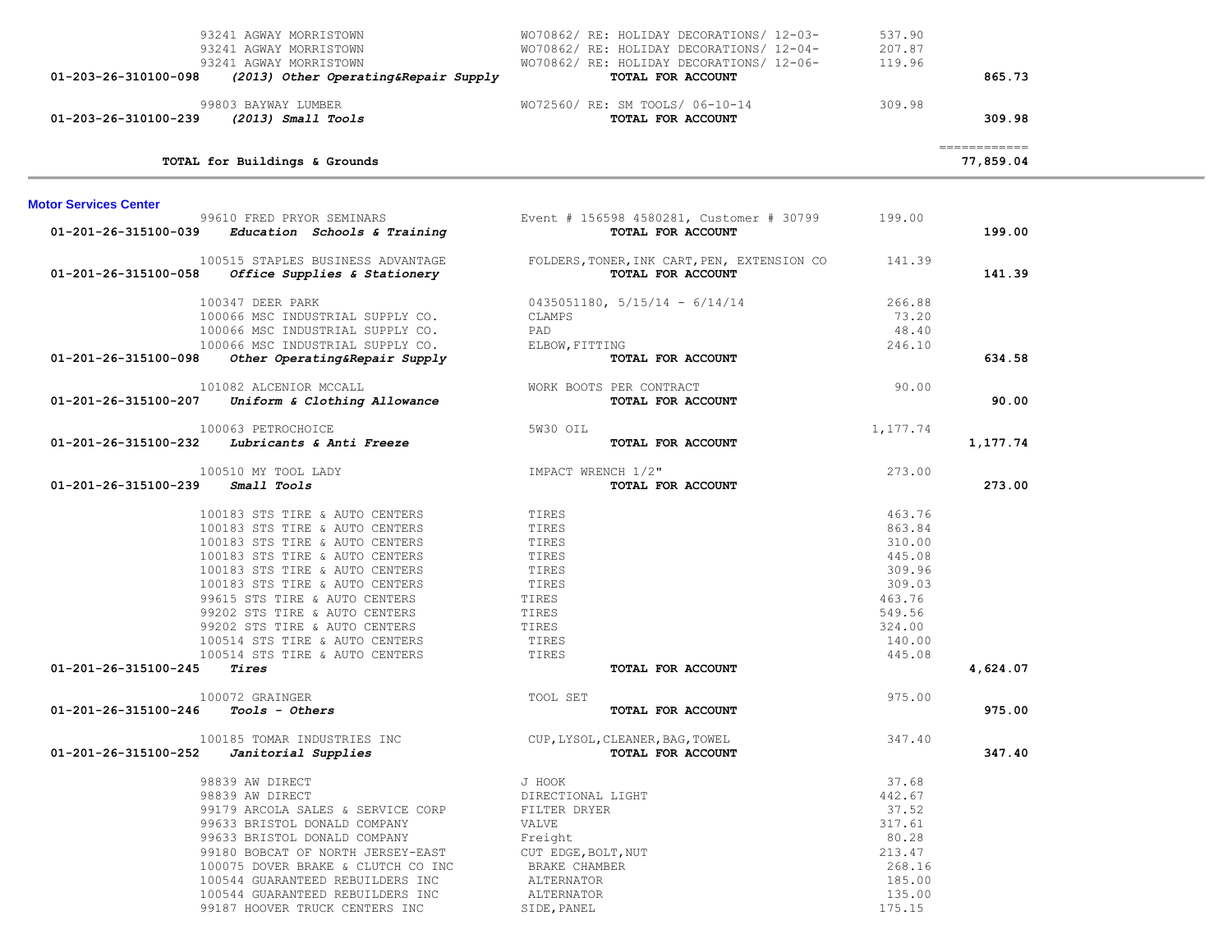| Vendor | Description | Amount | Total |
|---|---|---|---|
| 93241 AGWAY MORRISTOWN | WO70862/ RE: HOLIDAY DECORATIONS/ 12-03- | 537.90 | |
| 93241 AGWAY MORRISTOWN | WO70862/ RE: HOLIDAY DECORATIONS/ 12-04- | 207.87 | |
| 93241 AGWAY MORRISTOWN | WO70862/ RE: HOLIDAY DECORATIONS/ 12-06- | 119.96 | |
| **01-203-26-310100-098** ***(2013) Other Operating&Repair Supply*** | **TOTAL FOR ACCOUNT** | | **865.73** |
| 99803 BAYWAY LUMBER | WO72560/ RE: SM TOOLS/ 06-10-14 | 309.98 | |
| **01-203-26-310100-239** ***(2013) Small Tools*** | **TOTAL FOR ACCOUNT** | | **309.98** |
| | | | ============ |
| **TOTAL for Buildings & Grounds** | | | **77,859.04** |

## Motor Services Center

| Vendor | Description | Amount | Total |
|---|---|---|---|
| 99610 FRED PRYOR SEMINARS | Event # 156598 4580281, Customer # 30799 | 199.00 | |
| **01-201-26-315100-039** ***Education Schools & Training*** | **TOTAL FOR ACCOUNT** | | **199.00** |
| 100515 STAPLES BUSINESS ADVANTAGE | FOLDERS,TONER,INK CART,PEN, EXTENSION CO | 141.39 | |
| **01-201-26-315100-058** ***Office Supplies & Stationery*** | **TOTAL FOR ACCOUNT** | | **141.39** |
| 100347 DEER PARK | 0435051180, 5/15/14 - 6/14/14 | 266.88 | |
| 100066 MSC INDUSTRIAL SUPPLY CO. | CLAMPS | 73.20 | |
| 100066 MSC INDUSTRIAL SUPPLY CO. | PAD | 48.40 | |
| 100066 MSC INDUSTRIAL SUPPLY CO. | ELBOW,FITTING | 246.10 | |
| **01-201-26-315100-098** ***Other Operating&Repair Supply*** | **TOTAL FOR ACCOUNT** | | **634.58** |
| 101082 ALCENIOR MCCALL | WORK BOOTS PER CONTRACT | 90.00 | |
| **01-201-26-315100-207** ***Uniform & Clothing Allowance*** | **TOTAL FOR ACCOUNT** | | **90.00** |
| 100063 PETROCHOICE | 5W30 OIL | 1,177.74 | |
| **01-201-26-315100-232** ***Lubricants & Anti Freeze*** | **TOTAL FOR ACCOUNT** | | **1,177.74** |
| 100510 MY TOOL LADY | IMPACT WRENCH 1/2" | 273.00 | |
| **01-201-26-315100-239** ***Small Tools*** | **TOTAL FOR ACCOUNT** | | **273.00** |
| 100183 STS TIRE & AUTO CENTERS | TIRES | 463.76 | |
| 100183 STS TIRE & AUTO CENTERS | TIRES | 863.84 | |
| 100183 STS TIRE & AUTO CENTERS | TIRES | 310.00 | |
| 100183 STS TIRE & AUTO CENTERS | TIRES | 445.08 | |
| 100183 STS TIRE & AUTO CENTERS | TIRES | 309.96 | |
| 100183 STS TIRE & AUTO CENTERS | TIRES | 309.03 | |
| 99615 STS TIRE & AUTO CENTERS | TIRES | 463.76 | |
| 99202 STS TIRE & AUTO CENTERS | TIRES | 549.56 | |
| 99202 STS TIRE & AUTO CENTERS | TIRES | 324.00 | |
| 100514 STS TIRE & AUTO CENTERS | TIRES | 140.00 | |
| 100514 STS TIRE & AUTO CENTERS | TIRES | 445.08 | |
| **01-201-26-315100-245** ***Tires*** | **TOTAL FOR ACCOUNT** | | **4,624.07** |
| 100072 GRAINGER | TOOL SET | 975.00 | |
| **01-201-26-315100-246** ***Tools - Others*** | **TOTAL FOR ACCOUNT** | | **975.00** |
| 100185 TOMAR INDUSTRIES INC | CUP,LYSOL,CLEANER,BAG,TOWEL | 347.40 | |
| **01-201-26-315100-252** ***Janitorial Supplies*** | **TOTAL FOR ACCOUNT** | | **347.40** |
| 98839 AW DIRECT | J HOOK | 37.68 | |
| 98839 AW DIRECT | DIRECTIONAL LIGHT | 442.67 | |
| 99179 ARCOLA SALES & SERVICE CORP | FILTER DRYER | 37.52 | |
| 99633 BRISTOL DONALD COMPANY | VALVE | 317.61 | |
| 99633 BRISTOL DONALD COMPANY | Freight | 80.28 | |
| 99180 BOBCAT OF NORTH JERSEY-EAST | CUT EDGE,BOLT,NUT | 213.47 | |
| 100075 DOVER BRAKE & CLUTCH CO INC | BRAKE CHAMBER | 268.16 | |
| 100544 GUARANTEED REBUILDERS INC | ALTERNATOR | 185.00 | |
| 100544 GUARANTEED REBUILDERS INC | ALTERNATOR | 135.00 | |
| 99187 HOOVER TRUCK CENTERS INC | SIDE,PANEL | 175.15 | |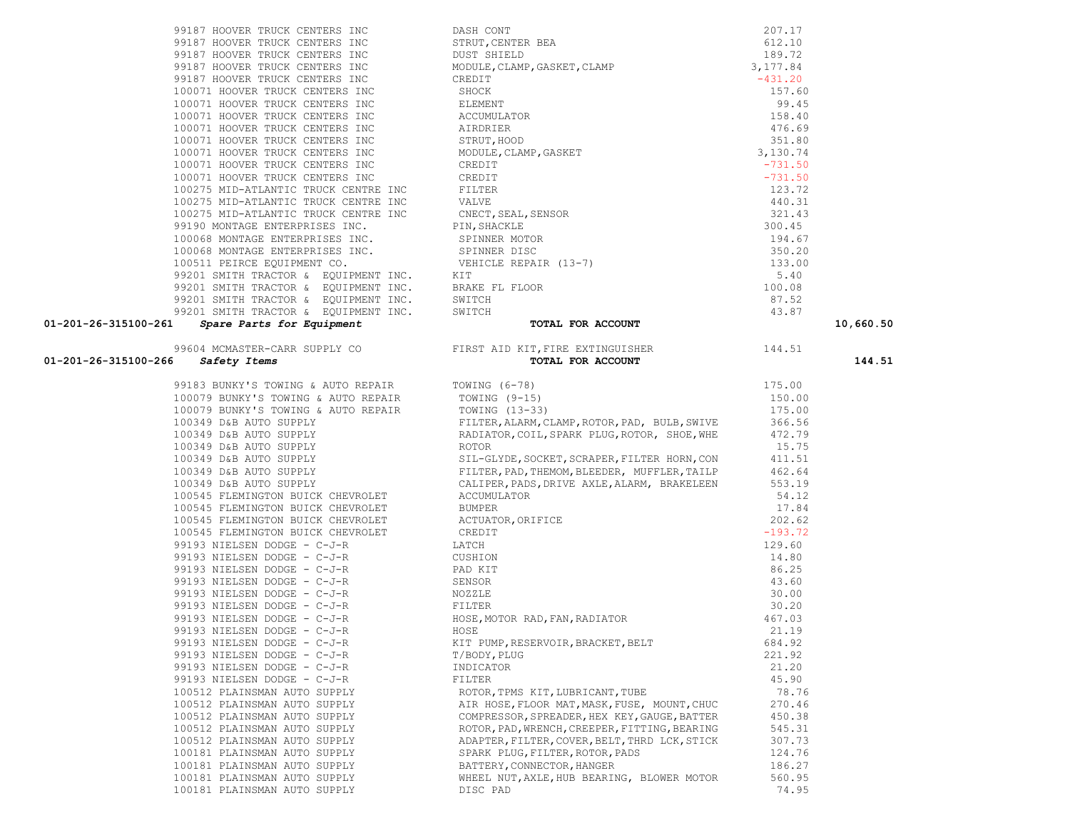| Account | Vendor | Description | Amount | Total |
|---|---|---|---|---|
| | 99187 HOOVER TRUCK CENTERS INC | DASH CONT | 207.17 | |
| | 99187 HOOVER TRUCK CENTERS INC | STRUT,CENTER BEA | 612.10 | |
| | 99187 HOOVER TRUCK CENTERS INC | DUST SHIELD | 189.72 | |
| | 99187 HOOVER TRUCK CENTERS INC | MODULE,CLAMP,GASKET,CLAMP | 3,177.84 | |
| | 99187 HOOVER TRUCK CENTERS INC | CREDIT | -431.20 | |
| | 100071 HOOVER TRUCK CENTERS INC | SHOCK | 157.60 | |
| | 100071 HOOVER TRUCK CENTERS INC | ELEMENT | 99.45 | |
| | 100071 HOOVER TRUCK CENTERS INC | ACCUMULATOR | 158.40 | |
| | 100071 HOOVER TRUCK CENTERS INC | AIRDRIER | 476.69 | |
| | 100071 HOOVER TRUCK CENTERS INC | STRUT,HOOD | 351.80 | |
| | 100071 HOOVER TRUCK CENTERS INC | MODULE,CLAMP,GASKET | 3,130.74 | |
| | 100071 HOOVER TRUCK CENTERS INC | CREDIT | -731.50 | |
| | 100071 HOOVER TRUCK CENTERS INC | CREDIT | -731.50 | |
| | 100275 MID-ATLANTIC TRUCK CENTRE INC | FILTER | 123.72 | |
| | 100275 MID-ATLANTIC TRUCK CENTRE INC | VALVE | 440.31 | |
| | 100275 MID-ATLANTIC TRUCK CENTRE INC | CNECT,SEAL,SENSOR | 321.43 | |
| | 99190 MONTAGE ENTERPRISES INC. | PIN,SHACKLE | 300.45 | |
| | 100068 MONTAGE ENTERPRISES INC. | SPINNER MOTOR | 194.67 | |
| | 100068 MONTAGE ENTERPRISES INC. | SPINNER DISC | 350.20 | |
| | 100511 PEIRCE EQUIPMENT CO. | VEHICLE REPAIR (13-7) | 133.00 | |
| | 99201 SMITH TRACTOR & EQUIPMENT INC. | KIT | 5.40 | |
| | 99201 SMITH TRACTOR & EQUIPMENT INC. | BRAKE FL FLOOR | 100.08 | |
| | 99201 SMITH TRACTOR & EQUIPMENT INC. | SWITCH | 87.52 | |
| | 99201 SMITH TRACTOR & EQUIPMENT INC. | SWITCH | 43.87 | |
| **01-201-26-315100-261** | ***Spare Parts for Equipment*** | **TOTAL FOR ACCOUNT** | | **10,660.50** |
| | 99604 MCMASTER-CARR SUPPLY CO | FIRST AID KIT,FIRE EXTINGUISHER | 144.51 | |
| **01-201-26-315100-266** | ***Safety Items*** | **TOTAL FOR ACCOUNT** | | **144.51** |
| | 99183 BUNKY'S TOWING & AUTO REPAIR | TOWING (6-78) | 175.00 | |
| | 100079 BUNKY'S TOWING & AUTO REPAIR | TOWING (9-15) | 150.00 | |
| | 100079 BUNKY'S TOWING & AUTO REPAIR | TOWING (13-33) | 175.00 | |
| | 100349 D&B AUTO SUPPLY | FILTER,ALARM,CLAMP,ROTOR,PAD, BULB,SWIVE | 366.56 | |
| | 100349 D&B AUTO SUPPLY | RADIATOR,COIL,SPARK PLUG,ROTOR, SHOE,WHE | 472.79 | |
| | 100349 D&B AUTO SUPPLY | ROTOR | 15.75 | |
| | 100349 D&B AUTO SUPPLY | SIL-GLYDE,SOCKET,SCRAPER,FILTER HORN,CON | 411.51 | |
| | 100349 D&B AUTO SUPPLY | FILTER,PAD,THEMOM,BLEEDER, MUFFLER,TAILP | 462.64 | |
| | 100349 D&B AUTO SUPPLY | CALIPER,PADS,DRIVE AXLE,ALARM, BRAKELEEN | 553.19 | |
| | 100545 FLEMINGTON BUICK CHEVROLET | ACCUMULATOR | 54.12 | |
| | 100545 FLEMINGTON BUICK CHEVROLET | BUMPER | 17.84 | |
| | 100545 FLEMINGTON BUICK CHEVROLET | ACTUATOR,ORIFICE | 202.62 | |
| | 100545 FLEMINGTON BUICK CHEVROLET | CREDIT | -193.72 | |
| | 99193 NIELSEN DODGE - C-J-R | LATCH | 129.60 | |
| | 99193 NIELSEN DODGE - C-J-R | CUSHION | 14.80 | |
| | 99193 NIELSEN DODGE - C-J-R | PAD KIT | 86.25 | |
| | 99193 NIELSEN DODGE - C-J-R | SENSOR | 43.60 | |
| | 99193 NIELSEN DODGE - C-J-R | NOZZLE | 30.00 | |
| | 99193 NIELSEN DODGE - C-J-R | FILTER | 30.20 | |
| | 99193 NIELSEN DODGE - C-J-R | HOSE,MOTOR RAD,FAN,RADIATOR | 467.03 | |
| | 99193 NIELSEN DODGE - C-J-R | HOSE | 21.19 | |
| | 99193 NIELSEN DODGE - C-J-R | KIT PUMP,RESERVOIR,BRACKET,BELT | 684.92 | |
| | 99193 NIELSEN DODGE - C-J-R | T/BODY,PLUG | 221.92 | |
| | 99193 NIELSEN DODGE - C-J-R | INDICATOR | 21.20 | |
| | 99193 NIELSEN DODGE - C-J-R | FILTER | 45.90 | |
| | 100512 PLAINSMAN AUTO SUPPLY | ROTOR,TPMS KIT,LUBRICANT,TUBE | 78.76 | |
| | 100512 PLAINSMAN AUTO SUPPLY | AIR HOSE,FLOOR MAT,MASK,FUSE, MOUNT,CHUC | 270.46 | |
| | 100512 PLAINSMAN AUTO SUPPLY | COMPRESSOR,SPREADER,HEX KEY,GAUGE,BATTER | 450.38 | |
| | 100512 PLAINSMAN AUTO SUPPLY | ROTOR,PAD,WRENCH,CREEPER,FITTING,BEARING | 545.31 | |
| | 100512 PLAINSMAN AUTO SUPPLY | ADAPTER,FILTER,COVER,BELT,THRD LCK,STICK | 307.73 | |
| | 100181 PLAINSMAN AUTO SUPPLY | SPARK PLUG,FILTER,ROTOR,PADS | 124.76 | |
| | 100181 PLAINSMAN AUTO SUPPLY | BATTERY,CONNECTOR,HANGER | 186.27 | |
| | 100181 PLAINSMAN AUTO SUPPLY | WHEEL NUT,AXLE,HUB BEARING, BLOWER MOTOR | 560.95 | |
| | 100181 PLAINSMAN AUTO SUPPLY | DISC PAD | 74.95 | |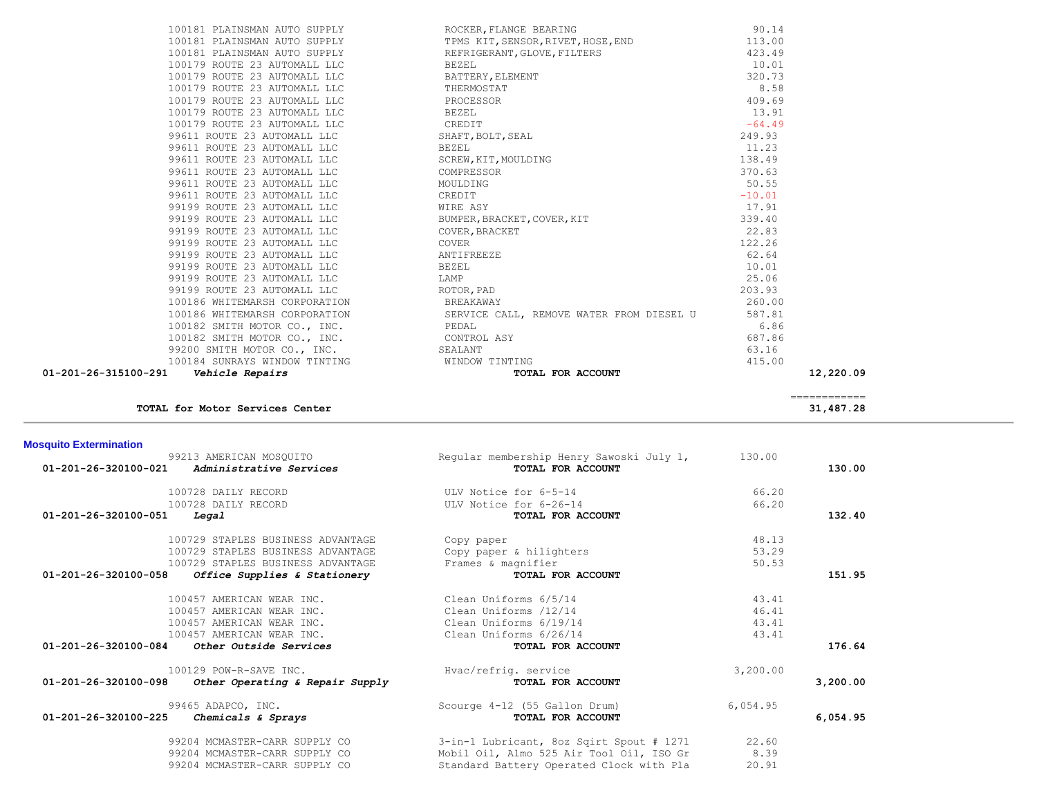| Account | Vendor | Description | Amount | Total |
|---|---|---|---|---|
| | 100181 PLAINSMAN AUTO SUPPLY | ROCKER,FLANGE BEARING | 90.14 | |
| | 100181 PLAINSMAN AUTO SUPPLY | TPMS KIT,SENSOR,RIVET,HOSE,END | 113.00 | |
| | 100181 PLAINSMAN AUTO SUPPLY | REFRIGERANT,GLOVE,FILTERS | 423.49 | |
| | 100179 ROUTE 23 AUTOMALL LLC | BEZEL | 10.01 | |
| | 100179 ROUTE 23 AUTOMALL LLC | BATTERY,ELEMENT | 320.73 | |
| | 100179 ROUTE 23 AUTOMALL LLC | THERMOSTAT | 8.58 | |
| | 100179 ROUTE 23 AUTOMALL LLC | PROCESSOR | 409.69 | |
| | 100179 ROUTE 23 AUTOMALL LLC | BEZEL | 13.91 | |
| | 100179 ROUTE 23 AUTOMALL LLC | CREDIT | -64.49 | |
| | 99611 ROUTE 23 AUTOMALL LLC | SHAFT,BOLT,SEAL | 249.93 | |
| | 99611 ROUTE 23 AUTOMALL LLC | BEZEL | 11.23 | |
| | 99611 ROUTE 23 AUTOMALL LLC | SCREW,KIT,MOULDING | 138.49 | |
| | 99611 ROUTE 23 AUTOMALL LLC | COMPRESSOR | 370.63 | |
| | 99611 ROUTE 23 AUTOMALL LLC | MOULDING | 50.55 | |
| | 99611 ROUTE 23 AUTOMALL LLC | CREDIT | -10.01 | |
| | 99199 ROUTE 23 AUTOMALL LLC | WIRE ASY | 17.91 | |
| | 99199 ROUTE 23 AUTOMALL LLC | BUMPER,BRACKET,COVER,KIT | 339.40 | |
| | 99199 ROUTE 23 AUTOMALL LLC | COVER,BRACKET | 22.83 | |
| | 99199 ROUTE 23 AUTOMALL LLC | COVER | 122.26 | |
| | 99199 ROUTE 23 AUTOMALL LLC | ANTIFREEZE | 62.64 | |
| | 99199 ROUTE 23 AUTOMALL LLC | BEZEL | 10.01 | |
| | 99199 ROUTE 23 AUTOMALL LLC | LAMP | 25.06 | |
| | 99199 ROUTE 23 AUTOMALL LLC | ROTOR,PAD | 203.93 | |
| | 100186 WHITEMARSH CORPORATION | BREAKAWAY | 260.00 | |
| | 100186 WHITEMARSH CORPORATION | SERVICE CALL, REMOVE WATER FROM DIESEL U | 587.81 | |
| | 100182 SMITH MOTOR CO., INC. | PEDAL | 6.86 | |
| | 100182 SMITH MOTOR CO., INC. | CONTROL ASY | 687.86 | |
| | 99200 SMITH MOTOR CO., INC. | SEALANT | 63.16 | |
| | 100184 SUNRAYS WINDOW TINTING | WINDOW TINTING | 415.00 | |
| **01-201-26-315100-291** | ***Vehicle Repairs*** | **TOTAL FOR ACCOUNT** | | **12,220.09** |
| | **TOTAL for Motor Services Center** | | | **31,487.28** |

## Mosquito Extermination

| Account | Vendor | Description | Amount | Total |
|---|---|---|---|---|
| | 99213 AMERICAN MOSQUITO | Regular membership Henry Sawoski July 1, | 130.00 | |
| **01-201-26-320100-021** | ***Administrative Services*** | **TOTAL FOR ACCOUNT** | | **130.00** |
| | 100728 DAILY RECORD | ULV Notice for 6-5-14 | 66.20 | |
| | 100728 DAILY RECORD | ULV Notice for 6-26-14 | 66.20 | |
| **01-201-26-320100-051** | ***Legal*** | **TOTAL FOR ACCOUNT** | | **132.40** |
| | 100729 STAPLES BUSINESS ADVANTAGE | Copy paper | 48.13 | |
| | 100729 STAPLES BUSINESS ADVANTAGE | Copy paper & hilighters | 53.29 | |
| | 100729 STAPLES BUSINESS ADVANTAGE | Frames & magnifier | 50.53 | |
| **01-201-26-320100-058** | ***Office Supplies & Stationery*** | **TOTAL FOR ACCOUNT** | | **151.95** |
| | 100457 AMERICAN WEAR INC. | Clean Uniforms 6/5/14 | 43.41 | |
| | 100457 AMERICAN WEAR INC. | Clean Uniforms /12/14 | 46.41 | |
| | 100457 AMERICAN WEAR INC. | Clean Uniforms 6/19/14 | 43.41 | |
| | 100457 AMERICAN WEAR INC. | Clean Uniforms 6/26/14 | 43.41 | |
| **01-201-26-320100-084** | ***Other Outside Services*** | **TOTAL FOR ACCOUNT** | | **176.64** |
| | 100129 POW-R-SAVE INC. | Hvac/refrig. service | 3,200.00 | |
| **01-201-26-320100-098** | ***Other Operating & Repair Supply*** | **TOTAL FOR ACCOUNT** | | **3,200.00** |
| | 99465 ADAPCO, INC. | Scourge 4-12 (55 Gallon Drum) | 6,054.95 | |
| **01-201-26-320100-225** | ***Chemicals & Sprays*** | **TOTAL FOR ACCOUNT** | | **6,054.95** |
| | 99204 MCMASTER-CARR SUPPLY CO | 3-in-1 Lubricant, 8oz Sqirt Spout # 1271 | 22.60 | |
| | 99204 MCMASTER-CARR SUPPLY CO | Mobil Oil, Almo 525 Air Tool Oil, ISO Gr | 8.39 | |
| | 99204 MCMASTER-CARR SUPPLY CO | Standard Battery Operated Clock with Pla | 20.91 | |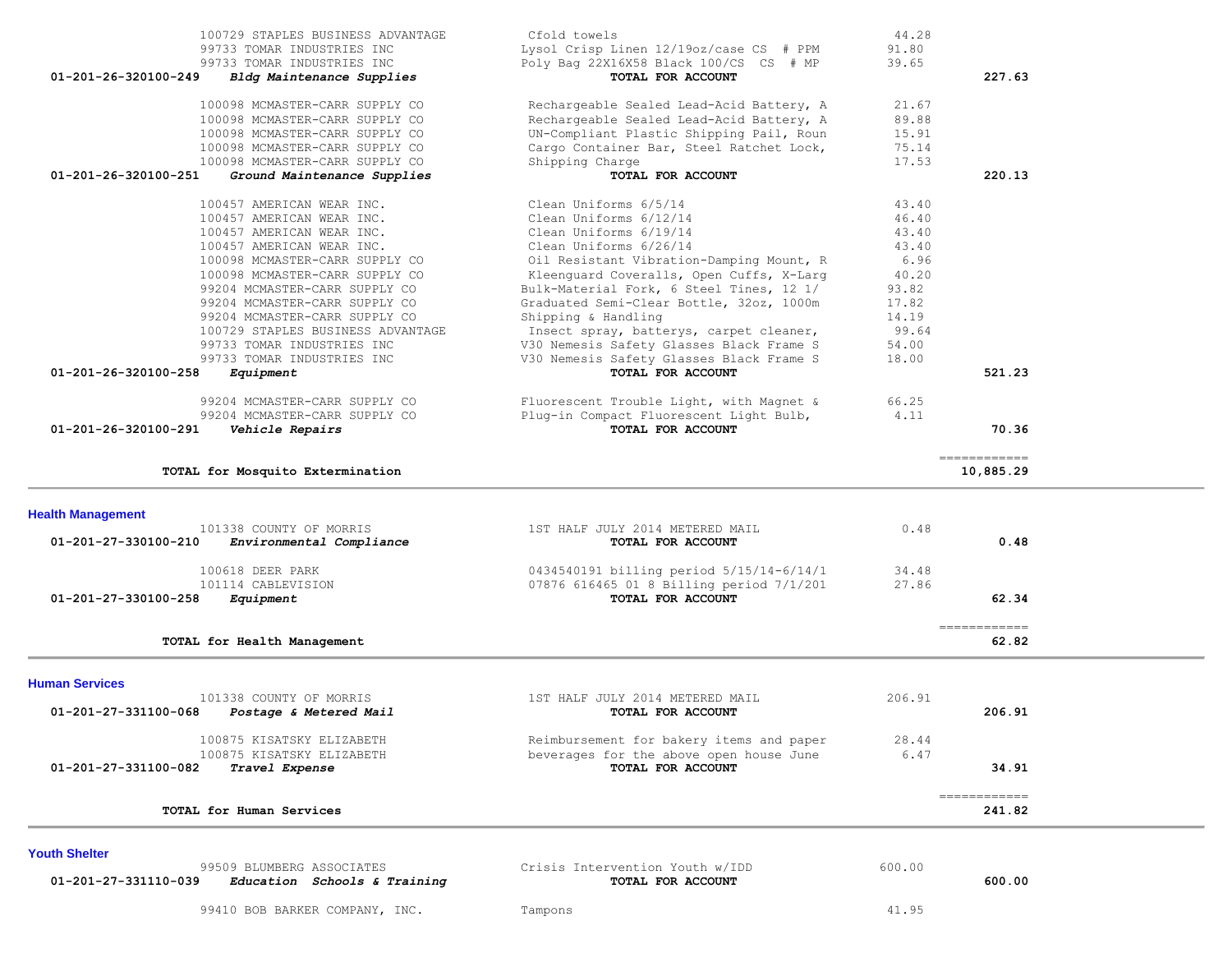| Account | Vendor / Account Name | Description | Amount | Total |
|---|---|---|---|---|
| | 100729 STAPLES BUSINESS ADVANTAGE | Cfold towels | 44.28 | |
| | 99733 TOMAR INDUSTRIES INC | Lysol Crisp Linen 12/19oz/case CS # PPM | 91.80 | |
| | 99733 TOMAR INDUSTRIES INC | Poly Bag 22X16X58 Black 100/CS CS # MP | 39.65 | |
| **01-201-26-320100-249** | ***Bldg Maintenance Supplies*** | **TOTAL FOR ACCOUNT** | | **227.63** |
| | 100098 MCMASTER-CARR SUPPLY CO | Rechargeable Sealed Lead-Acid Battery, A | 21.67 | |
| | 100098 MCMASTER-CARR SUPPLY CO | Rechargeable Sealed Lead-Acid Battery, A | 89.88 | |
| | 100098 MCMASTER-CARR SUPPLY CO | UN-Compliant Plastic Shipping Pail, Roun | 15.91 | |
| | 100098 MCMASTER-CARR SUPPLY CO | Cargo Container Bar, Steel Ratchet Lock, | 75.14 | |
| | 100098 MCMASTER-CARR SUPPLY CO | Shipping Charge | 17.53 | |
| **01-201-26-320100-251** | ***Ground Maintenance Supplies*** | **TOTAL FOR ACCOUNT** | | **220.13** |
| | 100457 AMERICAN WEAR INC. | Clean Uniforms 6/5/14 | 43.40 | |
| | 100457 AMERICAN WEAR INC. | Clean Uniforms 6/12/14 | 46.40 | |
| | 100457 AMERICAN WEAR INC. | Clean Uniforms 6/19/14 | 43.40 | |
| | 100457 AMERICAN WEAR INC. | Clean Uniforms 6/26/14 | 43.40 | |
| | 100098 MCMASTER-CARR SUPPLY CO | Oil Resistant Vibration-Damping Mount, R | 6.96 | |
| | 100098 MCMASTER-CARR SUPPLY CO | Kleenguard Coveralls, Open Cuffs, X-Larg | 40.20 | |
| | 99204 MCMASTER-CARR SUPPLY CO | Bulk-Material Fork, 6 Steel Tines, 12 1/ | 93.82 | |
| | 99204 MCMASTER-CARR SUPPLY CO | Graduated Semi-Clear Bottle, 32oz, 1000m | 17.82 | |
| | 99204 MCMASTER-CARR SUPPLY CO | Shipping & Handling | 14.19 | |
| | 100729 STAPLES BUSINESS ADVANTAGE | Insect spray, batterys, carpet cleaner, | 99.64 | |
| | 99733 TOMAR INDUSTRIES INC | V30 Nemesis Safety Glasses Black Frame S | 54.00 | |
| | 99733 TOMAR INDUSTRIES INC | V30 Nemesis Safety Glasses Black Frame S | 18.00 | |
| **01-201-26-320100-258** | ***Equipment*** | **TOTAL FOR ACCOUNT** | | **521.23** |
| | 99204 MCMASTER-CARR SUPPLY CO | Fluorescent Trouble Light, with Magnet & | 66.25 | |
| | 99204 MCMASTER-CARR SUPPLY CO | Plug-in Compact Fluorescent Light Bulb, | 4.11 | |
| **01-201-26-320100-291** | ***Vehicle Repairs*** | **TOTAL FOR ACCOUNT** | | **70.36** |
| | **TOTAL for Mosquito Extermination** | | | **10,885.29** |

## Health Management

| Account | Vendor / Account Name | Description | Amount | Total |
|---|---|---|---|---|
| | 101338 COUNTY OF MORRIS | 1ST HALF JULY 2014 METERED MAIL | 0.48 | |
| **01-201-27-330100-210** | ***Environmental Compliance*** | **TOTAL FOR ACCOUNT** | | **0.48** |
| | 100618 DEER PARK | 0434540191 billing period 5/15/14-6/14/1 | 34.48 | |
| | 101114 CABLEVISION | 07876 616465 01 8 Billing period 7/1/201 | 27.86 | |
| **01-201-27-330100-258** | ***Equipment*** | **TOTAL FOR ACCOUNT** | | **62.34** |
| | **TOTAL for Health Management** | | | **62.82** |

## Human Services

| Account | Vendor / Account Name | Description | Amount | Total |
|---|---|---|---|---|
| | 101338 COUNTY OF MORRIS | 1ST HALF JULY 2014 METERED MAIL | 206.91 | |
| **01-201-27-331100-068** | ***Postage & Metered Mail*** | **TOTAL FOR ACCOUNT** | | **206.91** |
| | 100875 KISATSKY ELIZABETH | Reimbursement for bakery items and paper | 28.44 | |
| | 100875 KISATSKY ELIZABETH | beverages for the above open house June | 6.47 | |
| **01-201-27-331100-082** | ***Travel Expense*** | **TOTAL FOR ACCOUNT** | | **34.91** |
| | **TOTAL for Human Services** | | | **241.82** |

## Youth Shelter

| Account | Vendor / Account Name | Description | Amount | Total |
|---|---|---|---|---|
| | 99509 BLUMBERG ASSOCIATES | Crisis Intervention Youth w/IDD | 600.00 | |
| **01-201-27-331110-039** | ***Education Schools & Training*** | **TOTAL FOR ACCOUNT** | | **600.00** |
| | 99410 BOB BARKER COMPANY, INC. | Tampons | 41.95 | |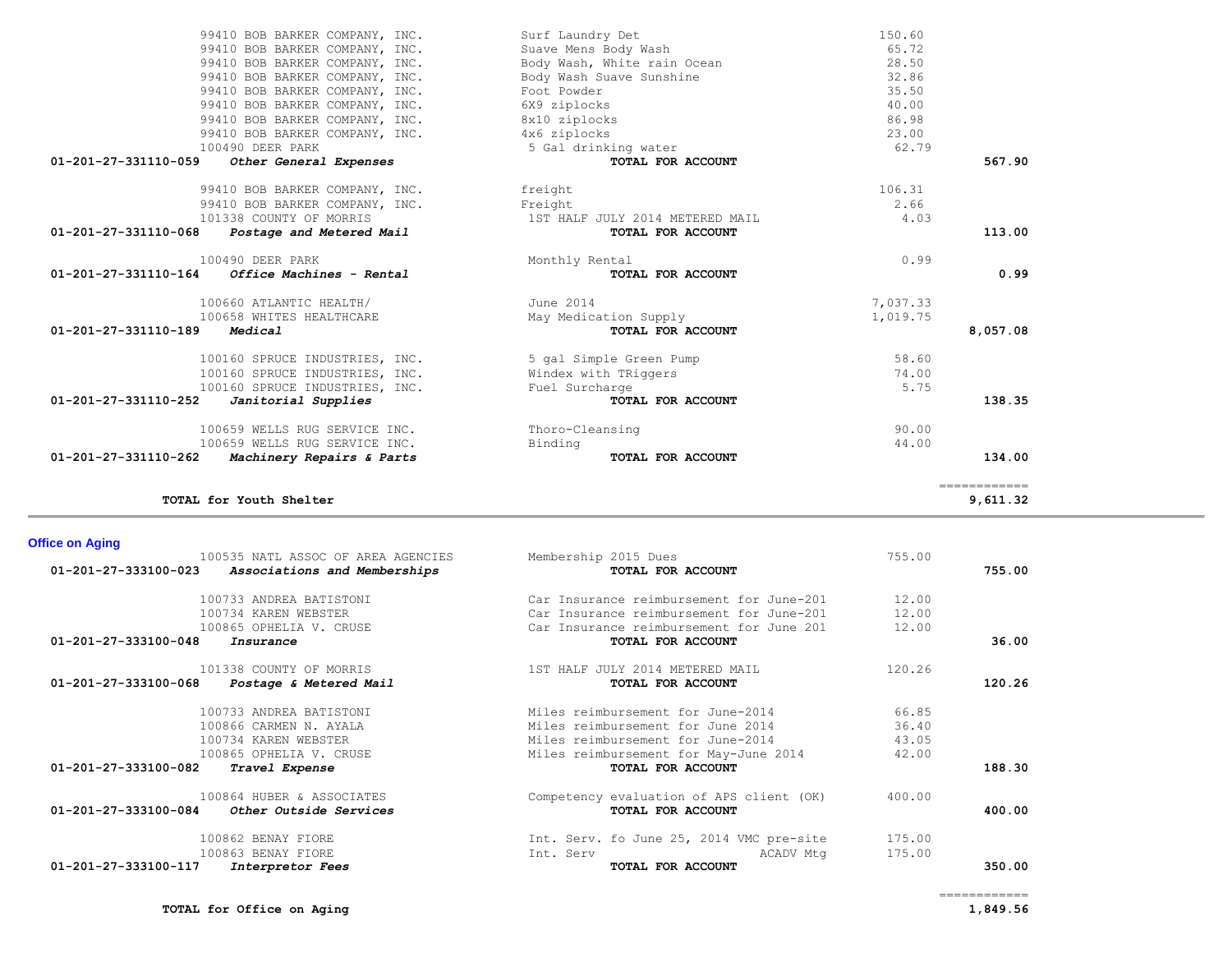| Account | Vendor | Description | Amount | Total |
|---|---|---|---|---|
| | 99410 BOB BARKER COMPANY, INC. | Surf Laundry Det | 150.60 | |
| | 99410 BOB BARKER COMPANY, INC. | Suave Mens Body Wash | 65.72 | |
| | 99410 BOB BARKER COMPANY, INC. | Body Wash, White rain Ocean | 28.50 | |
| | 99410 BOB BARKER COMPANY, INC. | Body Wash Suave Sunshine | 32.86 | |
| | 99410 BOB BARKER COMPANY, INC. | Foot Powder | 35.50 | |
| | 99410 BOB BARKER COMPANY, INC. | 6X9 ziplocks | 40.00 | |
| | 99410 BOB BARKER COMPANY, INC. | 8x10 ziplocks | 86.98 | |
| | 99410 BOB BARKER COMPANY, INC. | 4x6 ziplocks | 23.00 | |
| | 100490 DEER PARK | 5 Gal drinking water | 62.79 | |
| **01-201-27-331110-059** | ***Other General Expenses*** | **TOTAL FOR ACCOUNT** | | **567.90** |
| | 99410 BOB BARKER COMPANY, INC. | freight | 106.31 | |
| | 99410 BOB BARKER COMPANY, INC. | Freight | 2.66 | |
| | 101338 COUNTY OF MORRIS | 1ST HALF JULY 2014 METERED MAIL | 4.03 | |
| **01-201-27-331110-068** | ***Postage and Metered Mail*** | **TOTAL FOR ACCOUNT** | | **113.00** |
| | 100490 DEER PARK | Monthly Rental | 0.99 | |
| **01-201-27-331110-164** | ***Office Machines - Rental*** | **TOTAL FOR ACCOUNT** | | **0.99** |
| | 100660 ATLANTIC HEALTH/ | June 2014 | 7,037.33 | |
| | 100658 WHITES HEALTHCARE | May Medication Supply | 1,019.75 | |
| **01-201-27-331110-189** | ***Medical*** | **TOTAL FOR ACCOUNT** | | **8,057.08** |
| | 100160 SPRUCE INDUSTRIES, INC. | 5 gal Simple Green Pump | 58.60 | |
| | 100160 SPRUCE INDUSTRIES, INC. | Windex with TRiggers | 74.00 | |
| | 100160 SPRUCE INDUSTRIES, INC. | Fuel Surcharge | 5.75 | |
| **01-201-27-331110-252** | ***Janitorial Supplies*** | **TOTAL FOR ACCOUNT** | | **138.35** |
| | 100659 WELLS RUG SERVICE INC. | Thoro-Cleansing | 90.00 | |
| | 100659 WELLS RUG SERVICE INC. | Binding | 44.00 | |
| **01-201-27-331110-262** | ***Machinery Repairs & Parts*** | **TOTAL FOR ACCOUNT** | | **134.00** |
| | | | | ============ |
| | **TOTAL for Youth Shelter** | | | **9,611.32** |

## Office on Aging

| Account | Vendor | Description | Amount | Total |
|---|---|---|---|---|
| | 100535 NATL ASSOC OF AREA AGENCIES | Membership 2015 Dues | 755.00 | |
| **01-201-27-333100-023** | ***Associations and Memberships*** | **TOTAL FOR ACCOUNT** | | **755.00** |
| | 100733 ANDREA BATISTONI | Car Insurance reimbursement for June-201 | 12.00 | |
| | 100734 KAREN WEBSTER | Car Insurance reimbursement for June-201 | 12.00 | |
| | 100865 OPHELIA V. CRUSE | Car Insurance reimbursement for June 201 | 12.00 | |
| **01-201-27-333100-048** | ***Insurance*** | **TOTAL FOR ACCOUNT** | | **36.00** |
| | 101338 COUNTY OF MORRIS | 1ST HALF JULY 2014 METERED MAIL | 120.26 | |
| **01-201-27-333100-068** | ***Postage & Metered Mail*** | **TOTAL FOR ACCOUNT** | | **120.26** |
| | 100733 ANDREA BATISTONI | Miles reimbursement for June-2014 | 66.85 | |
| | 100866 CARMEN N. AYALA | Miles reimbursement for June 2014 | 36.40 | |
| | 100734 KAREN WEBSTER | Miles reimbursement for June-2014 | 43.05 | |
| | 100865 OPHELIA V. CRUSE | Miles reimbursement for May-June 2014 | 42.00 | |
| **01-201-27-333100-082** | ***Travel Expense*** | **TOTAL FOR ACCOUNT** | | **188.30** |
| | 100864 HUBER & ASSOCIATES | Competency evaluation of APS client (OK) | 400.00 | |
| **01-201-27-333100-084** | ***Other Outside Services*** | **TOTAL FOR ACCOUNT** | | **400.00** |
| | 100862 BENAY FIORE | Int. Serv. fo June 25, 2014 VMC pre-site | 175.00 | |
| | 100863 BENAY FIORE | Int. Serv ACADV Mtg | 175.00 | |
| **01-201-27-333100-117** | ***Interpretor Fees*** | **TOTAL FOR ACCOUNT** | | **350.00** |
| | | | | ============ |
| | **TOTAL for Office on Aging** | | | **1,849.56** |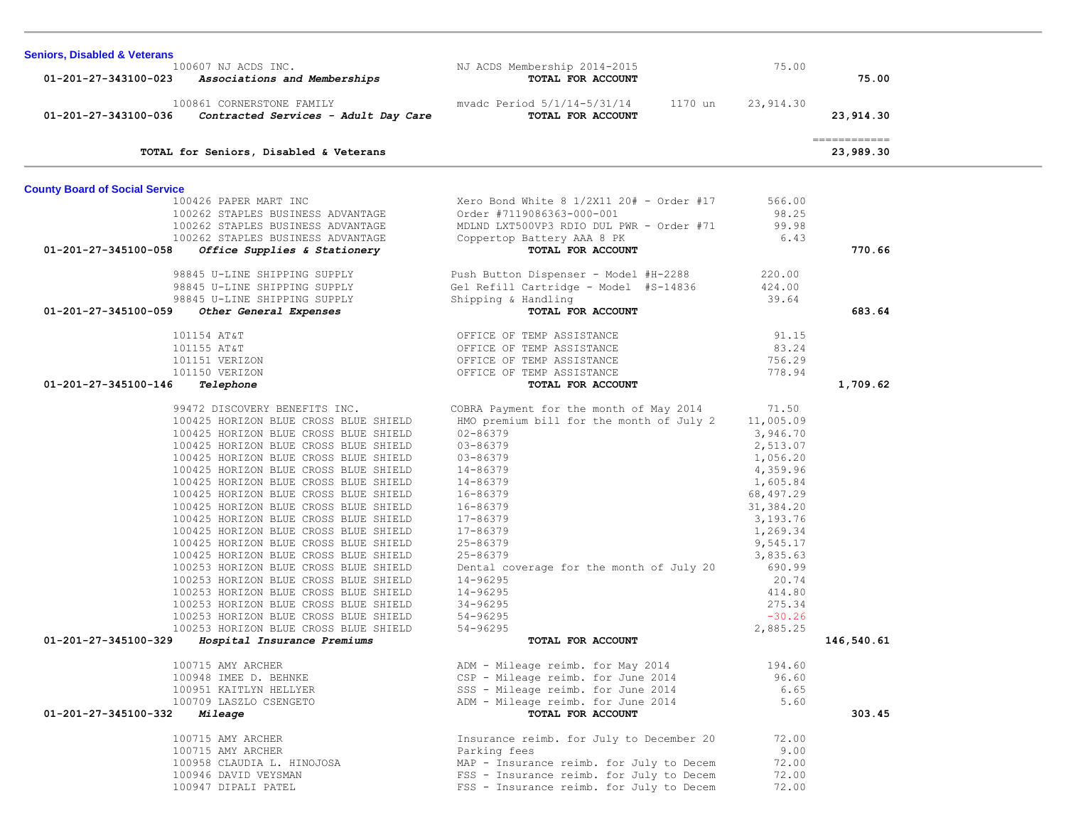## Seniors, Disabled & Veterans

| Account | Vendor / Description | Detail | | Amount | Total |
|---|---|---|---|---|---|
| | 100607 NJ ACDS INC. | NJ ACDS Membership 2014-2015 | | 75.00 | |
| 01-201-27-343100-023 | ***Associations and Memberships*** | **TOTAL FOR ACCOUNT** | | | **75.00** |
| | 100861 CORNERSTONE FAMILY | mvadc Period 5/1/14-5/31/14 | 1170 un | 23,914.30 | |
| 01-201-27-343100-036 | ***Contracted Services - Adult Day Care*** | **TOTAL FOR ACCOUNT** | | | **23,914.30** |
| | | | | | ============ |
| | **TOTAL for Seniors, Disabled & Veterans** | | | | **23,989.30** |

## County Board of Social Service

| Account | Vendor / Description | Detail | Amount | Total |
|---|---|---|---|---|
| | 100426 PAPER MART INC | Xero Bond White 8 1/2X11 20# - Order #17 | 566.00 | |
| | 100262 STAPLES BUSINESS ADVANTAGE | Order #7119086363-000-001 | 98.25 | |
| | 100262 STAPLES BUSINESS ADVANTAGE | MDLND LXT500VP3 RDIO DUL PWR - Order #71 | 99.98 | |
| | 100262 STAPLES BUSINESS ADVANTAGE | Coppertop Battery AAA 8 PK | 6.43 | |
| 01-201-27-345100-058 | ***Office Supplies & Stationery*** | **TOTAL FOR ACCOUNT** | | **770.66** |
| | 98845 U-LINE SHIPPING SUPPLY | Push Button Dispenser - Model #H-2288 | 220.00 | |
| | 98845 U-LINE SHIPPING SUPPLY | Gel Refill Cartridge - Model #S-14836 | 424.00 | |
| | 98845 U-LINE SHIPPING SUPPLY | Shipping & Handling | 39.64 | |
| 01-201-27-345100-059 | ***Other General Expenses*** | **TOTAL FOR ACCOUNT** | | **683.64** |
| | 101154 AT&T | OFFICE OF TEMP ASSISTANCE | 91.15 | |
| | 101155 AT&T | OFFICE OF TEMP ASSISTANCE | 83.24 | |
| | 101151 VERIZON | OFFICE OF TEMP ASSISTANCE | 756.29 | |
| | 101150 VERIZON | OFFICE OF TEMP ASSISTANCE | 778.94 | |
| 01-201-27-345100-146 | ***Telephone*** | **TOTAL FOR ACCOUNT** | | **1,709.62** |
| | 99472 DISCOVERY BENEFITS INC. | COBRA Payment for the month of May 2014 | 71.50 | |
| | 100425 HORIZON BLUE CROSS BLUE SHIELD | HMO premium bill for the month of July 2 | 11,005.09 | |
| | 100425 HORIZON BLUE CROSS BLUE SHIELD | 02-86379 | 3,946.70 | |
| | 100425 HORIZON BLUE CROSS BLUE SHIELD | 03-86379 | 2,513.07 | |
| | 100425 HORIZON BLUE CROSS BLUE SHIELD | 03-86379 | 1,056.20 | |
| | 100425 HORIZON BLUE CROSS BLUE SHIELD | 14-86379 | 4,359.96 | |
| | 100425 HORIZON BLUE CROSS BLUE SHIELD | 14-86379 | 1,605.84 | |
| | 100425 HORIZON BLUE CROSS BLUE SHIELD | 16-86379 | 68,497.29 | |
| | 100425 HORIZON BLUE CROSS BLUE SHIELD | 16-86379 | 31,384.20 | |
| | 100425 HORIZON BLUE CROSS BLUE SHIELD | 17-86379 | 3,193.76 | |
| | 100425 HORIZON BLUE CROSS BLUE SHIELD | 17-86379 | 1,269.34 | |
| | 100425 HORIZON BLUE CROSS BLUE SHIELD | 25-86379 | 9,545.17 | |
| | 100425 HORIZON BLUE CROSS BLUE SHIELD | 25-86379 | 3,835.63 | |
| | 100253 HORIZON BLUE CROSS BLUE SHIELD | Dental coverage for the month of July 20 | 690.99 | |
| | 100253 HORIZON BLUE CROSS BLUE SHIELD | 14-96295 | 20.74 | |
| | 100253 HORIZON BLUE CROSS BLUE SHIELD | 14-96295 | 414.80 | |
| | 100253 HORIZON BLUE CROSS BLUE SHIELD | 34-96295 | 275.34 | |
| | 100253 HORIZON BLUE CROSS BLUE SHIELD | 54-96295 | -30.26 | |
| | 100253 HORIZON BLUE CROSS BLUE SHIELD | 54-96295 | 2,885.25 | |
| 01-201-27-345100-329 | ***Hospital Insurance Premiums*** | **TOTAL FOR ACCOUNT** | | **146,540.61** |
| | 100715 AMY ARCHER | ADM - Mileage reimb. for May 2014 | 194.60 | |
| | 100948 IMEE D. BEHNKE | CSP - Mileage reimb. for June 2014 | 96.60 | |
| | 100951 KAITLYN HELLYER | SSS - Mileage reimb. for June 2014 | 6.65 | |
| | 100709 LASZLO CSENGETO | ADM - Mileage reimb. for June 2014 | 5.60 | |
| 01-201-27-345100-332 | ***Mileage*** | **TOTAL FOR ACCOUNT** | | **303.45** |
| | 100715 AMY ARCHER | Insurance reimb. for July to December 20 | 72.00 | |
| | 100715 AMY ARCHER | Parking fees | 9.00 | |
| | 100958 CLAUDIA L. HINOJOSA | MAP - Insurance reimb. for July to Decem | 72.00 | |
| | 100946 DAVID VEYSMAN | FSS - Insurance reimb. for July to Decem | 72.00 | |
| | 100947 DIPALI PATEL | FSS - Insurance reimb. for July to Decem | 72.00 | |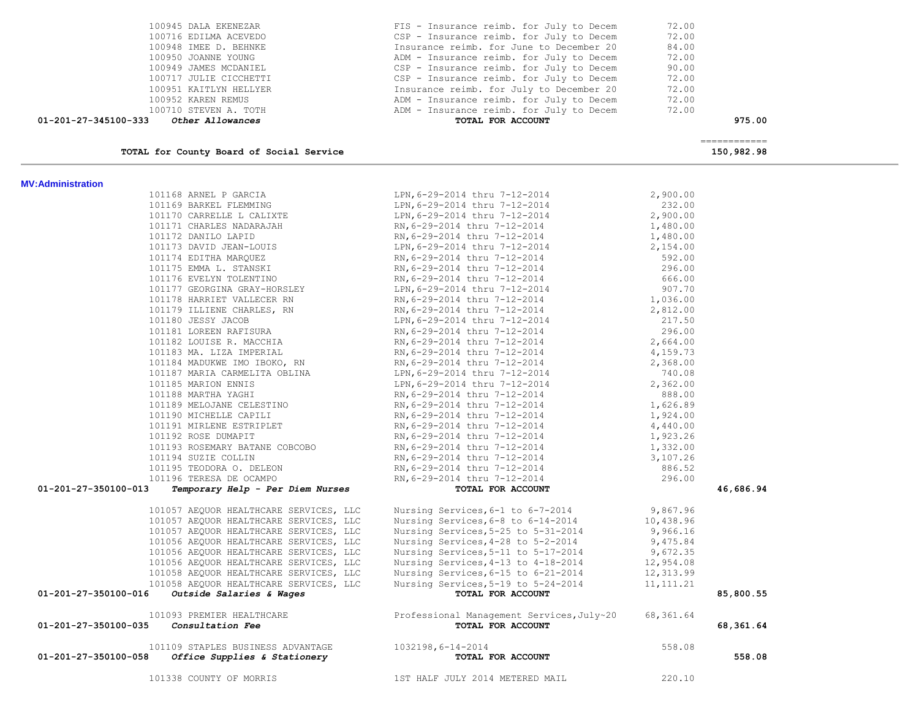| Account | Vendor | Description | Amount | Total |
|---|---|---|---|---|
| | 100945 DALA EKENEZAR | FIS - Insurance reimb. for July to Decem | 72.00 | |
| | 100716 EDILMA ACEVEDO | CSP - Insurance reimb. for July to Decem | 72.00 | |
| | 100948 IMEE D. BEHNKE | Insurance reimb. for June to December 20 | 84.00 | |
| | 100950 JOANNE YOUNG | ADM - Insurance reimb. for July to Decem | 72.00 | |
| | 100949 JAMES MCDANIEL | CSP - Insurance reimb. for July to Decem | 90.00 | |
| | 100717 JULIE CICCHETTI | CSP - Insurance reimb. for July to Decem | 72.00 | |
| | 100951 KAITLYN HELLYER | Insurance reimb. for July to December 20 | 72.00 | |
| | 100952 KAREN REMUS | ADM - Insurance reimb. for July to Decem | 72.00 | |
| | 100710 STEVEN A. TOTH | ADM - Insurance reimb. for July to Decem | 72.00 | |
| **01-201-27-345100-333** | ***Other Allowances*** | **TOTAL FOR ACCOUNT** | | **975.00** |

**TOTAL for County Board of Social Service** — ============ **150,982.98**

**MV:Administration**

| Account | Vendor | Description | Amount | Total |
|---|---|---|---|---|
| | 101168 ARNEL P GARCIA | LPN,6-29-2014 thru 7-12-2014 | 2,900.00 | |
| | 101169 BARKEL FLEMMING | LPN,6-29-2014 thru 7-12-2014 | 232.00 | |
| | 101170 CARRELLE L CALIXTE | LPN,6-29-2014 thru 7-12-2014 | 2,900.00 | |
| | 101171 CHARLES NADARAJAH | RN,6-29-2014 thru 7-12-2014 | 1,480.00 | |
| | 101172 DANILO LAPID | RN,6-29-2014 thru 7-12-2014 | 1,480.00 | |
| | 101173 DAVID JEAN-LOUIS | LPN,6-29-2014 thru 7-12-2014 | 2,154.00 | |
| | 101174 EDITHA MARQUEZ | RN,6-29-2014 thru 7-12-2014 | 592.00 | |
| | 101175 EMMA L. STANSKI | RN,6-29-2014 thru 7-12-2014 | 296.00 | |
| | 101176 EVELYN TOLENTINO | RN,6-29-2014 thru 7-12-2014 | 666.00 | |
| | 101177 GEORGINA GRAY-HORSLEY | LPN,6-29-2014 thru 7-12-2014 | 907.70 | |
| | 101178 HARRIET VALLECER RN | RN,6-29-2014 thru 7-12-2014 | 1,036.00 | |
| | 101179 ILLIENE CHARLES, RN | RN,6-29-2014 thru 7-12-2014 | 2,812.00 | |
| | 101180 JESSY JACOB | LPN,6-29-2014 thru 7-12-2014 | 217.50 | |
| | 101181 LOREEN RAFISURA | RN,6-29-2014 thru 7-12-2014 | 296.00 | |
| | 101182 LOUISE R. MACCHIA | RN,6-29-2014 thru 7-12-2014 | 2,664.00 | |
| | 101183 MA. LIZA IMPERIAL | RN,6-29-2014 thru 7-12-2014 | 4,159.73 | |
| | 101184 MADUKWE IMO IBOKO, RN | RN,6-29-2014 thru 7-12-2014 | 2,368.00 | |
| | 101187 MARIA CARMELITA OBLINA | LPN,6-29-2014 thru 7-12-2014 | 740.08 | |
| | 101185 MARION ENNIS | LPN,6-29-2014 thru 7-12-2014 | 2,362.00 | |
| | 101188 MARTHA YAGHI | RN,6-29-2014 thru 7-12-2014 | 888.00 | |
| | 101189 MELOJANE CELESTINO | RN,6-29-2014 thru 7-12-2014 | 1,626.89 | |
| | 101190 MICHELLE CAPILI | RN,6-29-2014 thru 7-12-2014 | 1,924.00 | |
| | 101191 MIRLENE ESTRIPLET | RN,6-29-2014 thru 7-12-2014 | 4,440.00 | |
| | 101192 ROSE DUMAPIT | RN,6-29-2014 thru 7-12-2014 | 1,923.26 | |
| | 101193 ROSEMARY BATANE COBCOBO | RN,6-29-2014 thru 7-12-2014 | 1,332.00 | |
| | 101194 SUZIE COLLIN | RN,6-29-2014 thru 7-12-2014 | 3,107.26 | |
| | 101195 TEODORA O. DELEON | RN,6-29-2014 thru 7-12-2014 | 886.52 | |
| | 101196 TERESA DE OCAMPO | RN,6-29-2014 thru 7-12-2014 | 296.00 | |
| **01-201-27-350100-013** | ***Temporary Help - Per Diem Nurses*** | **TOTAL FOR ACCOUNT** | | **46,686.94** |
| | 101057 AEQUOR HEALTHCARE SERVICES, LLC | Nursing Services,6-1 to 6-7-2014 | 9,867.96 | |
| | 101057 AEQUOR HEALTHCARE SERVICES, LLC | Nursing Services,6-8 to 6-14-2014 | 10,438.96 | |
| | 101057 AEQUOR HEALTHCARE SERVICES, LLC | Nursing Services,5-25 to 5-31-2014 | 9,966.16 | |
| | 101056 AEQUOR HEALTHCARE SERVICES, LLC | Nursing Services,4-28 to 5-2-2014 | 9,475.84 | |
| | 101056 AEQUOR HEALTHCARE SERVICES, LLC | Nursing Services,5-11 to 5-17-2014 | 9,672.35 | |
| | 101056 AEQUOR HEALTHCARE SERVICES, LLC | Nursing Services,4-13 to 4-18-2014 | 12,954.08 | |
| | 101058 AEQUOR HEALTHCARE SERVICES, LLC | Nursing Services,6-15 to 6-21-2014 | 12,313.99 | |
| | 101058 AEQUOR HEALTHCARE SERVICES, LLC | Nursing Services,5-19 to 5-24-2014 | 11,111.21 | |
| **01-201-27-350100-016** | ***Outside Salaries & Wages*** | **TOTAL FOR ACCOUNT** | | **85,800.55** |
| | 101093 PREMIER HEALTHCARE | Professional Management Services,July~20 | 68,361.64 | |
| **01-201-27-350100-035** | ***Consultation Fee*** | **TOTAL FOR ACCOUNT** | | **68,361.64** |
| | 101109 STAPLES BUSINESS ADVANTAGE | 1032198,6-14-2014 | 558.08 | |
| **01-201-27-350100-058** | ***Office Supplies & Stationery*** | **TOTAL FOR ACCOUNT** | | **558.08** |
| | 101338 COUNTY OF MORRIS | 1ST HALF JULY 2014 METERED MAIL | 220.10 | |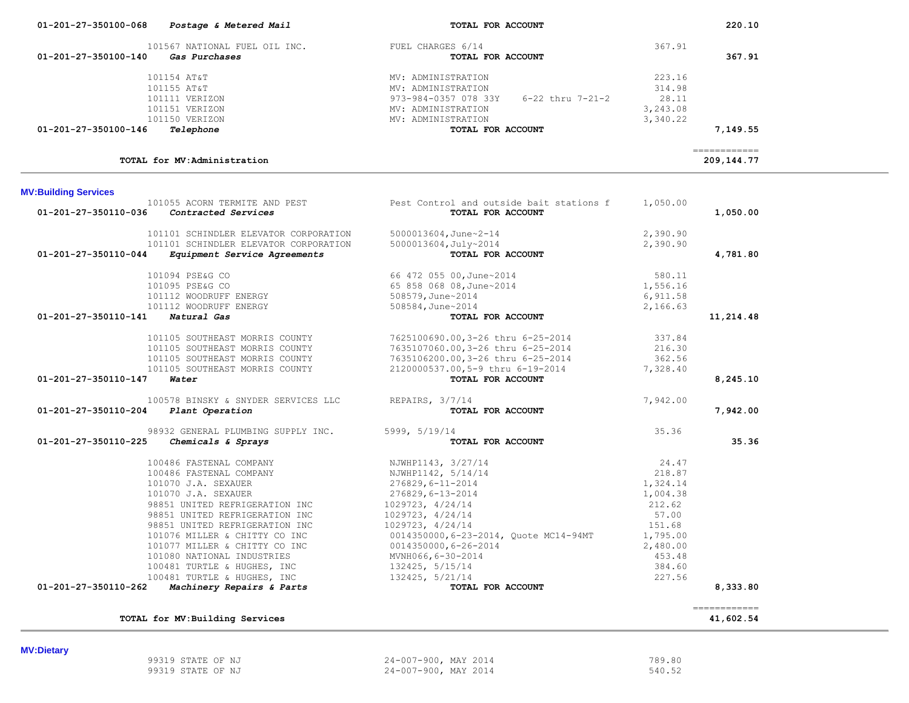| Account | Vendor | Description | Amount | Total |
|---|---|---|---|---|
| 01-201-27-350100-068 *Postage & Metered Mail* | | TOTAL FOR ACCOUNT | | 220.10 |
| | 101567 NATIONAL FUEL OIL INC. | FUEL CHARGES 6/14 | 367.91 | |
| 01-201-27-350100-140 *Gas Purchases* | | TOTAL FOR ACCOUNT | | 367.91 |
| | 101154 AT&T | MV: ADMINISTRATION | 223.16 | |
| | 101155 AT&T | MV: ADMINISTRATION | 314.98 | |
| | 101111 VERIZON | 973-984-0357 078 33Y 6-22 thru 7-21-2 | 28.11 | |
| | 101151 VERIZON | MV: ADMINISTRATION | 3,243.08 | |
| | 101150 VERIZON | MV: ADMINISTRATION | 3,340.22 | |
| 01-201-27-350100-146 *Telephone* | | TOTAL FOR ACCOUNT | | 7,149.55 |
| **TOTAL for MV:Administration** | | | | 209,144.77 |

**MV:Building Services**

| Account | Vendor | Description | Amount | Total |
|---|---|---|---|---|
| | 101055 ACORN TERMITE AND PEST | Pest Control and outside bait stations f | 1,050.00 | |
| 01-201-27-350110-036 *Contracted Services* | | TOTAL FOR ACCOUNT | | 1,050.00 |
| | 101101 SCHINDLER ELEVATOR CORPORATION | 5000013604,June~2-14 | 2,390.90 | |
| | 101101 SCHINDLER ELEVATOR CORPORATION | 5000013604,July~2014 | 2,390.90 | |
| 01-201-27-350110-044 *Equipment Service Agreements* | | TOTAL FOR ACCOUNT | | 4,781.80 |
| | 101094 PSE&G CO | 66 472 055 00,June~2014 | 580.11 | |
| | 101095 PSE&G CO | 65 858 068 08,June~2014 | 1,556.16 | |
| | 101112 WOODRUFF ENERGY | 508579,June~2014 | 6,911.58 | |
| | 101112 WOODRUFF ENERGY | 508584,June~2014 | 2,166.63 | |
| 01-201-27-350110-141 *Natural Gas* | | TOTAL FOR ACCOUNT | | 11,214.48 |
| | 101105 SOUTHEAST MORRIS COUNTY | 7625100690.00,3-26 thru 6-25-2014 | 337.84 | |
| | 101105 SOUTHEAST MORRIS COUNTY | 7635107060.00,3-26 thru 6-25-2014 | 216.30 | |
| | 101105 SOUTHEAST MORRIS COUNTY | 7635106200.00,3-26 thru 6-25-2014 | 362.56 | |
| | 101105 SOUTHEAST MORRIS COUNTY | 2120000537.00,5-9 thru 6-19-2014 | 7,328.40 | |
| 01-201-27-350110-147 *Water* | | TOTAL FOR ACCOUNT | | 8,245.10 |
| | 100578 BINSKY & SNYDER SERVICES LLC | REPAIRS, 3/7/14 | 7,942.00 | |
| 01-201-27-350110-204 *Plant Operation* | | TOTAL FOR ACCOUNT | | 7,942.00 |
| | 98932 GENERAL PLUMBING SUPPLY INC. | 5999, 5/19/14 | 35.36 | |
| 01-201-27-350110-225 *Chemicals & Sprays* | | TOTAL FOR ACCOUNT | | 35.36 |
| | 100486 FASTENAL COMPANY | NJWHP1143, 3/27/14 | 24.47 | |
| | 100486 FASTENAL COMPANY | NJWHP1142, 5/14/14 | 218.87 | |
| | 101070 J.A. SEXAUER | 276829,6-11-2014 | 1,324.14 | |
| | 101070 J.A. SEXAUER | 276829,6-13-2014 | 1,004.38 | |
| | 98851 UNITED REFRIGERATION INC | 1029723, 4/24/14 | 212.62 | |
| | 98851 UNITED REFRIGERATION INC | 1029723, 4/24/14 | 57.00 | |
| | 98851 UNITED REFRIGERATION INC | 1029723, 4/24/14 | 151.68 | |
| | 101076 MILLER & CHITTY CO INC | 0014350000,6-23-2014, Quote MC14-94MT | 1,795.00 | |
| | 101077 MILLER & CHITTY CO INC | 0014350000,6-26-2014 | 2,480.00 | |
| | 101080 NATIONAL INDUSTRIES | MVNH066,6-30-2014 | 453.48 | |
| | 100481 TURTLE & HUGHES, INC | 132425, 5/15/14 | 384.60 | |
| | 100481 TURTLE & HUGHES, INC | 132425, 5/21/14 | 227.56 | |
| 01-201-27-350110-262 *Machinery Repairs & Parts* | | TOTAL FOR ACCOUNT | | 8,333.80 |
| **TOTAL for MV:Building Services** | | | | 41,602.54 |

**MV:Dietary**

| Account | Vendor | Description | Amount | Total |
|---|---|---|---|---|
| | 99319 STATE OF NJ | 24-007-900, MAY 2014 | 789.80 | |
| | 99319 STATE OF NJ | 24-007-900, MAY 2014 | 540.52 | |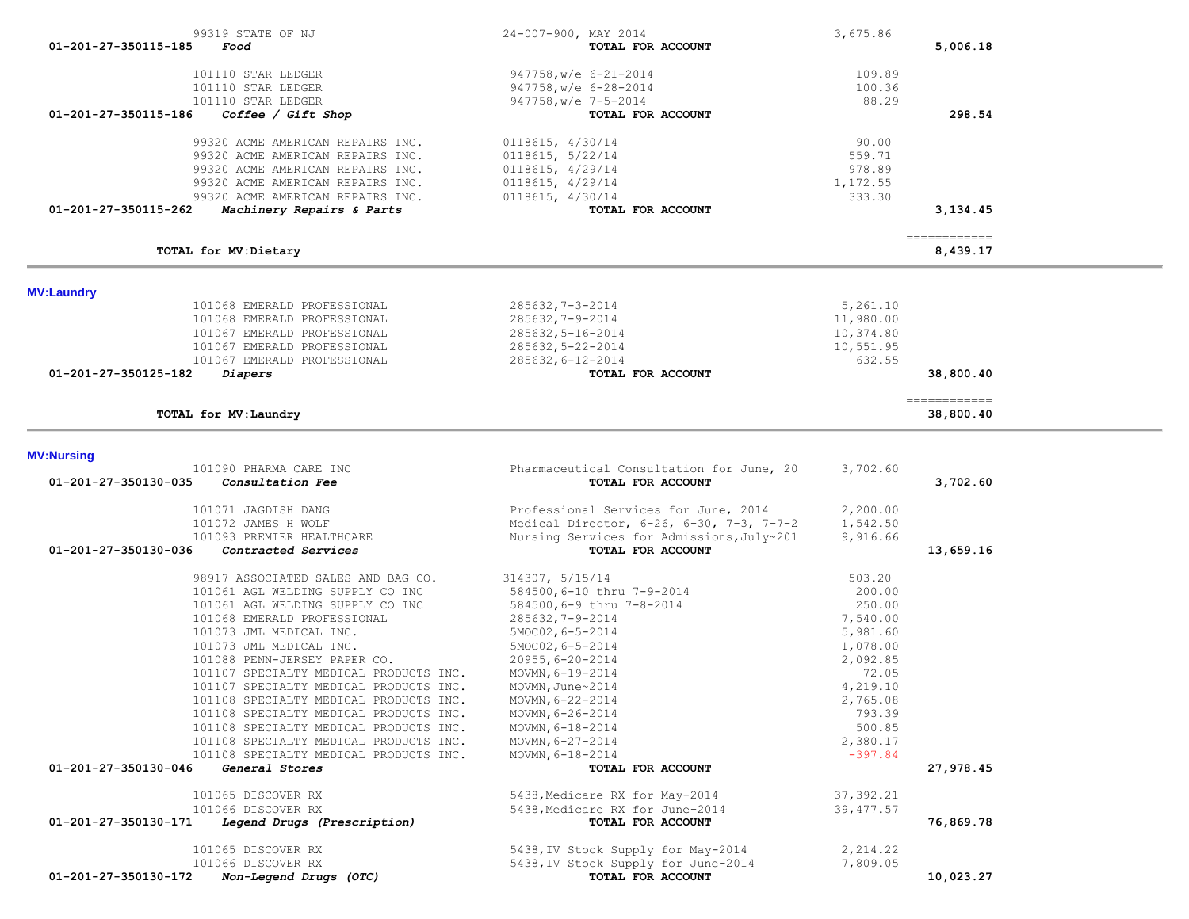| Account | Vendor / Description | Reference | Amount | Total |
|---|---|---|---|---|
| | 99319 STATE OF NJ | 24-007-900, MAY 2014 | 3,675.86 | |
| 01-201-27-350115-185 | ***Food*** | **TOTAL FOR ACCOUNT** | | **5,006.18** |
| | 101110 STAR LEDGER | 947758,w/e 6-21-2014 | 109.89 | |
| | 101110 STAR LEDGER | 947758,w/e 6-28-2014 | 100.36 | |
| | 101110 STAR LEDGER | 947758,w/e 7-5-2014 | 88.29 | |
| 01-201-27-350115-186 | ***Coffee / Gift Shop*** | **TOTAL FOR ACCOUNT** | | **298.54** |
| | 99320 ACME AMERICAN REPAIRS INC. | 0118615, 4/30/14 | 90.00 | |
| | 99320 ACME AMERICAN REPAIRS INC. | 0118615, 5/22/14 | 559.71 | |
| | 99320 ACME AMERICAN REPAIRS INC. | 0118615, 4/29/14 | 978.89 | |
| | 99320 ACME AMERICAN REPAIRS INC. | 0118615, 4/29/14 | 1,172.55 | |
| | 99320 ACME AMERICAN REPAIRS INC. | 0118615, 4/30/14 | 333.30 | |
| 01-201-27-350115-262 | ***Machinery Repairs & Parts*** | **TOTAL FOR ACCOUNT** | | **3,134.45** |
| | **TOTAL for MV:Dietary** | | | **8,439.17** |

**MV:Laundry**

| Account | Vendor / Description | Reference | Amount | Total |
|---|---|---|---|---|
| | 101068 EMERALD PROFESSIONAL | 285632,7-3-2014 | 5,261.10 | |
| | 101068 EMERALD PROFESSIONAL | 285632,7-9-2014 | 11,980.00 | |
| | 101067 EMERALD PROFESSIONAL | 285632,5-16-2014 | 10,374.80 | |
| | 101067 EMERALD PROFESSIONAL | 285632,5-22-2014 | 10,551.95 | |
| | 101067 EMERALD PROFESSIONAL | 285632,6-12-2014 | 632.55 | |
| 01-201-27-350125-182 | ***Diapers*** | **TOTAL FOR ACCOUNT** | | **38,800.40** |
| | **TOTAL for MV:Laundry** | | | **38,800.40** |

**MV:Nursing**

| Account | Vendor / Description | Reference | Amount | Total |
|---|---|---|---|---|
| | 101090 PHARMA CARE INC | Pharmaceutical Consultation for June, 20 | 3,702.60 | |
| 01-201-27-350130-035 | ***Consultation Fee*** | **TOTAL FOR ACCOUNT** | | **3,702.60** |
| | 101071 JAGDISH DANG | Professional Services for June, 2014 | 2,200.00 | |
| | 101072 JAMES H WOLF | Medical Director, 6-26, 6-30, 7-3, 7-7-2 | 1,542.50 | |
| | 101093 PREMIER HEALTHCARE | Nursing Services for Admissions,July~201 | 9,916.66 | |
| 01-201-27-350130-036 | ***Contracted Services*** | **TOTAL FOR ACCOUNT** | | **13,659.16** |
| | 98917 ASSOCIATED SALES AND BAG CO. | 314307, 5/15/14 | 503.20 | |
| | 101061 AGL WELDING SUPPLY CO INC | 584500,6-10 thru 7-9-2014 | 200.00 | |
| | 101061 AGL WELDING SUPPLY CO INC | 584500,6-9 thru 7-8-2014 | 250.00 | |
| | 101068 EMERALD PROFESSIONAL | 285632,7-9-2014 | 7,540.00 | |
| | 101073 JML MEDICAL INC. | 5MOC02,6-5-2014 | 5,981.60 | |
| | 101073 JML MEDICAL INC. | 5MOC02,6-5-2014 | 1,078.00 | |
| | 101088 PENN-JERSEY PAPER CO. | 20955,6-20-2014 | 2,092.85 | |
| | 101107 SPECIALTY MEDICAL PRODUCTS INC. | MOVMN,6-19-2014 | 72.05 | |
| | 101107 SPECIALTY MEDICAL PRODUCTS INC. | MOVMN,June~2014 | 4,219.10 | |
| | 101108 SPECIALTY MEDICAL PRODUCTS INC. | MOVMN,6-22-2014 | 2,765.08 | |
| | 101108 SPECIALTY MEDICAL PRODUCTS INC. | MOVMN,6-26-2014 | 793.39 | |
| | 101108 SPECIALTY MEDICAL PRODUCTS INC. | MOVMN,6-18-2014 | 500.85 | |
| | 101108 SPECIALTY MEDICAL PRODUCTS INC. | MOVMN,6-27-2014 | 2,380.17 | |
| | 101108 SPECIALTY MEDICAL PRODUCTS INC. | MOVMN,6-18-2014 | -397.84 | |
| 01-201-27-350130-046 | ***General Stores*** | **TOTAL FOR ACCOUNT** | | **27,978.45** |
| | 101065 DISCOVER RX | 5438,Medicare RX for May-2014 | 37,392.21 | |
| | 101066 DISCOVER RX | 5438,Medicare RX for June-2014 | 39,477.57 | |
| 01-201-27-350130-171 | ***Legend Drugs (Prescription)*** | **TOTAL FOR ACCOUNT** | | **76,869.78** |
| | 101065 DISCOVER RX | 5438,IV Stock Supply for May-2014 | 2,214.22 | |
| | 101066 DISCOVER RX | 5438,IV Stock Supply for June-2014 | 7,809.05 | |
| 01-201-27-350130-172 | ***Non-Legend Drugs (OTC)*** | **TOTAL FOR ACCOUNT** | | **10,023.27** |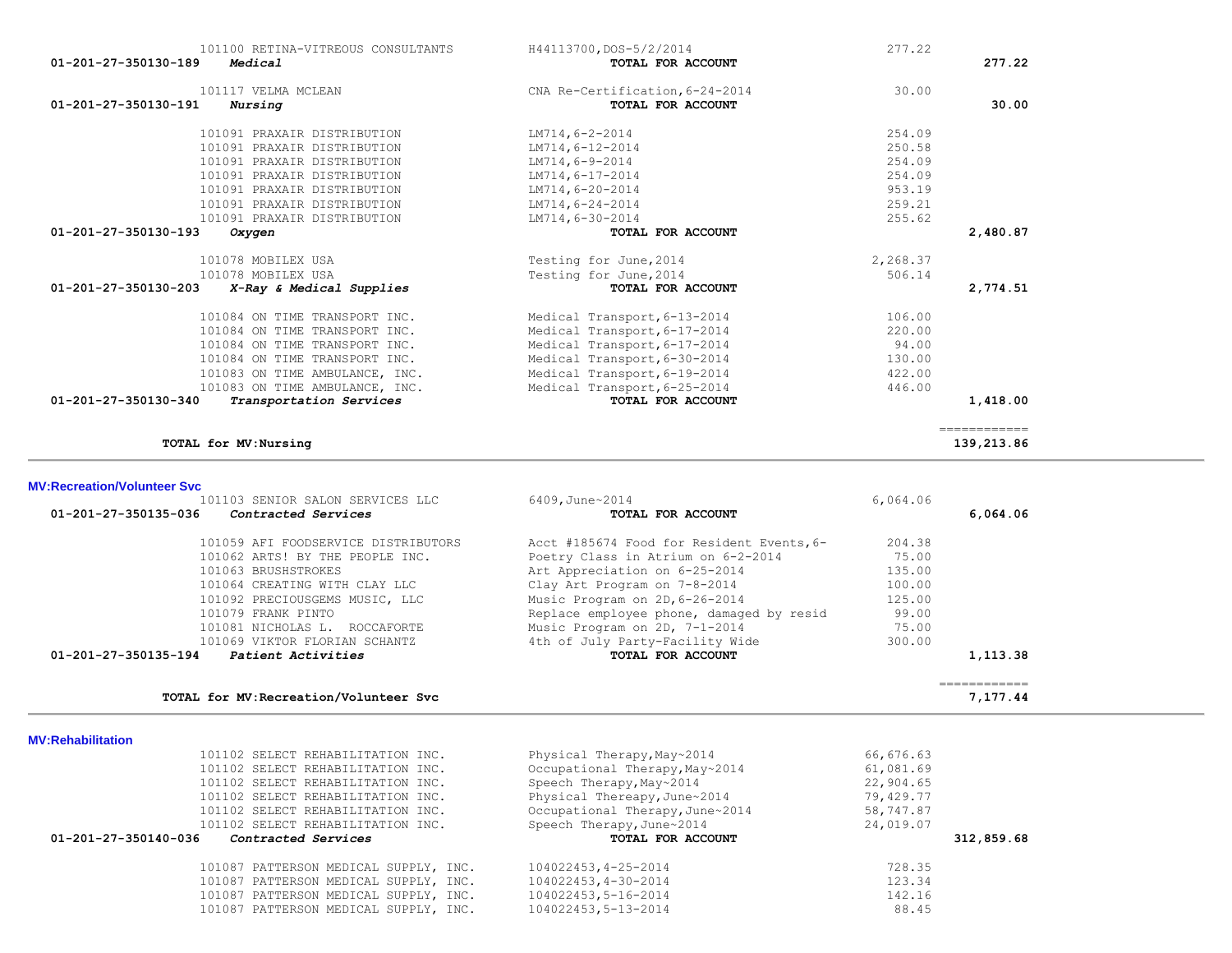| Account | Vendor | Description | Amount | Total |
|---|---|---|---|---|
| | 101100 RETINA-VITREOUS CONSULTANTS | H44113700,DOS-5/2/2014 | 277.22 | |
| 01-201-27-350130-189 | *Medical* | **TOTAL FOR ACCOUNT** | | **277.22** |
| | 101117 VELMA MCLEAN | CNA Re-Certification,6-24-2014 | 30.00 | |
| 01-201-27-350130-191 | *Nursing* | **TOTAL FOR ACCOUNT** | | **30.00** |
| | 101091 PRAXAIR DISTRIBUTION | LM714,6-2-2014 | 254.09 | |
| | 101091 PRAXAIR DISTRIBUTION | LM714,6-12-2014 | 250.58 | |
| | 101091 PRAXAIR DISTRIBUTION | LM714,6-9-2014 | 254.09 | |
| | 101091 PRAXAIR DISTRIBUTION | LM714,6-17-2014 | 254.09 | |
| | 101091 PRAXAIR DISTRIBUTION | LM714,6-20-2014 | 953.19 | |
| | 101091 PRAXAIR DISTRIBUTION | LM714,6-24-2014 | 259.21 | |
| | 101091 PRAXAIR DISTRIBUTION | LM714,6-30-2014 | 255.62 | |
| 01-201-27-350130-193 | *Oxygen* | **TOTAL FOR ACCOUNT** | | **2,480.87** |
| | 101078 MOBILEX USA | Testing for June,2014 | 2,268.37 | |
| | 101078 MOBILEX USA | Testing for June,2014 | 506.14 | |
| 01-201-27-350130-203 | *X-Ray & Medical Supplies* | **TOTAL FOR ACCOUNT** | | **2,774.51** |
| | 101084 ON TIME TRANSPORT INC. | Medical Transport,6-13-2014 | 106.00 | |
| | 101084 ON TIME TRANSPORT INC. | Medical Transport,6-17-2014 | 220.00 | |
| | 101084 ON TIME TRANSPORT INC. | Medical Transport,6-17-2014 | 94.00 | |
| | 101084 ON TIME TRANSPORT INC. | Medical Transport,6-30-2014 | 130.00 | |
| | 101083 ON TIME AMBULANCE, INC. | Medical Transport,6-19-2014 | 422.00 | |
| | 101083 ON TIME AMBULANCE, INC. | Medical Transport,6-25-2014 | 446.00 | |
| 01-201-27-350130-340 | *Transportation Services* | **TOTAL FOR ACCOUNT** | | **1,418.00** |
| | **TOTAL for MV:Nursing** | | | **139,213.86** |

## MV:Recreation/Volunteer Svc

| Account | Vendor | Description | Amount | Total |
|---|---|---|---|---|
| | 101103 SENIOR SALON SERVICES LLC | 6409,June~2014 | 6,064.06 | |
| 01-201-27-350135-036 | *Contracted Services* | **TOTAL FOR ACCOUNT** | | **6,064.06** |
| | 101059 AFI FOODSERVICE DISTRIBUTORS | Acct #185674 Food for Resident Events,6- | 204.38 | |
| | 101062 ARTS! BY THE PEOPLE INC. | Poetry Class in Atrium on 6-2-2014 | 75.00 | |
| | 101063 BRUSHSTROKES | Art Appreciation on 6-25-2014 | 135.00 | |
| | 101064 CREATING WITH CLAY LLC | Clay Art Program on 7-8-2014 | 100.00 | |
| | 101092 PRECIOUSGEMS MUSIC, LLC | Music Program on 2D,6-26-2014 | 125.00 | |
| | 101079 FRANK PINTO | Replace employee phone, damaged by resid | 99.00 | |
| | 101081 NICHOLAS L. ROCCAFORTE | Music Program on 2D, 7-1-2014 | 75.00 | |
| | 101069 VIKTOR FLORIAN SCHANTZ | 4th of July Party-Facility Wide | 300.00 | |
| 01-201-27-350135-194 | *Patient Activities* | **TOTAL FOR ACCOUNT** | | **1,113.38** |
| | **TOTAL for MV:Recreation/Volunteer Svc** | | | **7,177.44** |

## MV:Rehabilitation

| Account | Vendor | Description | Amount | Total |
|---|---|---|---|---|
| | 101102 SELECT REHABILITATION INC. | Physical Therapy,May~2014 | 66,676.63 | |
| | 101102 SELECT REHABILITATION INC. | Occupational Therapy,May~2014 | 61,081.69 | |
| | 101102 SELECT REHABILITATION INC. | Speech Therapy,May~2014 | 22,904.65 | |
| | 101102 SELECT REHABILITATION INC. | Physical Thereapy,June~2014 | 79,429.77 | |
| | 101102 SELECT REHABILITATION INC. | Occupational Therapy,June~2014 | 58,747.87 | |
| | 101102 SELECT REHABILITATION INC. | Speech Therapy,June~2014 | 24,019.07 | |
| 01-201-27-350140-036 | *Contracted Services* | **TOTAL FOR ACCOUNT** | | **312,859.68** |
| | 101087 PATTERSON MEDICAL SUPPLY, INC. | 104022453,4-25-2014 | 728.35 | |
| | 101087 PATTERSON MEDICAL SUPPLY, INC. | 104022453,4-30-2014 | 123.34 | |
| | 101087 PATTERSON MEDICAL SUPPLY, INC. | 104022453,5-16-2014 | 142.16 | |
| | 101087 PATTERSON MEDICAL SUPPLY, INC. | 104022453,5-13-2014 | 88.45 | |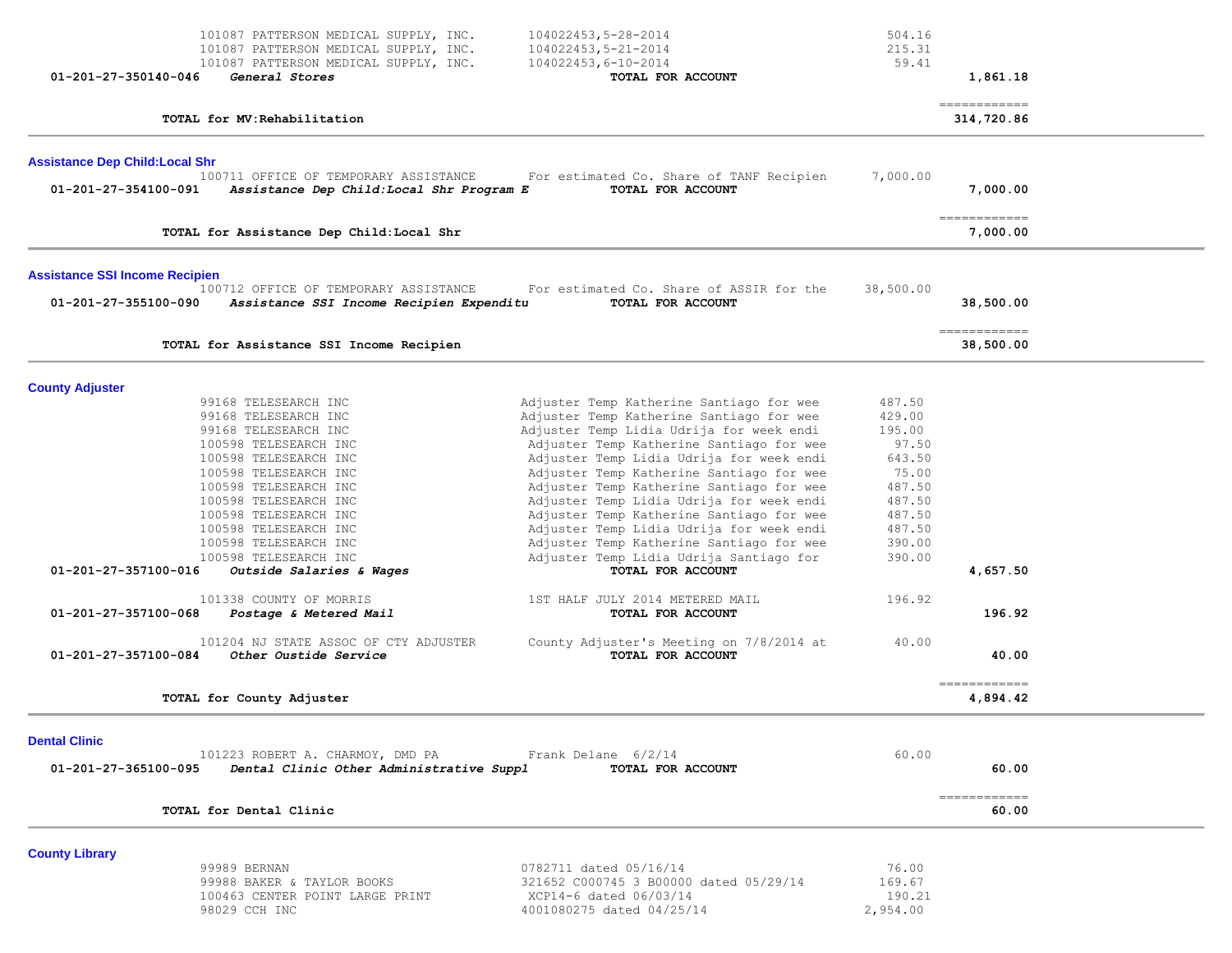| Account | Vendor / Description | Reference | Amount | Total |
|---|---|---|---|---|
| | 101087 PATTERSON MEDICAL SUPPLY, INC. | 104022453,5-28-2014 | 504.16 | |
| | 101087 PATTERSON MEDICAL SUPPLY, INC. | 104022453,5-21-2014 | 215.31 | |
| | 101087 PATTERSON MEDICAL SUPPLY, INC. | 104022453,6-10-2014 | 59.41 | |
| **01-201-27-350140-046** | ***General Stores*** | **TOTAL FOR ACCOUNT** | | **1,861.18** |
| | | | | ============ |
| | **TOTAL for MV:Rehabilitation** | | | **314,720.86** |

## Assistance Dep Child:Local Shr

| Account | Vendor / Description | Reference | Amount | Total |
|---|---|---|---|---|
| | 100711 OFFICE OF TEMPORARY ASSISTANCE | For estimated Co. Share of TANF Recipien | 7,000.00 | |
| **01-201-27-354100-091** | ***Assistance Dep Child:Local Shr Program E*** | **TOTAL FOR ACCOUNT** | | **7,000.00** |
| | | | | ============ |
| | **TOTAL for Assistance Dep Child:Local Shr** | | | **7,000.00** |

## Assistance SSI Income Recipien

| Account | Vendor / Description | Reference | Amount | Total |
|---|---|---|---|---|
| | 100712 OFFICE OF TEMPORARY ASSISTANCE | For estimated Co. Share of ASSIR for the | 38,500.00 | |
| **01-201-27-355100-090** | ***Assistance SSI Income Recipien Expenditu*** | **TOTAL FOR ACCOUNT** | | **38,500.00** |
| | | | | ============ |
| | **TOTAL for Assistance SSI Income Recipien** | | | **38,500.00** |

## County Adjuster

| Account | Vendor / Description | Reference | Amount | Total |
|---|---|---|---|---|
| | 99168 TELESEARCH INC | Adjuster Temp Katherine Santiago for wee | 487.50 | |
| | 99168 TELESEARCH INC | Adjuster Temp Katherine Santiago for wee | 429.00 | |
| | 99168 TELESEARCH INC | Adjuster Temp Lidia Udrija for week endi | 195.00 | |
| | 100598 TELESEARCH INC | Adjuster Temp Katherine Santiago for wee | 97.50 | |
| | 100598 TELESEARCH INC | Adjuster Temp Lidia Udrija for week endi | 643.50 | |
| | 100598 TELESEARCH INC | Adjuster Temp Katherine Santiago for wee | 75.00 | |
| | 100598 TELESEARCH INC | Adjuster Temp Katherine Santiago for wee | 487.50 | |
| | 100598 TELESEARCH INC | Adjuster Temp Lidia Udrija for week endi | 487.50 | |
| | 100598 TELESEARCH INC | Adjuster Temp Katherine Santiago for wee | 487.50 | |
| | 100598 TELESEARCH INC | Adjuster Temp Lidia Udrija for week endi | 487.50 | |
| | 100598 TELESEARCH INC | Adjuster Temp Katherine Santiago for wee | 390.00 | |
| | 100598 TELESEARCH INC | Adjuster Temp Lidia Udrija Santiago for | 390.00 | |
| **01-201-27-357100-016** | ***Outside Salaries & Wages*** | **TOTAL FOR ACCOUNT** | | **4,657.50** |
| | 101338 COUNTY OF MORRIS | 1ST HALF JULY 2014 METERED MAIL | 196.92 | |
| **01-201-27-357100-068** | ***Postage & Metered Mail*** | **TOTAL FOR ACCOUNT** | | **196.92** |
| | 101204 NJ STATE ASSOC OF CTY ADJUSTER | County Adjuster's Meeting on 7/8/2014 at | 40.00 | |
| **01-201-27-357100-084** | ***Other Oustide Service*** | **TOTAL FOR ACCOUNT** | | **40.00** |
| | | | | ============ |
| | **TOTAL for County Adjuster** | | | **4,894.42** |

## Dental Clinic

| Account | Vendor / Description | Reference | Amount | Total |
|---|---|---|---|---|
| | 101223 ROBERT A. CHARMOY, DMD PA | Frank Delane 6/2/14 | 60.00 | |
| **01-201-27-365100-095** | ***Dental Clinic Other Administrative Suppl*** | **TOTAL FOR ACCOUNT** | | **60.00** |
| | | | | ============ |
| | **TOTAL for Dental Clinic** | | | **60.00** |

## County Library

| Account | Vendor / Description | Reference | Amount | Total |
|---|---|---|---|---|
| | 99989 BERNAN | 0782711 dated 05/16/14 | 76.00 | |
| | 99988 BAKER & TAYLOR BOOKS | 321652 C000745 3 B00000 dated 05/29/14 | 169.67 | |
| | 100463 CENTER POINT LARGE PRINT | XCP14-6 dated 06/03/14 | 190.21 | |
| | 98029 CCH INC | 4001080275 dated 04/25/14 | 2,954.00 | |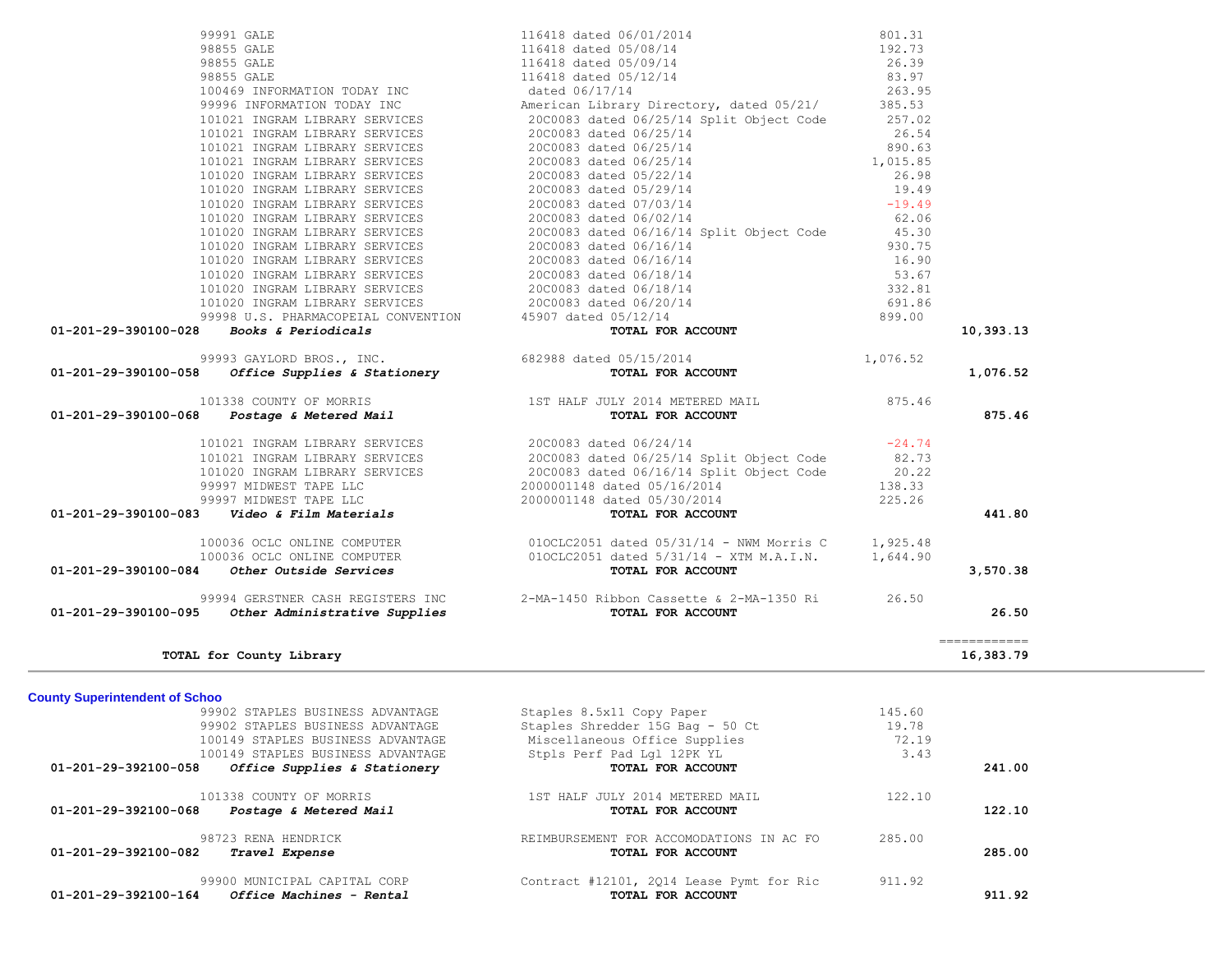| Account | Vendor | Description | Amount | Total |
|---|---|---|---|---|
| | 99991 GALE | 116418 dated 06/01/2014 | 801.31 | |
| | 98855 GALE | 116418 dated 05/08/14 | 192.73 | |
| | 98855 GALE | 116418 dated 05/09/14 | 26.39 | |
| | 98855 GALE | 116418 dated 05/12/14 | 83.97 | |
| | 100469 INFORMATION TODAY INC | dated 06/17/14 | 263.95 | |
| | 99996 INFORMATION TODAY INC | American Library Directory, dated 05/21/ | 385.53 | |
| | 101021 INGRAM LIBRARY SERVICES | 20C0083 dated 06/25/14 Split Object Code | 257.02 | |
| | 101021 INGRAM LIBRARY SERVICES | 20C0083 dated 06/25/14 | 26.54 | |
| | 101021 INGRAM LIBRARY SERVICES | 20C0083 dated 06/25/14 | 890.63 | |
| | 101021 INGRAM LIBRARY SERVICES | 20C0083 dated 06/25/14 | 1,015.85 | |
| | 101020 INGRAM LIBRARY SERVICES | 20C0083 dated 05/22/14 | 26.98 | |
| | 101020 INGRAM LIBRARY SERVICES | 20C0083 dated 05/29/14 | 19.49 | |
| | 101020 INGRAM LIBRARY SERVICES | 20C0083 dated 07/03/14 | -19.49 | |
| | 101020 INGRAM LIBRARY SERVICES | 20C0083 dated 06/02/14 | 62.06 | |
| | 101020 INGRAM LIBRARY SERVICES | 20C0083 dated 06/16/14 Split Object Code | 45.30 | |
| | 101020 INGRAM LIBRARY SERVICES | 20C0083 dated 06/16/14 | 930.75 | |
| | 101020 INGRAM LIBRARY SERVICES | 20C0083 dated 06/16/14 | 16.90 | |
| | 101020 INGRAM LIBRARY SERVICES | 20C0083 dated 06/18/14 | 53.67 | |
| | 101020 INGRAM LIBRARY SERVICES | 20C0083 dated 06/18/14 | 332.81 | |
| | 101020 INGRAM LIBRARY SERVICES | 20C0083 dated 06/20/14 | 691.86 | |
| | 99998 U.S. PHARMACOPEIAL CONVENTION | 45907 dated 05/12/14 | 899.00 | |
| **01-201-29-390100-028** | ***Books & Periodicals*** | **TOTAL FOR ACCOUNT** | | **10,393.13** |
| | 99993 GAYLORD BROS., INC. | 682988 dated 05/15/2014 | 1,076.52 | |
| **01-201-29-390100-058** | ***Office Supplies & Stationery*** | **TOTAL FOR ACCOUNT** | | **1,076.52** |
| | 101338 COUNTY OF MORRIS | 1ST HALF JULY 2014 METERED MAIL | 875.46 | |
| **01-201-29-390100-068** | ***Postage & Metered Mail*** | **TOTAL FOR ACCOUNT** | | **875.46** |
| | 101021 INGRAM LIBRARY SERVICES | 20C0083 dated 06/24/14 | -24.74 | |
| | 101021 INGRAM LIBRARY SERVICES | 20C0083 dated 06/25/14 Split Object Code | 82.73 | |
| | 101020 INGRAM LIBRARY SERVICES | 20C0083 dated 06/16/14 Split Object Code | 20.22 | |
| | 99997 MIDWEST TAPE LLC | 2000001148 dated 05/16/2014 | 138.33 | |
| | 99997 MIDWEST TAPE LLC | 2000001148 dated 05/30/2014 | 225.26 | |
| **01-201-29-390100-083** | ***Video & Film Materials*** | **TOTAL FOR ACCOUNT** | | **441.80** |
| | 100036 OCLC ONLINE COMPUTER | 01OCLC2051 dated 05/31/14 - NWM Morris C | 1,925.48 | |
| | 100036 OCLC ONLINE COMPUTER | 01OCLC2051 dated 5/31/14 - XTM M.A.I.N. | 1,644.90 | |
| **01-201-29-390100-084** | ***Other Outside Services*** | **TOTAL FOR ACCOUNT** | | **3,570.38** |
| | 99994 GERSTNER CASH REGISTERS INC | 2-MA-1450 Ribbon Cassette & 2-MA-1350 Ri | 26.50 | |
| **01-201-29-390100-095** | ***Other Administrative Supplies*** | **TOTAL FOR ACCOUNT** | | **26.50** |
| | **TOTAL for County Library** | | | **16,383.79** |

## County Superintendent of Schoo

| Account | Vendor | Description | Amount | Total |
|---|---|---|---|---|
| | 99902 STAPLES BUSINESS ADVANTAGE | Staples 8.5x11 Copy Paper | 145.60 | |
| | 99902 STAPLES BUSINESS ADVANTAGE | Staples Shredder 15G Bag - 50 Ct | 19.78 | |
| | 100149 STAPLES BUSINESS ADVANTAGE | Miscellaneous Office Supplies | 72.19 | |
| | 100149 STAPLES BUSINESS ADVANTAGE | Stpls Perf Pad Lgl 12PK YL | 3.43 | |
| **01-201-29-392100-058** | ***Office Supplies & Stationery*** | **TOTAL FOR ACCOUNT** | | **241.00** |
| | 101338 COUNTY OF MORRIS | 1ST HALF JULY 2014 METERED MAIL | 122.10 | |
| **01-201-29-392100-068** | ***Postage & Metered Mail*** | **TOTAL FOR ACCOUNT** | | **122.10** |
| | 98723 RENA HENDRICK | REIMBURSEMENT FOR ACCOMODATIONS IN AC FO | 285.00 | |
| **01-201-29-392100-082** | ***Travel Expense*** | **TOTAL FOR ACCOUNT** | | **285.00** |
| | 99900 MUNICIPAL CAPITAL CORP | Contract #12101, 2Q14 Lease Pymt for Ric | 911.92 | |
| **01-201-29-392100-164** | ***Office Machines - Rental*** | **TOTAL FOR ACCOUNT** | | **911.92** |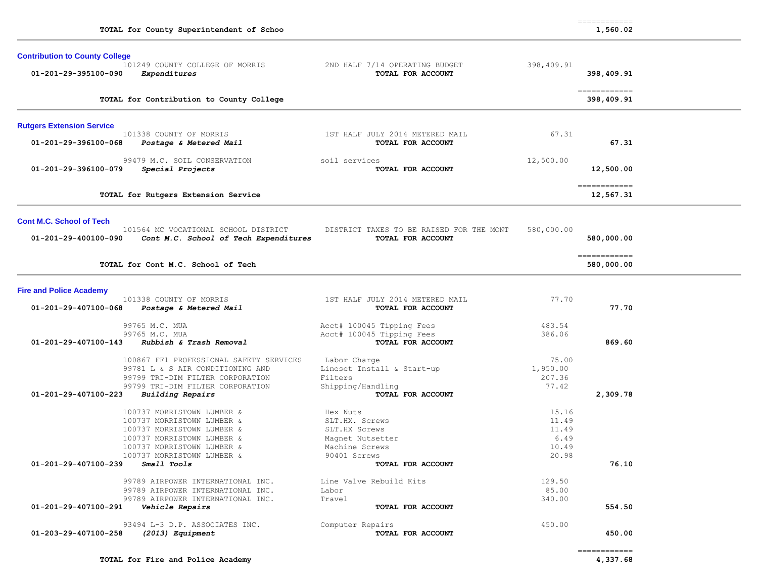| | | | | |
|---|---|---|---|---|
| | TOTAL for County Superintendent of Schoo | | | ============ 1,560.02 |

## Contribution to County College

| Account | Vendor / Description | Item | Amount | Total |
|---|---|---|---|---|
| | 101249 COUNTY COLLEGE OF MORRIS | 2ND HALF 7/14 OPERATING BUDGET | 398,409.91 | |
| 01-201-29-395100-090 | *Expenditures* | TOTAL FOR ACCOUNT | | 398,409.91 |
| | TOTAL for Contribution to County College | | | ============ 398,409.91 |

## Rutgers Extension Service

| Account | Vendor / Description | Item | Amount | Total |
|---|---|---|---|---|
| | 101338 COUNTY OF MORRIS | 1ST HALF JULY 2014 METERED MAIL | 67.31 | |
| 01-201-29-396100-068 | *Postage & Metered Mail* | TOTAL FOR ACCOUNT | | 67.31 |
| | 99479 M.C. SOIL CONSERVATION | soil services | 12,500.00 | |
| 01-201-29-396100-079 | *Special Projects* | TOTAL FOR ACCOUNT | | 12,500.00 |
| | TOTAL for Rutgers Extension Service | | | ============ 12,567.31 |

## Cont M.C. School of Tech

| Account | Vendor / Description | Item | Amount | Total |
|---|---|---|---|---|
| | 101564 MC VOCATIONAL SCHOOL DISTRICT | DISTRICT TAXES TO BE RAISED FOR THE MONT | 580,000.00 | |
| 01-201-29-400100-090 | *Cont M.C. School of Tech Expenditures* | TOTAL FOR ACCOUNT | | 580,000.00 |
| | TOTAL for Cont M.C. School of Tech | | | ============ 580,000.00 |

## Fire and Police Academy

| Account | Vendor / Description | Item | Amount | Total |
|---|---|---|---|---|
| | 101338 COUNTY OF MORRIS | 1ST HALF JULY 2014 METERED MAIL | 77.70 | |
| 01-201-29-407100-068 | *Postage & Metered Mail* | TOTAL FOR ACCOUNT | | 77.70 |
| | 99765 M.C. MUA | Acct# 100045 Tipping Fees | 483.54 | |
| | 99765 M.C. MUA | Acct# 100045 Tipping Fees | 386.06 | |
| 01-201-29-407100-143 | *Rubbish & Trash Removal* | TOTAL FOR ACCOUNT | | 869.60 |
| | 100867 FF1 PROFESSIONAL SAFETY SERVICES | Labor Charge | 75.00 | |
| | 99781 L & S AIR CONDITIONING AND | Lineset Install & Start-up | 1,950.00 | |
| | 99799 TRI-DIM FILTER CORPORATION | Filters | 207.36 | |
| | 99799 TRI-DIM FILTER CORPORATION | Shipping/Handling | 77.42 | |
| 01-201-29-407100-223 | *Building Repairs* | TOTAL FOR ACCOUNT | | 2,309.78 |
| | 100737 MORRISTOWN LUMBER & | Hex Nuts | 15.16 | |
| | 100737 MORRISTOWN LUMBER & | SLT.HX. Screws | 11.49 | |
| | 100737 MORRISTOWN LUMBER & | SLT.HX Screws | 11.49 | |
| | 100737 MORRISTOWN LUMBER & | Magnet Nutsetter | 6.49 | |
| | 100737 MORRISTOWN LUMBER & | Machine Screws | 10.49 | |
| | 100737 MORRISTOWN LUMBER & | 90401 Screws | 20.98 | |
| 01-201-29-407100-239 | *Small Tools* | TOTAL FOR ACCOUNT | | 76.10 |
| | 99789 AIRPOWER INTERNATIONAL INC. | Line Valve Rebuild Kits | 129.50 | |
| | 99789 AIRPOWER INTERNATIONAL INC. | Labor | 85.00 | |
| | 99789 AIRPOWER INTERNATIONAL INC. | Travel | 340.00 | |
| 01-201-29-407100-291 | *Vehicle Repairs* | TOTAL FOR ACCOUNT | | 554.50 |
| | 93494 L-3 D.P. ASSOCIATES INC. | Computer Repairs | 450.00 | |
| 01-203-29-407100-258 | *(2013) Equipment* | TOTAL FOR ACCOUNT | | 450.00 |
| | TOTAL for Fire and Police Academy | | | ============ 4,337.68 |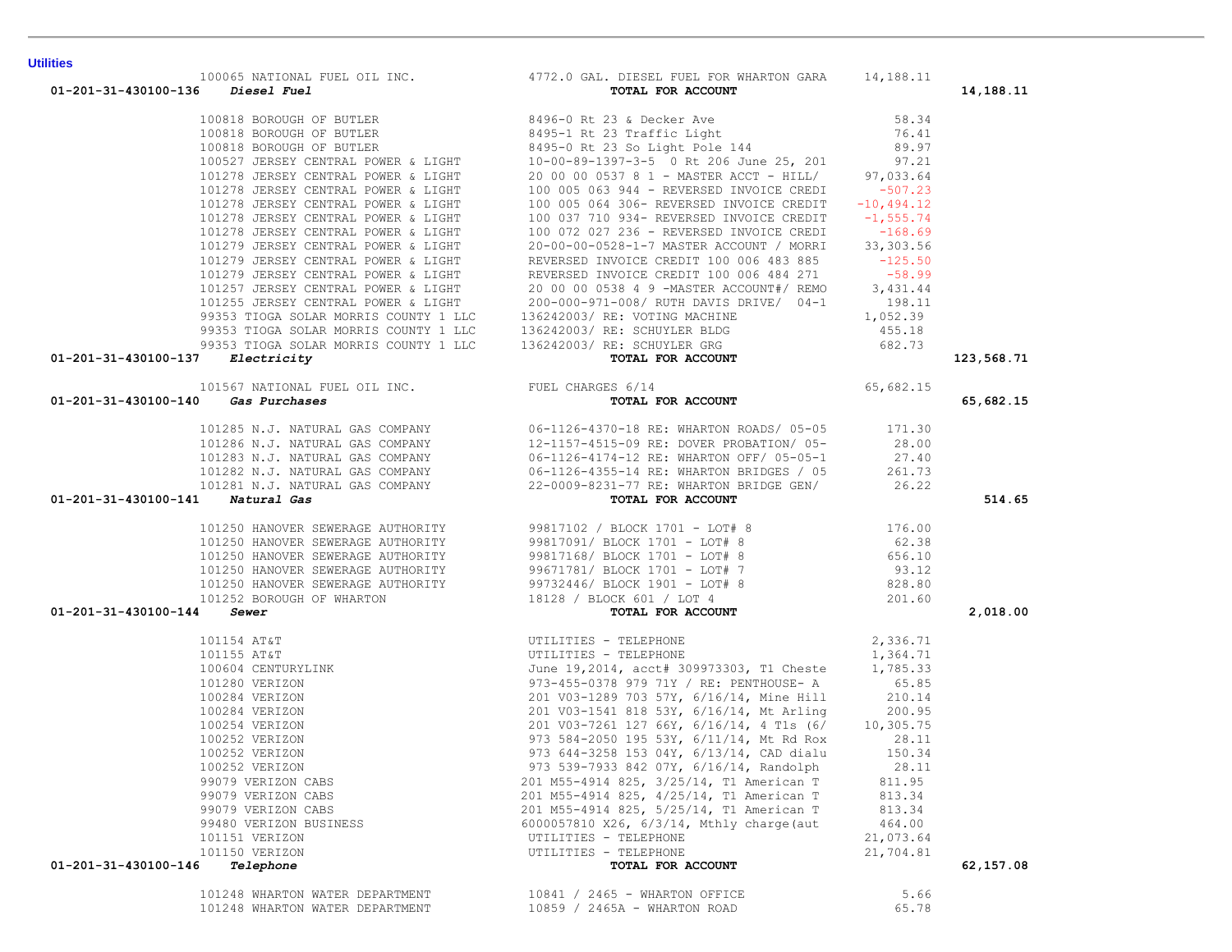**Utilities**

| Account | Vendor | Description | Amount | Total |
|---|---|---|---|---|
| | 100065 NATIONAL FUEL OIL INC. | 4772.0 GAL. DIESEL FUEL FOR WHARTON GARA | 14,188.11 | |
| 01-201-31-430100-136 ***Diesel Fuel*** | | **TOTAL FOR ACCOUNT** | | **14,188.11** |
| | 100818 BOROUGH OF BUTLER | 8496-0 Rt 23 & Decker Ave | 58.34 | |
| | 100818 BOROUGH OF BUTLER | 8495-1 Rt 23 Traffic Light | 76.41 | |
| | 100818 BOROUGH OF BUTLER | 8495-0 Rt 23 So Light Pole 144 | 89.97 | |
| | 100527 JERSEY CENTRAL POWER & LIGHT | 10-00-89-1397-3-5 0 Rt 206 June 25, 201 | 97.21 | |
| | 101278 JERSEY CENTRAL POWER & LIGHT | 20 00 00 0537 8 1 - MASTER ACCT - HILL/ | 97,033.64 | |
| | 101278 JERSEY CENTRAL POWER & LIGHT | 100 005 063 944 - REVERSED INVOICE CREDI | -507.23 | |
| | 101278 JERSEY CENTRAL POWER & LIGHT | 100 005 064 306- REVERSED INVOICE CREDIT | -10,494.12 | |
| | 101278 JERSEY CENTRAL POWER & LIGHT | 100 037 710 934- REVERSED INVOICE CREDIT | -1,555.74 | |
| | 101278 JERSEY CENTRAL POWER & LIGHT | 100 072 027 236 - REVERSED INVOICE CREDI | -168.69 | |
| | 101279 JERSEY CENTRAL POWER & LIGHT | 20-00-00-0528-1-7 MASTER ACCOUNT / MORRI | 33,303.56 | |
| | 101279 JERSEY CENTRAL POWER & LIGHT | REVERSED INVOICE CREDIT 100 006 483 885 | -125.50 | |
| | 101279 JERSEY CENTRAL POWER & LIGHT | REVERSED INVOICE CREDIT 100 006 484 271 | -58.99 | |
| | 101257 JERSEY CENTRAL POWER & LIGHT | 20 00 00 0538 4 9 -MASTER ACCOUNT#/ REMO | 3,431.44 | |
| | 101255 JERSEY CENTRAL POWER & LIGHT | 200-000-971-008/ RUTH DAVIS DRIVE/ 04-1 | 198.11 | |
| | 99353 TIOGA SOLAR MORRIS COUNTY 1 LLC | 136242003/ RE: VOTING MACHINE | 1,052.39 | |
| | 99353 TIOGA SOLAR MORRIS COUNTY 1 LLC | 136242003/ RE: SCHUYLER BLDG | 455.18 | |
| | 99353 TIOGA SOLAR MORRIS COUNTY 1 LLC | 136242003/ RE: SCHUYLER GRG | 682.73 | |
| 01-201-31-430100-137 ***Electricity*** | | **TOTAL FOR ACCOUNT** | | **123,568.71** |
| | 101567 NATIONAL FUEL OIL INC. | FUEL CHARGES 6/14 | 65,682.15 | |
| 01-201-31-430100-140 ***Gas Purchases*** | | **TOTAL FOR ACCOUNT** | | **65,682.15** |
| | 101285 N.J. NATURAL GAS COMPANY | 06-1126-4370-18 RE: WHARTON ROADS/ 05-05 | 171.30 | |
| | 101286 N.J. NATURAL GAS COMPANY | 12-1157-4515-09 RE: DOVER PROBATION/ 05- | 28.00 | |
| | 101283 N.J. NATURAL GAS COMPANY | 06-1126-4174-12 RE: WHARTON OFF/ 05-05-1 | 27.40 | |
| | 101282 N.J. NATURAL GAS COMPANY | 06-1126-4355-14 RE: WHARTON BRIDGES / 05 | 261.73 | |
| | 101281 N.J. NATURAL GAS COMPANY | 22-0009-8231-77 RE: WHARTON BRIDGE GEN/ | 26.22 | |
| 01-201-31-430100-141 ***Natural Gas*** | | **TOTAL FOR ACCOUNT** | | **514.65** |
| | 101250 HANOVER SEWERAGE AUTHORITY | 99817102 / BLOCK 1701 - LOT# 8 | 176.00 | |
| | 101250 HANOVER SEWERAGE AUTHORITY | 99817091/ BLOCK 1701 - LOT# 8 | 62.38 | |
| | 101250 HANOVER SEWERAGE AUTHORITY | 99817168/ BLOCK 1701 - LOT# 8 | 656.10 | |
| | 101250 HANOVER SEWERAGE AUTHORITY | 99671781/ BLOCK 1701 - LOT# 7 | 93.12 | |
| | 101250 HANOVER SEWERAGE AUTHORITY | 99732446/ BLOCK 1901 - LOT# 8 | 828.80 | |
| | 101252 BOROUGH OF WHARTON | 18128 / BLOCK 601 / LOT 4 | 201.60 | |
| 01-201-31-430100-144 ***Sewer*** | | **TOTAL FOR ACCOUNT** | | **2,018.00** |
| | 101154 AT&T | UTILITIES - TELEPHONE | 2,336.71 | |
| | 101155 AT&T | UTILITIES - TELEPHONE | 1,364.71 | |
| | 100604 CENTURYLINK | June 19,2014, acct# 309973303, T1 Cheste | 1,785.33 | |
| | 101280 VERIZON | 973-455-0378 979 71Y / RE: PENTHOUSE- A | 65.85 | |
| | 100284 VERIZON | 201 V03-1289 703 57Y, 6/16/14, Mine Hill | 210.14 | |
| | 100284 VERIZON | 201 V03-1541 818 53Y, 6/16/14, Mt Arling | 200.95 | |
| | 100254 VERIZON | 201 V03-7261 127 66Y, 6/16/14, 4 T1s (6/ | 10,305.75 | |
| | 100252 VERIZON | 973 584-2050 195 53Y, 6/11/14, Mt Rd Rox | 28.11 | |
| | 100252 VERIZON | 973 644-3258 153 04Y, 6/13/14, CAD dialu | 150.34 | |
| | 100252 VERIZON | 973 539-7933 842 07Y, 6/16/14, Randolph | 28.11 | |
| | 99079 VERIZON CABS | 201 M55-4914 825, 3/25/14, T1 American T | 811.95 | |
| | 99079 VERIZON CABS | 201 M55-4914 825, 4/25/14, T1 American T | 813.34 | |
| | 99079 VERIZON CABS | 201 M55-4914 825, 5/25/14, T1 American T | 813.34 | |
| | 99480 VERIZON BUSINESS | 6000057810 X26, 6/3/14, Mthly charge(aut | 464.00 | |
| | 101151 VERIZON | UTILITIES - TELEPHONE | 21,073.64 | |
| | 101150 VERIZON | UTILITIES - TELEPHONE | 21,704.81 | |
| 01-201-31-430100-146 ***Telephone*** | | **TOTAL FOR ACCOUNT** | | **62,157.08** |
| | 101248 WHARTON WATER DEPARTMENT | 10841 / 2465 - WHARTON OFFICE | 5.66 | |
| | 101248 WHARTON WATER DEPARTMENT | 10859 / 2465A - WHARTON ROAD | 65.78 | |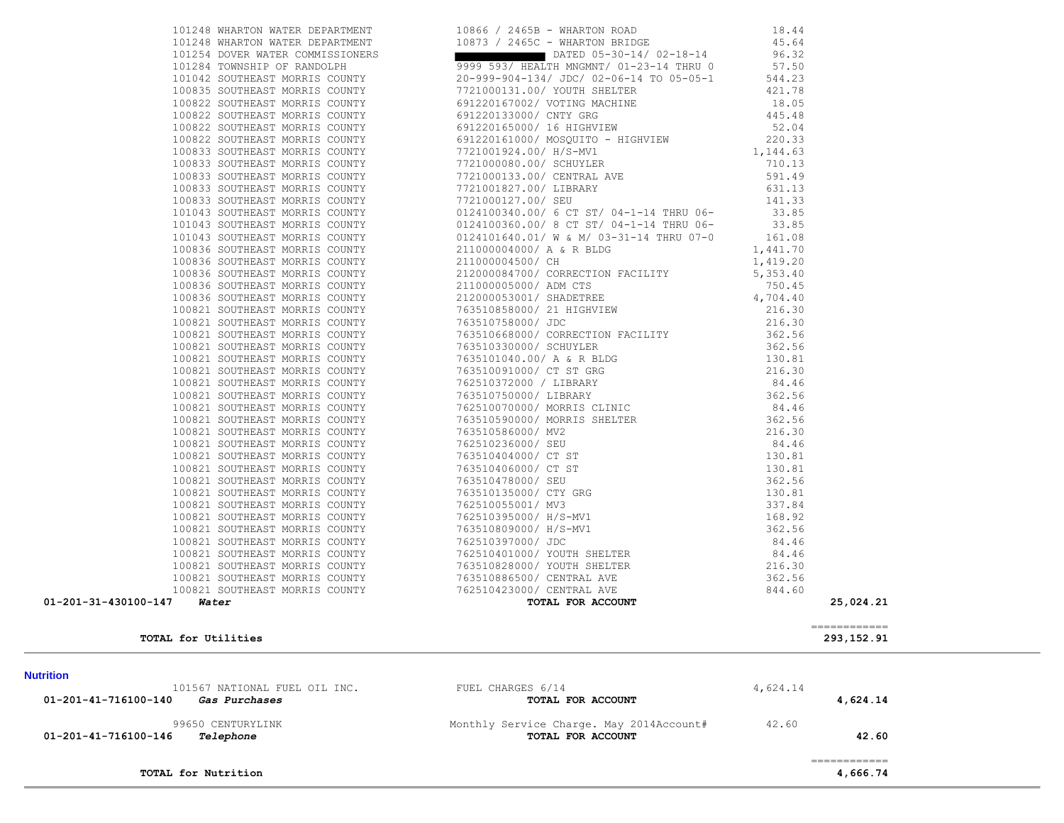| Account | Vendor | Description | Amount | Total |
|---|---|---|---|---|
| | 101248 WHARTON WATER DEPARTMENT | 10866 / 2465B - WHARTON ROAD | 18.44 | |
| | 101248 WHARTON WATER DEPARTMENT | 10873 / 2465C - WHARTON BRIDGE | 45.64 | |
| | 101254 DOVER WATER COMMISSIONERS | ████████ DATED 05-30-14/ 02-18-14 | 96.32 | |
| | 101284 TOWNSHIP OF RANDOLPH | 9999 593/ HEALTH MNGMNT/ 01-23-14 THRU 0 | 57.50 | |
| | 101042 SOUTHEAST MORRIS COUNTY | 20-999-904-134/ JDC/ 02-06-14 TO 05-05-1 | 544.23 | |
| | 100835 SOUTHEAST MORRIS COUNTY | 7721000131.00/ YOUTH SHELTER | 421.78 | |
| | 100822 SOUTHEAST MORRIS COUNTY | 691220167002/ VOTING MACHINE | 18.05 | |
| | 100822 SOUTHEAST MORRIS COUNTY | 691220133000/ CNTY GRG | 445.48 | |
| | 100822 SOUTHEAST MORRIS COUNTY | 691220165000/ 16 HIGHVIEW | 52.04 | |
| | 100822 SOUTHEAST MORRIS COUNTY | 691220161000/ MOSQUITO - HIGHVIEW | 220.33 | |
| | 100833 SOUTHEAST MORRIS COUNTY | 7721001924.00/ H/S-MV1 | 1,144.63 | |
| | 100833 SOUTHEAST MORRIS COUNTY | 7721000080.00/ SCHUYLER | 710.13 | |
| | 100833 SOUTHEAST MORRIS COUNTY | 7721000133.00/ CENTRAL AVE | 591.49 | |
| | 100833 SOUTHEAST MORRIS COUNTY | 7721001827.00/ LIBRARY | 631.13 | |
| | 100833 SOUTHEAST MORRIS COUNTY | 7721000127.00/ SEU | 141.33 | |
| | 101043 SOUTHEAST MORRIS COUNTY | 0124100340.00/ 6 CT ST/ 04-1-14 THRU 06- | 33.85 | |
| | 101043 SOUTHEAST MORRIS COUNTY | 0124100360.00/ 8 CT ST/ 04-1-14 THRU 06- | 33.85 | |
| | 101043 SOUTHEAST MORRIS COUNTY | 0124101640.01/ W & M/ 03-31-14 THRU 07-0 | 161.08 | |
| | 100836 SOUTHEAST MORRIS COUNTY | 211000004000/ A & R BLDG | 1,441.70 | |
| | 100836 SOUTHEAST MORRIS COUNTY | 211000004500/ CH | 1,419.20 | |
| | 100836 SOUTHEAST MORRIS COUNTY | 212000084700/ CORRECTION FACILITY | 5,353.40 | |
| | 100836 SOUTHEAST MORRIS COUNTY | 211000005000/ ADM CTS | 750.45 | |
| | 100836 SOUTHEAST MORRIS COUNTY | 212000053001/ SHADETREE | 4,704.40 | |
| | 100821 SOUTHEAST MORRIS COUNTY | 763510858000/ 21 HIGHVIEW | 216.30 | |
| | 100821 SOUTHEAST MORRIS COUNTY | 763510758000/ JDC | 216.30 | |
| | 100821 SOUTHEAST MORRIS COUNTY | 763510668000/ CORRECTION FACILITY | 362.56 | |
| | 100821 SOUTHEAST MORRIS COUNTY | 763510330000/ SCHUYLER | 362.56 | |
| | 100821 SOUTHEAST MORRIS COUNTY | 7635101040.00/ A & R BLDG | 130.81 | |
| | 100821 SOUTHEAST MORRIS COUNTY | 763510091000/ CT ST GRG | 216.30 | |
| | 100821 SOUTHEAST MORRIS COUNTY | 762510372000 / LIBRARY | 84.46 | |
| | 100821 SOUTHEAST MORRIS COUNTY | 763510750000/ LIBRARY | 362.56 | |
| | 100821 SOUTHEAST MORRIS COUNTY | 762510070000/ MORRIS CLINIC | 84.46 | |
| | 100821 SOUTHEAST MORRIS COUNTY | 763510590000/ MORRIS SHELTER | 362.56 | |
| | 100821 SOUTHEAST MORRIS COUNTY | 763510586000/ MV2 | 216.30 | |
| | 100821 SOUTHEAST MORRIS COUNTY | 762510236000/ SEU | 84.46 | |
| | 100821 SOUTHEAST MORRIS COUNTY | 763510404000/ CT ST | 130.81 | |
| | 100821 SOUTHEAST MORRIS COUNTY | 763510406000/ CT ST | 130.81 | |
| | 100821 SOUTHEAST MORRIS COUNTY | 763510478000/ SEU | 362.56 | |
| | 100821 SOUTHEAST MORRIS COUNTY | 763510135000/ CTY GRG | 130.81 | |
| | 100821 SOUTHEAST MORRIS COUNTY | 762510055001/ MV3 | 337.84 | |
| | 100821 SOUTHEAST MORRIS COUNTY | 762510395000/ H/S-MV1 | 168.92 | |
| | 100821 SOUTHEAST MORRIS COUNTY | 763510809000/ H/S-MV1 | 362.56 | |
| | 100821 SOUTHEAST MORRIS COUNTY | 762510397000/ JDC | 84.46 | |
| | 100821 SOUTHEAST MORRIS COUNTY | 762510401000/ YOUTH SHELTER | 84.46 | |
| | 100821 SOUTHEAST MORRIS COUNTY | 763510828000/ YOUTH SHELTER | 216.30 | |
| | 100821 SOUTHEAST MORRIS COUNTY | 763510886500/ CENTRAL AVE | 362.56 | |
| | 100821 SOUTHEAST MORRIS COUNTY | 762510423000/ CENTRAL AVE | 844.60 | |
| **01-201-31-430100-147** | ***Water*** | **TOTAL FOR ACCOUNT** | | **25,024.21** |

**TOTAL for Utilities** **293,152.91**

## Nutrition

| Account | Vendor | Description | Amount | Total |
|---|---|---|---|---|
| | 101567 NATIONAL FUEL OIL INC. | FUEL CHARGES 6/14 | 4,624.14 | |
| **01-201-41-716100-140** | ***Gas Purchases*** | **TOTAL FOR ACCOUNT** | | **4,624.14** |
| | 99650 CENTURYLINK | Monthly Service Charge. May 2014Account# | 42.60 | |
| **01-201-41-716100-146** | ***Telephone*** | **TOTAL FOR ACCOUNT** | | **42.60** |

**TOTAL for Nutrition** **4,666.74**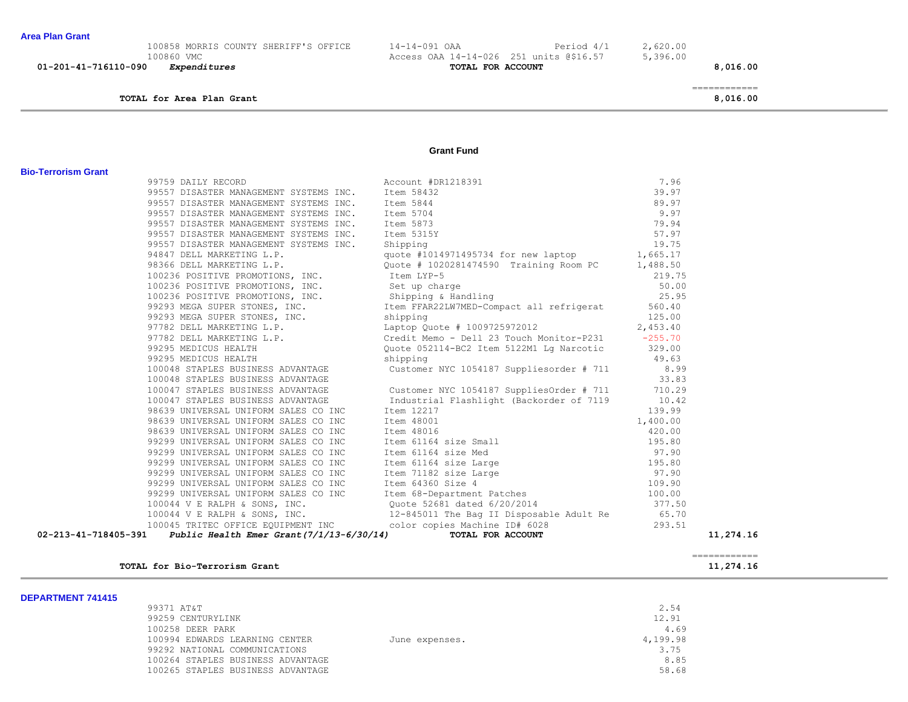**Area Plan Grant**

| Account | Vendor | Description | Amount | Total |
|---|---|---|---|---|
| | 100858 MORRIS COUNTY SHERIFF'S OFFICE | 14-14-091 OAA Period 4/1 | 2,620.00 | |
| | 100860 VMC | Access OAA 14-14-026 251 units @$16.57 | 5,396.00 | |
| 01-201-41-716110-090 | *Expenditures* | **TOTAL FOR ACCOUNT** | | 8,016.00 |

**TOTAL for Area Plan Grant** ============ **8,016.00**

---

**Grant Fund**

**Bio-Terrorism Grant**

| Account | Vendor | Description | Amount | Total |
|---|---|---|---|---|
| | 99759 DAILY RECORD | Account #DR1218391 | 7.96 | |
| | 99557 DISASTER MANAGEMENT SYSTEMS INC. | Item 58432 | 39.97 | |
| | 99557 DISASTER MANAGEMENT SYSTEMS INC. | Item 5844 | 89.97 | |
| | 99557 DISASTER MANAGEMENT SYSTEMS INC. | Item 5704 | 9.97 | |
| | 99557 DISASTER MANAGEMENT SYSTEMS INC. | Item 5873 | 79.94 | |
| | 99557 DISASTER MANAGEMENT SYSTEMS INC. | Item 5315Y | 57.97 | |
| | 99557 DISASTER MANAGEMENT SYSTEMS INC. | Shipping | 19.75 | |
| | 94847 DELL MARKETING L.P. | quote #1014971495734 for new laptop | 1,665.17 | |
| | 98366 DELL MARKETING L.P. | Quote # 1020281474590 Training Room PC | 1,488.50 | |
| | 100236 POSITIVE PROMOTIONS, INC. | Item LYP-5 | 219.75 | |
| | 100236 POSITIVE PROMOTIONS, INC. | Set up charge | 50.00 | |
| | 100236 POSITIVE PROMOTIONS, INC. | Shipping & Handling | 25.95 | |
| | 99293 MEGA SUPER STONES, INC. | Item FFAR22LW7MED-Compact all refrigerat | 560.40 | |
| | 99293 MEGA SUPER STONES, INC. | shipping | 125.00 | |
| | 97782 DELL MARKETING L.P. | Laptop Quote # 1009725972012 | 2,453.40 | |
| | 97782 DELL MARKETING L.P. | Credit Memo - Dell 23 Touch Monitor-P231 | -255.70 | |
| | 99295 MEDICUS HEALTH | Quote 052114-BC2 Item 5122M1 Lg Narcotic | 329.00 | |
| | 99295 MEDICUS HEALTH | shipping | 49.63 | |
| | 100048 STAPLES BUSINESS ADVANTAGE | Customer NYC 1054187 Suppliesorder # 711 | 8.99 | |
| | 100048 STAPLES BUSINESS ADVANTAGE | | 33.83 | |
| | 100047 STAPLES BUSINESS ADVANTAGE | Customer NYC 1054187 SuppliesOrder # 711 | 710.29 | |
| | 100047 STAPLES BUSINESS ADVANTAGE | Industrial Flashlight (Backorder of 7119 | 10.42 | |
| | 98639 UNIVERSAL UNIFORM SALES CO INC | Item 12217 | 139.99 | |
| | 98639 UNIVERSAL UNIFORM SALES CO INC | Item 48001 | 1,400.00 | |
| | 98639 UNIVERSAL UNIFORM SALES CO INC | Item 48016 | 420.00 | |
| | 99299 UNIVERSAL UNIFORM SALES CO INC | Item 61164 size Small | 195.80 | |
| | 99299 UNIVERSAL UNIFORM SALES CO INC | Item 61164 size Med | 97.90 | |
| | 99299 UNIVERSAL UNIFORM SALES CO INC | Item 61164 size Large | 195.80 | |
| | 99299 UNIVERSAL UNIFORM SALES CO INC | Item 71182 size Large | 97.90 | |
| | 99299 UNIVERSAL UNIFORM SALES CO INC | Item 64360 Size 4 | 109.90 | |
| | 99299 UNIVERSAL UNIFORM SALES CO INC | Item 68-Department Patches | 100.00 | |
| | 100044 V E RALPH & SONS, INC. | Quote 52681 dated 6/20/2014 | 377.50 | |
| | 100044 V E RALPH & SONS, INC. | 12-845011 The Bag II Disposable Adult Re | 65.70 | |
| | 100045 TRITEC OFFICE EQUIPMENT INC | color copies Machine ID# 6028 | 293.51 | |
| 02-213-41-718405-391 | *Public Health Emer Grant(7/1/13-6/30/14)* | **TOTAL FOR ACCOUNT** | | 11,274.16 |

**TOTAL for Bio-Terrorism Grant** ============ **11,274.16**

---

**DEPARTMENT 741415**

| Vendor | Description | Amount |
|---|---|---|
| 99371 AT&T | | 2.54 |
| 99259 CENTURYLINK | | 12.91 |
| 100258 DEER PARK | | 4.69 |
| 100994 EDWARDS LEARNING CENTER | June expenses. | 4,199.98 |
| 99292 NATIONAL COMMUNICATIONS | | 3.75 |
| 100264 STAPLES BUSINESS ADVANTAGE | | 8.85 |
| 100265 STAPLES BUSINESS ADVANTAGE | | 58.68 |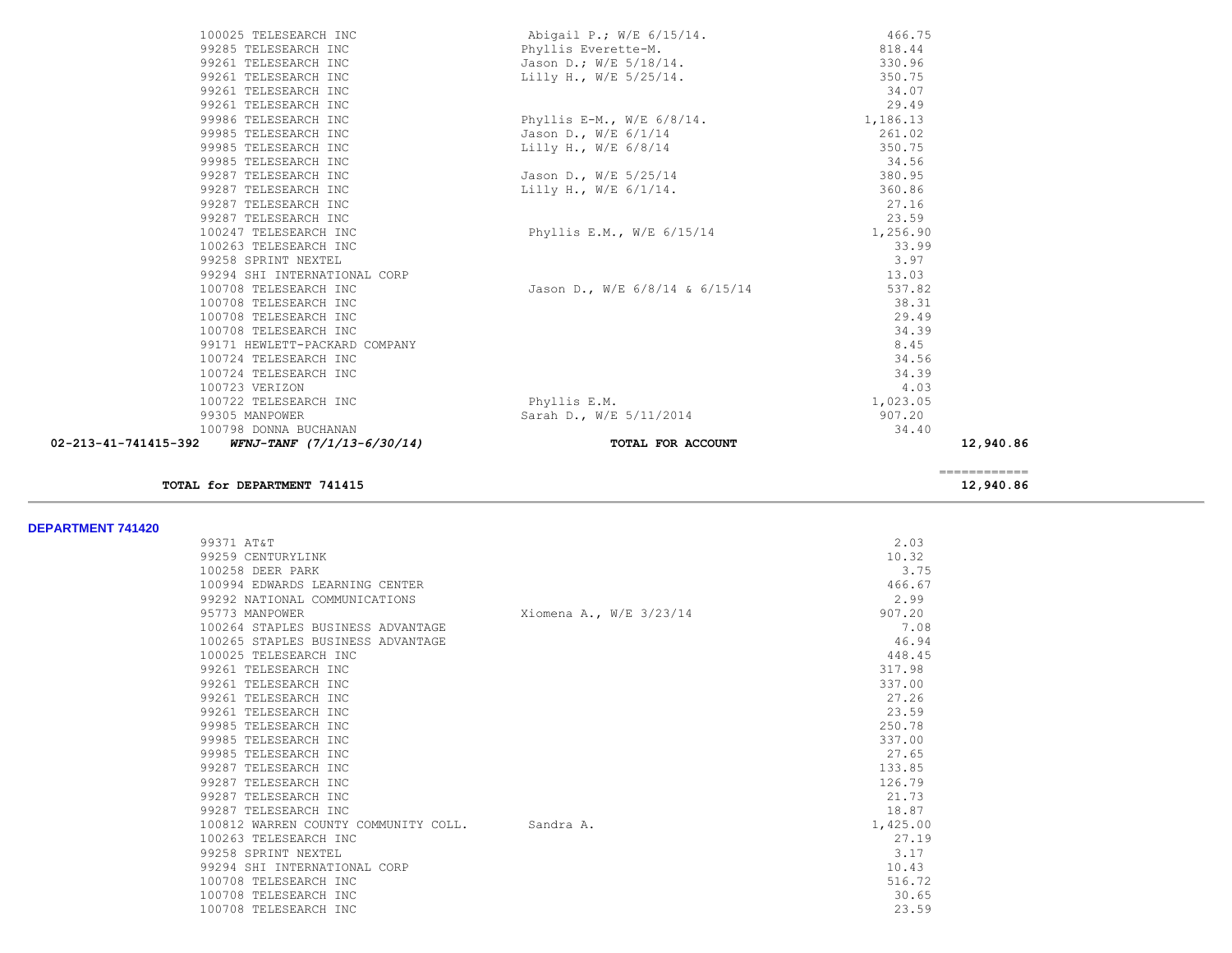| Vendor | Description | Amount | Total |
|---|---|---|---|
| 100025 TELESEARCH INC | Abigail P.; W/E 6/15/14. | 466.75 | |
| 99285 TELESEARCH INC | Phyllis Everette-M. | 818.44 | |
| 99261 TELESEARCH INC | Jason D.; W/E 5/18/14. | 330.96 | |
| 99261 TELESEARCH INC | Lilly H., W/E 5/25/14. | 350.75 | |
| 99261 TELESEARCH INC | | 34.07 | |
| 99261 TELESEARCH INC | | 29.49 | |
| 99986 TELESEARCH INC | Phyllis E-M., W/E 6/8/14. | 1,186.13 | |
| 99985 TELESEARCH INC | Jason D., W/E 6/1/14 | 261.02 | |
| 99985 TELESEARCH INC | Lilly H., W/E 6/8/14 | 350.75 | |
| 99985 TELESEARCH INC | | 34.56 | |
| 99287 TELESEARCH INC | Jason D., W/E 5/25/14 | 380.95 | |
| 99287 TELESEARCH INC | Lilly H., W/E 6/1/14. | 360.86 | |
| 99287 TELESEARCH INC | | 27.16 | |
| 99287 TELESEARCH INC | | 23.59 | |
| 100247 TELESEARCH INC | Phyllis E.M., W/E 6/15/14 | 1,256.90 | |
| 100263 TELESEARCH INC | | 33.99 | |
| 99258 SPRINT NEXTEL | | 3.97 | |
| 99294 SHI INTERNATIONAL CORP | | 13.03 | |
| 100708 TELESEARCH INC | Jason D., W/E 6/8/14 & 6/15/14 | 537.82 | |
| 100708 TELESEARCH INC | | 38.31 | |
| 100708 TELESEARCH INC | | 29.49 | |
| 100708 TELESEARCH INC | | 34.39 | |
| 99171 HEWLETT-PACKARD COMPANY | | 8.45 | |
| 100724 TELESEARCH INC | | 34.56 | |
| 100724 TELESEARCH INC | | 34.39 | |
| 100723 VERIZON | | 4.03 | |
| 100722 TELESEARCH INC | Phyllis E.M. | 1,023.05 | |
| 99305 MANPOWER | Sarah D., W/E 5/11/2014 | 907.20 | |
| 100798 DONNA BUCHANAN | | 34.40 | |
| **02-213-41-741415-392** ***WFNJ-TANF (7/1/13-6/30/14)*** | **TOTAL FOR ACCOUNT** | | **12,940.86** |

**TOTAL for DEPARTMENT 741415** ============ **12,940.86**

## DEPARTMENT 741420

| Vendor | Description | Amount |
|---|---|---|
| 99371 AT&T | | 2.03 |
| 99259 CENTURYLINK | | 10.32 |
| 100258 DEER PARK | | 3.75 |
| 100994 EDWARDS LEARNING CENTER | | 466.67 |
| 99292 NATIONAL COMMUNICATIONS | | 2.99 |
| 95773 MANPOWER | Xiomena A., W/E 3/23/14 | 907.20 |
| 100264 STAPLES BUSINESS ADVANTAGE | | 7.08 |
| 100265 STAPLES BUSINESS ADVANTAGE | | 46.94 |
| 100025 TELESEARCH INC | | 448.45 |
| 99261 TELESEARCH INC | | 317.98 |
| 99261 TELESEARCH INC | | 337.00 |
| 99261 TELESEARCH INC | | 27.26 |
| 99261 TELESEARCH INC | | 23.59 |
| 99985 TELESEARCH INC | | 250.78 |
| 99985 TELESEARCH INC | | 337.00 |
| 99985 TELESEARCH INC | | 27.65 |
| 99287 TELESEARCH INC | | 133.85 |
| 99287 TELESEARCH INC | | 126.79 |
| 99287 TELESEARCH INC | | 21.73 |
| 99287 TELESEARCH INC | | 18.87 |
| 100812 WARREN COUNTY COMMUNITY COLL. | Sandra A. | 1,425.00 |
| 100263 TELESEARCH INC | | 27.19 |
| 99258 SPRINT NEXTEL | | 3.17 |
| 99294 SHI INTERNATIONAL CORP | | 10.43 |
| 100708 TELESEARCH INC | | 516.72 |
| 100708 TELESEARCH INC | | 30.65 |
| 100708 TELESEARCH INC | | 23.59 |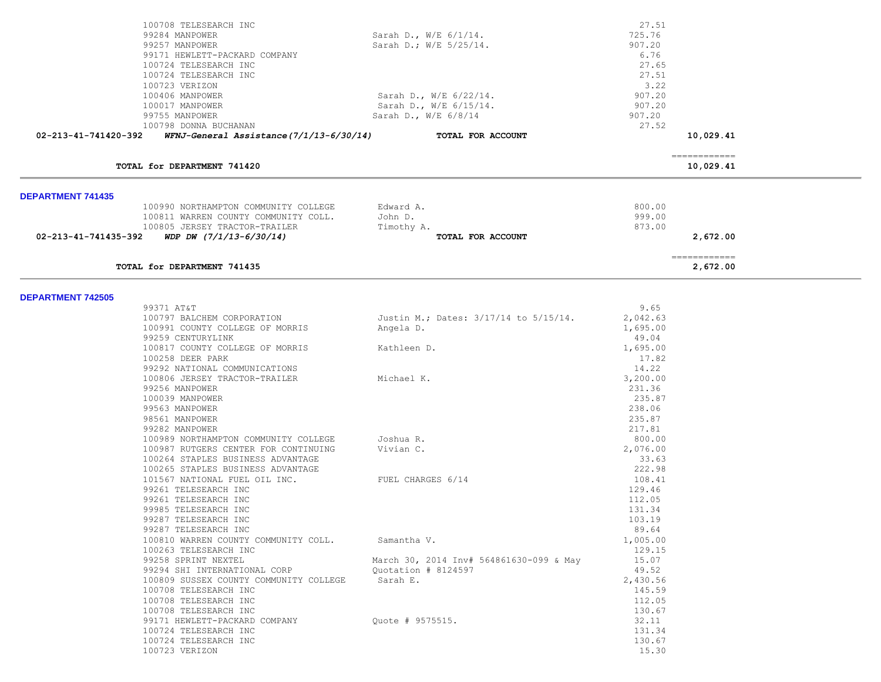| Vendor | Description | Amount | Total |
|---|---|---|---|
| 100708 TELESEARCH INC | | 27.51 | |
| 99284 MANPOWER | Sarah D., W/E 6/1/14. | 725.76 | |
| 99257 MANPOWER | Sarah D.; W/E 5/25/14. | 907.20 | |
| 99171 HEWLETT-PACKARD COMPANY | | 6.76 | |
| 100724 TELESEARCH INC | | 27.65 | |
| 100724 TELESEARCH INC | | 27.51 | |
| 100723 VERIZON | | 3.22 | |
| 100406 MANPOWER | Sarah D., W/E 6/22/14. | 907.20 | |
| 100017 MANPOWER | Sarah D., W/E 6/15/14. | 907.20 | |
| 99755 MANPOWER | Sarah D., W/E 6/8/14 | 907.20 | |
| 100798 DONNA BUCHANAN | | 27.52 | |
| **02-213-41-741420-392** ***WFNJ-General Assistance(7/1/13-6/30/14)*** | **TOTAL FOR ACCOUNT** | | **10,029.41** |

**TOTAL for DEPARTMENT 741420** — ============ **10,029.41**

## DEPARTMENT 741435

| Vendor | Description | Amount | Total |
|---|---|---|---|
| 100990 NORTHAMPTON COMMUNITY COLLEGE | Edward A. | 800.00 | |
| 100811 WARREN COUNTY COMMUNITY COLL. | John D. | 999.00 | |
| 100805 JERSEY TRACTOR-TRAILER | Timothy A. | 873.00 | |
| **02-213-41-741435-392** ***WDP DW (7/1/13-6/30/14)*** | **TOTAL FOR ACCOUNT** | | **2,672.00** |

**TOTAL for DEPARTMENT 741435** — ============ **2,672.00**

## DEPARTMENT 742505

| Vendor | Description | Amount |
|---|---|---|
| 99371 AT&T | | 9.65 |
| 100797 BALCHEM CORPORATION | Justin M.; Dates: 3/17/14 to 5/15/14. | 2,042.63 |
| 100991 COUNTY COLLEGE OF MORRIS | Angela D. | 1,695.00 |
| 99259 CENTURYLINK | | 49.04 |
| 100817 COUNTY COLLEGE OF MORRIS | Kathleen D. | 1,695.00 |
| 100258 DEER PARK | | 17.82 |
| 99292 NATIONAL COMMUNICATIONS | | 14.22 |
| 100806 JERSEY TRACTOR-TRAILER | Michael K. | 3,200.00 |
| 99256 MANPOWER | | 231.36 |
| 100039 MANPOWER | | 235.87 |
| 99563 MANPOWER | | 238.06 |
| 98561 MANPOWER | | 235.87 |
| 99282 MANPOWER | | 217.81 |
| 100989 NORTHAMPTON COMMUNITY COLLEGE | Joshua R. | 800.00 |
| 100987 RUTGERS CENTER FOR CONTINUING | Vivian C. | 2,076.00 |
| 100264 STAPLES BUSINESS ADVANTAGE | | 33.63 |
| 100265 STAPLES BUSINESS ADVANTAGE | | 222.98 |
| 101567 NATIONAL FUEL OIL INC. | FUEL CHARGES 6/14 | 108.41 |
| 99261 TELESEARCH INC | | 129.46 |
| 99261 TELESEARCH INC | | 112.05 |
| 99985 TELESEARCH INC | | 131.34 |
| 99287 TELESEARCH INC | | 103.19 |
| 99287 TELESEARCH INC | | 89.64 |
| 100810 WARREN COUNTY COMMUNITY COLL. | Samantha V. | 1,005.00 |
| 100263 TELESEARCH INC | | 129.15 |
| 99258 SPRINT NEXTEL | March 30, 2014 Inv# 564861630-099 & May | 15.07 |
| 99294 SHI INTERNATIONAL CORP | Quotation # 8124597 | 49.52 |
| 100809 SUSSEX COUNTY COMMUNITY COLLEGE | Sarah E. | 2,430.56 |
| 100708 TELESEARCH INC | | 145.59 |
| 100708 TELESEARCH INC | | 112.05 |
| 100708 TELESEARCH INC | | 130.67 |
| 99171 HEWLETT-PACKARD COMPANY | Quote # 9575515. | 32.11 |
| 100724 TELESEARCH INC | | 131.34 |
| 100724 TELESEARCH INC | | 130.67 |
| 100723 VERIZON | | 15.30 |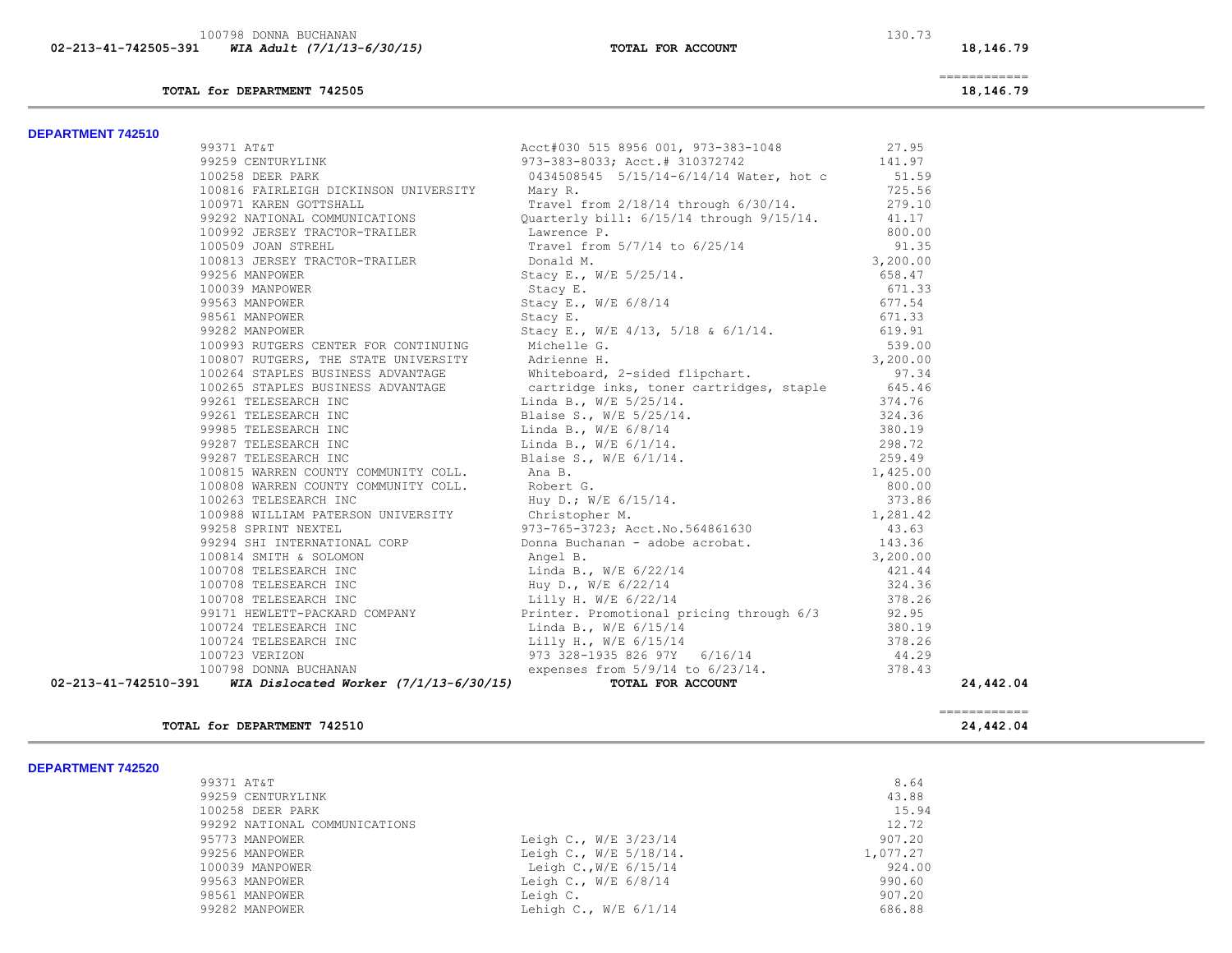| | | | |
|---|---|---|---|
| 100798 DONNA BUCHANAN | | 130.73 | |
| **02-213-41-742505-391** ***WIA Adult (7/1/13-6/30/15)*** | **TOTAL FOR ACCOUNT** | | **18,146.79** |
| | | | ============ |
| **TOTAL for DEPARTMENT 742505** | | | **18,146.79** |

## DEPARTMENT 742510

| Vendor | Description | Amount | Total |
|---|---|---|---|
| 99371 AT&T | Acct#030 515 8956 001, 973-383-1048 | 27.95 | |
| 99259 CENTURYLINK | 973-383-8033; Acct.# 310372742 | 141.97 | |
| 100258 DEER PARK | 0434508545 5/15/14-6/14/14 Water, hot c | 51.59 | |
| 100816 FAIRLEIGH DICKINSON UNIVERSITY | Mary R. | 725.56 | |
| 100971 KAREN GOTTSHALL | Travel from 2/18/14 through 6/30/14. | 279.10 | |
| 99292 NATIONAL COMMUNICATIONS | Quarterly bill: 6/15/14 through 9/15/14. | 41.17 | |
| 100992 JERSEY TRACTOR-TRAILER | Lawrence P. | 800.00 | |
| 100509 JOAN STREHL | Travel from 5/7/14 to 6/25/14 | 91.35 | |
| 100813 JERSEY TRACTOR-TRAILER | Donald M. | 3,200.00 | |
| 99256 MANPOWER | Stacy E., W/E 5/25/14. | 658.47 | |
| 100039 MANPOWER | Stacy E. | 671.33 | |
| 99563 MANPOWER | Stacy E., W/E 6/8/14 | 677.54 | |
| 98561 MANPOWER | Stacy E. | 671.33 | |
| 99282 MANPOWER | Stacy E., W/E 4/13, 5/18 & 6/1/14. | 619.91 | |
| 100993 RUTGERS CENTER FOR CONTINUING | Michelle G. | 539.00 | |
| 100807 RUTGERS, THE STATE UNIVERSITY | Adrienne H. | 3,200.00 | |
| 100264 STAPLES BUSINESS ADVANTAGE | Whiteboard, 2-sided flipchart. | 97.34 | |
| 100265 STAPLES BUSINESS ADVANTAGE | cartridge inks, toner cartridges, staple | 645.46 | |
| 99261 TELESEARCH INC | Linda B., W/E 5/25/14. | 374.76 | |
| 99261 TELESEARCH INC | Blaise S., W/E 5/25/14. | 324.36 | |
| 99985 TELESEARCH INC | Linda B., W/E 6/8/14 | 380.19 | |
| 99287 TELESEARCH INC | Linda B., W/E 6/1/14. | 298.72 | |
| 99287 TELESEARCH INC | Blaise S., W/E 6/1/14. | 259.49 | |
| 100815 WARREN COUNTY COMMUNITY COLL. | Ana B. | 1,425.00 | |
| 100808 WARREN COUNTY COMMUNITY COLL. | Robert G. | 800.00 | |
| 100263 TELESEARCH INC | Huy D.; W/E 6/15/14. | 373.86 | |
| 100988 WILLIAM PATERSON UNIVERSITY | Christopher M. | 1,281.42 | |
| 99258 SPRINT NEXTEL | 973-765-3723; Acct.No.564861630 | 43.63 | |
| 99294 SHI INTERNATIONAL CORP | Donna Buchanan - adobe acrobat. | 143.36 | |
| 100814 SMITH & SOLOMON | Angel B. | 3,200.00 | |
| 100708 TELESEARCH INC | Linda B., W/E 6/22/14 | 421.44 | |
| 100708 TELESEARCH INC | Huy D., W/E 6/22/14 | 324.36 | |
| 100708 TELESEARCH INC | Lilly H. W/E 6/22/14 | 378.26 | |
| 99171 HEWLETT-PACKARD COMPANY | Printer. Promotional pricing through 6/3 | 92.95 | |
| 100724 TELESEARCH INC | Linda B., W/E 6/15/14 | 380.19 | |
| 100724 TELESEARCH INC | Lilly H., W/E 6/15/14 | 378.26 | |
| 100723 VERIZON | 973 328-1935 826 97Y 6/16/14 | 44.29 | |
| 100798 DONNA BUCHANAN | expenses from 5/9/14 to 6/23/14. | 378.43 | |
| **02-213-41-742510-391** ***WIA Dislocated Worker (7/1/13-6/30/15)*** | **TOTAL FOR ACCOUNT** | | **24,442.04** |
| | | | ============ |
| **TOTAL for DEPARTMENT 742510** | | | **24,442.04** |

## DEPARTMENT 742520

| Vendor | Description | Amount |
|---|---|---|
| 99371 AT&T | | 8.64 |
| 99259 CENTURYLINK | | 43.88 |
| 100258 DEER PARK | | 15.94 |
| 99292 NATIONAL COMMUNICATIONS | | 12.72 |
| 95773 MANPOWER | Leigh C., W/E 3/23/14 | 907.20 |
| 99256 MANPOWER | Leigh C., W/E 5/18/14. | 1,077.27 |
| 100039 MANPOWER | Leigh C.,W/E 6/15/14 | 924.00 |
| 99563 MANPOWER | Leigh C., W/E 6/8/14 | 990.60 |
| 98561 MANPOWER | Leigh C. | 907.20 |
| 99282 MANPOWER | Lehigh C., W/E 6/1/14 | 686.88 |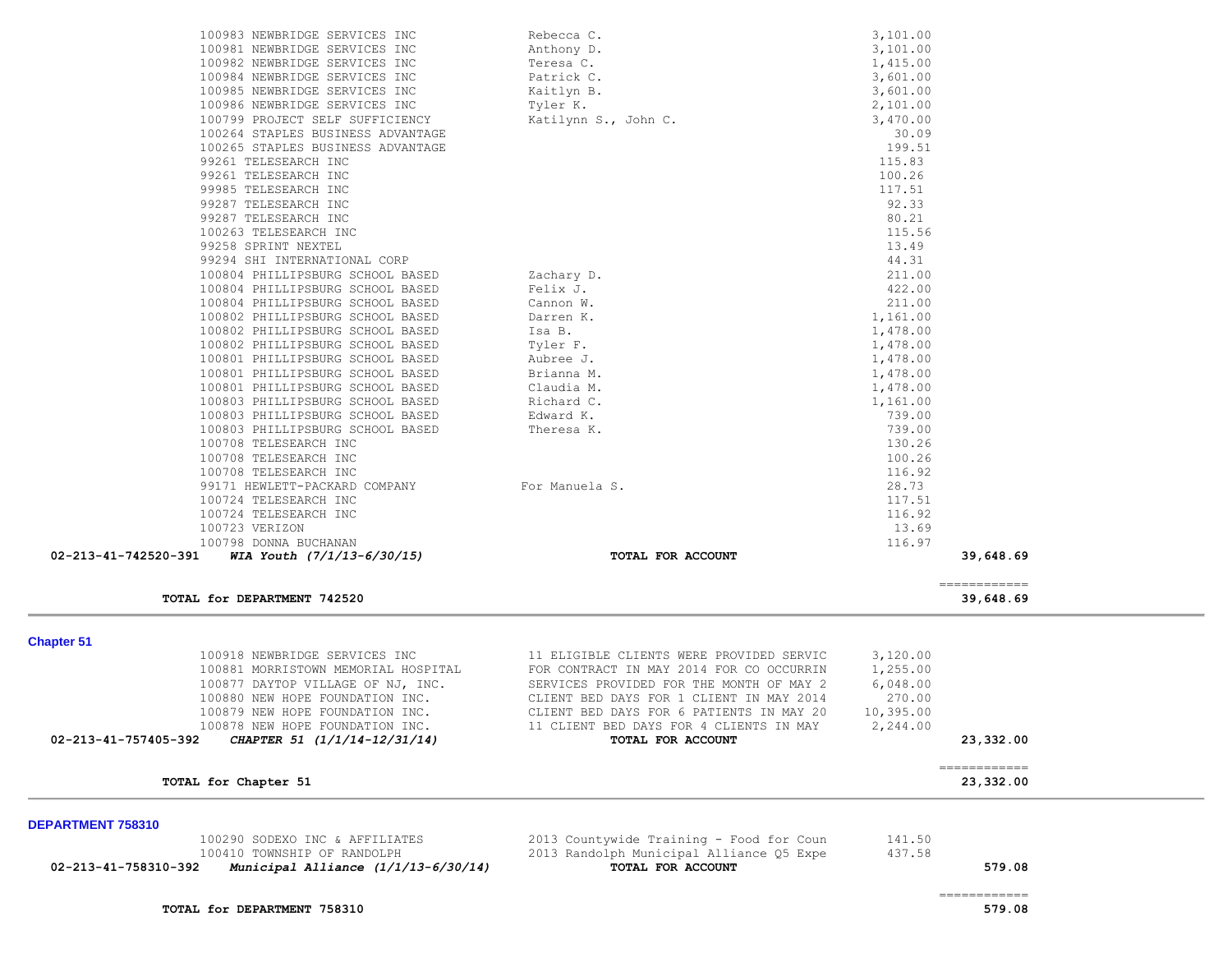| Vendor | Description | Amount | Total |
|---|---|---|---|
| 100983 NEWBRIDGE SERVICES INC | Rebecca C. | 3,101.00 | |
| 100981 NEWBRIDGE SERVICES INC | Anthony D. | 3,101.00 | |
| 100982 NEWBRIDGE SERVICES INC | Teresa C. | 1,415.00 | |
| 100984 NEWBRIDGE SERVICES INC | Patrick C. | 3,601.00 | |
| 100985 NEWBRIDGE SERVICES INC | Kaitlyn B. | 3,601.00 | |
| 100986 NEWBRIDGE SERVICES INC | Tyler K. | 2,101.00 | |
| 100799 PROJECT SELF SUFFICIENCY | Katilynn S., John C. | 3,470.00 | |
| 100264 STAPLES BUSINESS ADVANTAGE | | 30.09 | |
| 100265 STAPLES BUSINESS ADVANTAGE | | 199.51 | |
| 99261 TELESEARCH INC | | 115.83 | |
| 99261 TELESEARCH INC | | 100.26 | |
| 99985 TELESEARCH INC | | 117.51 | |
| 99287 TELESEARCH INC | | 92.33 | |
| 99287 TELESEARCH INC | | 80.21 | |
| 100263 TELESEARCH INC | | 115.56 | |
| 99258 SPRINT NEXTEL | | 13.49 | |
| 99294 SHI INTERNATIONAL CORP | | 44.31 | |
| 100804 PHILLIPSBURG SCHOOL BASED | Zachary D. | 211.00 | |
| 100804 PHILLIPSBURG SCHOOL BASED | Felix J. | 422.00 | |
| 100804 PHILLIPSBURG SCHOOL BASED | Cannon W. | 211.00 | |
| 100802 PHILLIPSBURG SCHOOL BASED | Darren K. | 1,161.00 | |
| 100802 PHILLIPSBURG SCHOOL BASED | Isa B. | 1,478.00 | |
| 100802 PHILLIPSBURG SCHOOL BASED | Tyler F. | 1,478.00 | |
| 100801 PHILLIPSBURG SCHOOL BASED | Aubree J. | 1,478.00 | |
| 100801 PHILLIPSBURG SCHOOL BASED | Brianna M. | 1,478.00 | |
| 100801 PHILLIPSBURG SCHOOL BASED | Claudia M. | 1,478.00 | |
| 100803 PHILLIPSBURG SCHOOL BASED | Richard C. | 1,161.00 | |
| 100803 PHILLIPSBURG SCHOOL BASED | Edward K. | 739.00 | |
| 100803 PHILLIPSBURG SCHOOL BASED | Theresa K. | 739.00 | |
| 100708 TELESEARCH INC | | 130.26 | |
| 100708 TELESEARCH INC | | 100.26 | |
| 100708 TELESEARCH INC | | 116.92 | |
| 99171 HEWLETT-PACKARD COMPANY | For Manuela S. | 28.73 | |
| 100724 TELESEARCH INC | | 117.51 | |
| 100724 TELESEARCH INC | | 116.92 | |
| 100723 VERIZON | | 13.69 | |
| 100798 DONNA BUCHANAN | | 116.97 | |
| **02-213-41-742520-391** ***WIA Youth (7/1/13-6/30/15)*** | **TOTAL FOR ACCOUNT** | | **39,648.69** |

**TOTAL for DEPARTMENT 742520** — **39,648.69**

## Chapter 51

| Vendor | Description | Amount | Total |
|---|---|---|---|
| 100918 NEWBRIDGE SERVICES INC | 11 ELIGIBLE CLIENTS WERE PROVIDED SERVIC | 3,120.00 | |
| 100881 MORRISTOWN MEMORIAL HOSPITAL | FOR CONTRACT IN MAY 2014 FOR CO OCCURRIN | 1,255.00 | |
| 100877 DAYTOP VILLAGE OF NJ, INC. | SERVICES PROVIDED FOR THE MONTH OF MAY 2 | 6,048.00 | |
| 100880 NEW HOPE FOUNDATION INC. | CLIENT BED DAYS FOR 1 CLIENT IN MAY 2014 | 270.00 | |
| 100879 NEW HOPE FOUNDATION INC. | CLIENT BED DAYS FOR 6 PATIENTS IN MAY 20 | 10,395.00 | |
| 100878 NEW HOPE FOUNDATION INC. | 11 CLIENT BED DAYS FOR 4 CLIENTS IN MAY | 2,244.00 | |
| **02-213-41-757405-392** ***CHAPTER 51 (1/1/14-12/31/14)*** | **TOTAL FOR ACCOUNT** | | **23,332.00** |

**TOTAL for Chapter 51** — **23,332.00**

## DEPARTMENT 758310

| Vendor | Description | Amount | Total |
|---|---|---|---|
| 100290 SODEXO INC & AFFILIATES | 2013 Countywide Training - Food for Coun | 141.50 | |
| 100410 TOWNSHIP OF RANDOLPH | 2013 Randolph Municipal Alliance Q5 Expe | 437.58 | |
| **02-213-41-758310-392** ***Municipal Alliance (1/1/13-6/30/14)*** | **TOTAL FOR ACCOUNT** | | **579.08** |

**TOTAL for DEPARTMENT 758310** — **579.08**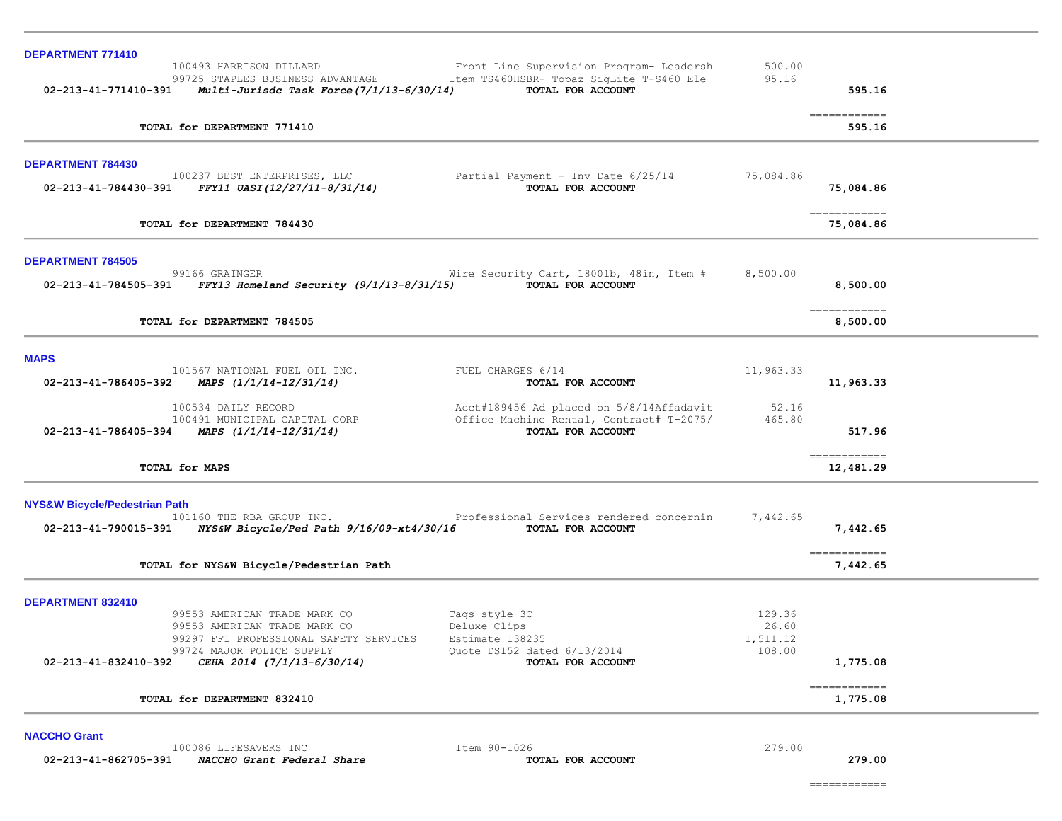**DEPARTMENT 771410**

| Account | Vendor | Description | Amount | Total |
|---|---|---|---|---|
| | 100493 HARRISON DILLARD | Front Line Supervision Program- Leadersh | 500.00 | |
| | 99725 STAPLES BUSINESS ADVANTAGE | Item TS460HSBR- Topaz SigLite T-S460 Ele | 95.16 | |
| **02-213-41-771410-391** | ***Multi-Jurisdc Task Force(7/1/13-6/30/14)*** | **TOTAL FOR ACCOUNT** | | **595.16** |
| | | | | ============ |
| | **TOTAL for DEPARTMENT 771410** | | | **595.16** |

**DEPARTMENT 784430**

| Account | Vendor | Description | Amount | Total |
|---|---|---|---|---|
| | 100237 BEST ENTERPRISES, LLC | Partial Payment - Inv Date 6/25/14 | 75,084.86 | |
| **02-213-41-784430-391** | ***FFY11 UASI(12/27/11-8/31/14)*** | **TOTAL FOR ACCOUNT** | | **75,084.86** |
| | | | | ============ |
| | **TOTAL for DEPARTMENT 784430** | | | **75,084.86** |

**DEPARTMENT 784505**

| Account | Vendor | Description | Amount | Total |
|---|---|---|---|---|
| | 99166 GRAINGER | Wire Security Cart, 1800lb, 48in, Item # | 8,500.00 | |
| **02-213-41-784505-391** | ***FFY13 Homeland Security (9/1/13-8/31/15)*** | **TOTAL FOR ACCOUNT** | | **8,500.00** |
| | | | | ============ |
| | **TOTAL for DEPARTMENT 784505** | | | **8,500.00** |

**MAPS**

| Account | Vendor | Description | Amount | Total |
|---|---|---|---|---|
| | 101567 NATIONAL FUEL OIL INC. | FUEL CHARGES 6/14 | 11,963.33 | |
| **02-213-41-786405-392** | ***MAPS (1/1/14-12/31/14)*** | **TOTAL FOR ACCOUNT** | | **11,963.33** |
| | 100534 DAILY RECORD | Acct#189456 Ad placed on 5/8/14Affadavit | 52.16 | |
| | 100491 MUNICIPAL CAPITAL CORP | Office Machine Rental, Contract# T-2075/ | 465.80 | |
| **02-213-41-786405-394** | ***MAPS (1/1/14-12/31/14)*** | **TOTAL FOR ACCOUNT** | | **517.96** |
| | | | | ============ |
| | **TOTAL for MAPS** | | | **12,481.29** |

**NYS&W Bicycle/Pedestrian Path**

| Account | Vendor | Description | Amount | Total |
|---|---|---|---|---|
| | 101160 THE RBA GROUP INC. | Professional Services rendered concernin | 7,442.65 | |
| **02-213-41-790015-391** | ***NYS&W Bicycle/Ped Path 9/16/09-xt4/30/16*** | **TOTAL FOR ACCOUNT** | | **7,442.65** |
| | | | | ============ |
| | **TOTAL for NYS&W Bicycle/Pedestrian Path** | | | **7,442.65** |

**DEPARTMENT 832410**

| Account | Vendor | Description | Amount | Total |
|---|---|---|---|---|
| | 99553 AMERICAN TRADE MARK CO | Tags style 3C | 129.36 | |
| | 99553 AMERICAN TRADE MARK CO | Deluxe Clips | 26.60 | |
| | 99297 FF1 PROFESSIONAL SAFETY SERVICES | Estimate 138235 | 1,511.12 | |
| | 99724 MAJOR POLICE SUPPLY | Quote DS152 dated 6/13/2014 | 108.00 | |
| **02-213-41-832410-392** | ***CEHA 2014 (7/1/13-6/30/14)*** | **TOTAL FOR ACCOUNT** | | **1,775.08** |
| | | | | ============ |
| | **TOTAL for DEPARTMENT 832410** | | | **1,775.08** |

**NACCHO Grant**

| Account | Vendor | Description | Amount | Total |
|---|---|---|---|---|
| | 100086 LIFESAVERS INC | Item 90-1026 | 279.00 | |
| **02-213-41-862705-391** | ***NACCHO Grant Federal Share*** | **TOTAL FOR ACCOUNT** | | **279.00** |
| | | | | ============ |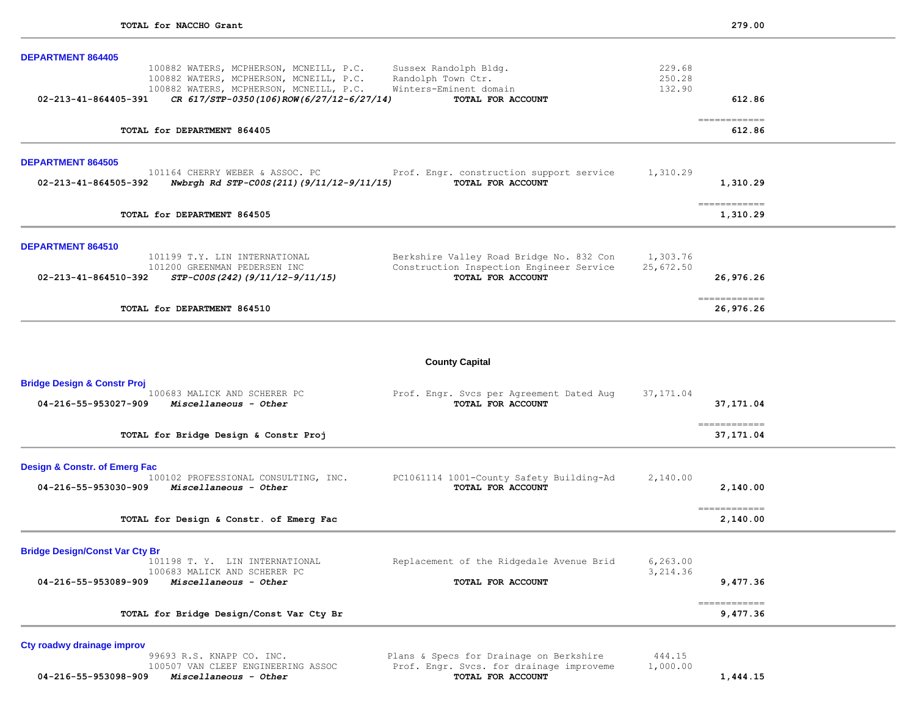**TOTAL for NACCHO Grant** 279.00

### DEPARTMENT 864405

| Account | Vendor | Description | Amount | Total |
|---|---|---|---|---|
| | 100882 WATERS, MCPHERSON, MCNEILL, P.C. | Sussex Randolph Bldg. | 229.68 | |
| | 100882 WATERS, MCPHERSON, MCNEILL, P.C. | Randolph Town Ctr. | 250.28 | |
| | 100882 WATERS, MCPHERSON, MCNEILL, P.C. | Winters-Eminent domain | 132.90 | |
| 02-213-41-864405-391 | *CR 617/STP-0350(106)ROW(6/27/12-6/27/14)* | **TOTAL FOR ACCOUNT** | | 612.86 |

**TOTAL for DEPARTMENT 864405** 612.86

### DEPARTMENT 864505

| Account | Vendor | Description | Amount | Total |
|---|---|---|---|---|
| | 101164 CHERRY WEBER & ASSOC. PC | Prof. Engr. construction support service | 1,310.29 | |
| 02-213-41-864505-392 | *Nwbrgh Rd STP-C00S(211)(9/11/12-9/11/15)* | **TOTAL FOR ACCOUNT** | | 1,310.29 |

**TOTAL for DEPARTMENT 864505** 1,310.29

### DEPARTMENT 864510

| Account | Vendor | Description | Amount | Total |
|---|---|---|---|---|
| | 101199 T.Y. LIN INTERNATIONAL | Berkshire Valley Road Bridge No. 832 Con | 1,303.76 | |
| | 101200 GREENMAN PEDERSEN INC | Construction Inspection Engineer Service | 25,672.50 | |
| 02-213-41-864510-392 | *STP-C00S(242)(9/11/12-9/11/15)* | **TOTAL FOR ACCOUNT** | | 26,976.26 |

**TOTAL for DEPARTMENT 864510** 26,976.26

## County Capital

### Bridge Design & Constr Proj

| Account | Vendor | Description | Amount | Total |
|---|---|---|---|---|
| | 100683 MALICK AND SCHERER PC | Prof. Engr. Svcs per Agreement Dated Aug | 37,171.04 | |
| 04-216-55-953027-909 | *Miscellaneous - Other* | **TOTAL FOR ACCOUNT** | | 37,171.04 |

**TOTAL for Bridge Design & Constr Proj** 37,171.04

### Design & Constr. of Emerg Fac

| Account | Vendor | Description | Amount | Total |
|---|---|---|---|---|
| | 100102 PROFESSIONAL CONSULTING, INC. | PC1061114 1001-County Safety Building-Ad | 2,140.00 | |
| 04-216-55-953030-909 | *Miscellaneous - Other* | **TOTAL FOR ACCOUNT** | | 2,140.00 |

**TOTAL for Design & Constr. of Emerg Fac** 2,140.00

### Bridge Design/Const Var Cty Br

| Account | Vendor | Description | Amount | Total |
|---|---|---|---|---|
| | 101198 T. Y. LIN INTERNATIONAL | Replacement of the Ridgedale Avenue Brid | 6,263.00 | |
| | 100683 MALICK AND SCHERER PC | | 3,214.36 | |
| 04-216-55-953089-909 | *Miscellaneous - Other* | **TOTAL FOR ACCOUNT** | | 9,477.36 |

**TOTAL for Bridge Design/Const Var Cty Br** 9,477.36

### Cty roadwy drainage improv

| Account | Vendor | Description | Amount | Total |
|---|---|---|---|---|
| | 99693 R.S. KNAPP CO. INC. | Plans & Specs for Drainage on Berkshire | 444.15 | |
| | 100507 VAN CLEEF ENGINEERING ASSOC | Prof. Engr. Svcs. for drainage improveme | 1,000.00 | |
| 04-216-55-953098-909 | *Miscellaneous - Other* | **TOTAL FOR ACCOUNT** | | 1,444.15 |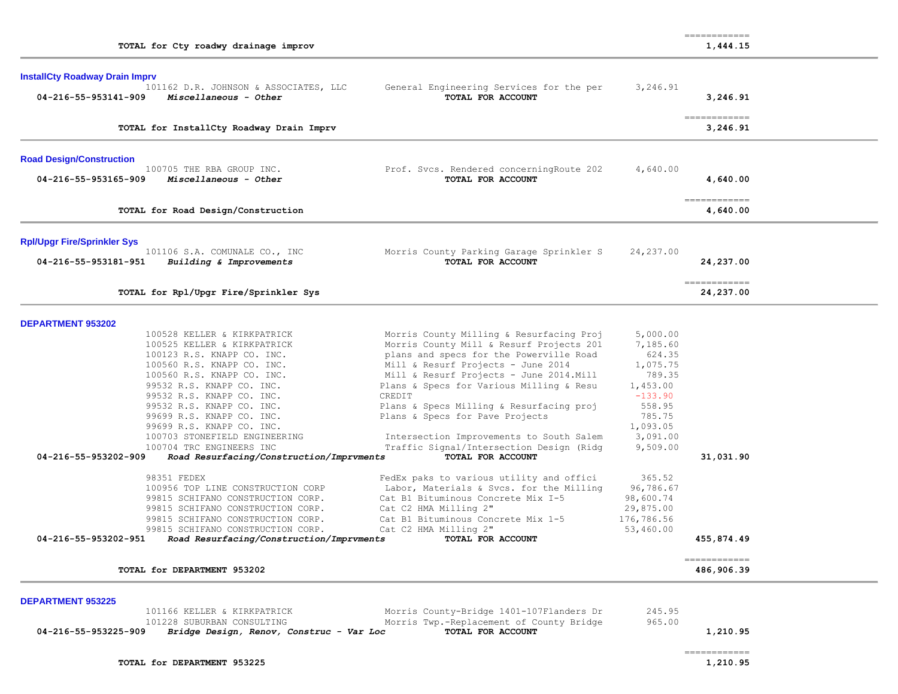| | | | |
|---|---|---|---|
| **TOTAL for Cty roadwy drainage improv** | | | ============ 1,444.15 |

### InstallCty Roadway Drain Imprv

| Account / Vendor | Description | Amount | Total |
|---|---|---|---|
| 101162 D.R. JOHNSON & ASSOCIATES, LLC | General Engineering Services for the per | 3,246.91 | |
| **04-216-55-953141-909** ***Miscellaneous - Other*** | **TOTAL FOR ACCOUNT** | | **3,246.91** |
| **TOTAL for InstallCty Roadway Drain Imprv** | | | ============ **3,246.91** |

### Road Design/Construction

| Account / Vendor | Description | Amount | Total |
|---|---|---|---|
| 100705 THE RBA GROUP INC. | Prof. Svcs. Rendered concerningRoute 202 | 4,640.00 | |
| **04-216-55-953165-909** ***Miscellaneous - Other*** | **TOTAL FOR ACCOUNT** | | **4,640.00** |
| **TOTAL for Road Design/Construction** | | | ============ **4,640.00** |

### Rpl/Upgr Fire/Sprinkler Sys

| Account / Vendor | Description | Amount | Total |
|---|---|---|---|
| 101106 S.A. COMUNALE CO., INC | Morris County Parking Garage Sprinkler S | 24,237.00 | |
| **04-216-55-953181-951** ***Building & Improvements*** | **TOTAL FOR ACCOUNT** | | **24,237.00** |
| **TOTAL for Rpl/Upgr Fire/Sprinkler Sys** | | | ============ **24,237.00** |

### DEPARTMENT 953202

| Account / Vendor | Description | Amount | Total |
|---|---|---|---|
| 100528 KELLER & KIRKPATRICK | Morris County Milling & Resurfacing Proj | 5,000.00 | |
| 100525 KELLER & KIRKPATRICK | Morris County Mill & Resurf Projects 201 | 7,185.60 | |
| 100123 R.S. KNAPP CO. INC. | plans and specs for the Powerville Road | 624.35 | |
| 100560 R.S. KNAPP CO. INC. | Mill & Resurf Projects - June 2014 | 1,075.75 | |
| 100560 R.S. KNAPP CO. INC. | Mill & Resurf Projects - June 2014.Mill | 789.35 | |
| 99532 R.S. KNAPP CO. INC. | Plans & Specs for Various Milling & Resu | 1,453.00 | |
| 99532 R.S. KNAPP CO. INC. | CREDIT | -133.90 | |
| 99532 R.S. KNAPP CO. INC. | Plans & Specs Milling & Resurfacing proj | 558.95 | |
| 99699 R.S. KNAPP CO. INC. | Plans & Specs for Pave Projects | 785.75 | |
| 99699 R.S. KNAPP CO. INC. | | 1,093.05 | |
| 100703 STONEFIELD ENGINEERING | Intersection Improvements to South Salem | 3,091.00 | |
| 100704 TRC ENGINEERS INC | Traffic Signal/Intersection Design (Ridg | 9,509.00 | |
| **04-216-55-953202-909** ***Road Resurfacing/Construction/Imprvments*** | **TOTAL FOR ACCOUNT** | | **31,031.90** |
| 98351 FEDEX | FedEx paks to various utility and offici | 365.52 | |
| 100956 TOP LINE CONSTRUCTION CORP | Labor, Materials & Svcs. for the Milling | 96,786.67 | |
| 99815 SCHIFANO CONSTRUCTION CORP. | Cat B1 Bituminous Concrete Mix I-5 | 98,600.74 | |
| 99815 SCHIFANO CONSTRUCTION CORP. | Cat C2 HMA Milling 2" | 29,875.00 | |
| 99815 SCHIFANO CONSTRUCTION CORP. | Cat B1 Bituminous Concrete Mix 1-5 | 176,786.56 | |
| 99815 SCHIFANO CONSTRUCTION CORP. | Cat C2 HMA Milling 2" | 53,460.00 | |
| **04-216-55-953202-951** ***Road Resurfacing/Construction/Imprvments*** | **TOTAL FOR ACCOUNT** | | **455,874.49** |
| **TOTAL for DEPARTMENT 953202** | | | ============ **486,906.39** |

### DEPARTMENT 953225

| Account / Vendor | Description | Amount | Total |
|---|---|---|---|
| 101166 KELLER & KIRKPATRICK | Morris County-Bridge 1401-107Flanders Dr | 245.95 | |
| 101228 SUBURBAN CONSULTING | Morris Twp.-Replacement of County Bridge | 965.00 | |
| **04-216-55-953225-909** ***Bridge Design, Renov, Construc - Var Loc*** | **TOTAL FOR ACCOUNT** | | **1,210.95** |
| **TOTAL for DEPARTMENT 953225** | | | ============ **1,210.95** |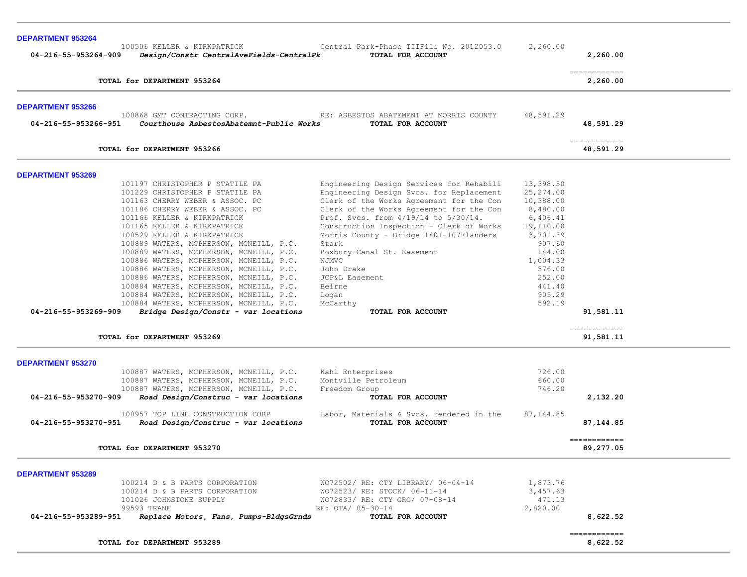**DEPARTMENT 953264**

| Account / Vendor | Description | Amount | Total |
|---|---|---|---|
| 100506 KELLER & KIRKPATRICK | Central Park-Phase IIIFile No. 2012053.0 | 2,260.00 | |
| **04-216-55-953264-909** *Design/Constr CentralAveFields-CentralPk* | **TOTAL FOR ACCOUNT** | | **2,260.00** |
| **TOTAL for DEPARTMENT 953264** | | | **2,260.00** |

**DEPARTMENT 953266**

| Account / Vendor | Description | Amount | Total |
|---|---|---|---|
| 100868 GMT CONTRACTING CORP. | RE: ASBESTOS ABATEMENT AT MORRIS COUNTY | 48,591.29 | |
| **04-216-55-953266-951** *Courthouse AsbestosAbatemnt-Public Works* | **TOTAL FOR ACCOUNT** | | **48,591.29** |
| **TOTAL for DEPARTMENT 953266** | | | **48,591.29** |

**DEPARTMENT 953269**

| Account / Vendor | Description | Amount | Total |
|---|---|---|---|
| 101197 CHRISTOPHER P STATILE PA | Engineering Design Services for Rehabili | 13,398.50 | |
| 101229 CHRISTOPHER P STATILE PA | Engineering Design Svcs. for Replacement | 25,274.00 | |
| 101163 CHERRY WEBER & ASSOC. PC | Clerk of the Works Agreement for the Con | 10,388.00 | |
| 101186 CHERRY WEBER & ASSOC. PC | Clerk of the Works Agreement for the Con | 8,480.00 | |
| 101166 KELLER & KIRKPATRICK | Prof. Svcs. from 4/19/14 to 5/30/14. | 6,406.41 | |
| 101165 KELLER & KIRKPATRICK | Construction Inspection - Clerk of Works | 19,110.00 | |
| 100529 KELLER & KIRKPATRICK | Morris County - Bridge 1401-107Flanders | 3,701.39 | |
| 100889 WATERS, MCPHERSON, MCNEILL, P.C. | Stark | 907.60 | |
| 100889 WATERS, MCPHERSON, MCNEILL, P.C. | Roxbury-Canal St. Easement | 144.00 | |
| 100886 WATERS, MCPHERSON, MCNEILL, P.C. | NJMVC | 1,004.33 | |
| 100886 WATERS, MCPHERSON, MCNEILL, P.C. | John Drake | 576.00 | |
| 100886 WATERS, MCPHERSON, MCNEILL, P.C. | JCP&L Easement | 252.00 | |
| 100884 WATERS, MCPHERSON, MCNEILL, P.C. | Beirne | 441.40 | |
| 100884 WATERS, MCPHERSON, MCNEILL, P.C. | Logan | 905.29 | |
| 100884 WATERS, MCPHERSON, MCNEILL, P.C. | McCarthy | 592.19 | |
| **04-216-55-953269-909** *Bridge Design/Constr - var locations* | **TOTAL FOR ACCOUNT** | | **91,581.11** |
| **TOTAL for DEPARTMENT 953269** | | | **91,581.11** |

**DEPARTMENT 953270**

| Account / Vendor | Description | Amount | Total |
|---|---|---|---|
| 100887 WATERS, MCPHERSON, MCNEILL, P.C. | Kahl Enterprises | 726.00 | |
| 100887 WATERS, MCPHERSON, MCNEILL, P.C. | Montville Petroleum | 660.00 | |
| 100887 WATERS, MCPHERSON, MCNEILL, P.C. | Freedom Group | 746.20 | |
| **04-216-55-953270-909** *Road Design/Construc - var locations* | **TOTAL FOR ACCOUNT** | | **2,132.20** |
| 100957 TOP LINE CONSTRUCTION CORP | Labor, Materials & Svcs. rendered in the | 87,144.85 | |
| **04-216-55-953270-951** *Road Design/Construc - var locations* | **TOTAL FOR ACCOUNT** | | **87,144.85** |
| **TOTAL for DEPARTMENT 953270** | | | **89,277.05** |

**DEPARTMENT 953289**

| Account / Vendor | Description | Amount | Total |
|---|---|---|---|
| 100214 D & B PARTS CORPORATION | WO72502/ RE: CTY LIBRARY/ 06-04-14 | 1,873.76 | |
| 100214 D & B PARTS CORPORATION | WO72523/ RE: STOCK/ 06-11-14 | 3,457.63 | |
| 101026 JOHNSTONE SUPPLY | WO72833/ RE: CTY GRG/ 07-08-14 | 471.13 | |
| 99593 TRANE | RE: OTA/ 05-30-14 | 2,820.00 | |
| **04-216-55-953289-951** *Replace Motors, Fans, Pumps-BldgsGrnds* | **TOTAL FOR ACCOUNT** | | **8,622.52** |
| **TOTAL for DEPARTMENT 953289** | | | **8,622.52** |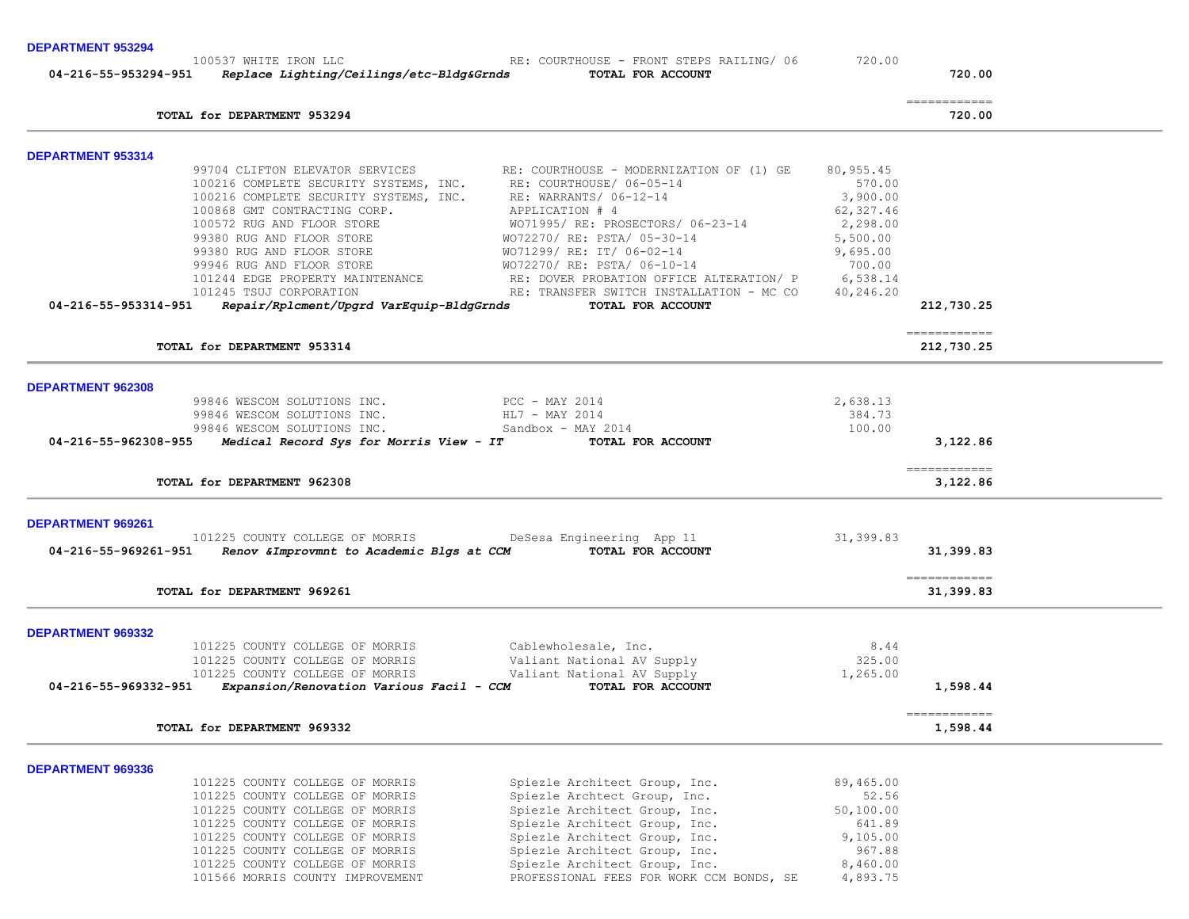**DEPARTMENT 953294**

| Vendor | Description | Amount | Total |
|---|---|---|---|
| 100537 WHITE IRON LLC | RE: COURTHOUSE - FRONT STEPS RAILING/ 06 | 720.00 | |
| **04-216-55-953294-951** ***Replace Lighting/Ceilings/etc-Bldg&Grnds*** | **TOTAL FOR ACCOUNT** | | **720.00** |
| **TOTAL for DEPARTMENT 953294** | | | **720.00** |

**DEPARTMENT 953314**

| Vendor | Description | Amount | Total |
|---|---|---|---|
| 99704 CLIFTON ELEVATOR SERVICES | RE: COURTHOUSE - MODERNIZATION OF (1) GE | 80,955.45 | |
| 100216 COMPLETE SECURITY SYSTEMS, INC. | RE: COURTHOUSE/ 06-05-14 | 570.00 | |
| 100216 COMPLETE SECURITY SYSTEMS, INC. | RE: WARRANTS/ 06-12-14 | 3,900.00 | |
| 100868 GMT CONTRACTING CORP. | APPLICATION # 4 | 62,327.46 | |
| 100572 RUG AND FLOOR STORE | WO71995/ RE: PROSECTORS/ 06-23-14 | 2,298.00 | |
| 99380 RUG AND FLOOR STORE | WO72270/ RE: PSTA/ 05-30-14 | 5,500.00 | |
| 99380 RUG AND FLOOR STORE | WO71299/ RE: IT/ 06-02-14 | 9,695.00 | |
| 99946 RUG AND FLOOR STORE | WO72270/ RE: PSTA/ 06-10-14 | 700.00 | |
| 101244 EDGE PROPERTY MAINTENANCE | RE: DOVER PROBATION OFFICE ALTERATION/ P | 6,538.14 | |
| 101245 TSUJ CORPORATION | RE: TRANSFER SWITCH INSTALLATION - MC CO | 40,246.20 | |
| **04-216-55-953314-951** ***Repair/Rplcment/Upgrd VarEquip-BldgGrnds*** | **TOTAL FOR ACCOUNT** | | **212,730.25** |
| **TOTAL for DEPARTMENT 953314** | | | **212,730.25** |

**DEPARTMENT 962308**

| Vendor | Description | Amount | Total |
|---|---|---|---|
| 99846 WESCOM SOLUTIONS INC. | PCC - MAY 2014 | 2,638.13 | |
| 99846 WESCOM SOLUTIONS INC. | HL7 - MAY 2014 | 384.73 | |
| 99846 WESCOM SOLUTIONS INC. | Sandbox - MAY 2014 | 100.00 | |
| **04-216-55-962308-955** ***Medical Record Sys for Morris View - IT*** | **TOTAL FOR ACCOUNT** | | **3,122.86** |
| **TOTAL for DEPARTMENT 962308** | | | **3,122.86** |

**DEPARTMENT 969261**

| Vendor | Description | Amount | Total |
|---|---|---|---|
| 101225 COUNTY COLLEGE OF MORRIS | DeSesa Engineering App 11 | 31,399.83 | |
| **04-216-55-969261-951** ***Renov &Improvmnt to Academic Blgs at CCM*** | **TOTAL FOR ACCOUNT** | | **31,399.83** |
| **TOTAL for DEPARTMENT 969261** | | | **31,399.83** |

**DEPARTMENT 969332**

| Vendor | Description | Amount | Total |
|---|---|---|---|
| 101225 COUNTY COLLEGE OF MORRIS | Cablewholesale, Inc. | 8.44 | |
| 101225 COUNTY COLLEGE OF MORRIS | Valiant National AV Supply | 325.00 | |
| 101225 COUNTY COLLEGE OF MORRIS | Valiant National AV Supply | 1,265.00 | |
| **04-216-55-969332-951** ***Expansion/Renovation Various Facil - CCM*** | **TOTAL FOR ACCOUNT** | | **1,598.44** |
| **TOTAL for DEPARTMENT 969332** | | | **1,598.44** |

**DEPARTMENT 969336**

| Vendor | Description | Amount | Total |
|---|---|---|---|
| 101225 COUNTY COLLEGE OF MORRIS | Spiezle Architect Group, Inc. | 89,465.00 | |
| 101225 COUNTY COLLEGE OF MORRIS | Spiezle Archtect Group, Inc. | 52.56 | |
| 101225 COUNTY COLLEGE OF MORRIS | Spiezle Architect Group, Inc. | 50,100.00 | |
| 101225 COUNTY COLLEGE OF MORRIS | Spiezle Architect Group, Inc. | 641.89 | |
| 101225 COUNTY COLLEGE OF MORRIS | Spiezle Architect Group, Inc. | 9,105.00 | |
| 101225 COUNTY COLLEGE OF MORRIS | Spiezle Architect Group, Inc. | 967.88 | |
| 101225 COUNTY COLLEGE OF MORRIS | Spiezle Architect Group, Inc. | 8,460.00 | |
| 101566 MORRIS COUNTY IMPROVEMENT | PROFESSIONAL FEES FOR WORK CCM BONDS, SE | 4,893.75 | |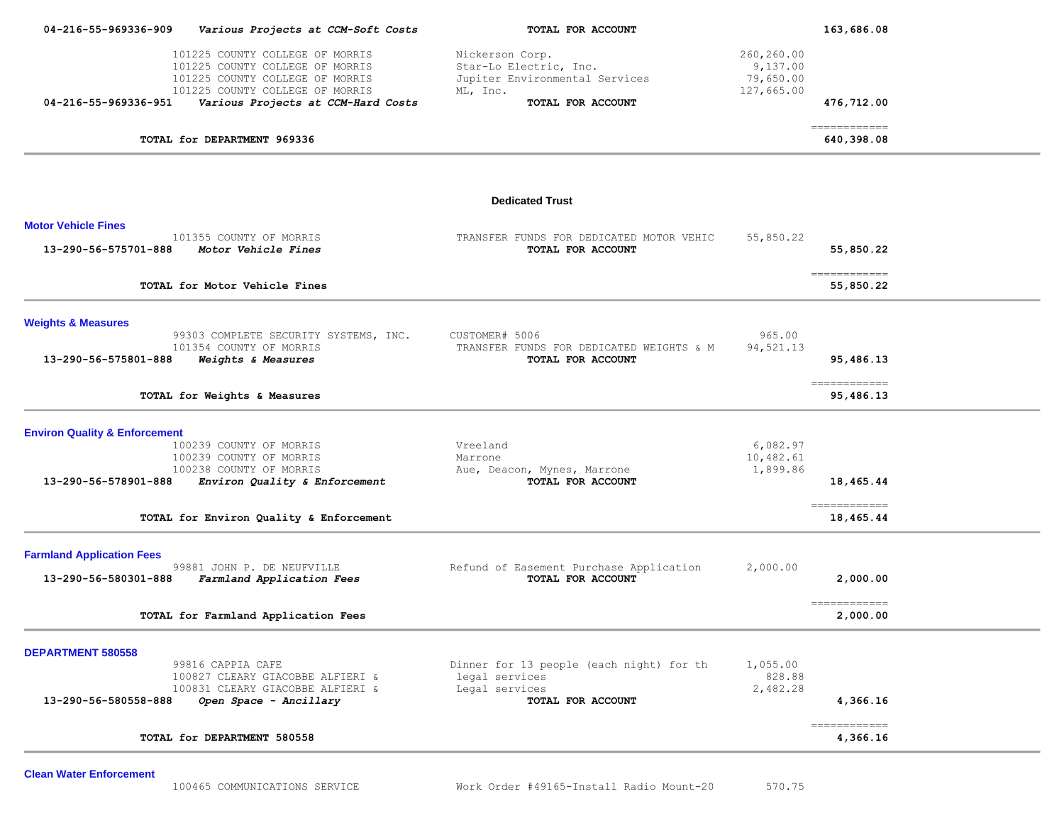| Account | Description | Vendor / Item | Amount | Total |
|---|---|---|---|---|
| 04-216-55-969336-909 | *Various Projects at CCM-Soft Costs* | **TOTAL FOR ACCOUNT** | | **163,686.08** |
| | 101225 COUNTY COLLEGE OF MORRIS | Nickerson Corp. | 260,260.00 | |
| | 101225 COUNTY COLLEGE OF MORRIS | Star-Lo Electric, Inc. | 9,137.00 | |
| | 101225 COUNTY COLLEGE OF MORRIS | Jupiter Environmental Services | 79,650.00 | |
| | 101225 COUNTY COLLEGE OF MORRIS | ML, Inc. | 127,665.00 | |
| 04-216-55-969336-951 | *Various Projects at CCM-Hard Costs* | **TOTAL FOR ACCOUNT** | | **476,712.00** |
| | **TOTAL for DEPARTMENT 969336** | | | **640,398.08** |

## Dedicated Trust

### Motor Vehicle Fines

| Account | Description | Vendor / Item | Amount | Total |
|---|---|---|---|---|
| | 101355 COUNTY OF MORRIS | TRANSFER FUNDS FOR DEDICATED MOTOR VEHIC | 55,850.22 | |
| 13-290-56-575701-888 | *Motor Vehicle Fines* | **TOTAL FOR ACCOUNT** | | **55,850.22** |
| | **TOTAL for Motor Vehicle Fines** | | | **55,850.22** |

### Weights & Measures

| Account | Description | Vendor / Item | Amount | Total |
|---|---|---|---|---|
| | 99303 COMPLETE SECURITY SYSTEMS, INC. | CUSTOMER# 5006 | 965.00 | |
| | 101354 COUNTY OF MORRIS | TRANSFER FUNDS FOR DEDICATED WEIGHTS & M | 94,521.13 | |
| 13-290-56-575801-888 | *Weights & Measures* | **TOTAL FOR ACCOUNT** | | **95,486.13** |
| | **TOTAL for Weights & Measures** | | | **95,486.13** |

### Environ Quality & Enforcement

| Account | Description | Vendor / Item | Amount | Total |
|---|---|---|---|---|
| | 100239 COUNTY OF MORRIS | Vreeland | 6,082.97 | |
| | 100239 COUNTY OF MORRIS | Marrone | 10,482.61 | |
| | 100238 COUNTY OF MORRIS | Aue, Deacon, Mynes, Marrone | 1,899.86 | |
| 13-290-56-578901-888 | *Environ Quality & Enforcement* | **TOTAL FOR ACCOUNT** | | **18,465.44** |
| | **TOTAL for Environ Quality & Enforcement** | | | **18,465.44** |

### Farmland Application Fees

| Account | Description | Vendor / Item | Amount | Total |
|---|---|---|---|---|
| | 99881 JOHN P. DE NEUFVILLE | Refund of Easement Purchase Application | 2,000.00 | |
| 13-290-56-580301-888 | *Farmland Application Fees* | **TOTAL FOR ACCOUNT** | | **2,000.00** |
| | **TOTAL for Farmland Application Fees** | | | **2,000.00** |

### DEPARTMENT 580558

| Account | Description | Vendor / Item | Amount | Total |
|---|---|---|---|---|
| | 99816 CAPPIA CAFE | Dinner for 13 people (each night) for th | 1,055.00 | |
| | 100827 CLEARY GIACOBBE ALFIERI & | legal services | 828.88 | |
| | 100831 CLEARY GIACOBBE ALFIERI & | Legal services | 2,482.28 | |
| 13-290-56-580558-888 | *Open Space - Ancillary* | **TOTAL FOR ACCOUNT** | | **4,366.16** |
| | **TOTAL for DEPARTMENT 580558** | | | **4,366.16** |

### Clean Water Enforcement

| Account | Description | Vendor / Item | Amount | Total |
|---|---|---|---|---|
| | 100465 COMMUNICATIONS SERVICE | Work Order #49165-Install Radio Mount-20 | 570.75 | |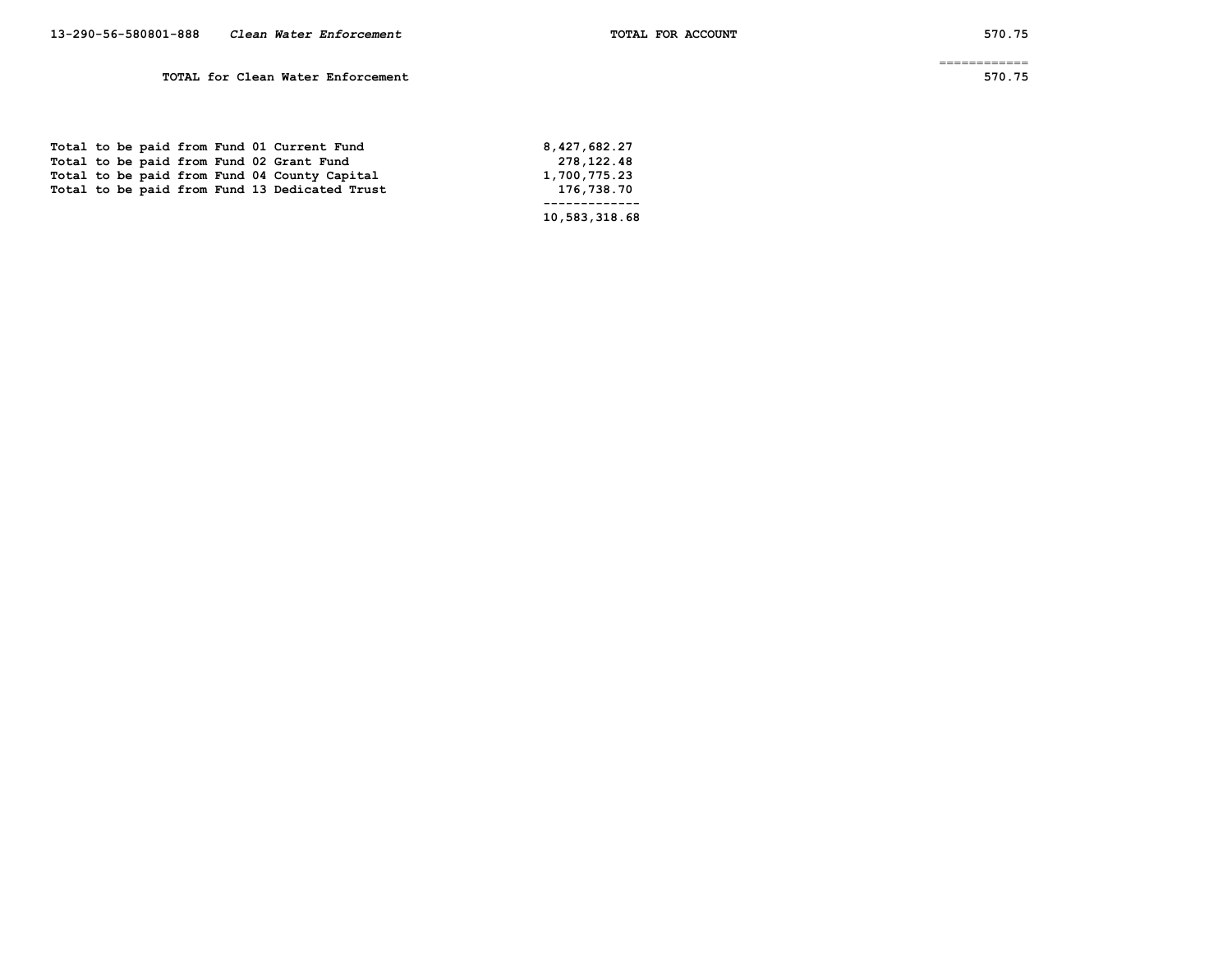| | | | |
|---|---|---|---|
| 13-290-56-580801-888 | *Clean Water Enforcement* | TOTAL FOR ACCOUNT | 570.75 |
| | | | ============ |
| | **TOTAL for Clean Water Enforcement** | | 570.75 |

| | |
|---|---|
| Total to be paid from Fund 01 Current Fund | 8,427,682.27 |
| Total to be paid from Fund 02 Grant Fund | 278,122.48 |
| Total to be paid from Fund 04 County Capital | 1,700,775.23 |
| Total to be paid from Fund 13 Dedicated Trust | 176,738.70 |
| | ------------- |
| | 10,583,318.68 |